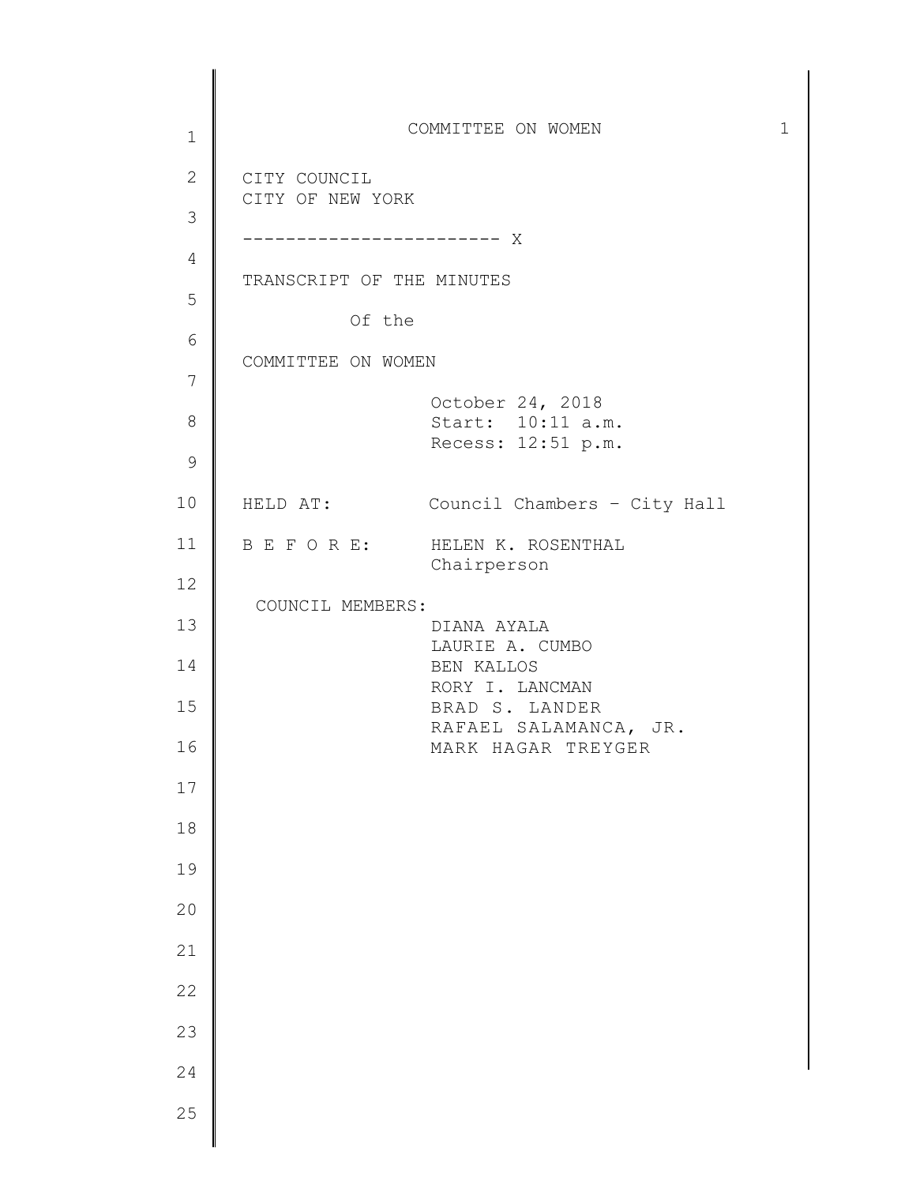CITY COUNCIL
CITY OF NEW YORK

------------------------ X

TRANSCRIPT OF THE MINUTES

Of the

COMMITTEE ON WOMEN

October 24, 2018
Start: 10:11 a.m.
Recess: 12:51 p.m.

HELD AT: Council Chambers – City Hall

B E F O R E: HELEN K. ROSENTHAL
Chairperson

COUNCIL MEMBERS:
DIANA AYALA
LAURIE A. CUMBO
BEN KALLOS
RORY I. LANCMAN
BRAD S. LANDER
RAFAEL SALAMANCA, JR.
MARK HAGAR TREYGER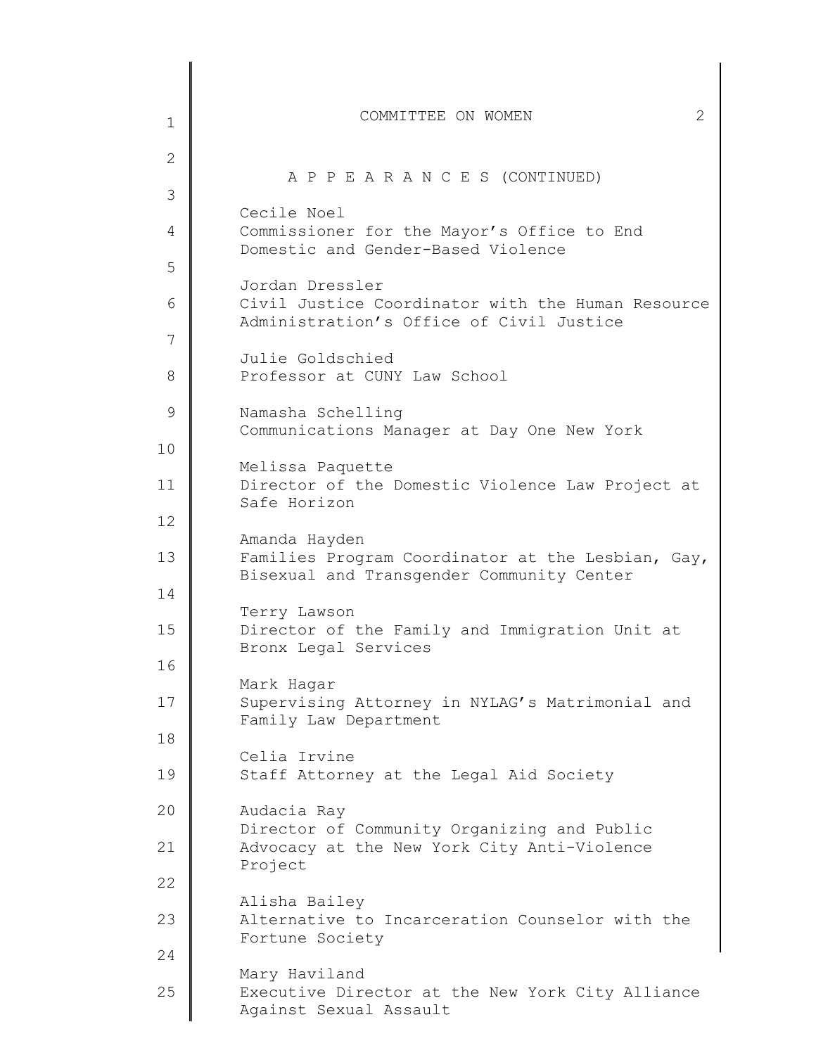## A P P E A R A N C E S (CONTINUED)

Cecile Noel
Commissioner for the Mayor's Office to End Domestic and Gender-Based Violence

Jordan Dressler
Civil Justice Coordinator with the Human Resource Administration's Office of Civil Justice

Julie Goldschied
Professor at CUNY Law School

Namasha Schelling
Communications Manager at Day One New York

Melissa Paquette
Director of the Domestic Violence Law Project at Safe Horizon

Amanda Hayden
Families Program Coordinator at the Lesbian, Gay, Bisexual and Transgender Community Center

Terry Lawson
Director of the Family and Immigration Unit at Bronx Legal Services

Mark Hagar
Supervising Attorney in NYLAG's Matrimonial and Family Law Department

Celia Irvine
Staff Attorney at the Legal Aid Society

Audacia Ray
Director of Community Organizing and Public Advocacy at the New York City Anti-Violence Project

Alisha Bailey
Alternative to Incarceration Counselor with the Fortune Society

Mary Haviland
Executive Director at the New York City Alliance Against Sexual Assault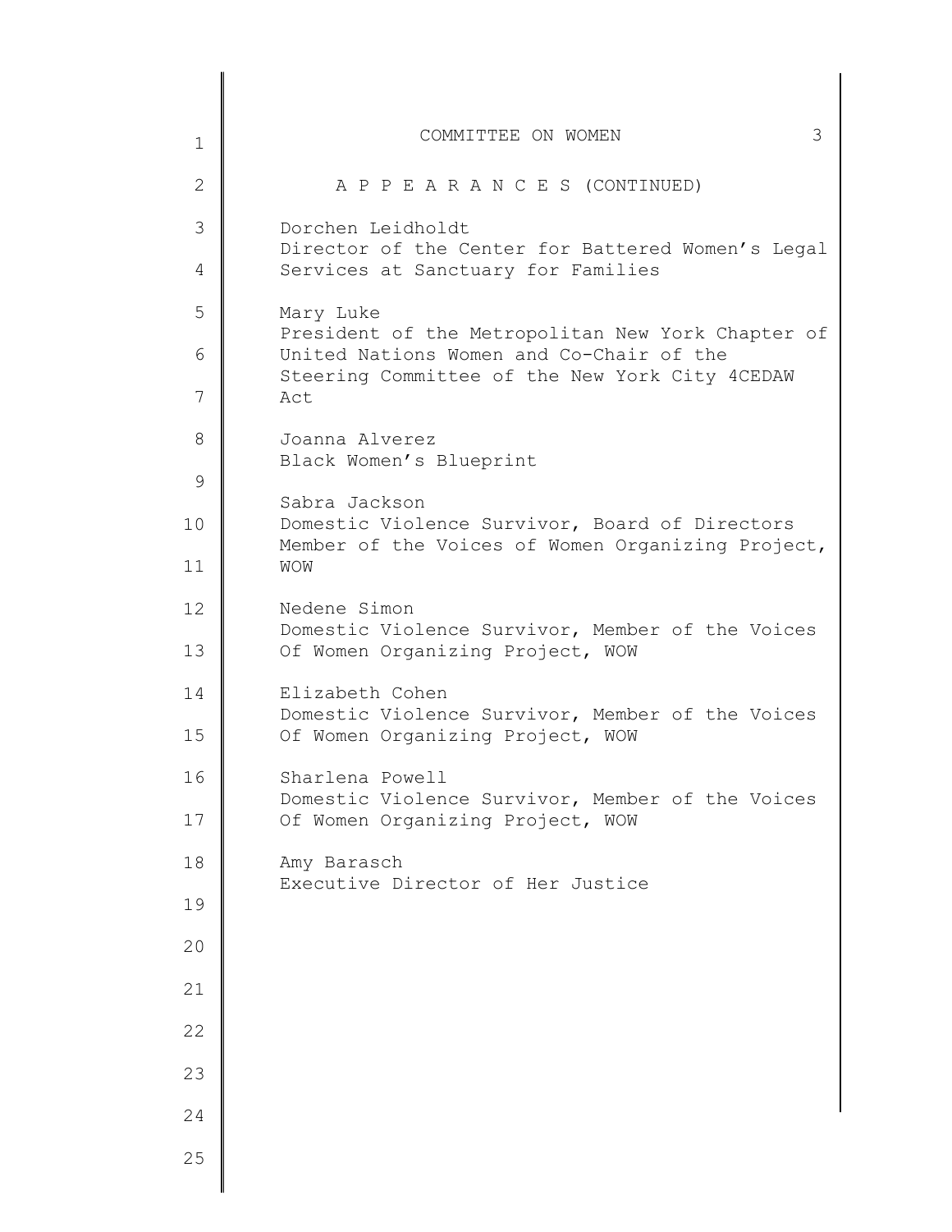A P P E A R A N C E S (CONTINUED)

Dorchen Leidholdt
Director of the Center for Battered Women's Legal Services at Sanctuary for Families

Mary Luke
President of the Metropolitan New York Chapter of United Nations Women and Co-Chair of the Steering Committee of the New York City 4CEDAW Act

Joanna Alverez
Black Women's Blueprint

Sabra Jackson
Domestic Violence Survivor, Board of Directors Member of the Voices of Women Organizing Project, WOW

Nedene Simon
Domestic Violence Survivor, Member of the Voices Of Women Organizing Project, WOW

Elizabeth Cohen
Domestic Violence Survivor, Member of the Voices Of Women Organizing Project, WOW

Sharlena Powell
Domestic Violence Survivor, Member of the Voices Of Women Organizing Project, WOW

Amy Barasch
Executive Director of Her Justice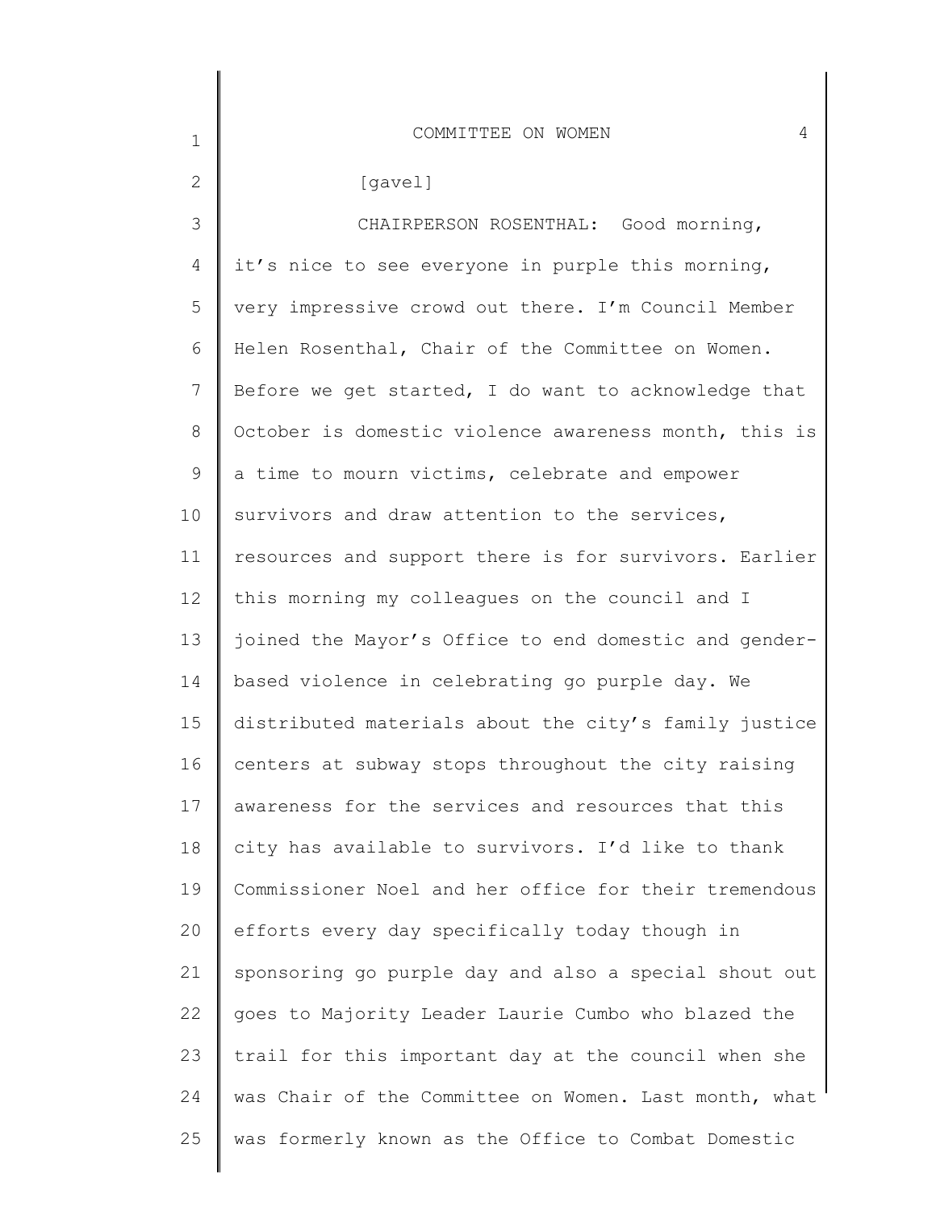[gavel]

CHAIRPERSON ROSENTHAL: Good morning, it's nice to see everyone in purple this morning, very impressive crowd out there. I'm Council Member Helen Rosenthal, Chair of the Committee on Women. Before we get started, I do want to acknowledge that October is domestic violence awareness month, this is a time to mourn victims, celebrate and empower survivors and draw attention to the services, resources and support there is for survivors. Earlier this morning my colleagues on the council and I joined the Mayor's Office to end domestic and gender-based violence in celebrating go purple day. We distributed materials about the city's family justice centers at subway stops throughout the city raising awareness for the services and resources that this city has available to survivors. I'd like to thank Commissioner Noel and her office for their tremendous efforts every day specifically today though in sponsoring go purple day and also a special shout out goes to Majority Leader Laurie Cumbo who blazed the trail for this important day at the council when she was Chair of the Committee on Women. Last month, what was formerly known as the Office to Combat Domestic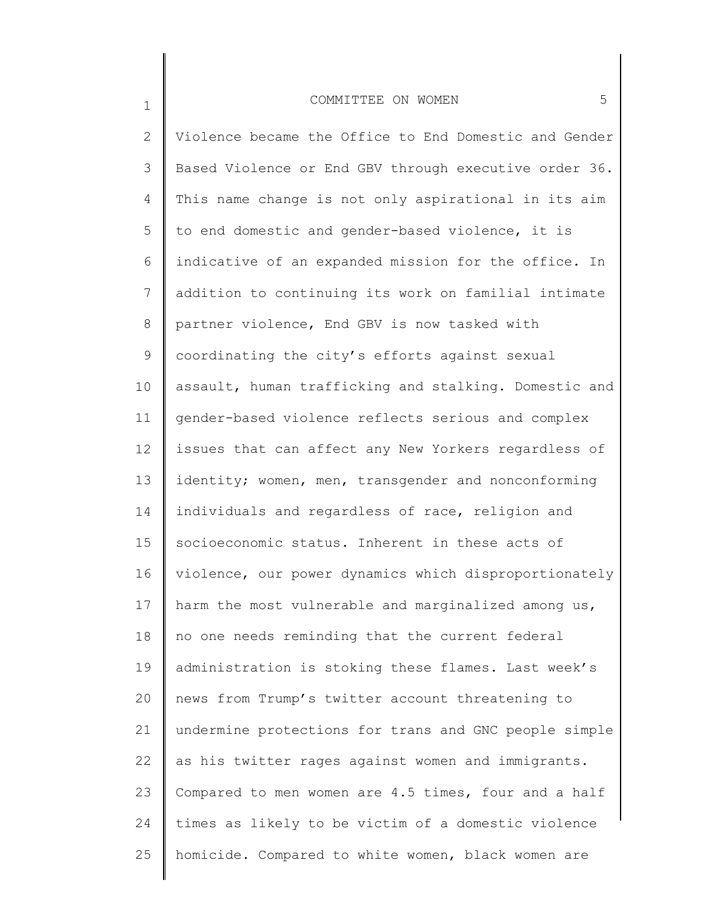Violence became the Office to End Domestic and Gender Based Violence or End GBV through executive order 36. This name change is not only aspirational in its aim to end domestic and gender-based violence, it is indicative of an expanded mission for the office. In addition to continuing its work on familial intimate partner violence, End GBV is now tasked with coordinating the city's efforts against sexual assault, human trafficking and stalking. Domestic and gender-based violence reflects serious and complex issues that can affect any New Yorkers regardless of identity; women, men, transgender and nonconforming individuals and regardless of race, religion and socioeconomic status. Inherent in these acts of violence, our power dynamics which disproportionately harm the most vulnerable and marginalized among us, no one needs reminding that the current federal administration is stoking these flames. Last week's news from Trump's twitter account threatening to undermine protections for trans and GNC people simple as his twitter rages against women and immigrants. Compared to men women are 4.5 times, four and a half times as likely to be victim of a domestic violence homicide. Compared to white women, black women are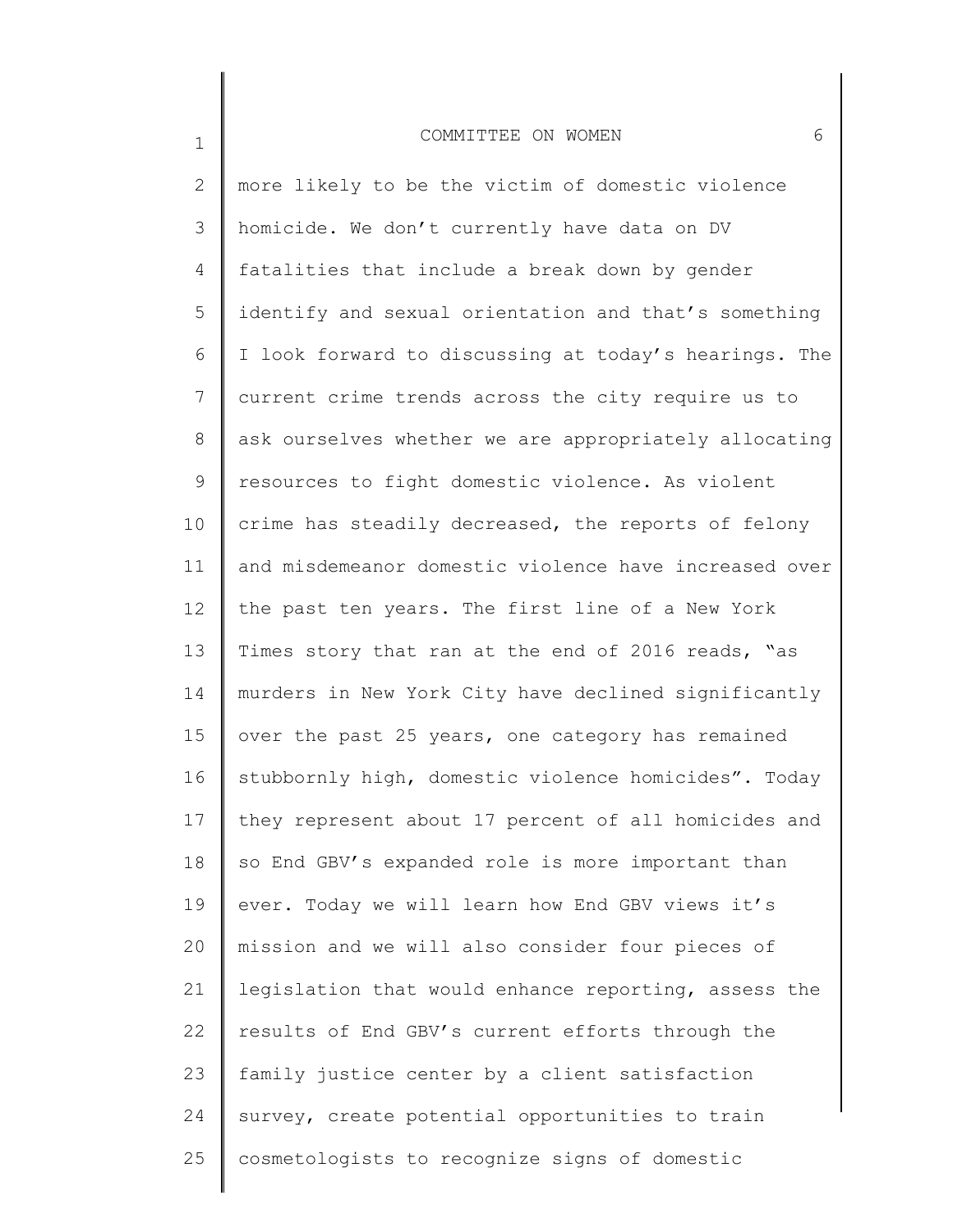more likely to be the victim of domestic violence homicide. We don't currently have data on DV fatalities that include a break down by gender identify and sexual orientation and that's something I look forward to discussing at today's hearings. The current crime trends across the city require us to ask ourselves whether we are appropriately allocating resources to fight domestic violence. As violent crime has steadily decreased, the reports of felony and misdemeanor domestic violence have increased over the past ten years. The first line of a New York Times story that ran at the end of 2016 reads, "as murders in New York City have declined significantly over the past 25 years, one category has remained stubbornly high, domestic violence homicides". Today they represent about 17 percent of all homicides and so End GBV's expanded role is more important than ever. Today we will learn how End GBV views it's mission and we will also consider four pieces of legislation that would enhance reporting, assess the results of End GBV's current efforts through the family justice center by a client satisfaction survey, create potential opportunities to train cosmetologists to recognize signs of domestic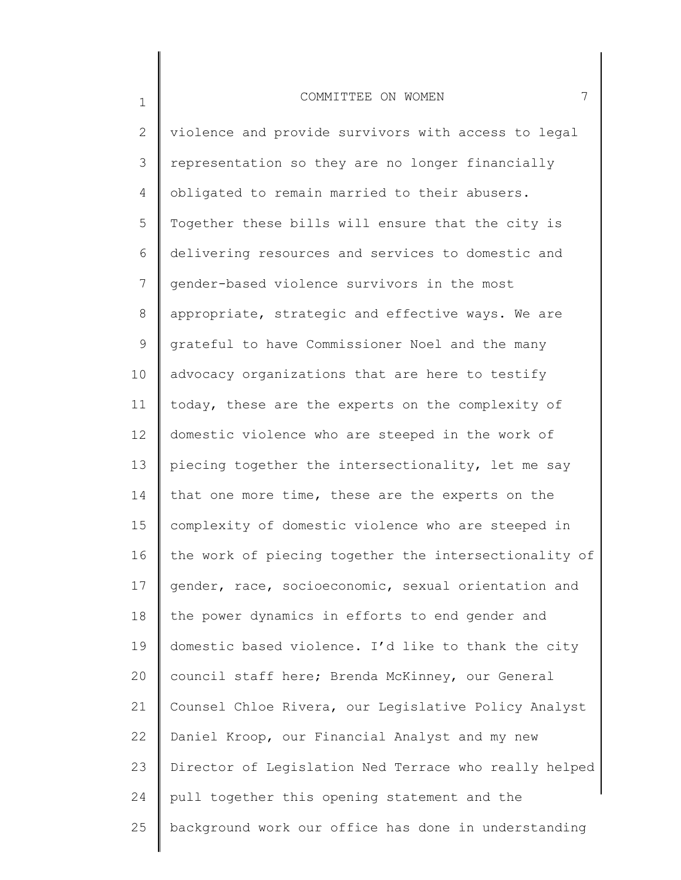violence and provide survivors with access to legal representation so they are no longer financially obligated to remain married to their abusers. Together these bills will ensure that the city is delivering resources and services to domestic and gender-based violence survivors in the most appropriate, strategic and effective ways. We are grateful to have Commissioner Noel and the many advocacy organizations that are here to testify today, these are the experts on the complexity of domestic violence who are steeped in the work of piecing together the intersectionality, let me say that one more time, these are the experts on the complexity of domestic violence who are steeped in the work of piecing together the intersectionality of gender, race, socioeconomic, sexual orientation and the power dynamics in efforts to end gender and domestic based violence. I'd like to thank the city council staff here; Brenda McKinney, our General Counsel Chloe Rivera, our Legislative Policy Analyst Daniel Kroop, our Financial Analyst and my new Director of Legislation Ned Terrace who really helped pull together this opening statement and the background work our office has done in understanding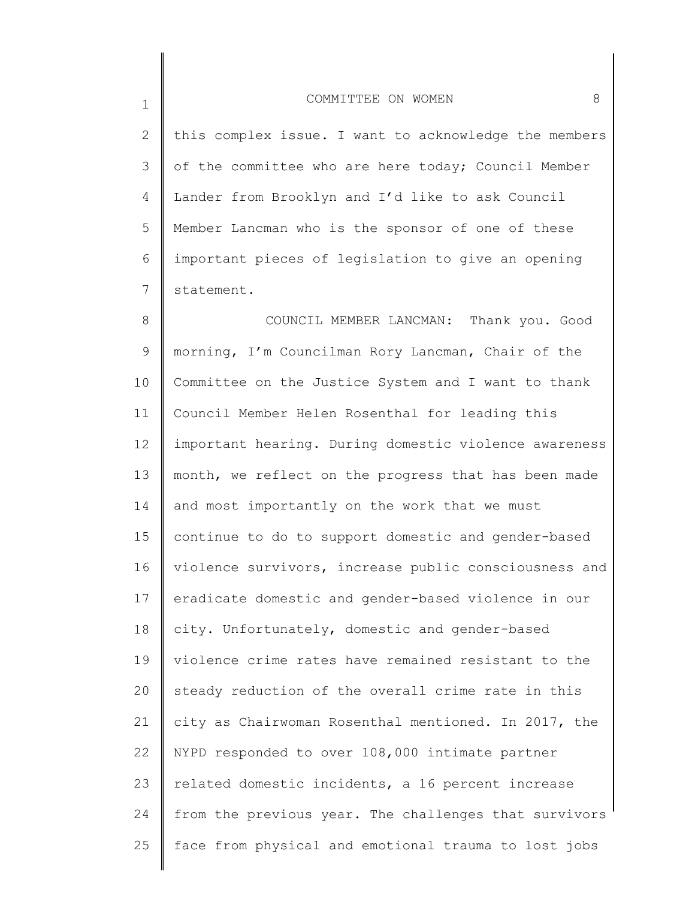this complex issue. I want to acknowledge the members of the committee who are here today; Council Member Lander from Brooklyn and I'd like to ask Council Member Lancman who is the sponsor of one of these important pieces of legislation to give an opening statement.

COUNCIL MEMBER LANCMAN: Thank you. Good morning, I'm Councilman Rory Lancman, Chair of the Committee on the Justice System and I want to thank Council Member Helen Rosenthal for leading this important hearing. During domestic violence awareness month, we reflect on the progress that has been made and most importantly on the work that we must continue to do to support domestic and gender-based violence survivors, increase public consciousness and eradicate domestic and gender-based violence in our city. Unfortunately, domestic and gender-based violence crime rates have remained resistant to the steady reduction of the overall crime rate in this city as Chairwoman Rosenthal mentioned. In 2017, the NYPD responded to over 108,000 intimate partner related domestic incidents, a 16 percent increase from the previous year. The challenges that survivors face from physical and emotional trauma to lost jobs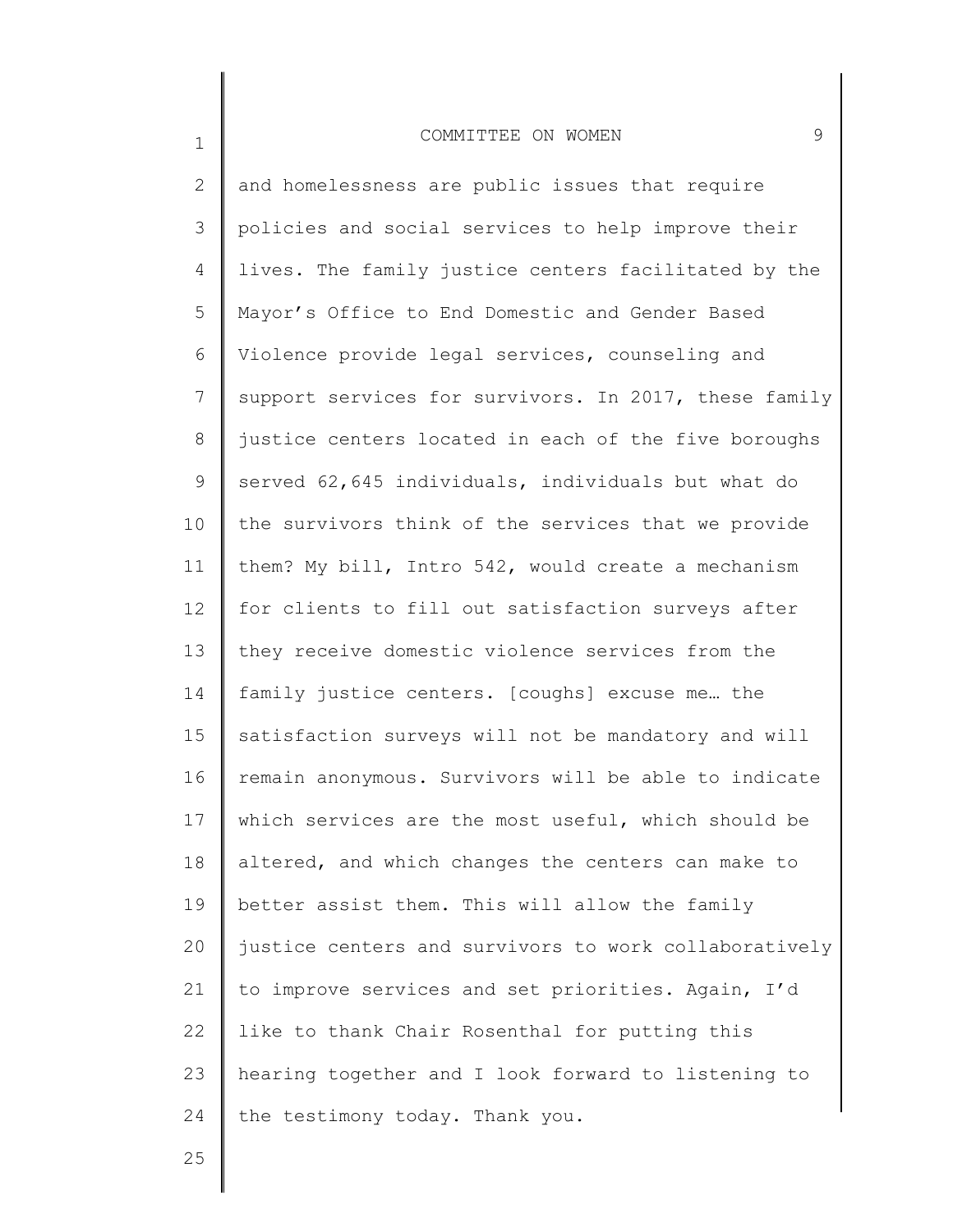and homelessness are public issues that require policies and social services to help improve their lives. The family justice centers facilitated by the Mayor's Office to End Domestic and Gender Based Violence provide legal services, counseling and support services for survivors. In 2017, these family justice centers located in each of the five boroughs served 62,645 individuals, individuals but what do the survivors think of the services that we provide them? My bill, Intro 542, would create a mechanism for clients to fill out satisfaction surveys after they receive domestic violence services from the family justice centers. [coughs] excuse me… the satisfaction surveys will not be mandatory and will remain anonymous. Survivors will be able to indicate which services are the most useful, which should be altered, and which changes the centers can make to better assist them. This will allow the family justice centers and survivors to work collaboratively to improve services and set priorities. Again, I'd like to thank Chair Rosenthal for putting this hearing together and I look forward to listening to the testimony today. Thank you.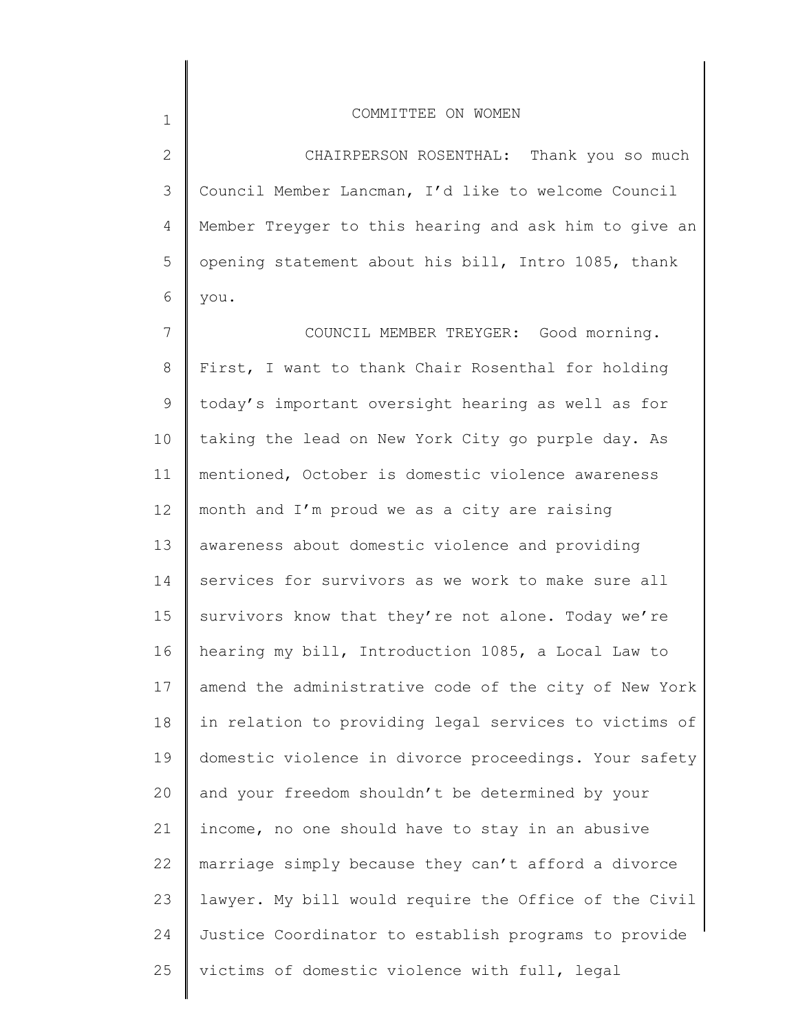CHAIRPERSON ROSENTHAL: Thank you so much Council Member Lancman, I'd like to welcome Council Member Treyger to this hearing and ask him to give an opening statement about his bill, Intro 1085, thank you.

COUNCIL MEMBER TREYGER: Good morning. First, I want to thank Chair Rosenthal for holding today's important oversight hearing as well as for taking the lead on New York City go purple day. As mentioned, October is domestic violence awareness month and I'm proud we as a city are raising awareness about domestic violence and providing services for survivors as we work to make sure all survivors know that they're not alone. Today we're hearing my bill, Introduction 1085, a Local Law to amend the administrative code of the city of New York in relation to providing legal services to victims of domestic violence in divorce proceedings. Your safety and your freedom shouldn't be determined by your income, no one should have to stay in an abusive marriage simply because they can't afford a divorce lawyer. My bill would require the Office of the Civil Justice Coordinator to establish programs to provide victims of domestic violence with full, legal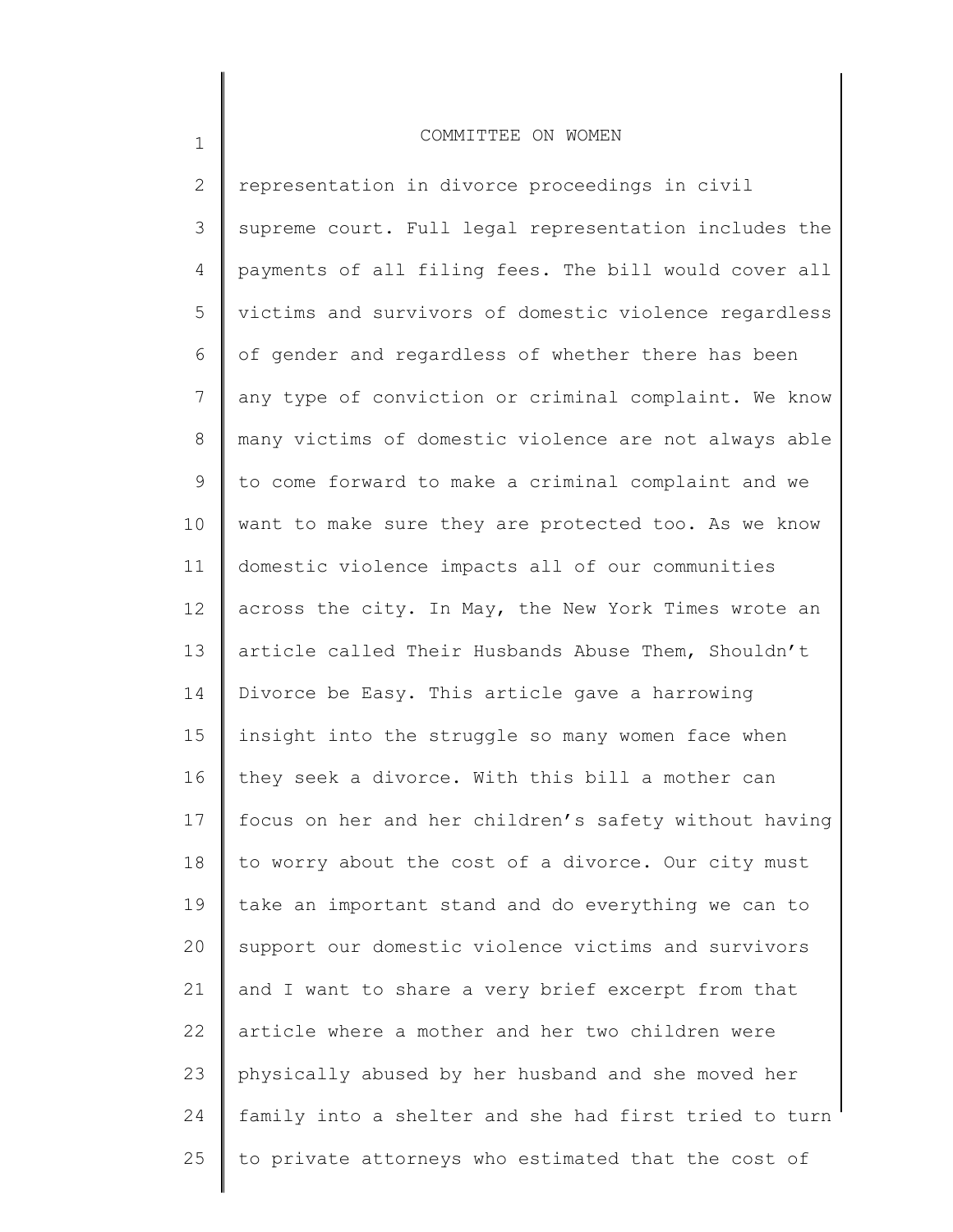representation in divorce proceedings in civil supreme court. Full legal representation includes the payments of all filing fees. The bill would cover all victims and survivors of domestic violence regardless of gender and regardless of whether there has been any type of conviction or criminal complaint. We know many victims of domestic violence are not always able to come forward to make a criminal complaint and we want to make sure they are protected too. As we know domestic violence impacts all of our communities across the city. In May, the New York Times wrote an article called Their Husbands Abuse Them, Shouldn't Divorce be Easy. This article gave a harrowing insight into the struggle so many women face when they seek a divorce. With this bill a mother can focus on her and her children's safety without having to worry about the cost of a divorce. Our city must take an important stand and do everything we can to support our domestic violence victims and survivors and I want to share a very brief excerpt from that article where a mother and her two children were physically abused by her husband and she moved her family into a shelter and she had first tried to turn to private attorneys who estimated that the cost of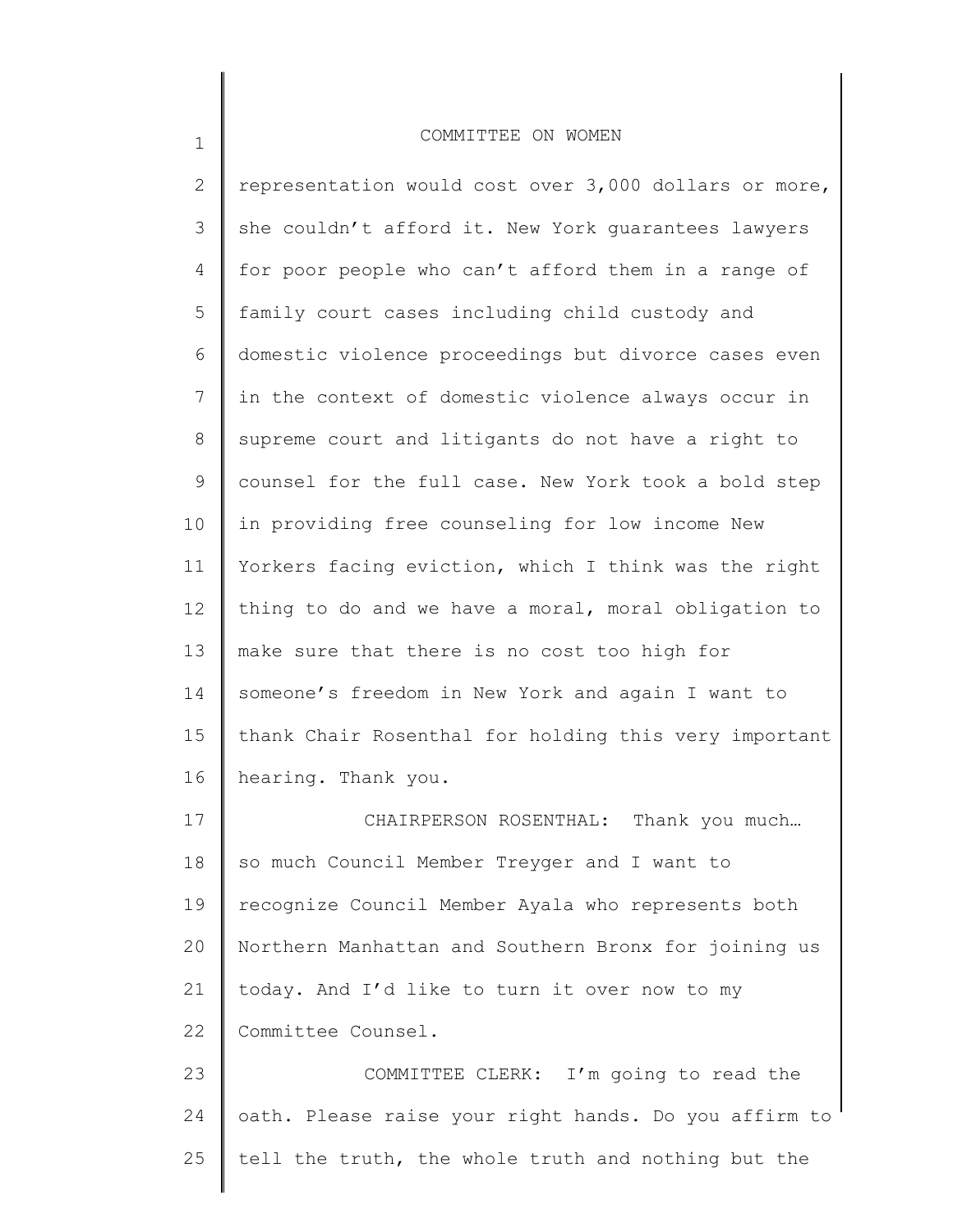representation would cost over 3,000 dollars or more, she couldn't afford it. New York guarantees lawyers for poor people who can't afford them in a range of family court cases including child custody and domestic violence proceedings but divorce cases even in the context of domestic violence always occur in supreme court and litigants do not have a right to counsel for the full case. New York took a bold step in providing free counseling for low income New Yorkers facing eviction, which I think was the right thing to do and we have a moral, moral obligation to make sure that there is no cost too high for someone's freedom in New York and again I want to thank Chair Rosenthal for holding this very important hearing. Thank you.

CHAIRPERSON ROSENTHAL: Thank you much… so much Council Member Treyger and I want to recognize Council Member Ayala who represents both Northern Manhattan and Southern Bronx for joining us today. And I'd like to turn it over now to my Committee Counsel.

COMMITTEE CLERK: I'm going to read the oath. Please raise your right hands. Do you affirm to tell the truth, the whole truth and nothing but the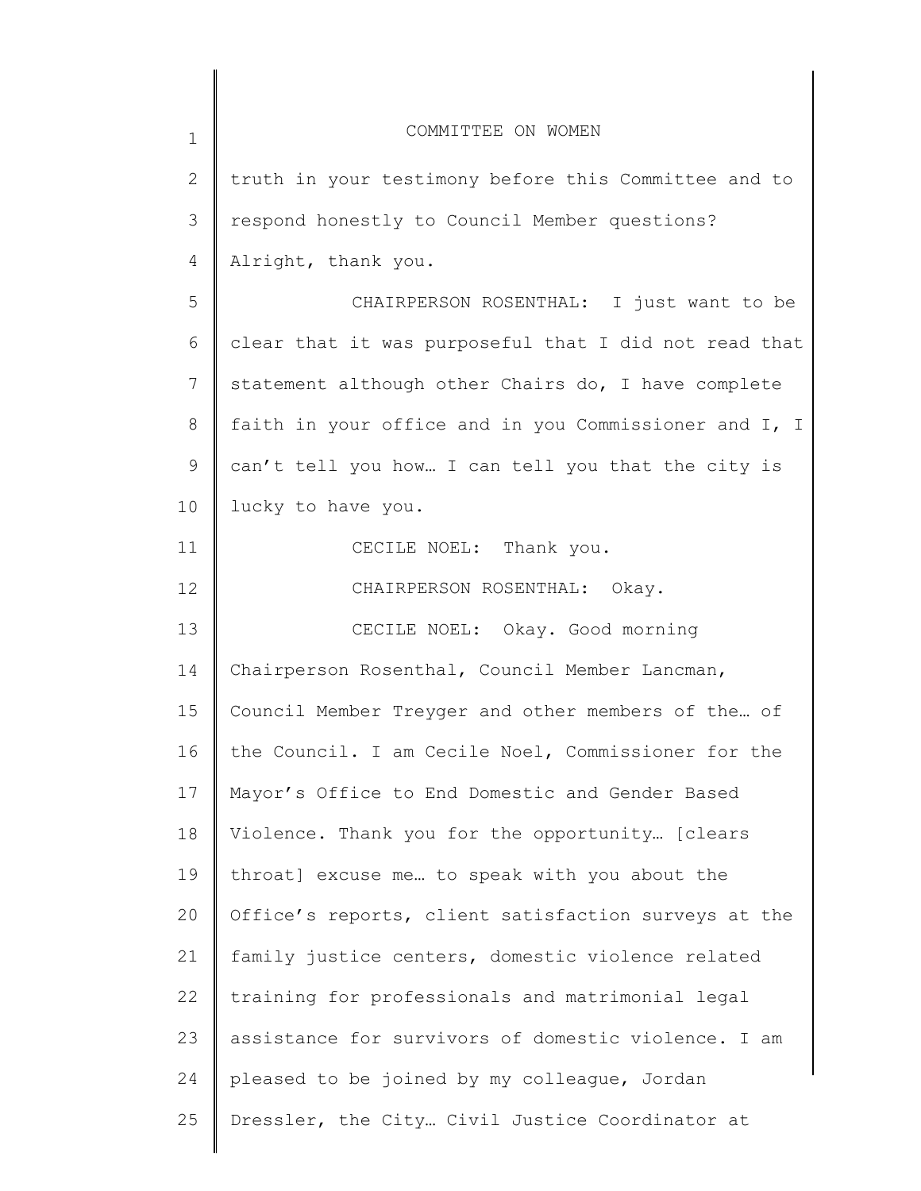truth in your testimony before this Committee and to respond honestly to Council Member questions? Alright, thank you.

CHAIRPERSON ROSENTHAL: I just want to be clear that it was purposeful that I did not read that statement although other Chairs do, I have complete faith in your office and in you Commissioner and I, I can't tell you how… I can tell you that the city is lucky to have you.

CECILE NOEL: Thank you.

CHAIRPERSON ROSENTHAL: Okay.

CECILE NOEL: Okay. Good morning Chairperson Rosenthal, Council Member Lancman, Council Member Treyger and other members of the… of the Council. I am Cecile Noel, Commissioner for the Mayor's Office to End Domestic and Gender Based Violence. Thank you for the opportunity… [clears throat] excuse me… to speak with you about the Office's reports, client satisfaction surveys at the family justice centers, domestic violence related training for professionals and matrimonial legal assistance for survivors of domestic violence. I am pleased to be joined by my colleague, Jordan Dressler, the City… Civil Justice Coordinator at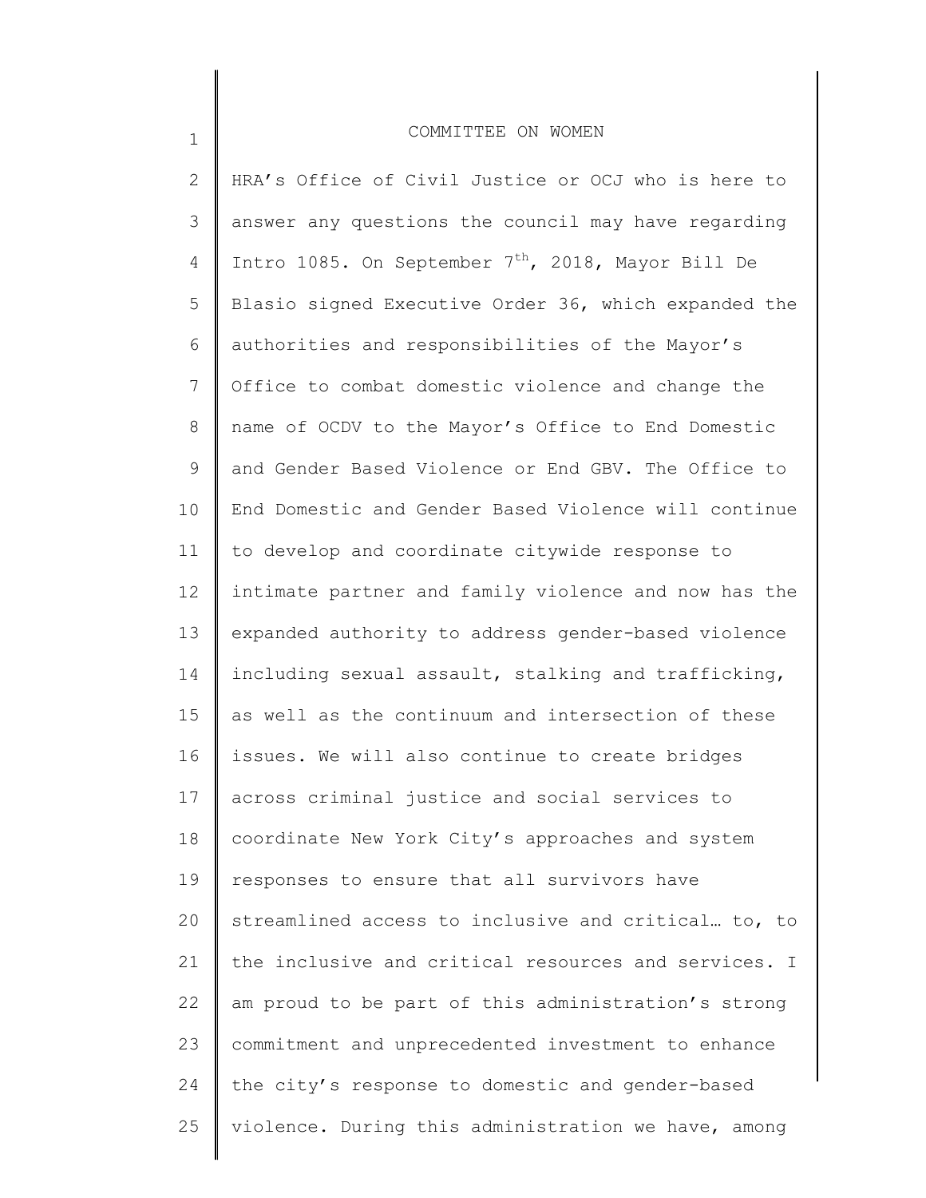HRA's Office of Civil Justice or OCJ who is here to answer any questions the council may have regarding Intro 1085. On September 7th, 2018, Mayor Bill De Blasio signed Executive Order 36, which expanded the authorities and responsibilities of the Mayor's Office to combat domestic violence and change the name of OCDV to the Mayor's Office to End Domestic and Gender Based Violence or End GBV. The Office to End Domestic and Gender Based Violence will continue to develop and coordinate citywide response to intimate partner and family violence and now has the expanded authority to address gender-based violence including sexual assault, stalking and trafficking, as well as the continuum and intersection of these issues. We will also continue to create bridges across criminal justice and social services to coordinate New York City's approaches and system responses to ensure that all survivors have streamlined access to inclusive and critical… to, to the inclusive and critical resources and services. I am proud to be part of this administration's strong commitment and unprecedented investment to enhance the city's response to domestic and gender-based violence. During this administration we have, among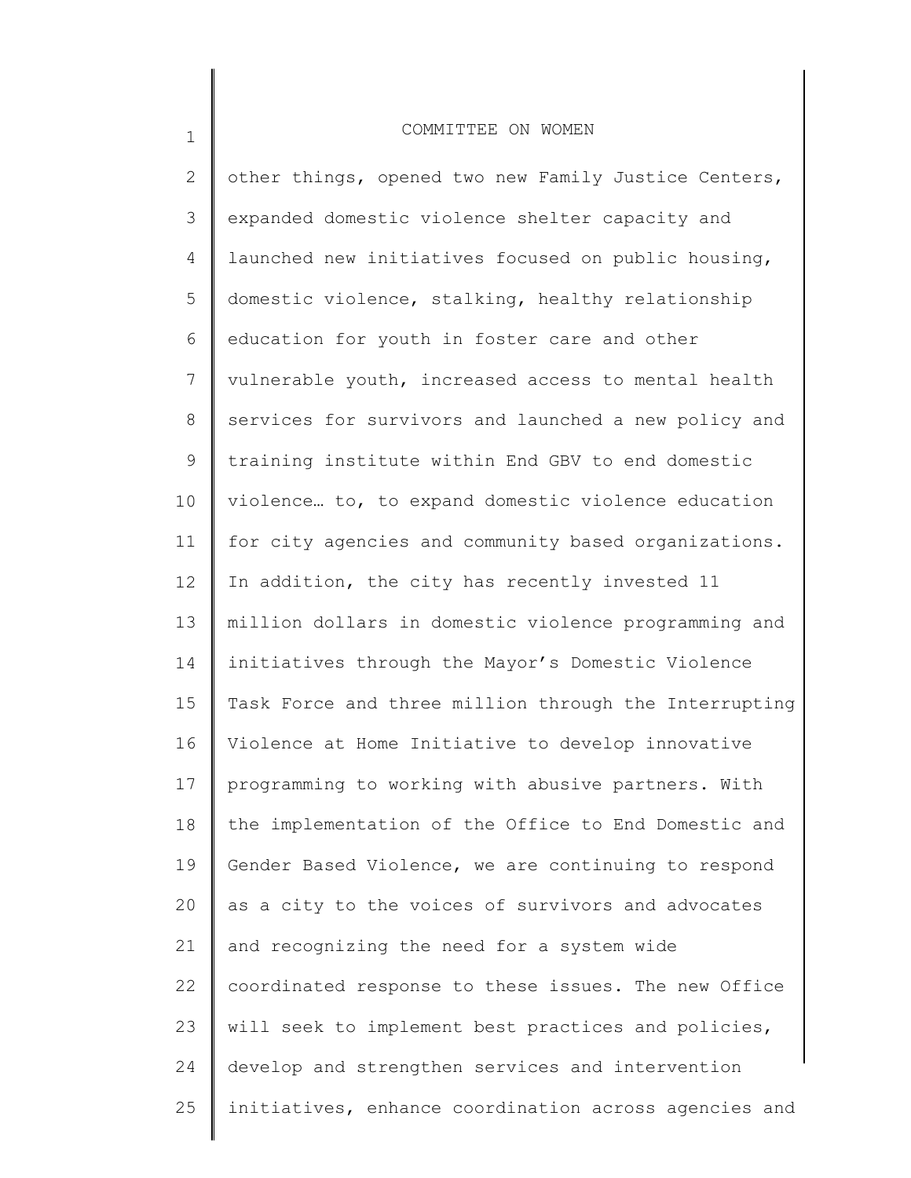other things, opened two new Family Justice Centers, expanded domestic violence shelter capacity and launched new initiatives focused on public housing, domestic violence, stalking, healthy relationship education for youth in foster care and other vulnerable youth, increased access to mental health services for survivors and launched a new policy and training institute within End GBV to end domestic violence… to, to expand domestic violence education for city agencies and community based organizations. In addition, the city has recently invested 11 million dollars in domestic violence programming and initiatives through the Mayor's Domestic Violence Task Force and three million through the Interrupting Violence at Home Initiative to develop innovative programming to working with abusive partners. With the implementation of the Office to End Domestic and Gender Based Violence, we are continuing to respond as a city to the voices of survivors and advocates and recognizing the need for a system wide coordinated response to these issues. The new Office will seek to implement best practices and policies, develop and strengthen services and intervention initiatives, enhance coordination across agencies and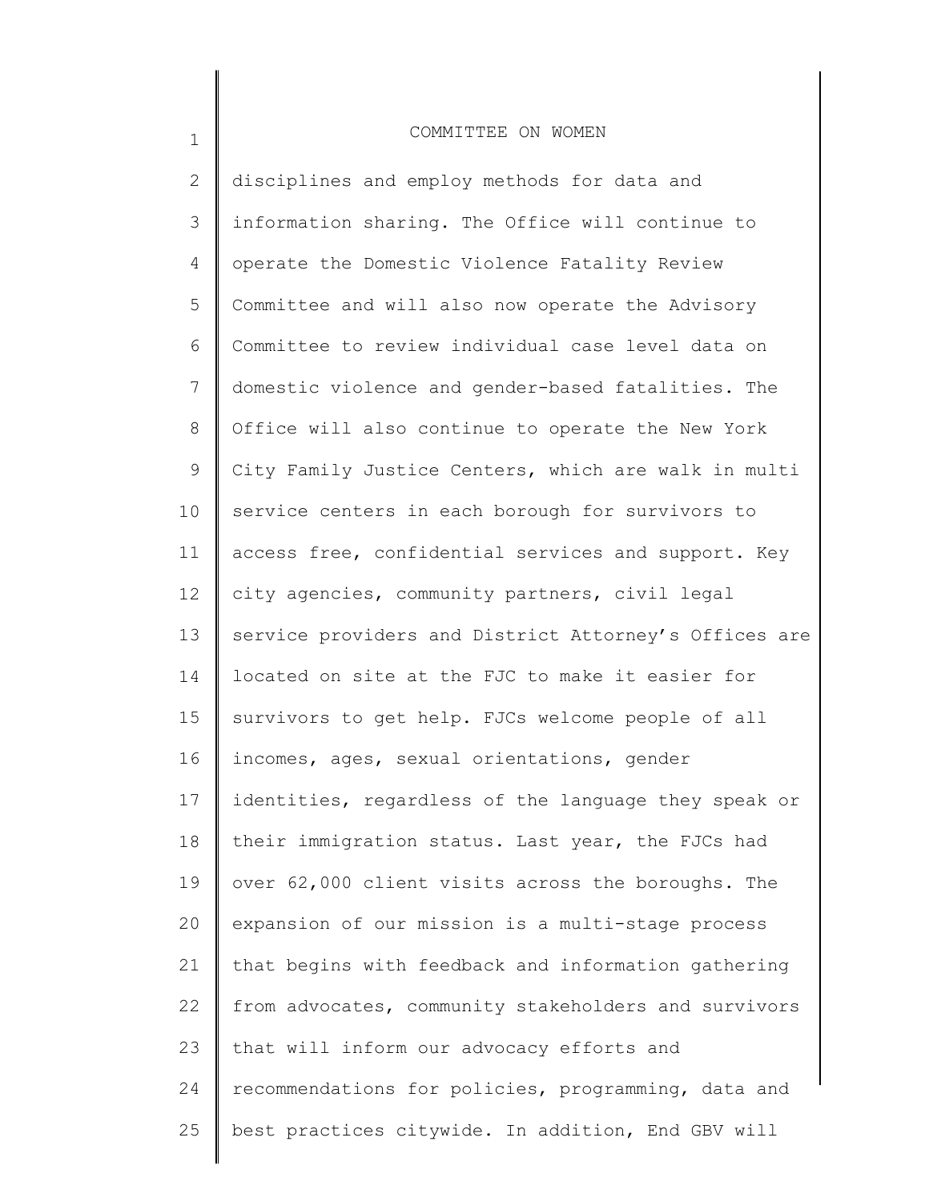disciplines and employ methods for data and information sharing. The Office will continue to operate the Domestic Violence Fatality Review Committee and will also now operate the Advisory Committee to review individual case level data on domestic violence and gender-based fatalities. The Office will also continue to operate the New York City Family Justice Centers, which are walk in multi service centers in each borough for survivors to access free, confidential services and support. Key city agencies, community partners, civil legal service providers and District Attorney's Offices are located on site at the FJC to make it easier for survivors to get help. FJCs welcome people of all incomes, ages, sexual orientations, gender identities, regardless of the language they speak or their immigration status. Last year, the FJCs had over 62,000 client visits across the boroughs. The expansion of our mission is a multi-stage process that begins with feedback and information gathering from advocates, community stakeholders and survivors that will inform our advocacy efforts and recommendations for policies, programming, data and best practices citywide. In addition, End GBV will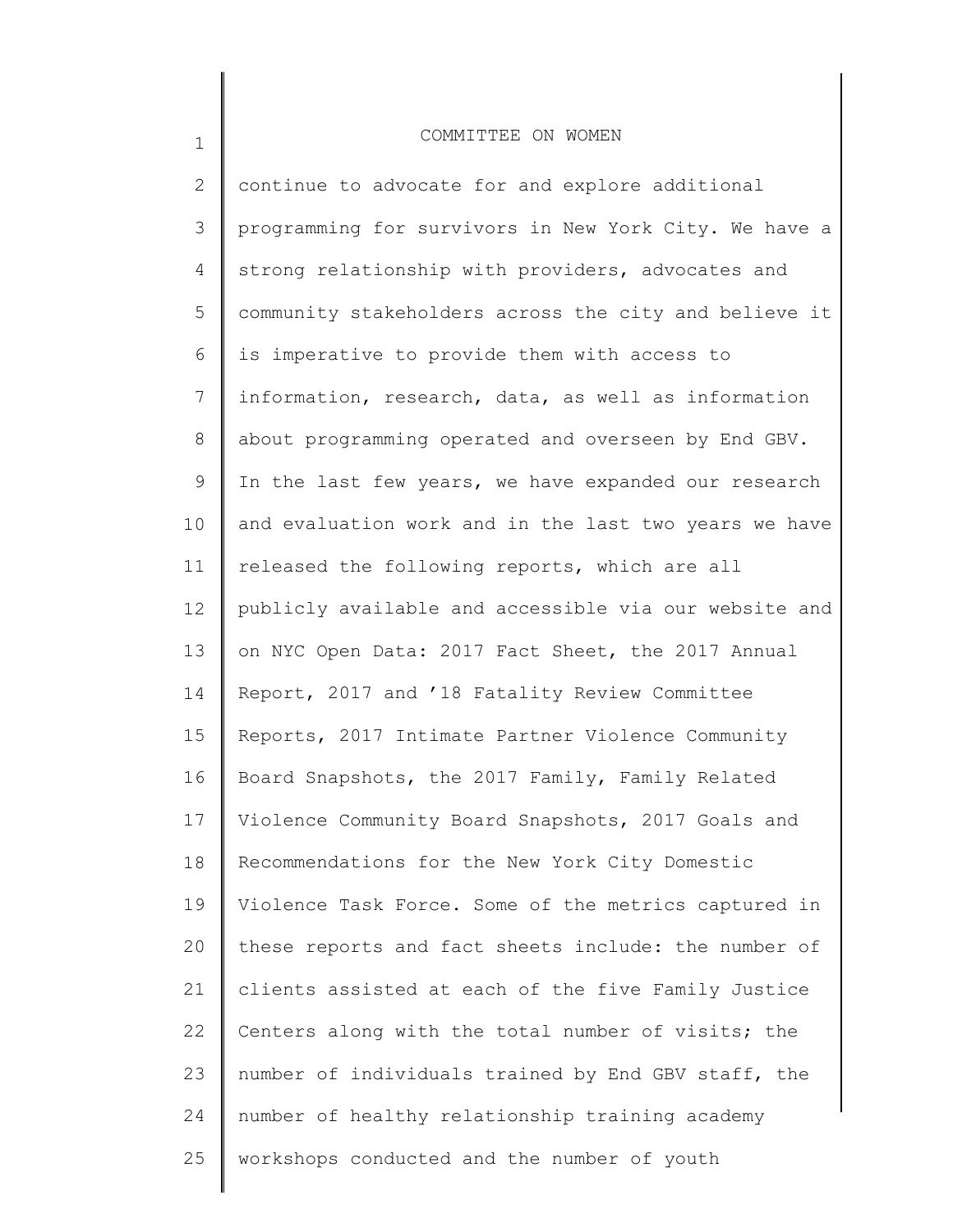continue to advocate for and explore additional programming for survivors in New York City. We have a strong relationship with providers, advocates and community stakeholders across the city and believe it is imperative to provide them with access to information, research, data, as well as information about programming operated and overseen by End GBV. In the last few years, we have expanded our research and evaluation work and in the last two years we have released the following reports, which are all publicly available and accessible via our website and on NYC Open Data: 2017 Fact Sheet, the 2017 Annual Report, 2017 and '18 Fatality Review Committee Reports, 2017 Intimate Partner Violence Community Board Snapshots, the 2017 Family, Family Related Violence Community Board Snapshots, 2017 Goals and Recommendations for the New York City Domestic Violence Task Force. Some of the metrics captured in these reports and fact sheets include: the number of clients assisted at each of the five Family Justice Centers along with the total number of visits; the number of individuals trained by End GBV staff, the number of healthy relationship training academy workshops conducted and the number of youth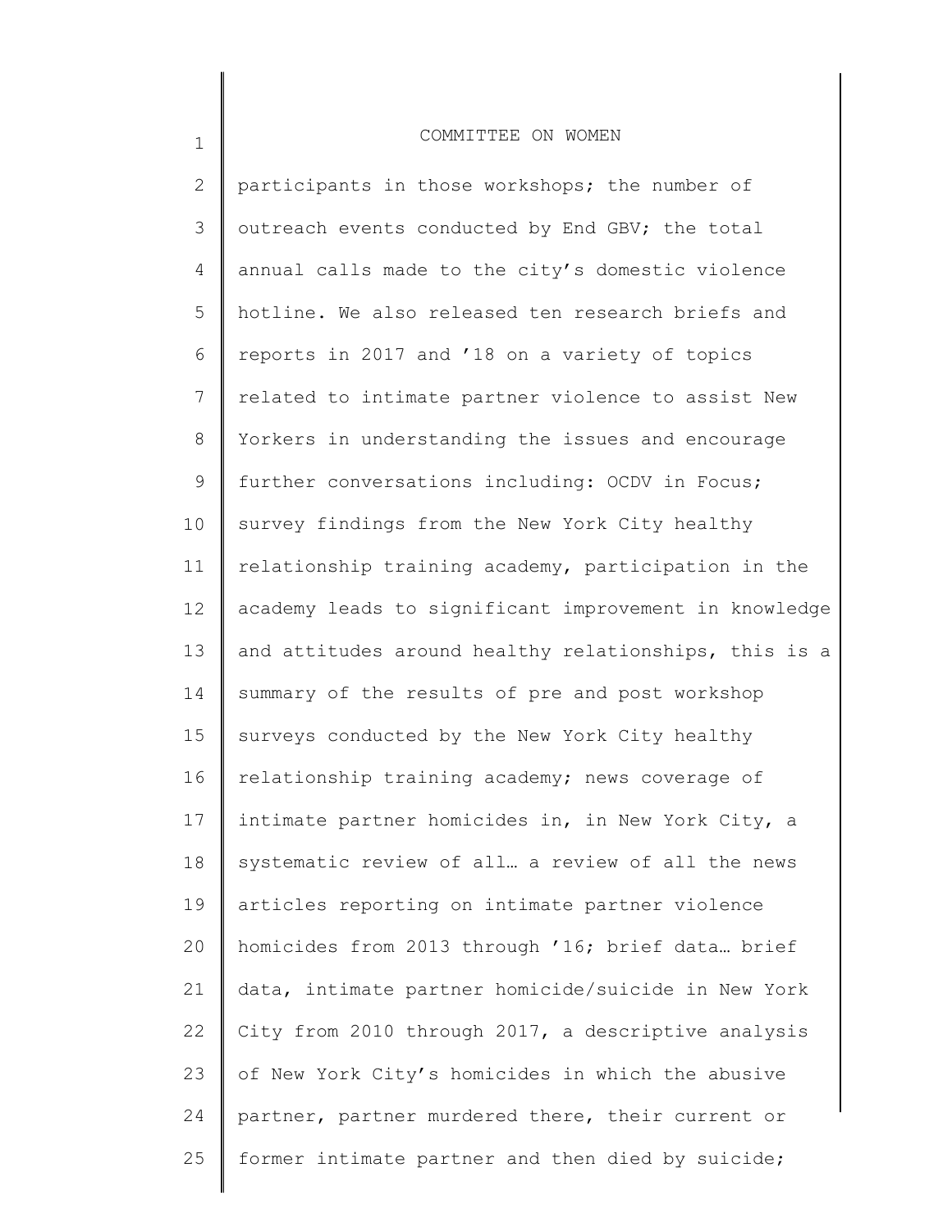participants in those workshops; the number of outreach events conducted by End GBV; the total annual calls made to the city's domestic violence hotline. We also released ten research briefs and reports in 2017 and '18 on a variety of topics related to intimate partner violence to assist New Yorkers in understanding the issues and encourage further conversations including: OCDV in Focus; survey findings from the New York City healthy relationship training academy, participation in the academy leads to significant improvement in knowledge and attitudes around healthy relationships, this is a summary of the results of pre and post workshop surveys conducted by the New York City healthy relationship training academy; news coverage of intimate partner homicides in, in New York City, a systematic review of all… a review of all the news articles reporting on intimate partner violence homicides from 2013 through '16; brief data… brief data, intimate partner homicide/suicide in New York City from 2010 through 2017, a descriptive analysis of New York City's homicides in which the abusive partner, partner murdered there, their current or former intimate partner and then died by suicide;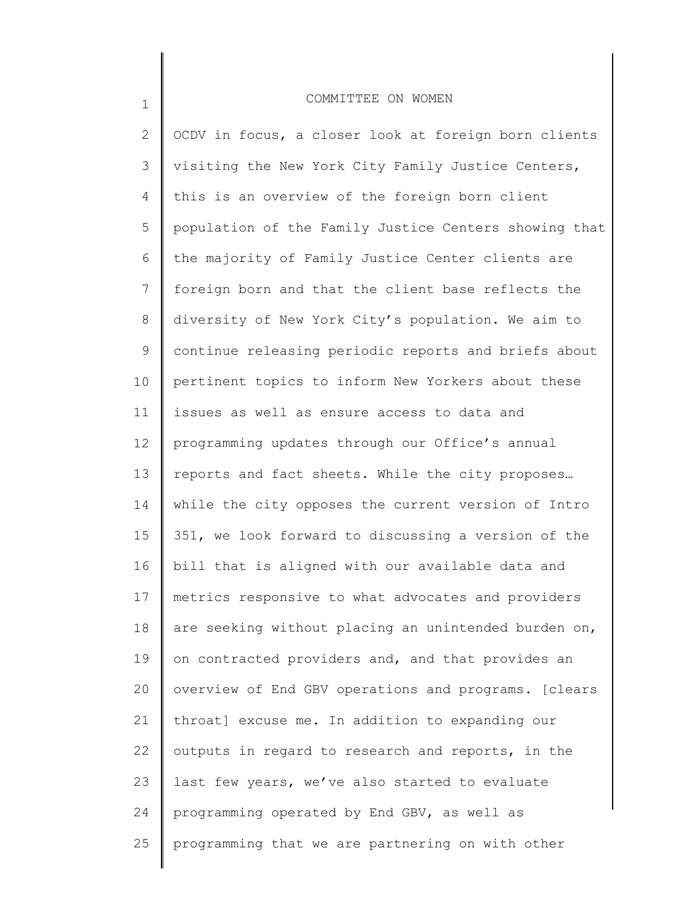OCDV in focus, a closer look at foreign born clients visiting the New York City Family Justice Centers, this is an overview of the foreign born client population of the Family Justice Centers showing that the majority of Family Justice Center clients are foreign born and that the client base reflects the diversity of New York City's population. We aim to continue releasing periodic reports and briefs about pertinent topics to inform New Yorkers about these issues as well as ensure access to data and programming updates through our Office's annual reports and fact sheets. While the city proposes… while the city opposes the current version of Intro 351, we look forward to discussing a version of the bill that is aligned with our available data and metrics responsive to what advocates and providers are seeking without placing an unintended burden on, on contracted providers and, and that provides an overview of End GBV operations and programs. [clears throat] excuse me. In addition to expanding our outputs in regard to research and reports, in the last few years, we've also started to evaluate programming operated by End GBV, as well as programming that we are partnering on with other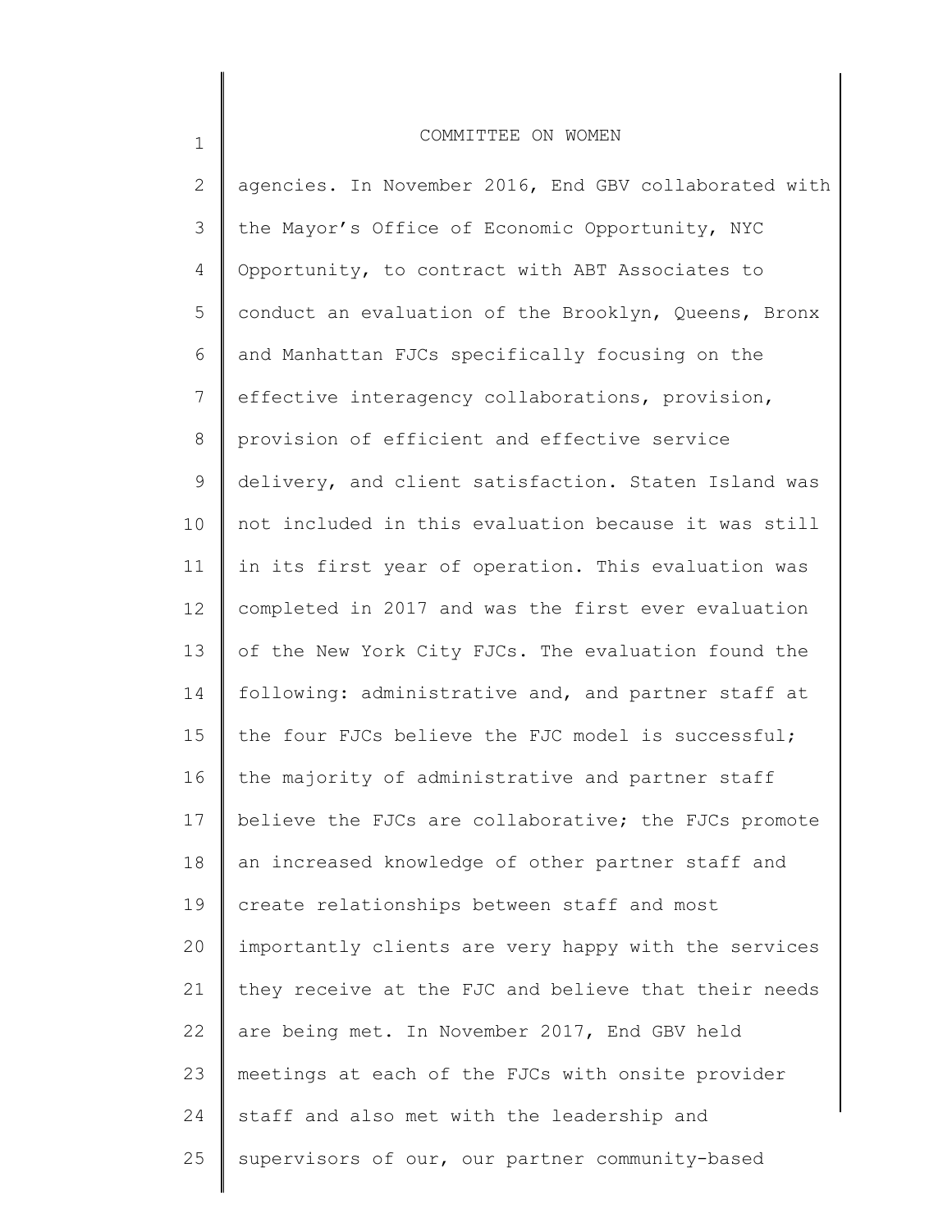agencies. In November 2016, End GBV collaborated with the Mayor's Office of Economic Opportunity, NYC Opportunity, to contract with ABT Associates to conduct an evaluation of the Brooklyn, Queens, Bronx and Manhattan FJCs specifically focusing on the effective interagency collaborations, provision, provision of efficient and effective service delivery, and client satisfaction. Staten Island was not included in this evaluation because it was still in its first year of operation. This evaluation was completed in 2017 and was the first ever evaluation of the New York City FJCs. The evaluation found the following: administrative and, and partner staff at the four FJCs believe the FJC model is successful; the majority of administrative and partner staff believe the FJCs are collaborative; the FJCs promote an increased knowledge of other partner staff and create relationships between staff and most importantly clients are very happy with the services they receive at the FJC and believe that their needs are being met. In November 2017, End GBV held meetings at each of the FJCs with onsite provider staff and also met with the leadership and supervisors of our, our partner community-based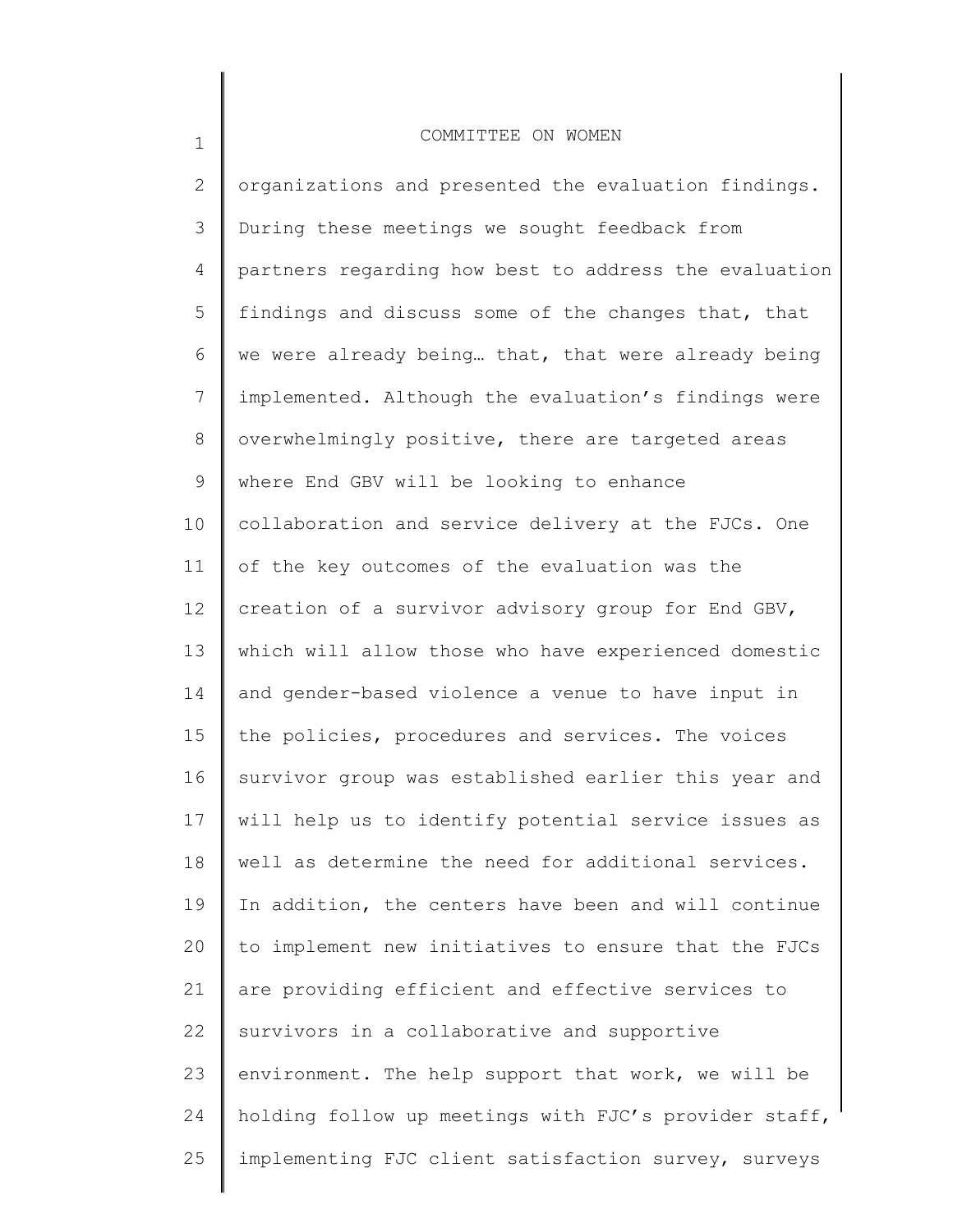organizations and presented the evaluation findings. During these meetings we sought feedback from partners regarding how best to address the evaluation findings and discuss some of the changes that, that we were already being… that, that were already being implemented. Although the evaluation's findings were overwhelmingly positive, there are targeted areas where End GBV will be looking to enhance collaboration and service delivery at the FJCs. One of the key outcomes of the evaluation was the creation of a survivor advisory group for End GBV, which will allow those who have experienced domestic and gender-based violence a venue to have input in the policies, procedures and services. The voices survivor group was established earlier this year and will help us to identify potential service issues as well as determine the need for additional services. In addition, the centers have been and will continue to implement new initiatives to ensure that the FJCs are providing efficient and effective services to survivors in a collaborative and supportive environment. The help support that work, we will be holding follow up meetings with FJC's provider staff, implementing FJC client satisfaction survey, surveys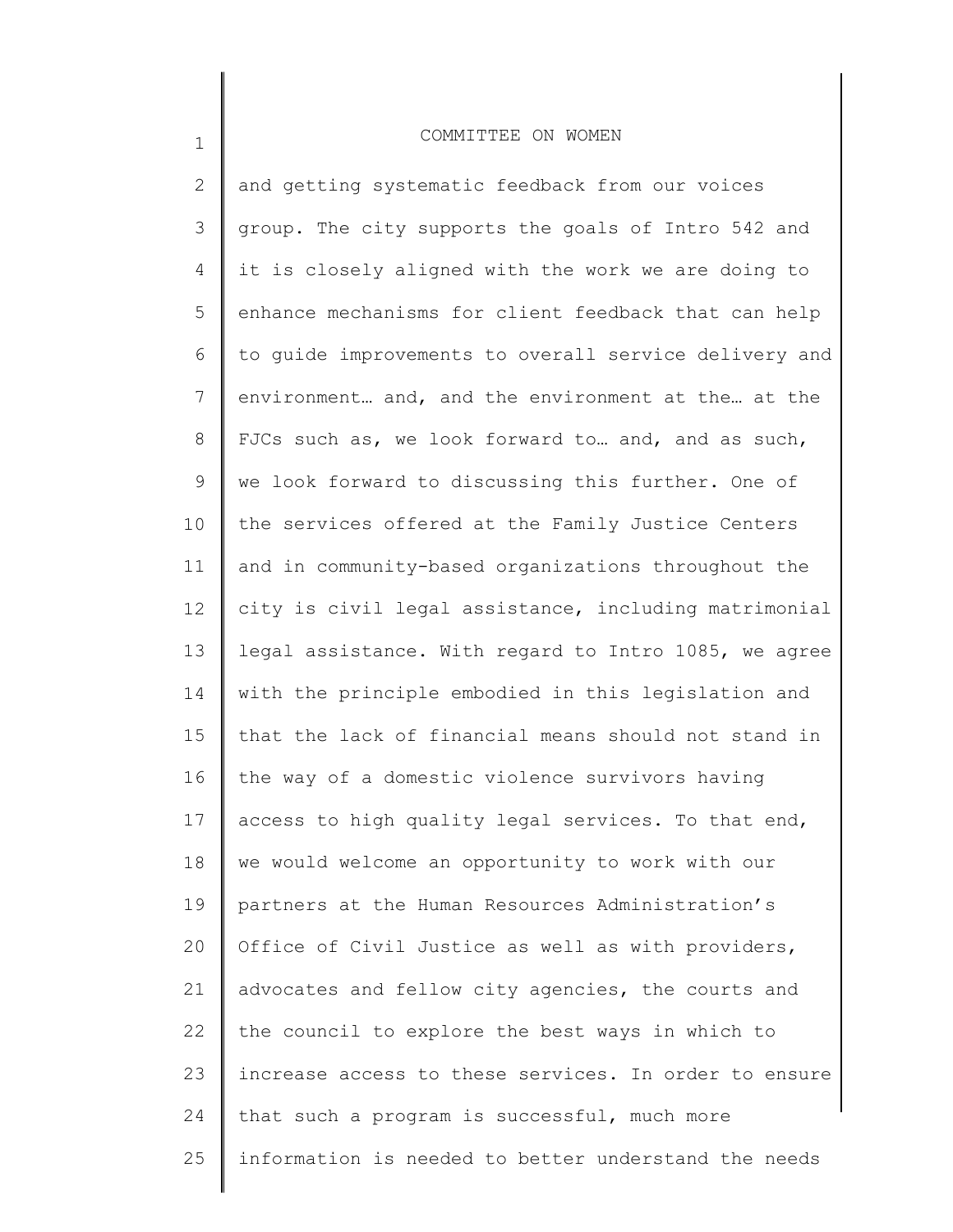and getting systematic feedback from our voices group. The city supports the goals of Intro 542 and it is closely aligned with the work we are doing to enhance mechanisms for client feedback that can help to guide improvements to overall service delivery and environment… and, and the environment at the… at the FJCs such as, we look forward to… and, and as such, we look forward to discussing this further. One of the services offered at the Family Justice Centers and in community-based organizations throughout the city is civil legal assistance, including matrimonial legal assistance. With regard to Intro 1085, we agree with the principle embodied in this legislation and that the lack of financial means should not stand in the way of a domestic violence survivors having access to high quality legal services. To that end, we would welcome an opportunity to work with our partners at the Human Resources Administration's Office of Civil Justice as well as with providers, advocates and fellow city agencies, the courts and the council to explore the best ways in which to increase access to these services. In order to ensure that such a program is successful, much more information is needed to better understand the needs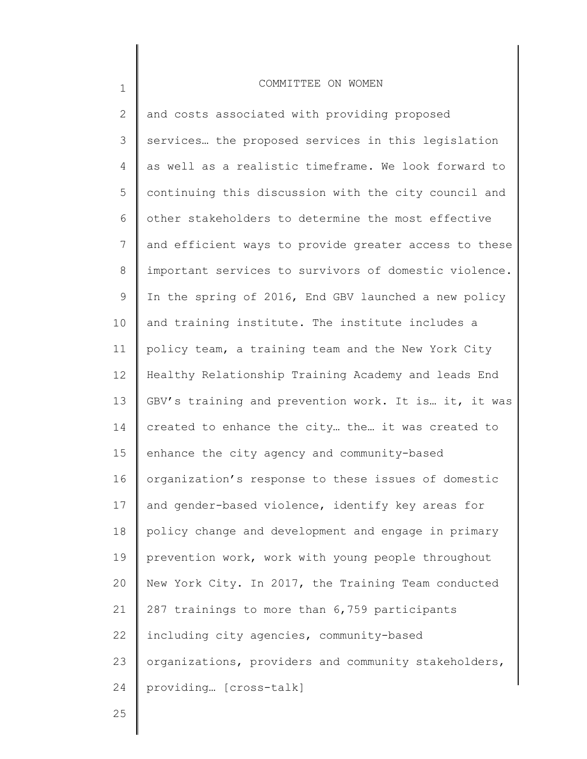and costs associated with providing proposed services… the proposed services in this legislation as well as a realistic timeframe. We look forward to continuing this discussion with the city council and other stakeholders to determine the most effective and efficient ways to provide greater access to these important services to survivors of domestic violence. In the spring of 2016, End GBV launched a new policy and training institute. The institute includes a policy team, a training team and the New York City Healthy Relationship Training Academy and leads End GBV's training and prevention work. It is… it, it was created to enhance the city… the… it was created to enhance the city agency and community-based organization's response to these issues of domestic and gender-based violence, identify key areas for policy change and development and engage in primary prevention work, work with young people throughout New York City. In 2017, the Training Team conducted 287 trainings to more than 6,759 participants including city agencies, community-based organizations, providers and community stakeholders, providing… [cross-talk]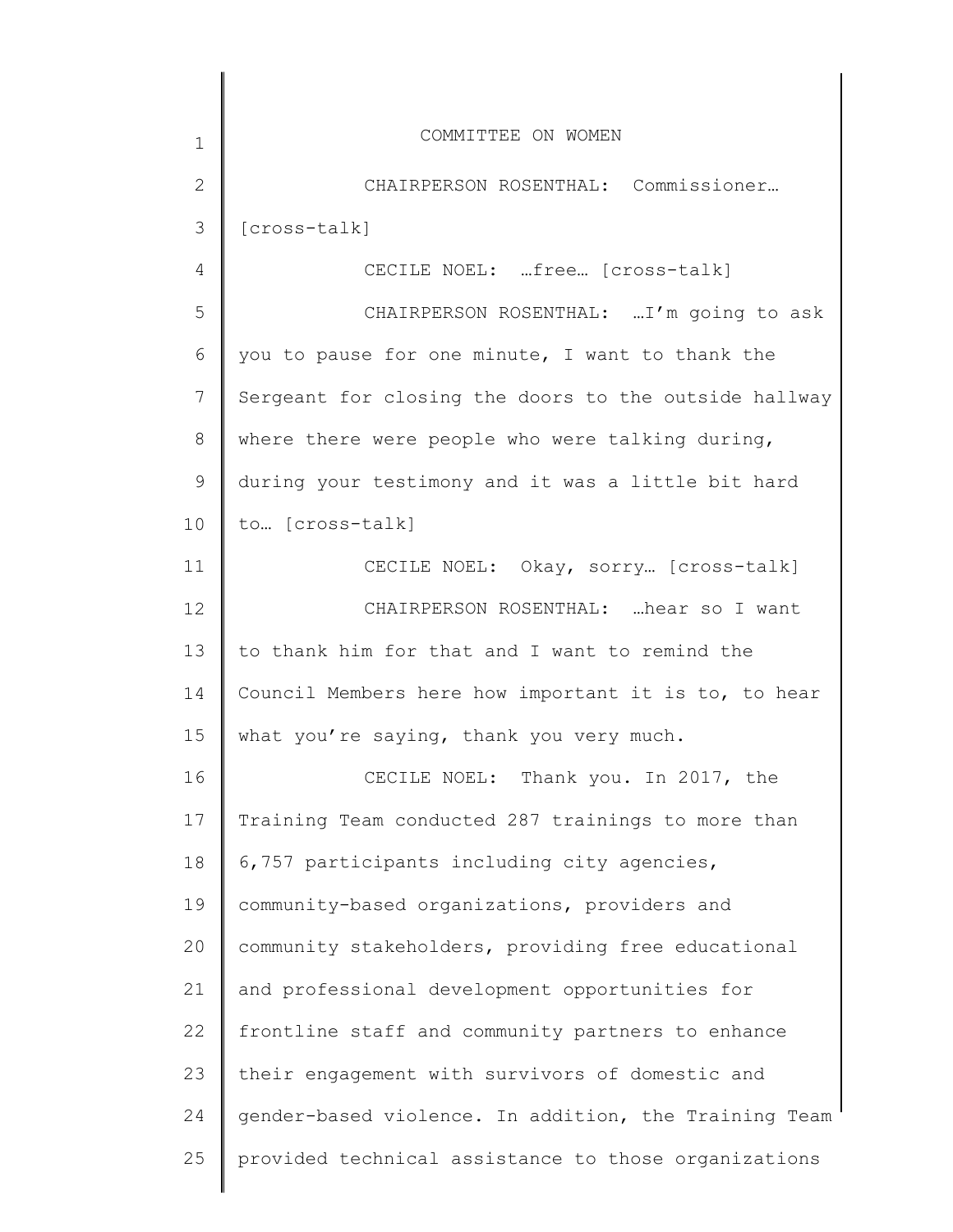CHAIRPERSON ROSENTHAL: Commissioner… [cross-talk]

CECILE NOEL: …free… [cross-talk]

CHAIRPERSON ROSENTHAL: …I'm going to ask you to pause for one minute, I want to thank the Sergeant for closing the doors to the outside hallway where there were people who were talking during, during your testimony and it was a little bit hard to… [cross-talk]

CECILE NOEL: Okay, sorry… [cross-talk]

CHAIRPERSON ROSENTHAL: …hear so I want to thank him for that and I want to remind the Council Members here how important it is to, to hear what you're saying, thank you very much.

CECILE NOEL: Thank you. In 2017, the Training Team conducted 287 trainings to more than 6,757 participants including city agencies, community-based organizations, providers and community stakeholders, providing free educational and professional development opportunities for frontline staff and community partners to enhance their engagement with survivors of domestic and gender-based violence. In addition, the Training Team provided technical assistance to those organizations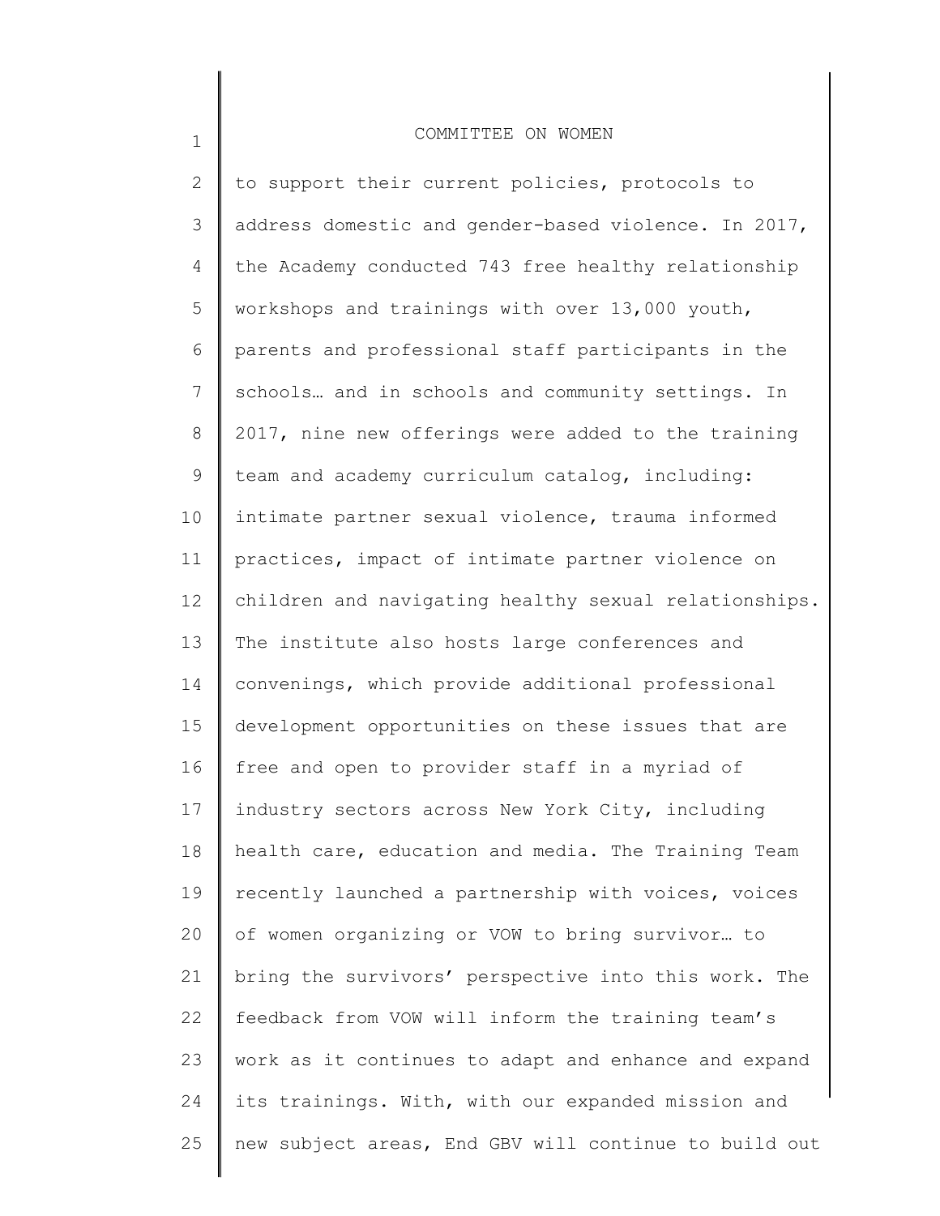to support their current policies, protocols to address domestic and gender-based violence. In 2017, the Academy conducted 743 free healthy relationship workshops and trainings with over 13,000 youth, parents and professional staff participants in the schools… and in schools and community settings. In 2017, nine new offerings were added to the training team and academy curriculum catalog, including: intimate partner sexual violence, trauma informed practices, impact of intimate partner violence on children and navigating healthy sexual relationships. The institute also hosts large conferences and convenings, which provide additional professional development opportunities on these issues that are free and open to provider staff in a myriad of industry sectors across New York City, including health care, education and media. The Training Team recently launched a partnership with voices, voices of women organizing or VOW to bring survivor… to bring the survivors' perspective into this work. The feedback from VOW will inform the training team's work as it continues to adapt and enhance and expand its trainings. With, with our expanded mission and new subject areas, End GBV will continue to build out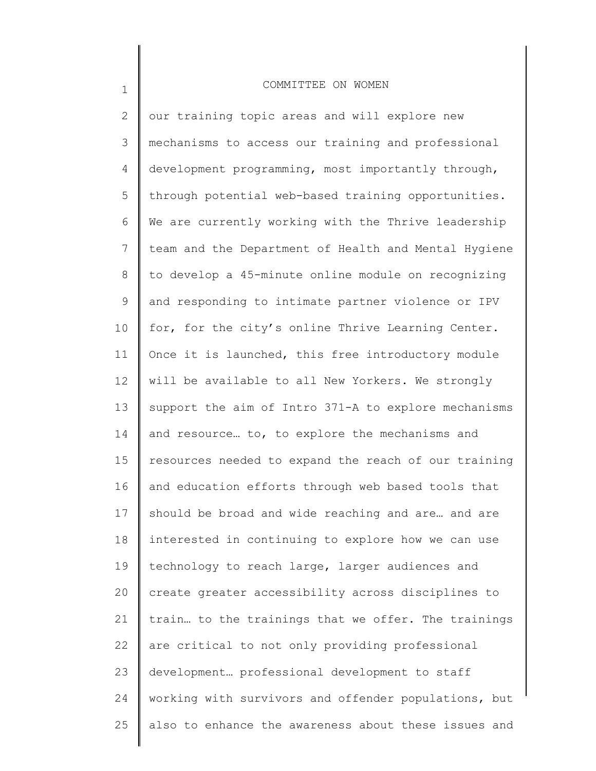our training topic areas and will explore new mechanisms to access our training and professional development programming, most importantly through, through potential web-based training opportunities. We are currently working with the Thrive leadership team and the Department of Health and Mental Hygiene to develop a 45-minute online module on recognizing and responding to intimate partner violence or IPV for, for the city's online Thrive Learning Center. Once it is launched, this free introductory module will be available to all New Yorkers. We strongly support the aim of Intro 371-A to explore mechanisms and resource… to, to explore the mechanisms and resources needed to expand the reach of our training and education efforts through web based tools that should be broad and wide reaching and are… and are interested in continuing to explore how we can use technology to reach large, larger audiences and create greater accessibility across disciplines to train… to the trainings that we offer. The trainings are critical to not only providing professional development… professional development to staff working with survivors and offender populations, but also to enhance the awareness about these issues and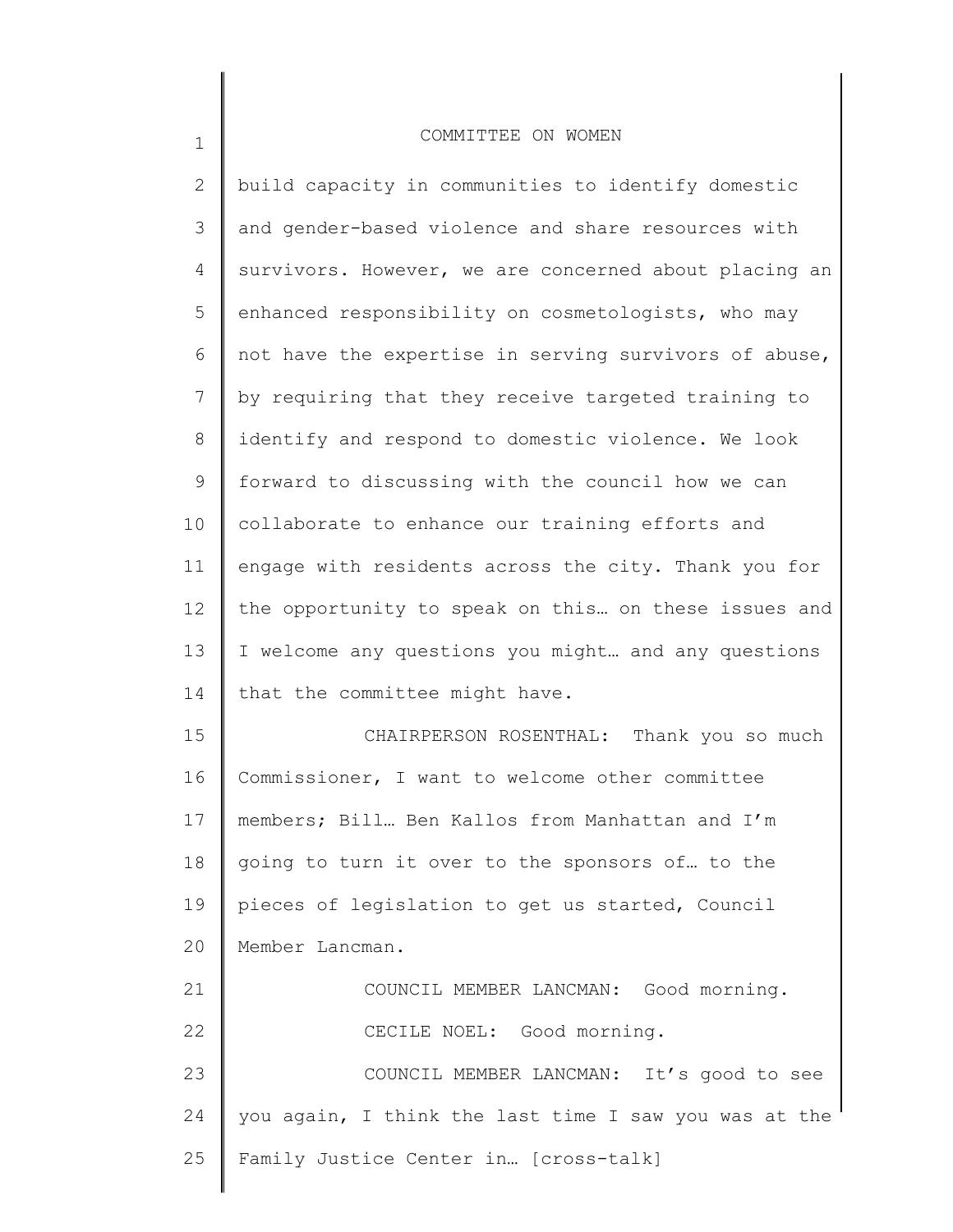build capacity in communities to identify domestic and gender-based violence and share resources with survivors. However, we are concerned about placing an enhanced responsibility on cosmetologists, who may not have the expertise in serving survivors of abuse, by requiring that they receive targeted training to identify and respond to domestic violence. We look forward to discussing with the council how we can collaborate to enhance our training efforts and engage with residents across the city. Thank you for the opportunity to speak on this… on these issues and I welcome any questions you might… and any questions that the committee might have.

CHAIRPERSON ROSENTHAL: Thank you so much Commissioner, I want to welcome other committee members; Bill… Ben Kallos from Manhattan and I'm going to turn it over to the sponsors of… to the pieces of legislation to get us started, Council Member Lancman.

COUNCIL MEMBER LANCMAN: Good morning.

CECILE NOEL: Good morning.

COUNCIL MEMBER LANCMAN: It's good to see you again, I think the last time I saw you was at the Family Justice Center in… [cross-talk]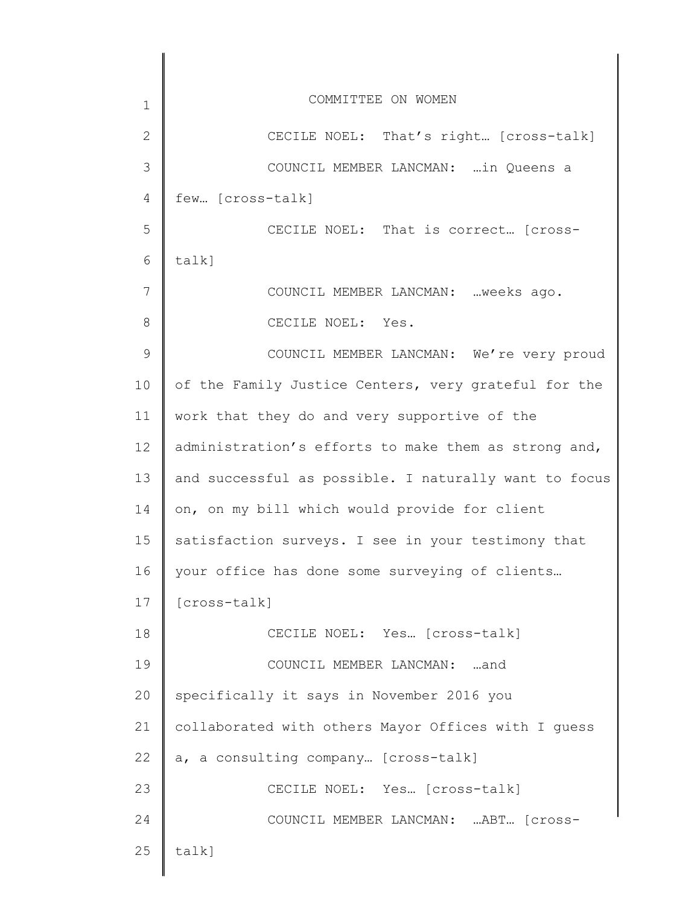CECILE NOEL: That's right… [cross-talk]

COUNCIL MEMBER LANCMAN: …in Queens a few… [cross-talk]

CECILE NOEL: That is correct… [cross-talk]

COUNCIL MEMBER LANCMAN: …weeks ago.

CECILE NOEL: Yes.

COUNCIL MEMBER LANCMAN: We're very proud of the Family Justice Centers, very grateful for the work that they do and very supportive of the administration's efforts to make them as strong and, and successful as possible. I naturally want to focus on, on my bill which would provide for client satisfaction surveys. I see in your testimony that your office has done some surveying of clients… [cross-talk]

CECILE NOEL: Yes… [cross-talk]

COUNCIL MEMBER LANCMAN: …and specifically it says in November 2016 you collaborated with others Mayor Offices with I guess a, a consulting company… [cross-talk]

CECILE NOEL: Yes… [cross-talk]

COUNCIL MEMBER LANCMAN: …ABT… [cross-talk]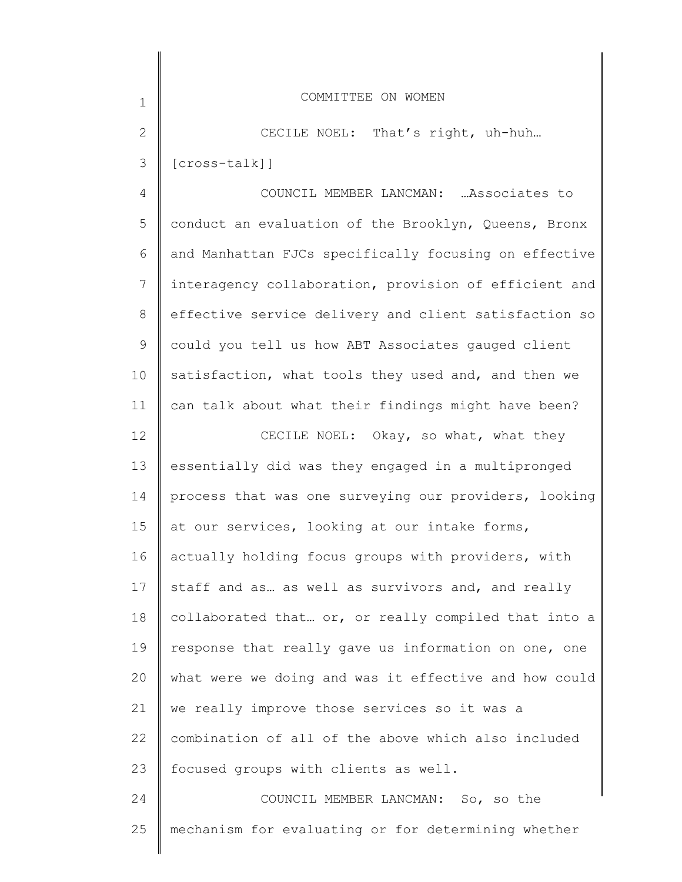CECILE NOEL: That's right, uh-huh… [cross-talk]]

COUNCIL MEMBER LANCMAN: …Associates to conduct an evaluation of the Brooklyn, Queens, Bronx and Manhattan FJCs specifically focusing on effective interagency collaboration, provision of efficient and effective service delivery and client satisfaction so could you tell us how ABT Associates gauged client satisfaction, what tools they used and, and then we can talk about what their findings might have been?

CECILE NOEL: Okay, so what, what they essentially did was they engaged in a multipronged process that was one surveying our providers, looking at our services, looking at our intake forms, actually holding focus groups with providers, with staff and as… as well as survivors and, and really collaborated that… or, or really compiled that into a response that really gave us information on one, one what were we doing and was it effective and how could we really improve those services so it was a combination of all of the above which also included focused groups with clients as well.

COUNCIL MEMBER LANCMAN: So, so the mechanism for evaluating or for determining whether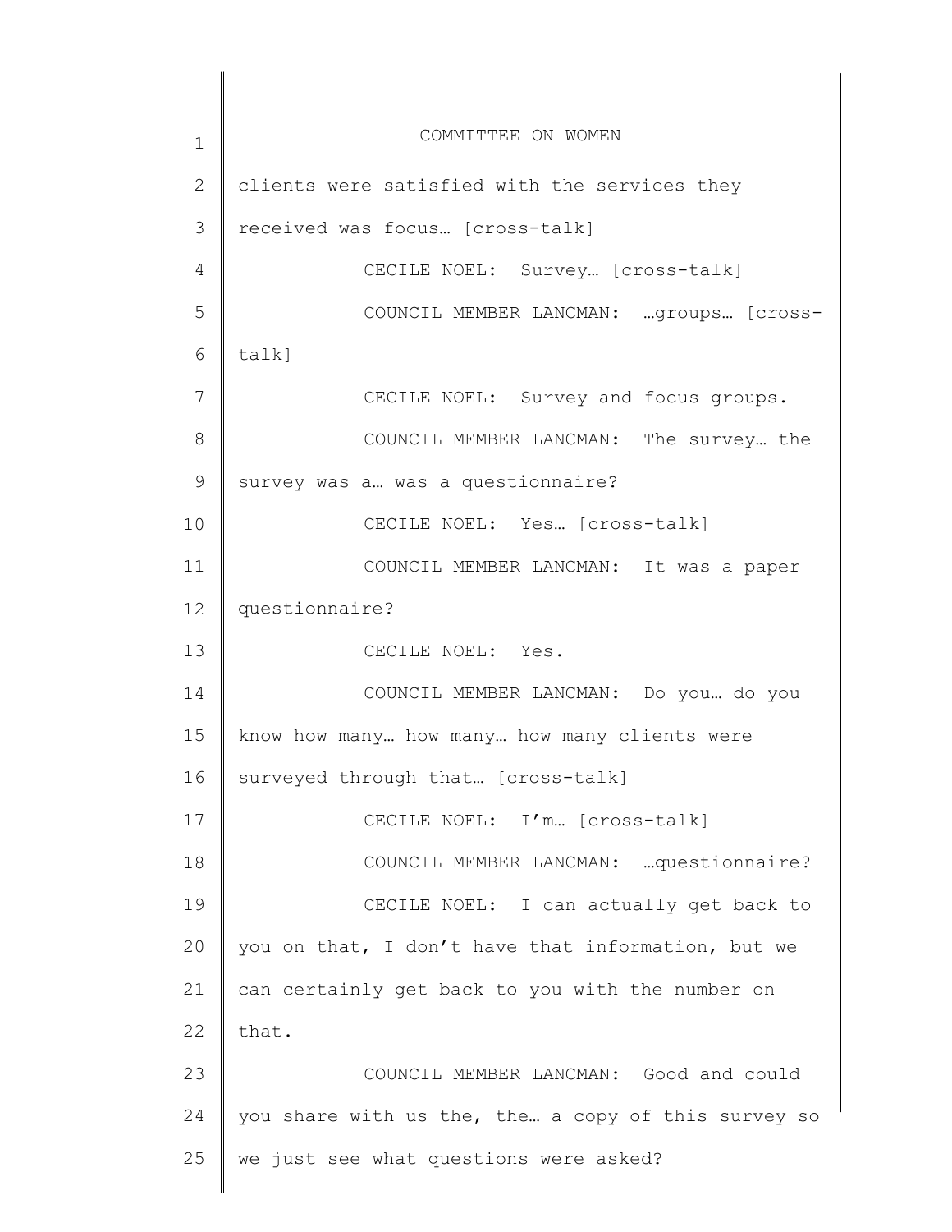clients were satisfied with the services they received was focus… [cross-talk]

CECILE NOEL: Survey… [cross-talk]

COUNCIL MEMBER LANCMAN: …groups… [cross-talk]

CECILE NOEL: Survey and focus groups.

COUNCIL MEMBER LANCMAN: The survey… the survey was a… was a questionnaire?

CECILE NOEL: Yes… [cross-talk]

COUNCIL MEMBER LANCMAN: It was a paper questionnaire?

CECILE NOEL: Yes.

COUNCIL MEMBER LANCMAN: Do you… do you know how many… how many… how many clients were surveyed through that… [cross-talk]

CECILE NOEL: I'm… [cross-talk]

COUNCIL MEMBER LANCMAN: …questionnaire?

CECILE NOEL: I can actually get back to you on that, I don't have that information, but we can certainly get back to you with the number on that.

COUNCIL MEMBER LANCMAN: Good and could you share with us the, the… a copy of this survey so we just see what questions were asked?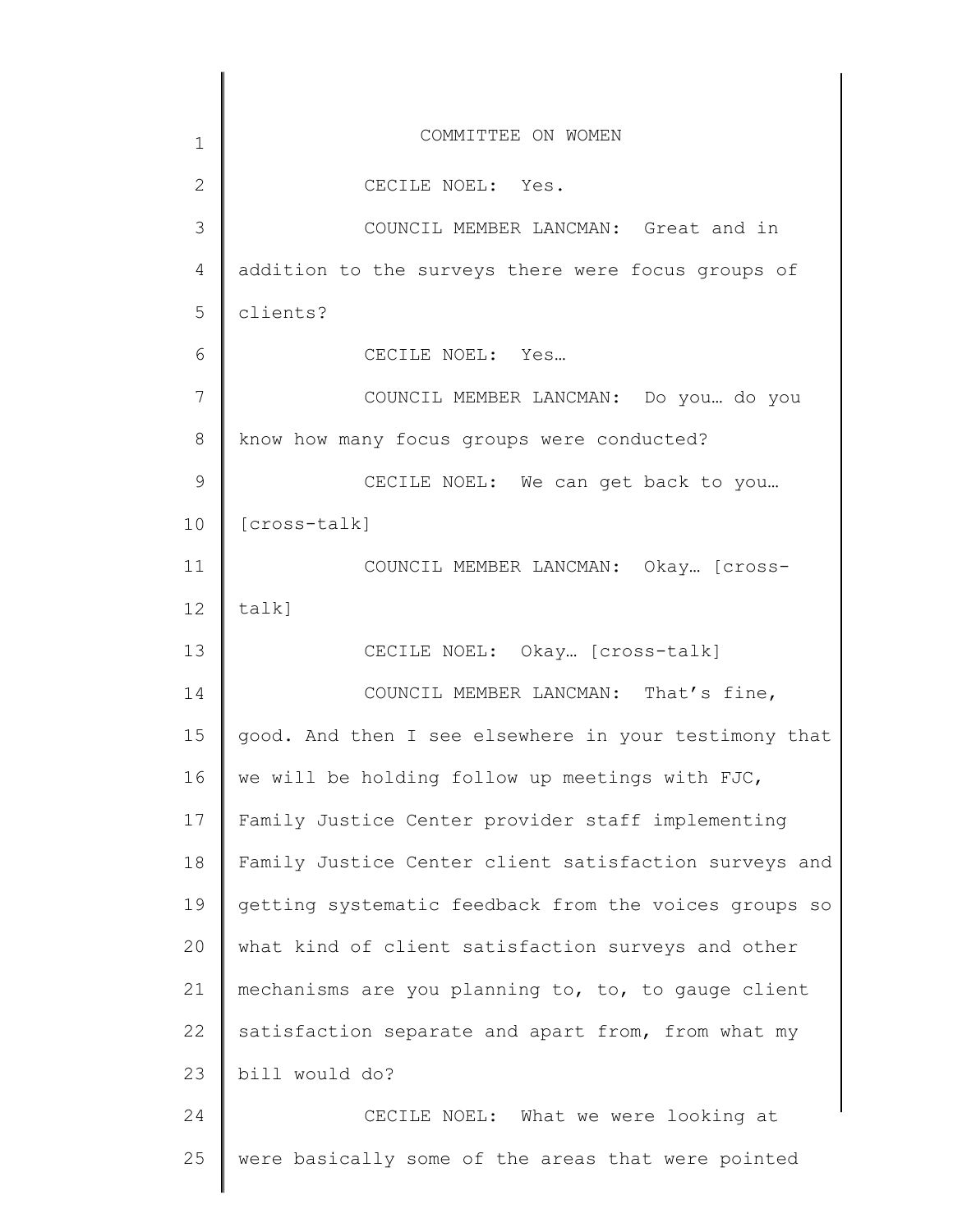CECILE NOEL: Yes.

COUNCIL MEMBER LANCMAN: Great and in addition to the surveys there were focus groups of clients?

CECILE NOEL: Yes…

COUNCIL MEMBER LANCMAN: Do you… do you know how many focus groups were conducted?

CECILE NOEL: We can get back to you… [cross-talk]

COUNCIL MEMBER LANCMAN: Okay… [cross-talk]

CECILE NOEL: Okay… [cross-talk]

COUNCIL MEMBER LANCMAN: That's fine, good. And then I see elsewhere in your testimony that we will be holding follow up meetings with FJC, Family Justice Center provider staff implementing Family Justice Center client satisfaction surveys and getting systematic feedback from the voices groups so what kind of client satisfaction surveys and other mechanisms are you planning to, to, to gauge client satisfaction separate and apart from, from what my bill would do?

CECILE NOEL: What we were looking at were basically some of the areas that were pointed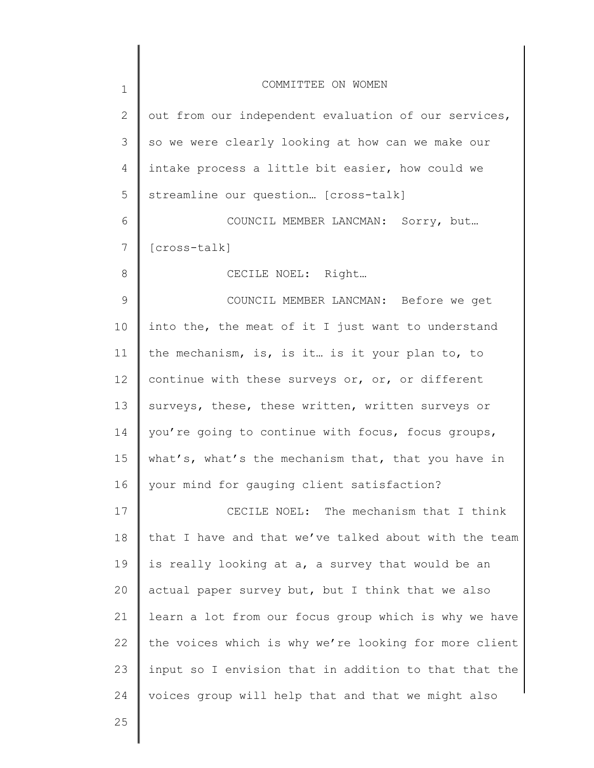out from our independent evaluation of our services, so we were clearly looking at how can we make our intake process a little bit easier, how could we streamline our question… [cross-talk]

COUNCIL MEMBER LANCMAN: Sorry, but… [cross-talk]

CECILE NOEL: Right…

COUNCIL MEMBER LANCMAN: Before we get into the, the meat of it I just want to understand the mechanism, is, is it… is it your plan to, to continue with these surveys or, or, or different surveys, these, these written, written surveys or you're going to continue with focus, focus groups, what's, what's the mechanism that, that you have in your mind for gauging client satisfaction?

CECILE NOEL: The mechanism that I think that I have and that we've talked about with the team is really looking at a, a survey that would be an actual paper survey but, but I think that we also learn a lot from our focus group which is why we have the voices which is why we're looking for more client input so I envision that in addition to that that the voices group will help that and that we might also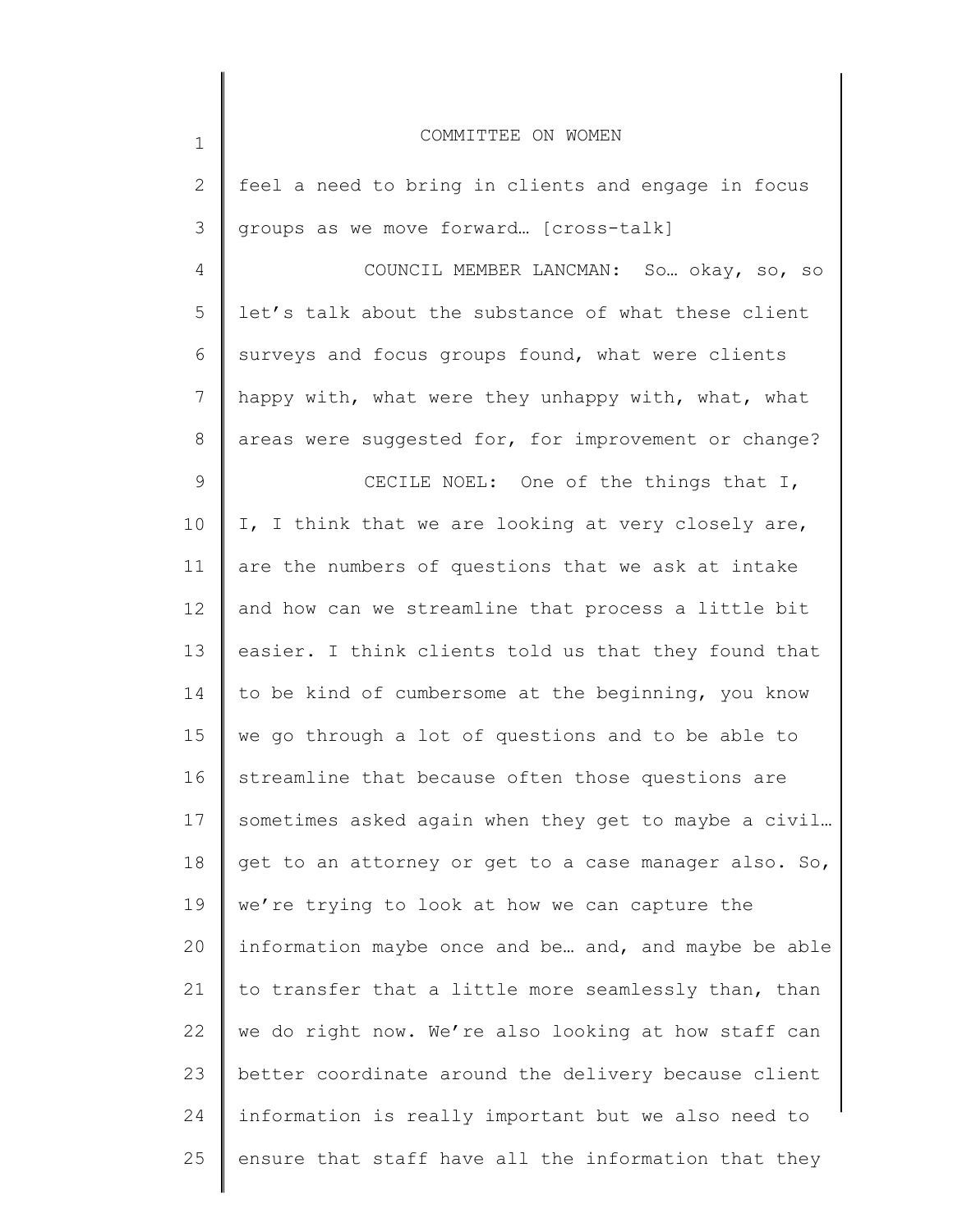feel a need to bring in clients and engage in focus groups as we move forward… [cross-talk]

COUNCIL MEMBER LANCMAN: So… okay, so, so let's talk about the substance of what these client surveys and focus groups found, what were clients happy with, what were they unhappy with, what, what areas were suggested for, for improvement or change?

CECILE NOEL: One of the things that I, I, I think that we are looking at very closely are, are the numbers of questions that we ask at intake and how can we streamline that process a little bit easier. I think clients told us that they found that to be kind of cumbersome at the beginning, you know we go through a lot of questions and to be able to streamline that because often those questions are sometimes asked again when they get to maybe a civil… get to an attorney or get to a case manager also. So, we're trying to look at how we can capture the information maybe once and be… and, and maybe be able to transfer that a little more seamlessly than, than we do right now. We're also looking at how staff can better coordinate around the delivery because client information is really important but we also need to ensure that staff have all the information that they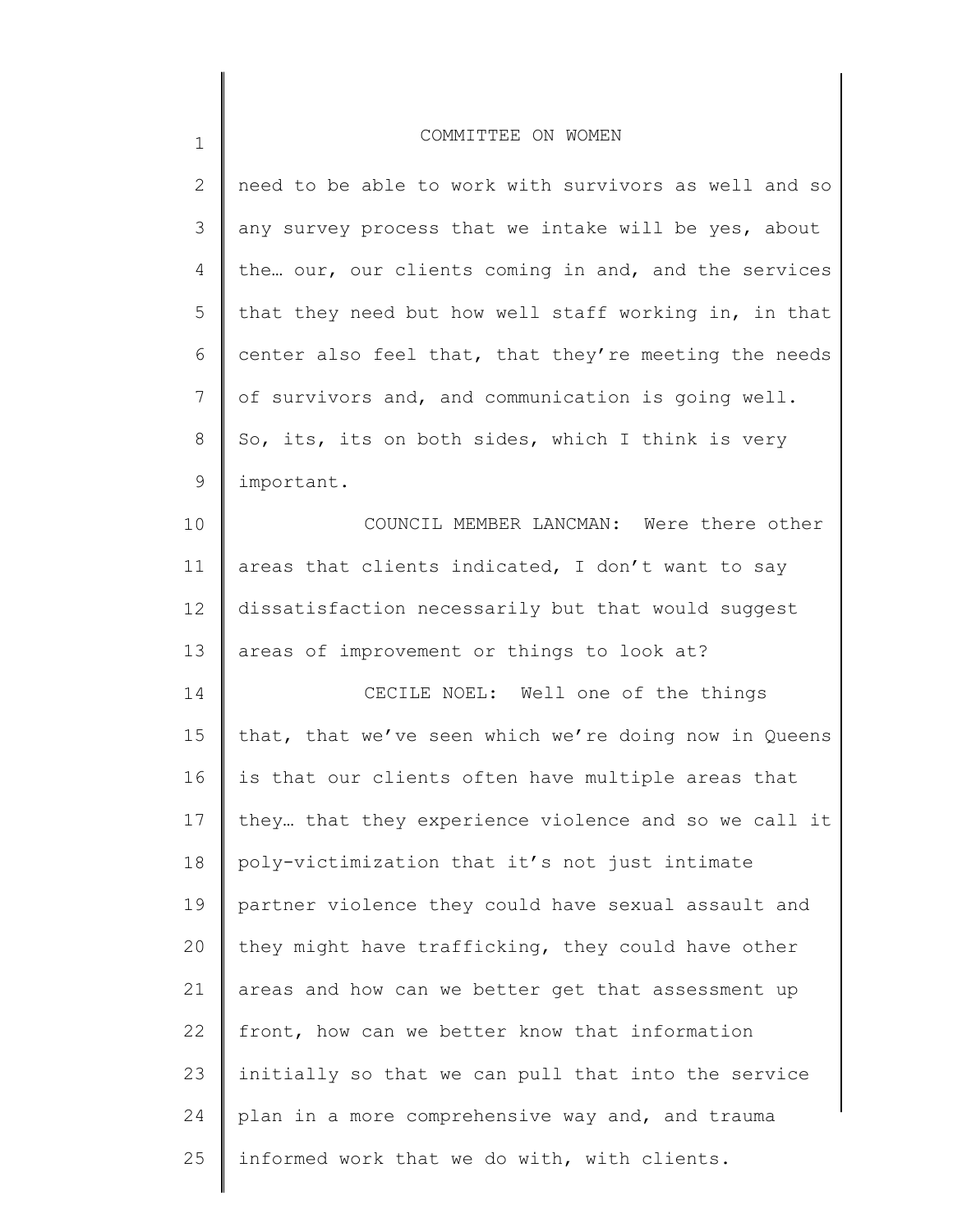need to be able to work with survivors as well and so any survey process that we intake will be yes, about the… our, our clients coming in and, and the services that they need but how well staff working in, in that center also feel that, that they're meeting the needs of survivors and, and communication is going well. So, its, its on both sides, which I think is very important.

COUNCIL MEMBER LANCMAN: Were there other areas that clients indicated, I don't want to say dissatisfaction necessarily but that would suggest areas of improvement or things to look at?

CECILE NOEL: Well one of the things that, that we've seen which we're doing now in Queens is that our clients often have multiple areas that they… that they experience violence and so we call it poly-victimization that it's not just intimate partner violence they could have sexual assault and they might have trafficking, they could have other areas and how can we better get that assessment up front, how can we better know that information initially so that we can pull that into the service plan in a more comprehensive way and, and trauma informed work that we do with, with clients.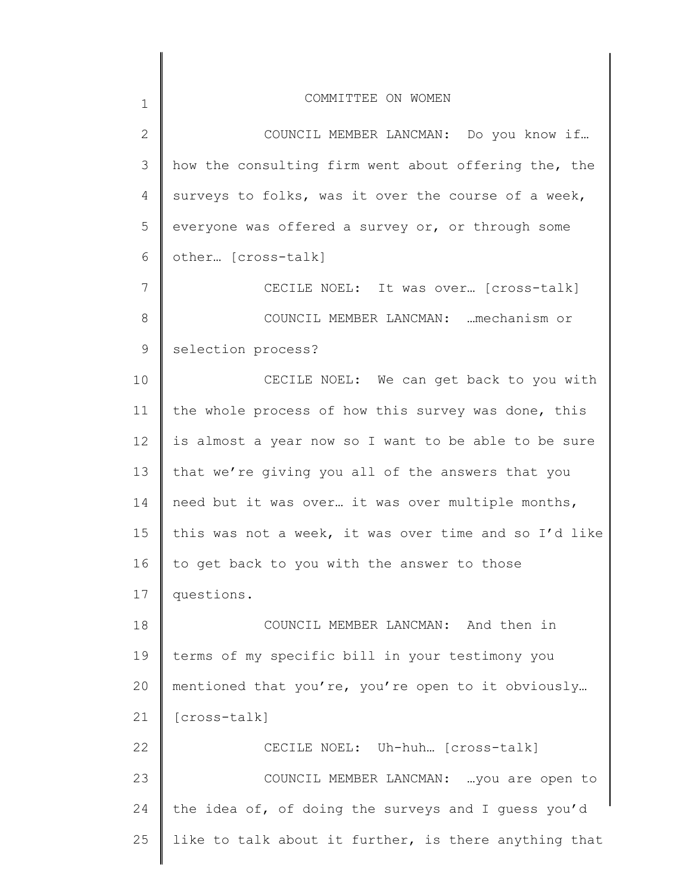COUNCIL MEMBER LANCMAN: Do you know if… how the consulting firm went about offering the, the surveys to folks, was it over the course of a week, everyone was offered a survey or, or through some other… [cross-talk]

CECILE NOEL: It was over… [cross-talk]

COUNCIL MEMBER LANCMAN: …mechanism or selection process?

CECILE NOEL: We can get back to you with the whole process of how this survey was done, this is almost a year now so I want to be able to be sure that we're giving you all of the answers that you need but it was over… it was over multiple months, this was not a week, it was over time and so I'd like to get back to you with the answer to those questions.

COUNCIL MEMBER LANCMAN: And then in terms of my specific bill in your testimony you mentioned that you're, you're open to it obviously… [cross-talk]

CECILE NOEL: Uh-huh… [cross-talk]

COUNCIL MEMBER LANCMAN: …you are open to the idea of, of doing the surveys and I guess you'd like to talk about it further, is there anything that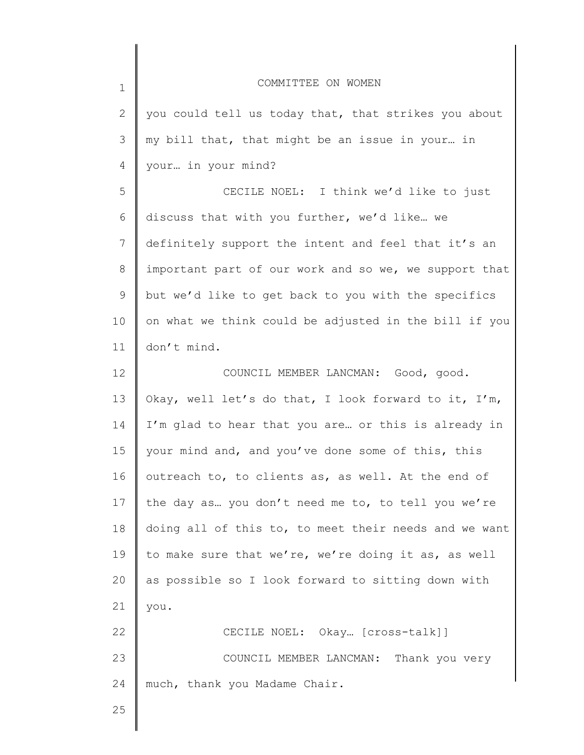you could tell us today that, that strikes you about my bill that, that might be an issue in your… in your… in your mind?

CECILE NOEL: I think we'd like to just discuss that with you further, we'd like… we definitely support the intent and feel that it's an important part of our work and so we, we support that but we'd like to get back to you with the specifics on what we think could be adjusted in the bill if you don't mind.

COUNCIL MEMBER LANCMAN: Good, good. Okay, well let's do that, I look forward to it, I'm, I'm glad to hear that you are… or this is already in your mind and, and you've done some of this, this outreach to, to clients as, as well. At the end of the day as… you don't need me to, to tell you we're doing all of this to, to meet their needs and we want to make sure that we're, we're doing it as, as well as possible so I look forward to sitting down with you.

CECILE NOEL: Okay… [cross-talk]]

COUNCIL MEMBER LANCMAN: Thank you very much, thank you Madame Chair.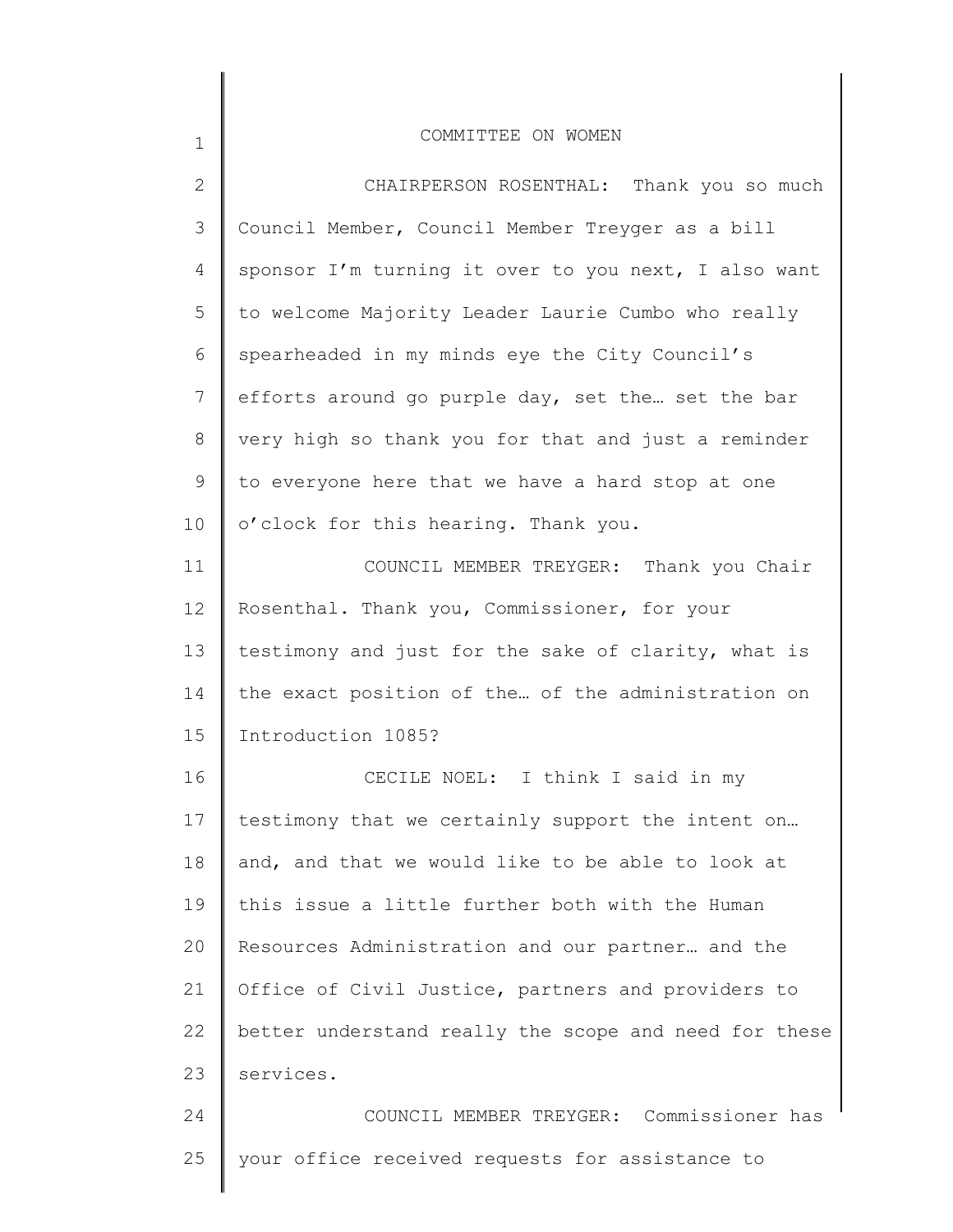CHAIRPERSON ROSENTHAL: Thank you so much Council Member, Council Member Treyger as a bill sponsor I'm turning it over to you next, I also want to welcome Majority Leader Laurie Cumbo who really spearheaded in my minds eye the City Council's efforts around go purple day, set the… set the bar very high so thank you for that and just a reminder to everyone here that we have a hard stop at one o'clock for this hearing. Thank you.

COUNCIL MEMBER TREYGER: Thank you Chair Rosenthal. Thank you, Commissioner, for your testimony and just for the sake of clarity, what is the exact position of the… of the administration on Introduction 1085?

CECILE NOEL: I think I said in my testimony that we certainly support the intent on… and, and that we would like to be able to look at this issue a little further both with the Human Resources Administration and our partner… and the Office of Civil Justice, partners and providers to better understand really the scope and need for these services.

COUNCIL MEMBER TREYGER: Commissioner has your office received requests for assistance to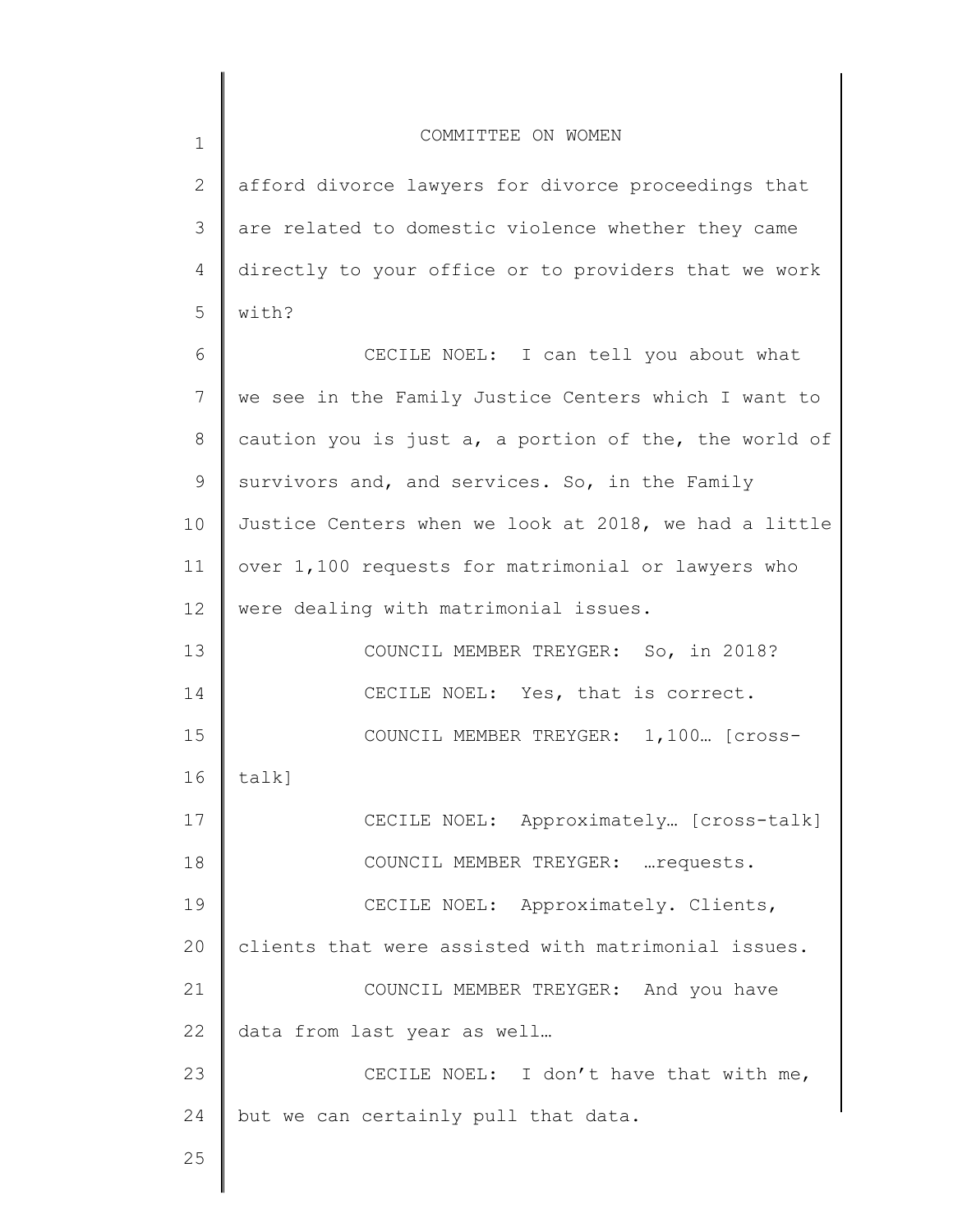afford divorce lawyers for divorce proceedings that are related to domestic violence whether they came directly to your office or to providers that we work with?

CECILE NOEL: I can tell you about what we see in the Family Justice Centers which I want to caution you is just a, a portion of the, the world of survivors and, and services. So, in the Family Justice Centers when we look at 2018, we had a little over 1,100 requests for matrimonial or lawyers who were dealing with matrimonial issues.

COUNCIL MEMBER TREYGER: So, in 2018?

CECILE NOEL: Yes, that is correct.

COUNCIL MEMBER TREYGER: 1,100… [cross-talk]

CECILE NOEL: Approximately… [cross-talk]

COUNCIL MEMBER TREYGER: …requests.

CECILE NOEL: Approximately. Clients, clients that were assisted with matrimonial issues.

COUNCIL MEMBER TREYGER: And you have data from last year as well…

CECILE NOEL: I don't have that with me, but we can certainly pull that data.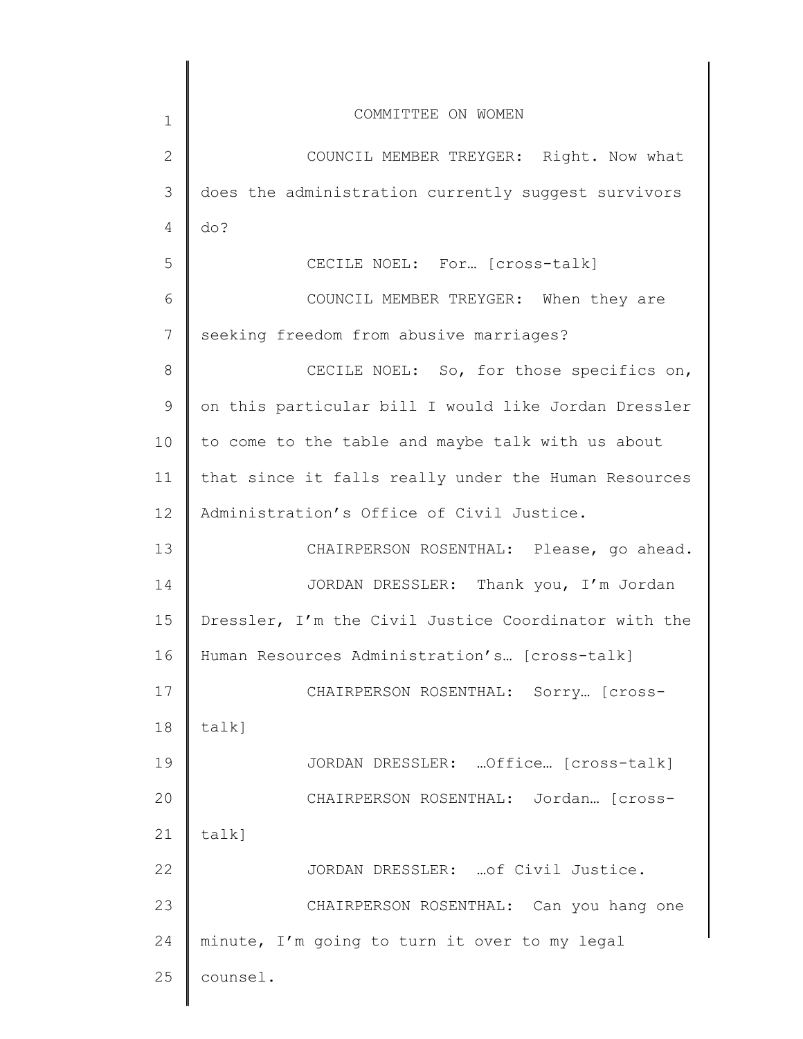COUNCIL MEMBER TREYGER: Right. Now what does the administration currently suggest survivors do?

CECILE NOEL: For… [cross-talk]

COUNCIL MEMBER TREYGER: When they are seeking freedom from abusive marriages?

CECILE NOEL: So, for those specifics on, on this particular bill I would like Jordan Dressler to come to the table and maybe talk with us about that since it falls really under the Human Resources Administration's Office of Civil Justice.

CHAIRPERSON ROSENTHAL: Please, go ahead.

JORDAN DRESSLER: Thank you, I'm Jordan Dressler, I'm the Civil Justice Coordinator with the Human Resources Administration's… [cross-talk]

CHAIRPERSON ROSENTHAL: Sorry… [cross-talk]

JORDAN DRESSLER: …Office… [cross-talk]

CHAIRPERSON ROSENTHAL: Jordan… [cross-talk]

JORDAN DRESSLER: …of Civil Justice.

CHAIRPERSON ROSENTHAL: Can you hang one minute, I'm going to turn it over to my legal counsel.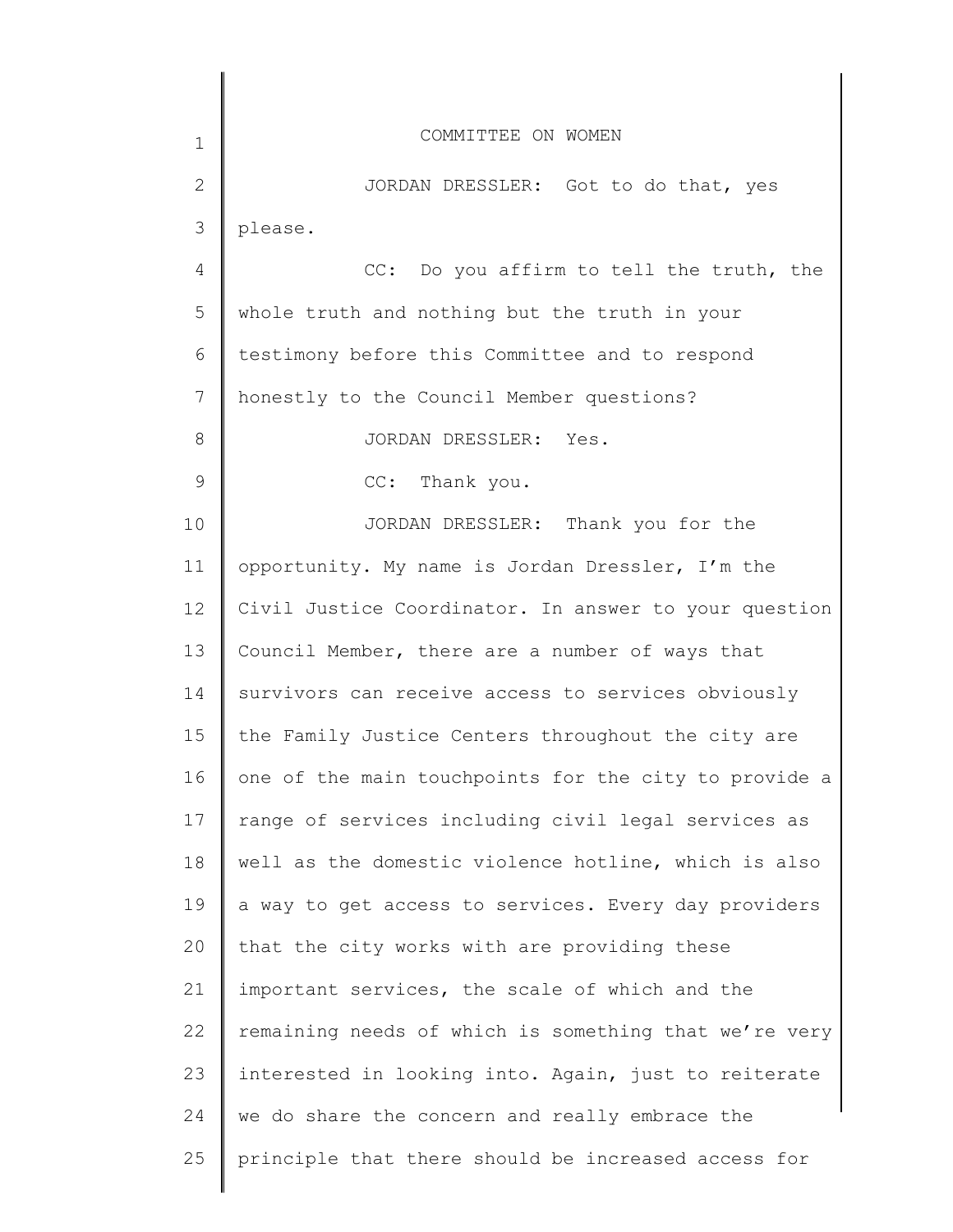JORDAN DRESSLER: Got to do that, yes please.

CC: Do you affirm to tell the truth, the whole truth and nothing but the truth in your testimony before this Committee and to respond honestly to the Council Member questions?

JORDAN DRESSLER: Yes.

CC: Thank you.

JORDAN DRESSLER: Thank you for the opportunity. My name is Jordan Dressler, I'm the Civil Justice Coordinator. In answer to your question Council Member, there are a number of ways that survivors can receive access to services obviously the Family Justice Centers throughout the city are one of the main touchpoints for the city to provide a range of services including civil legal services as well as the domestic violence hotline, which is also a way to get access to services. Every day providers that the city works with are providing these important services, the scale of which and the remaining needs of which is something that we're very interested in looking into. Again, just to reiterate we do share the concern and really embrace the principle that there should be increased access for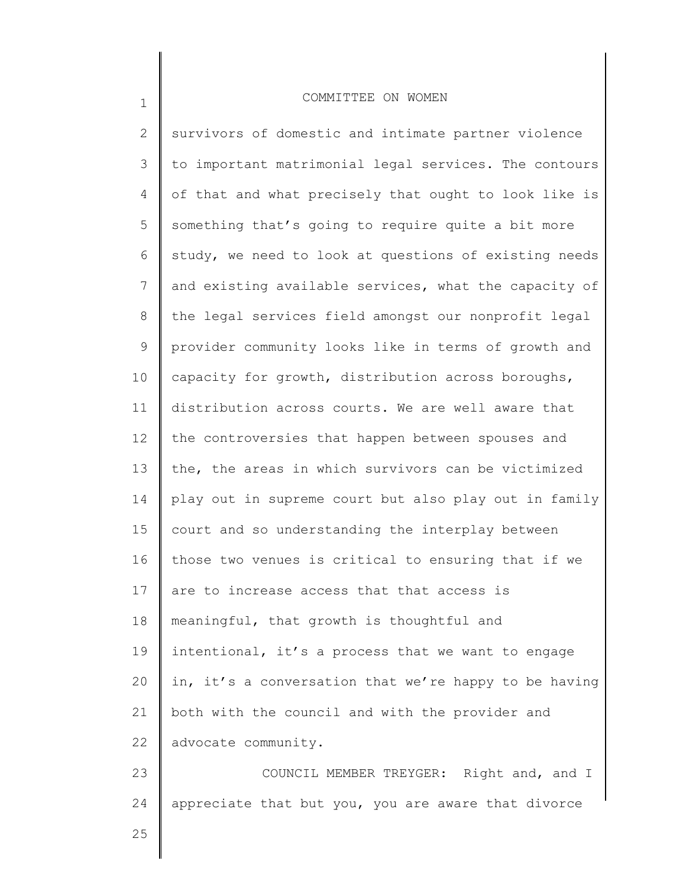survivors of domestic and intimate partner violence to important matrimonial legal services. The contours of that and what precisely that ought to look like is something that's going to require quite a bit more study, we need to look at questions of existing needs and existing available services, what the capacity of the legal services field amongst our nonprofit legal provider community looks like in terms of growth and capacity for growth, distribution across boroughs, distribution across courts. We are well aware that the controversies that happen between spouses and the, the areas in which survivors can be victimized play out in supreme court but also play out in family court and so understanding the interplay between those two venues is critical to ensuring that if we are to increase access that that access is meaningful, that growth is thoughtful and intentional, it's a process that we want to engage in, it's a conversation that we're happy to be having both with the council and with the provider and advocate community.

COUNCIL MEMBER TREYGER: Right and, and I appreciate that but you, you are aware that divorce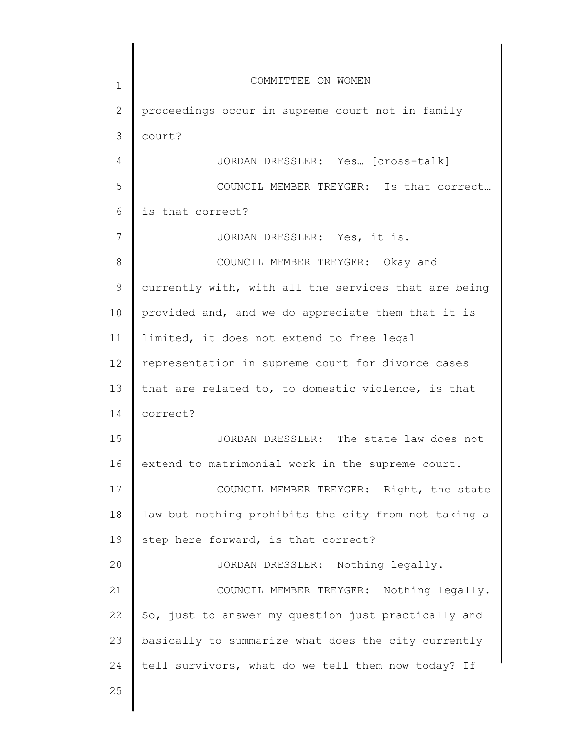proceedings occur in supreme court not in family court?

JORDAN DRESSLER: Yes… [cross-talk]

COUNCIL MEMBER TREYGER: Is that correct… is that correct?

JORDAN DRESSLER: Yes, it is.

COUNCIL MEMBER TREYGER: Okay and currently with, with all the services that are being provided and, and we do appreciate them that it is limited, it does not extend to free legal representation in supreme court for divorce cases that are related to, to domestic violence, is that correct?

JORDAN DRESSLER: The state law does not extend to matrimonial work in the supreme court.

COUNCIL MEMBER TREYGER: Right, the state law but nothing prohibits the city from not taking a step here forward, is that correct?

JORDAN DRESSLER: Nothing legally.

COUNCIL MEMBER TREYGER: Nothing legally. So, just to answer my question just practically and basically to summarize what does the city currently tell survivors, what do we tell them now today? If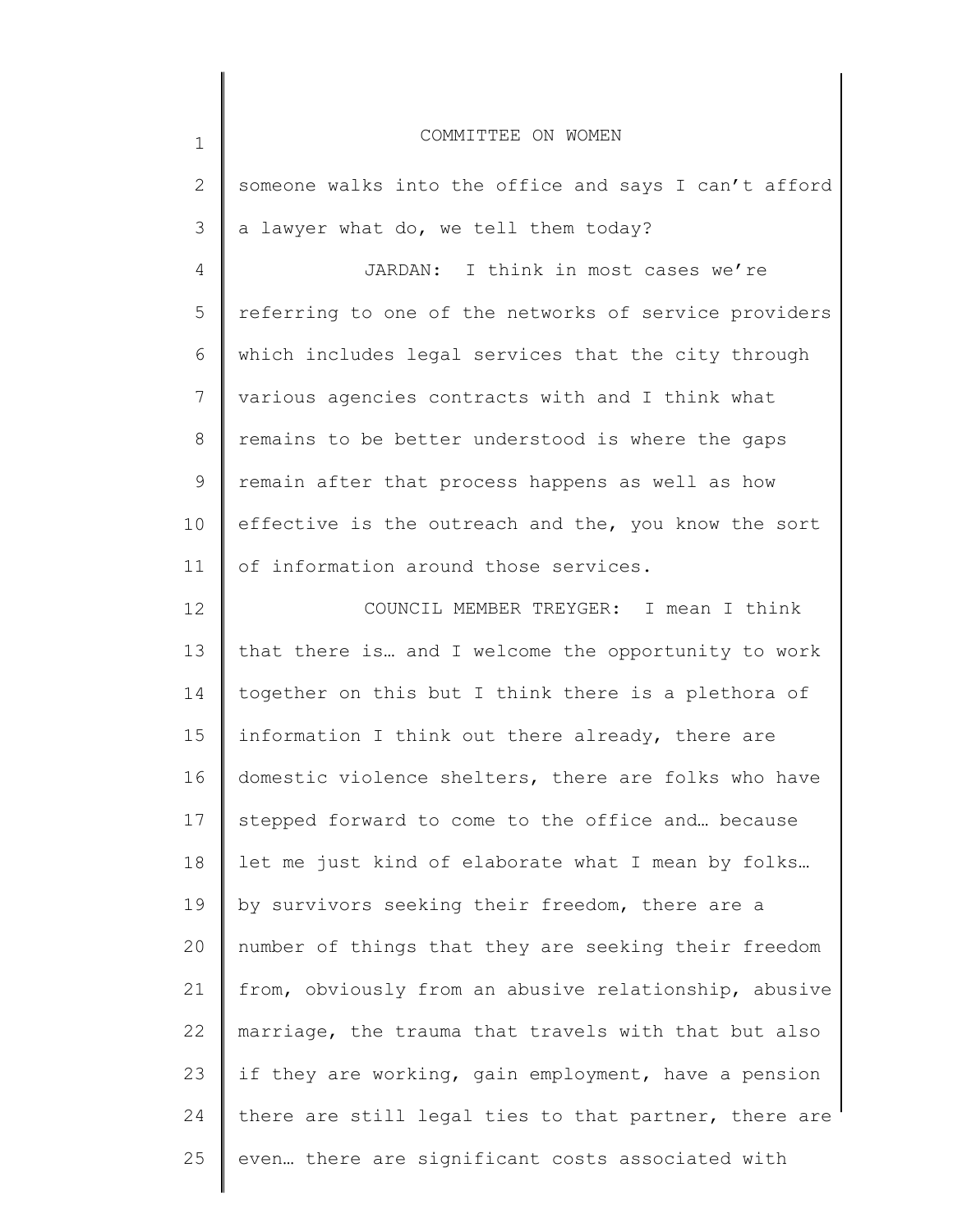someone walks into the office and says I can't afford a lawyer what do, we tell them today?

JARDAN: I think in most cases we're referring to one of the networks of service providers which includes legal services that the city through various agencies contracts with and I think what remains to be better understood is where the gaps remain after that process happens as well as how effective is the outreach and the, you know the sort of information around those services.

COUNCIL MEMBER TREYGER: I mean I think that there is… and I welcome the opportunity to work together on this but I think there is a plethora of information I think out there already, there are domestic violence shelters, there are folks who have stepped forward to come to the office and… because let me just kind of elaborate what I mean by folks… by survivors seeking their freedom, there are a number of things that they are seeking their freedom from, obviously from an abusive relationship, abusive marriage, the trauma that travels with that but also if they are working, gain employment, have a pension there are still legal ties to that partner, there are even… there are significant costs associated with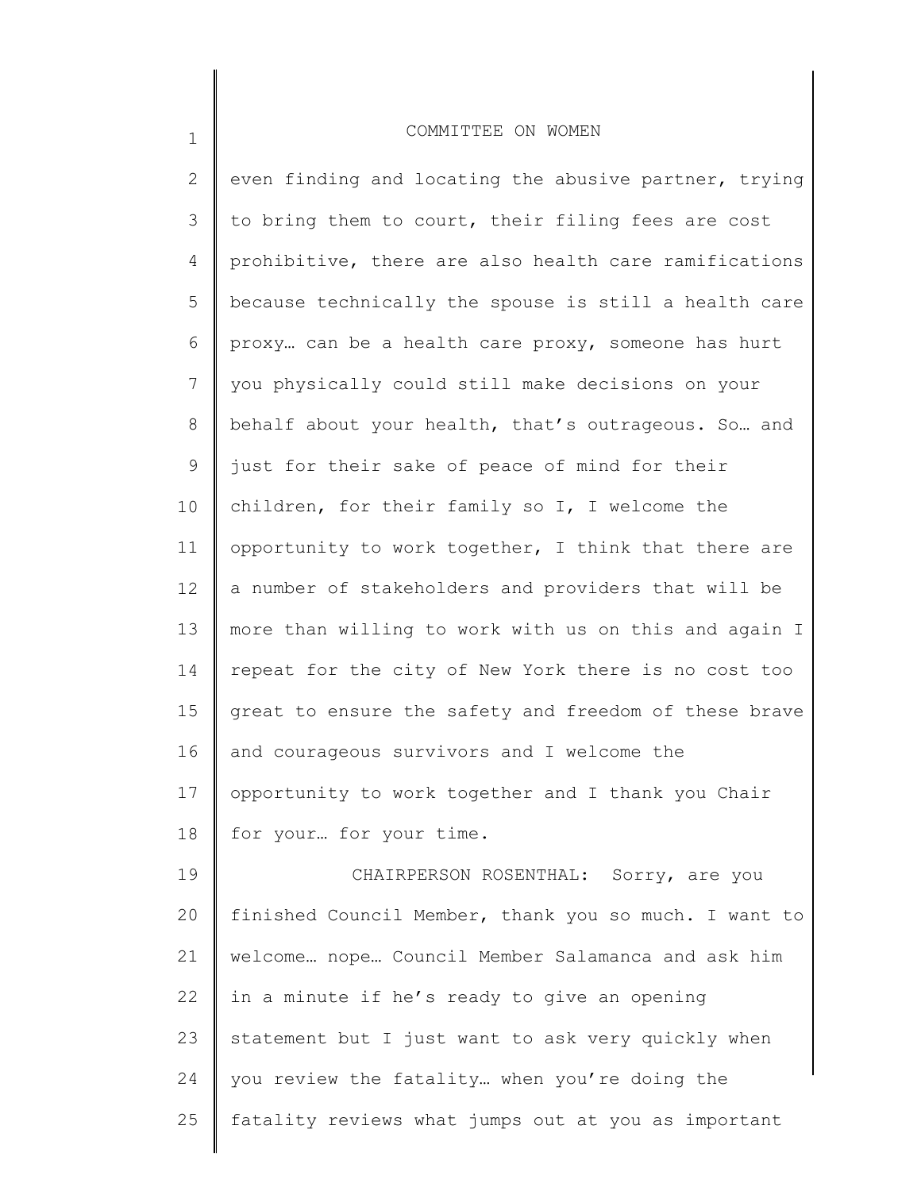even finding and locating the abusive partner, trying to bring them to court, their filing fees are cost prohibitive, there are also health care ramifications because technically the spouse is still a health care proxy… can be a health care proxy, someone has hurt you physically could still make decisions on your behalf about your health, that's outrageous. So… and just for their sake of peace of mind for their children, for their family so I, I welcome the opportunity to work together, I think that there are a number of stakeholders and providers that will be more than willing to work with us on this and again I repeat for the city of New York there is no cost too great to ensure the safety and freedom of these brave and courageous survivors and I welcome the opportunity to work together and I thank you Chair for your… for your time.

CHAIRPERSON ROSENTHAL: Sorry, are you finished Council Member, thank you so much. I want to welcome… nope… Council Member Salamanca and ask him in a minute if he's ready to give an opening statement but I just want to ask very quickly when you review the fatality… when you're doing the fatality reviews what jumps out at you as important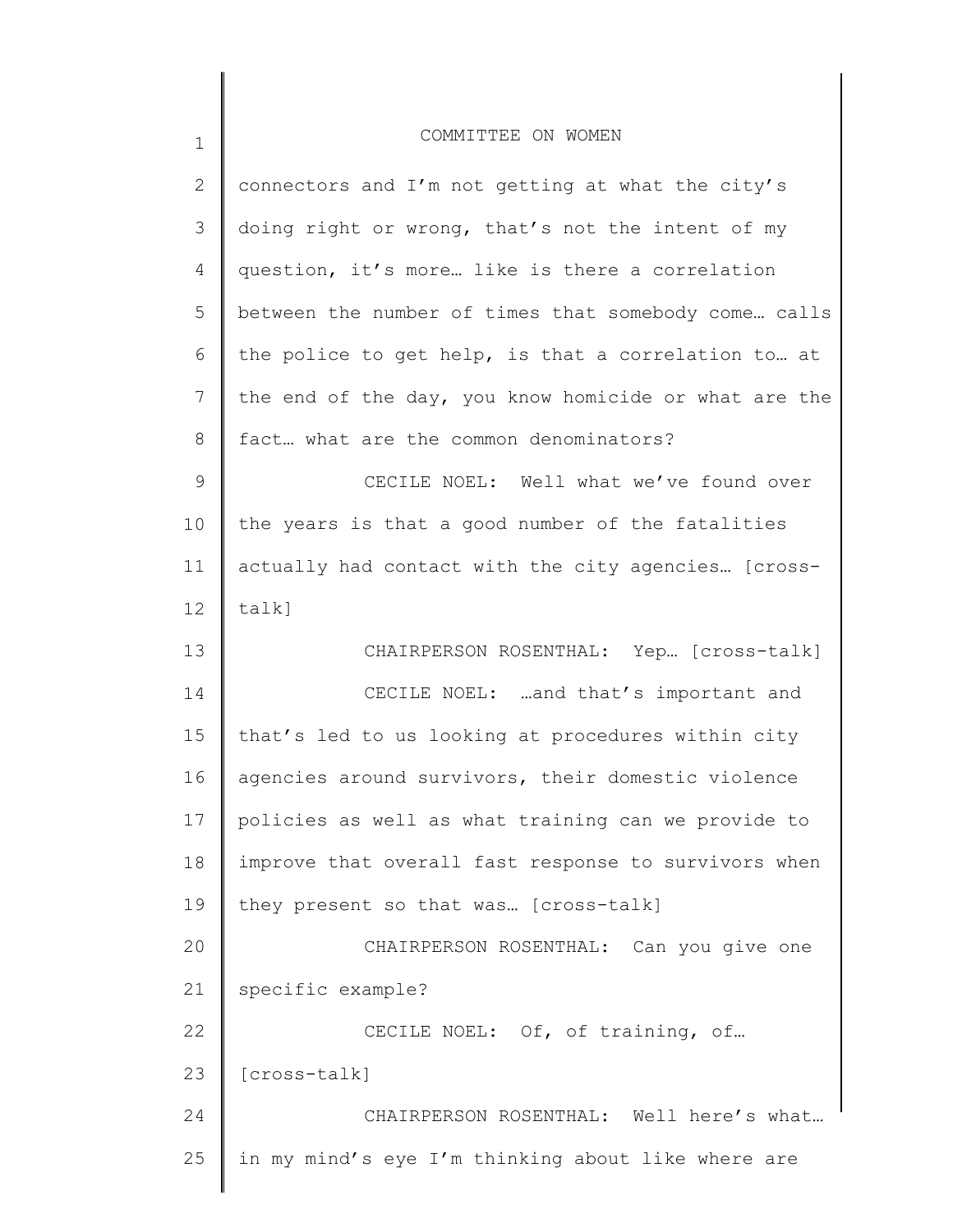connectors and I'm not getting at what the city's doing right or wrong, that's not the intent of my question, it's more… like is there a correlation between the number of times that somebody come… calls the police to get help, is that a correlation to… at the end of the day, you know homicide or what are the fact… what are the common denominators?

CECILE NOEL: Well what we've found over the years is that a good number of the fatalities actually had contact with the city agencies… [cross-talk]

CHAIRPERSON ROSENTHAL: Yep… [cross-talk]

CECILE NOEL: …and that's important and that's led to us looking at procedures within city agencies around survivors, their domestic violence policies as well as what training can we provide to improve that overall fast response to survivors when they present so that was… [cross-talk]

CHAIRPERSON ROSENTHAL: Can you give one specific example?

CECILE NOEL: Of, of training, of… [cross-talk]

CHAIRPERSON ROSENTHAL: Well here's what… in my mind's eye I'm thinking about like where are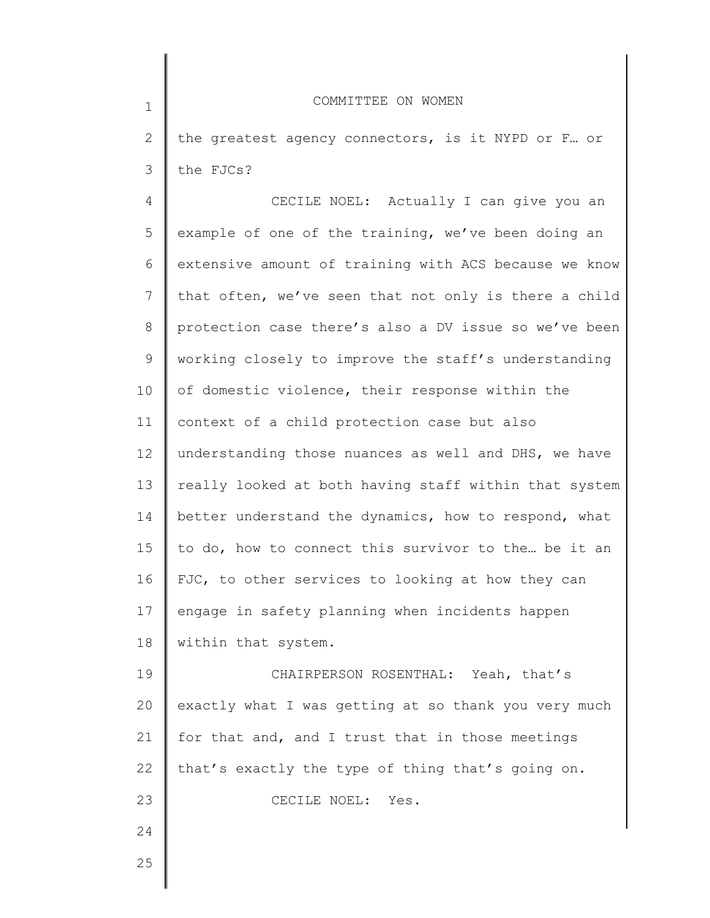the greatest agency connectors, is it NYPD or F… or the FJCs?

CECILE NOEL: Actually I can give you an example of one of the training, we've been doing an extensive amount of training with ACS because we know that often, we've seen that not only is there a child protection case there's also a DV issue so we've been working closely to improve the staff's understanding of domestic violence, their response within the context of a child protection case but also understanding those nuances as well and DHS, we have really looked at both having staff within that system better understand the dynamics, how to respond, what to do, how to connect this survivor to the… be it an FJC, to other services to looking at how they can engage in safety planning when incidents happen within that system.

CHAIRPERSON ROSENTHAL: Yeah, that's exactly what I was getting at so thank you very much for that and, and I trust that in those meetings that's exactly the type of thing that's going on.

CECILE NOEL: Yes.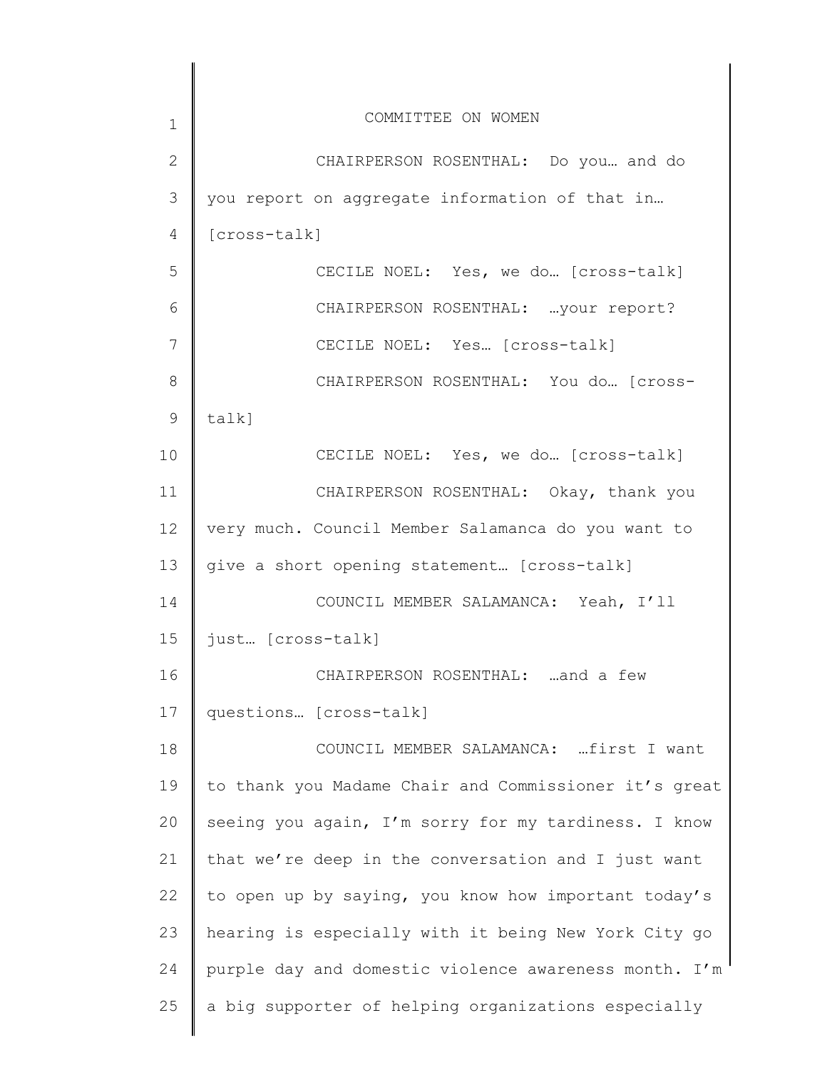CHAIRPERSON ROSENTHAL: Do you… and do you report on aggregate information of that in… [cross-talk]

CECILE NOEL: Yes, we do… [cross-talk]

CHAIRPERSON ROSENTHAL: …your report?

CECILE NOEL: Yes… [cross-talk]

CHAIRPERSON ROSENTHAL: You do… [cross-talk]

CECILE NOEL: Yes, we do… [cross-talk]

CHAIRPERSON ROSENTHAL: Okay, thank you very much. Council Member Salamanca do you want to give a short opening statement… [cross-talk]

COUNCIL MEMBER SALAMANCA: Yeah, I'll just… [cross-talk]

CHAIRPERSON ROSENTHAL: …and a few questions… [cross-talk]

COUNCIL MEMBER SALAMANCA: …first I want to thank you Madame Chair and Commissioner it's great seeing you again, I'm sorry for my tardiness. I know that we're deep in the conversation and I just want to open up by saying, you know how important today's hearing is especially with it being New York City go purple day and domestic violence awareness month. I'm a big supporter of helping organizations especially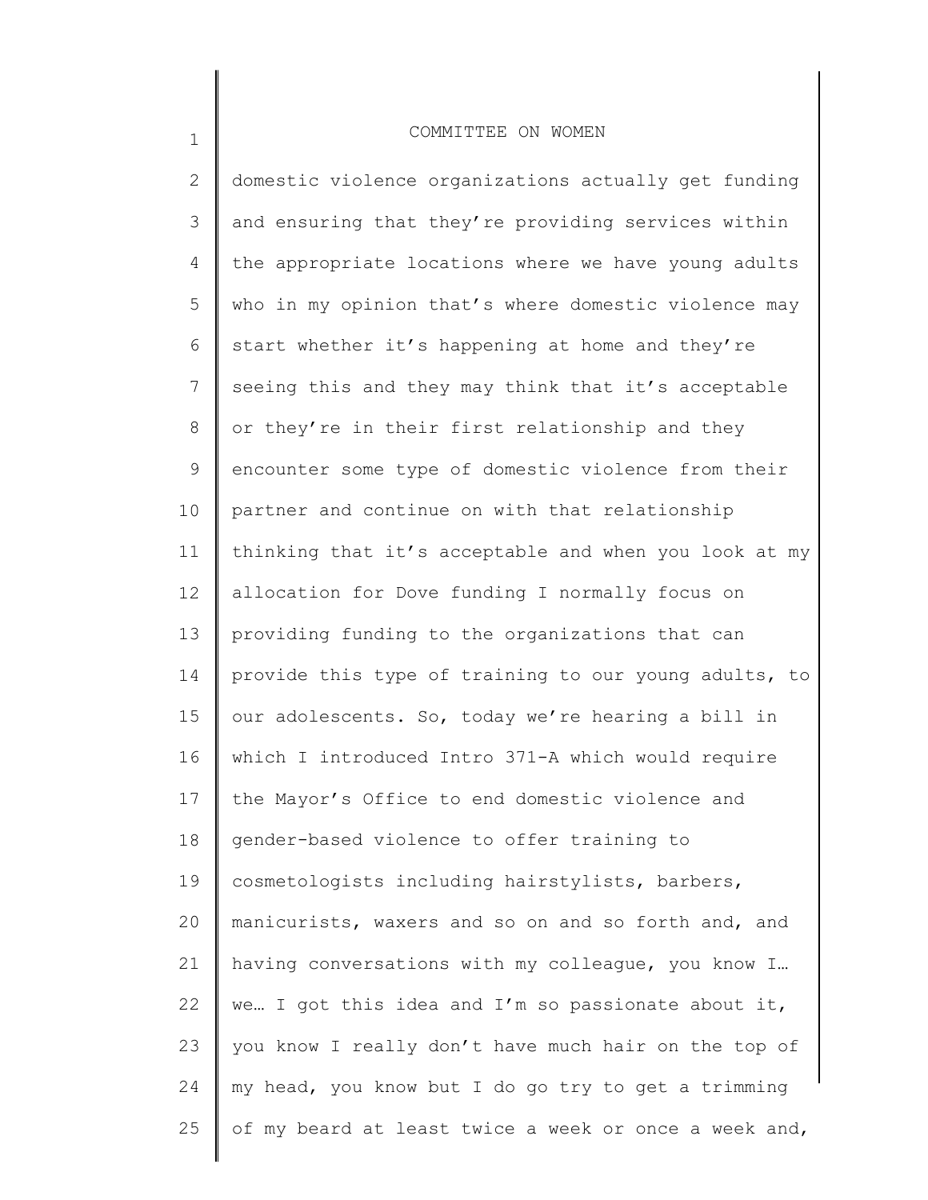domestic violence organizations actually get funding and ensuring that they're providing services within the appropriate locations where we have young adults who in my opinion that's where domestic violence may start whether it's happening at home and they're seeing this and they may think that it's acceptable or they're in their first relationship and they encounter some type of domestic violence from their partner and continue on with that relationship thinking that it's acceptable and when you look at my allocation for Dove funding I normally focus on providing funding to the organizations that can provide this type of training to our young adults, to our adolescents. So, today we're hearing a bill in which I introduced Intro 371-A which would require the Mayor's Office to end domestic violence and gender-based violence to offer training to cosmetologists including hairstylists, barbers, manicurists, waxers and so on and so forth and, and having conversations with my colleague, you know I… we… I got this idea and I'm so passionate about it, you know I really don't have much hair on the top of my head, you know but I do go try to get a trimming of my beard at least twice a week or once a week and,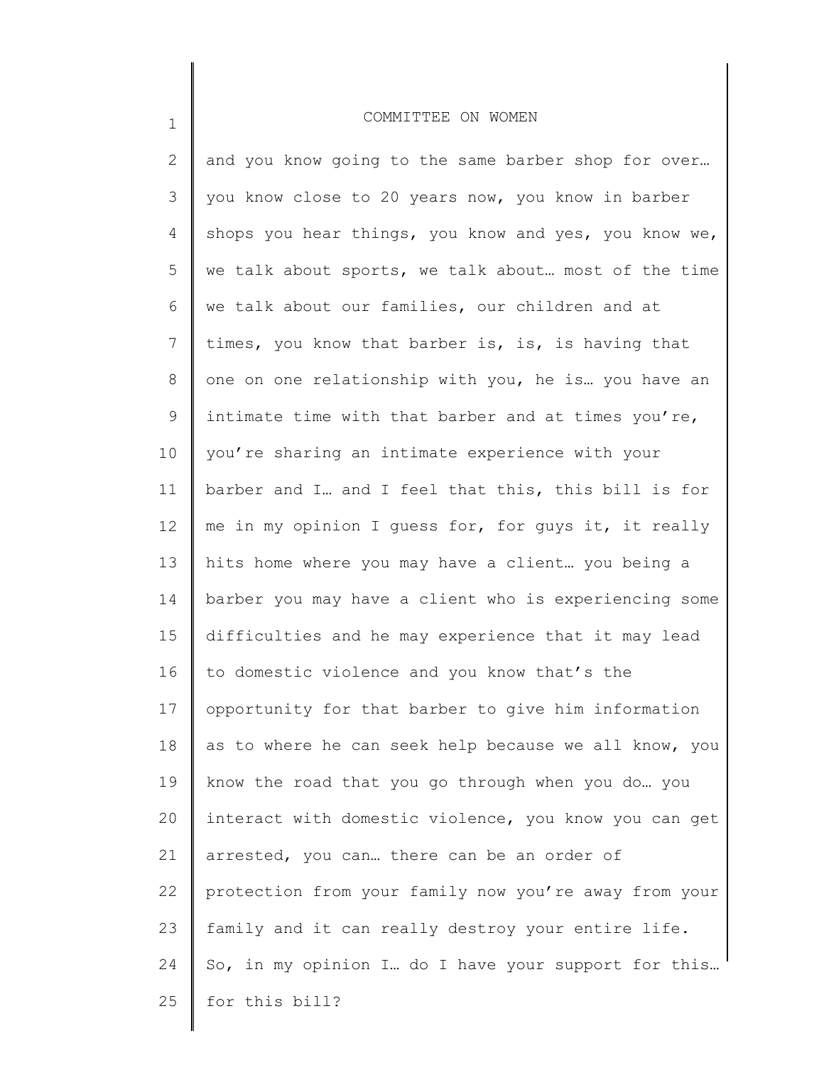and you know going to the same barber shop for over… you know close to 20 years now, you know in barber shops you hear things, you know and yes, you know we, we talk about sports, we talk about… most of the time we talk about our families, our children and at times, you know that barber is, is, is having that one on one relationship with you, he is… you have an intimate time with that barber and at times you're, you're sharing an intimate experience with your barber and I… and I feel that this, this bill is for me in my opinion I guess for, for guys it, it really hits home where you may have a client… you being a barber you may have a client who is experiencing some difficulties and he may experience that it may lead to domestic violence and you know that's the opportunity for that barber to give him information as to where he can seek help because we all know, you know the road that you go through when you do… you interact with domestic violence, you know you can get arrested, you can… there can be an order of protection from your family now you're away from your family and it can really destroy your entire life. So, in my opinion I… do I have your support for this… for this bill?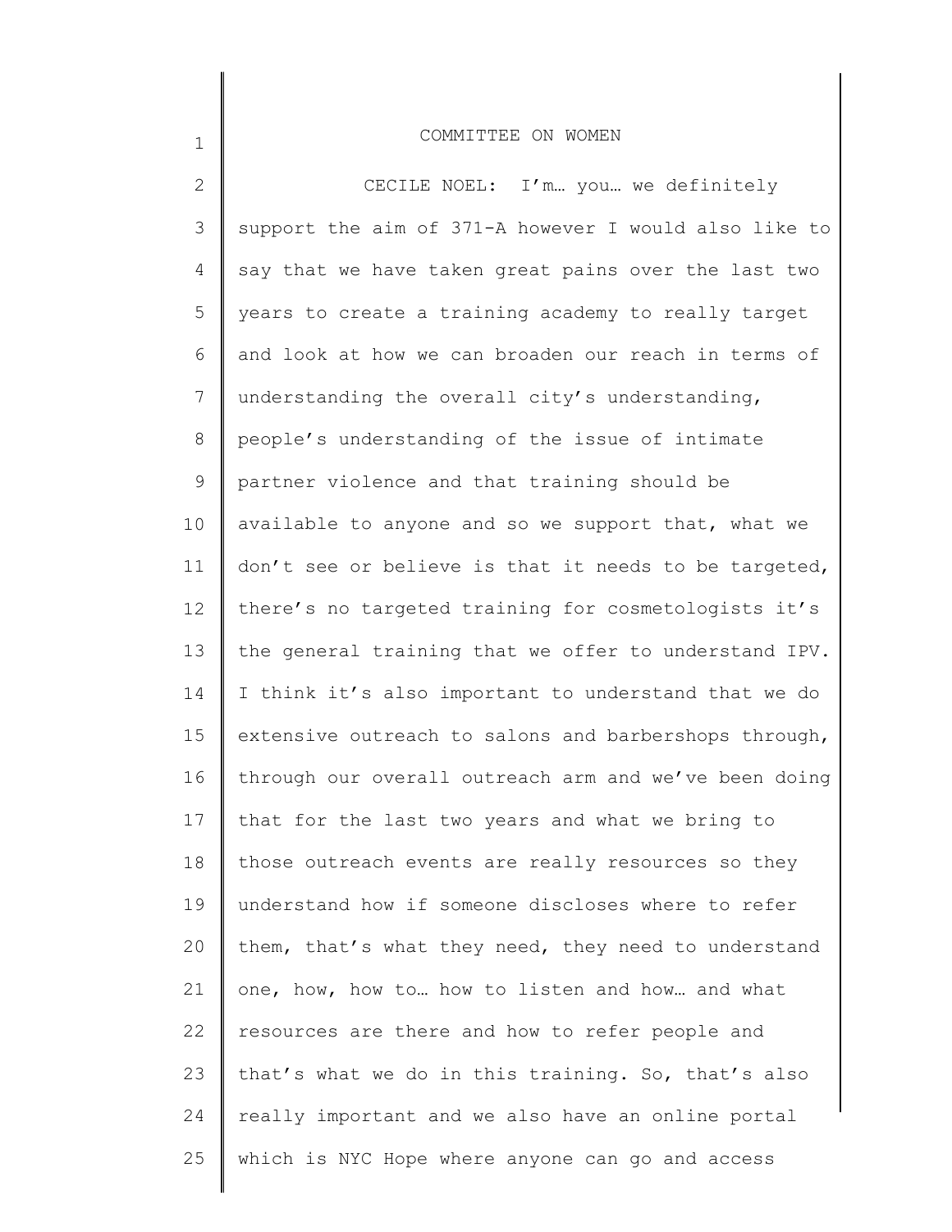CECILE NOEL: I'm… you… we definitely support the aim of 371-A however I would also like to say that we have taken great pains over the last two years to create a training academy to really target and look at how we can broaden our reach in terms of understanding the overall city's understanding, people's understanding of the issue of intimate partner violence and that training should be available to anyone and so we support that, what we don't see or believe is that it needs to be targeted, there's no targeted training for cosmetologists it's the general training that we offer to understand IPV. I think it's also important to understand that we do extensive outreach to salons and barbershops through, through our overall outreach arm and we've been doing that for the last two years and what we bring to those outreach events are really resources so they understand how if someone discloses where to refer them, that's what they need, they need to understand one, how, how to… how to listen and how… and what resources are there and how to refer people and that's what we do in this training. So, that's also really important and we also have an online portal which is NYC Hope where anyone can go and access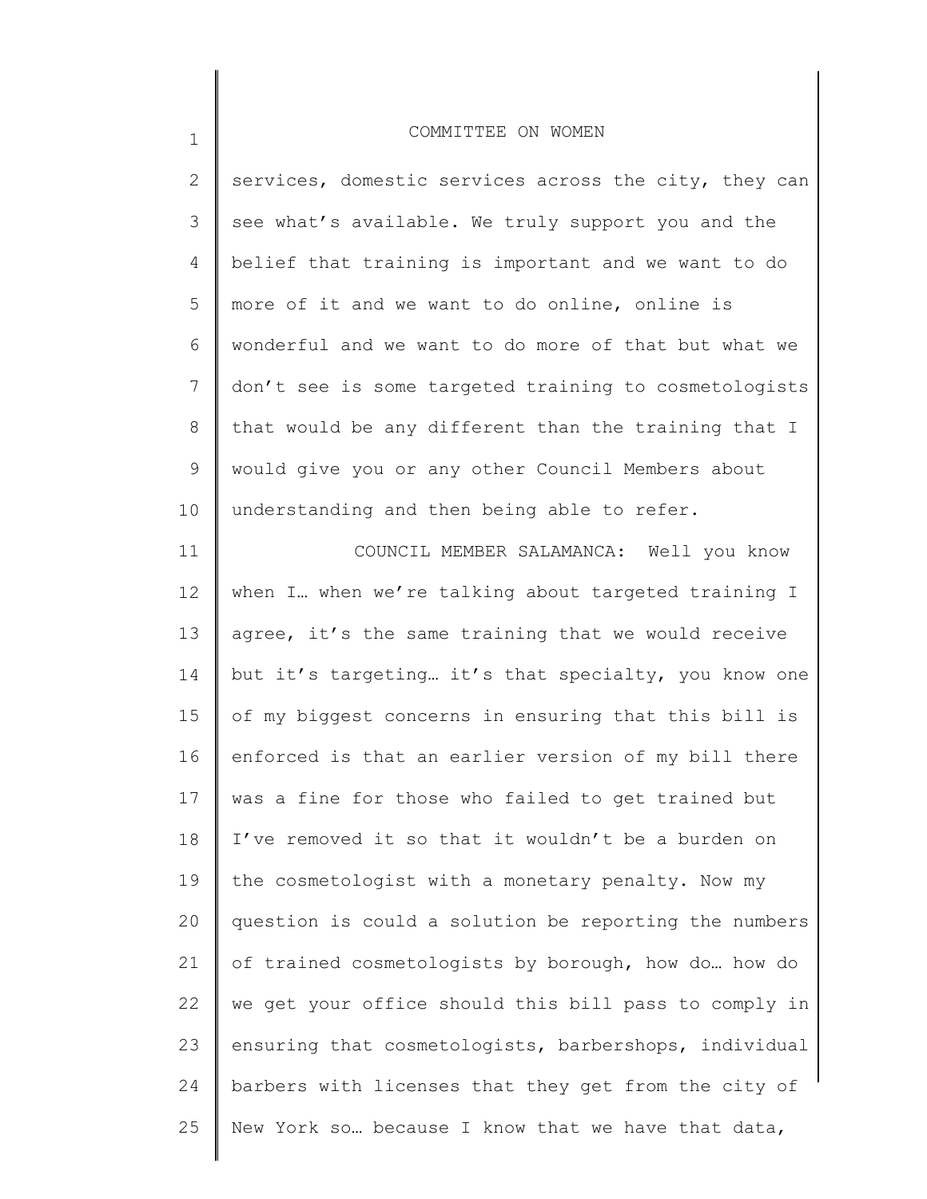services, domestic services across the city, they can see what's available. We truly support you and the belief that training is important and we want to do more of it and we want to do online, online is wonderful and we want to do more of that but what we don't see is some targeted training to cosmetologists that would be any different than the training that I would give you or any other Council Members about understanding and then being able to refer.

COUNCIL MEMBER SALAMANCA: Well you know when I… when we're talking about targeted training I agree, it's the same training that we would receive but it's targeting… it's that specialty, you know one of my biggest concerns in ensuring that this bill is enforced is that an earlier version of my bill there was a fine for those who failed to get trained but I've removed it so that it wouldn't be a burden on the cosmetologist with a monetary penalty. Now my question is could a solution be reporting the numbers of trained cosmetologists by borough, how do… how do we get your office should this bill pass to comply in ensuring that cosmetologists, barbershops, individual barbers with licenses that they get from the city of New York so… because I know that we have that data,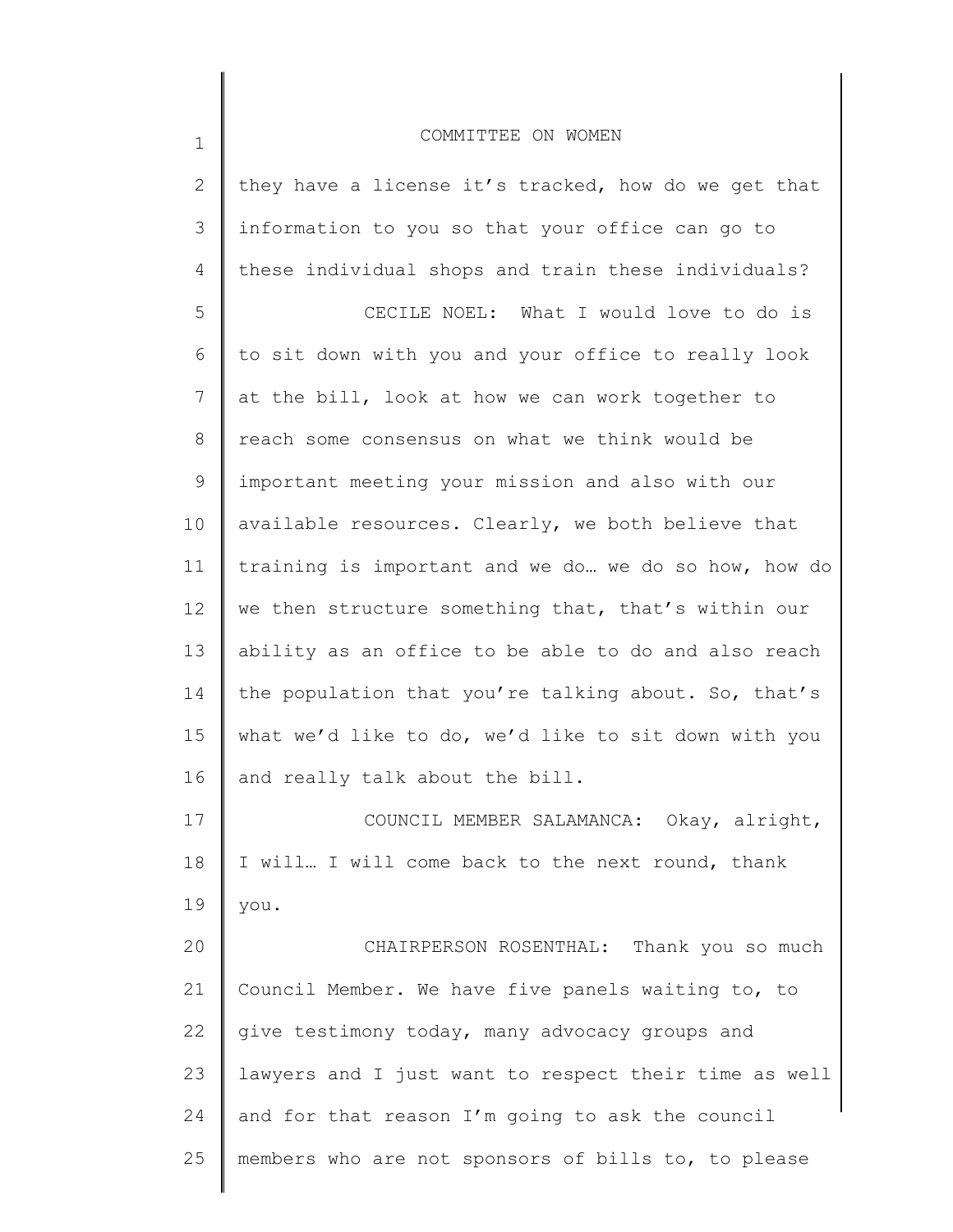they have a license it's tracked, how do we get that information to you so that your office can go to these individual shops and train these individuals?

CECILE NOEL: What I would love to do is to sit down with you and your office to really look at the bill, look at how we can work together to reach some consensus on what we think would be important meeting your mission and also with our available resources. Clearly, we both believe that training is important and we do… we do so how, how do we then structure something that, that's within our ability as an office to be able to do and also reach the population that you're talking about. So, that's what we'd like to do, we'd like to sit down with you and really talk about the bill.

COUNCIL MEMBER SALAMANCA: Okay, alright, I will… I will come back to the next round, thank you.

CHAIRPERSON ROSENTHAL: Thank you so much Council Member. We have five panels waiting to, to give testimony today, many advocacy groups and lawyers and I just want to respect their time as well and for that reason I'm going to ask the council members who are not sponsors of bills to, to please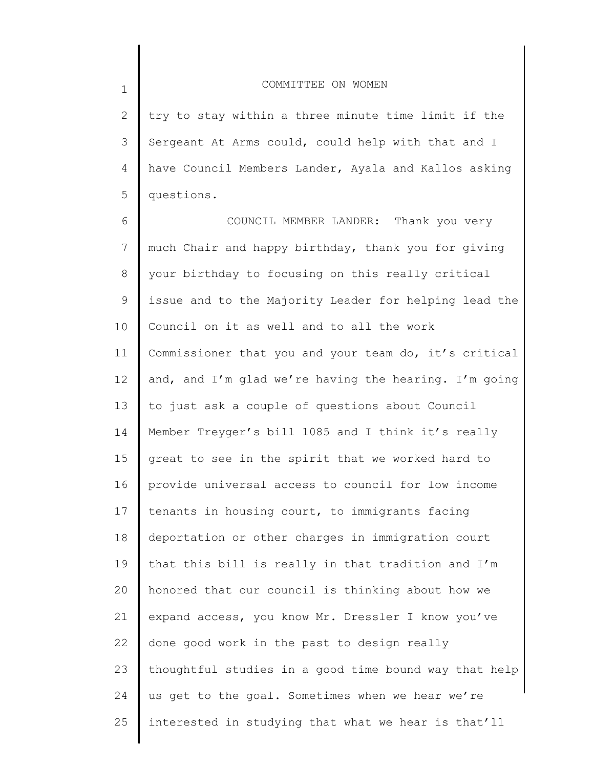try to stay within a three minute time limit if the Sergeant At Arms could, could help with that and I have Council Members Lander, Ayala and Kallos asking questions.

COUNCIL MEMBER LANDER: Thank you very much Chair and happy birthday, thank you for giving your birthday to focusing on this really critical issue and to the Majority Leader for helping lead the Council on it as well and to all the work Commissioner that you and your team do, it's critical and, and I'm glad we're having the hearing. I'm going to just ask a couple of questions about Council Member Treyger's bill 1085 and I think it's really great to see in the spirit that we worked hard to provide universal access to council for low income tenants in housing court, to immigrants facing deportation or other charges in immigration court that this bill is really in that tradition and I'm honored that our council is thinking about how we expand access, you know Mr. Dressler I know you've done good work in the past to design really thoughtful studies in a good time bound way that help us get to the goal. Sometimes when we hear we're interested in studying that what we hear is that'll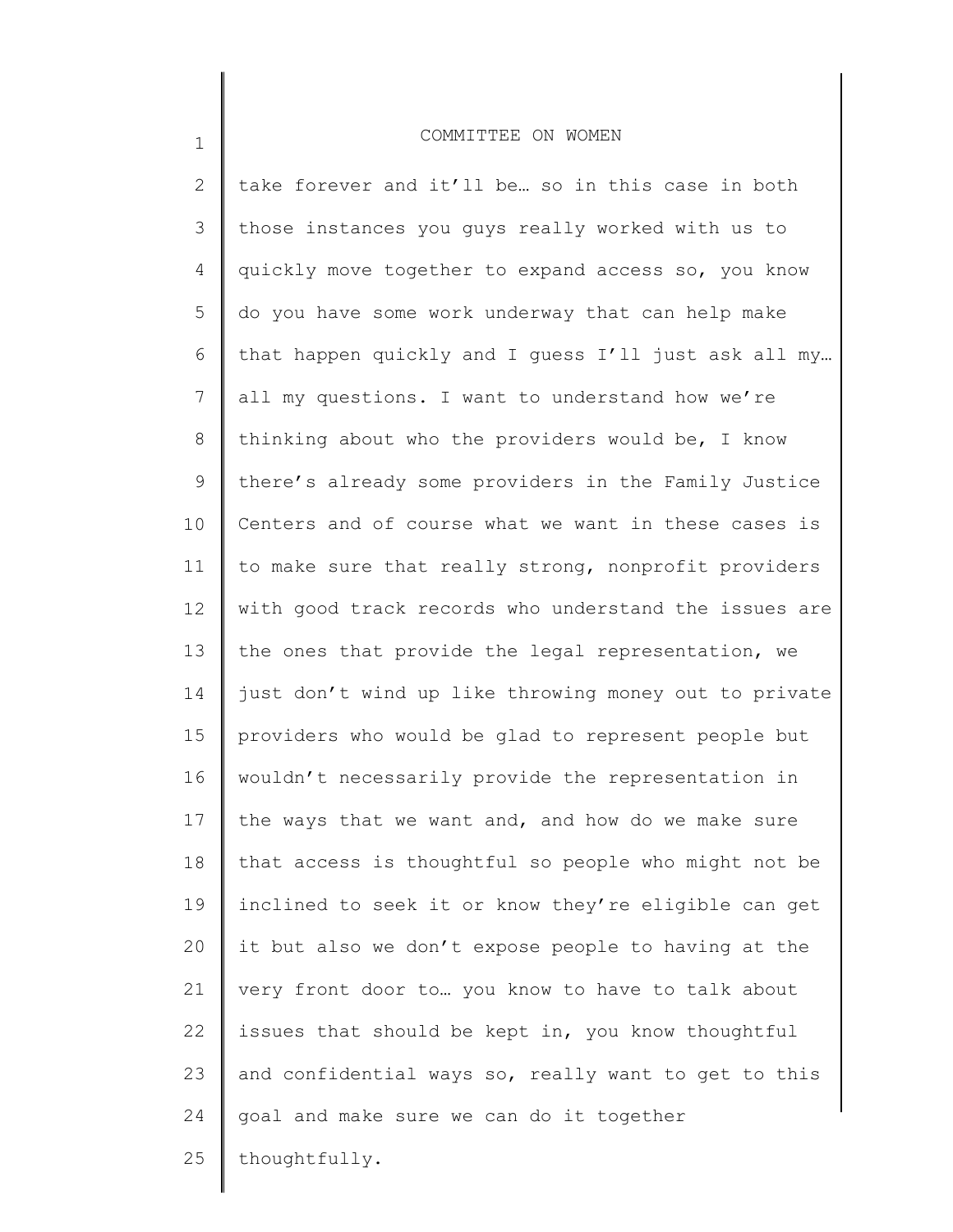take forever and it'll be… so in this case in both those instances you guys really worked with us to quickly move together to expand access so, you know do you have some work underway that can help make that happen quickly and I guess I'll just ask all my… all my questions. I want to understand how we're thinking about who the providers would be, I know there's already some providers in the Family Justice Centers and of course what we want in these cases is to make sure that really strong, nonprofit providers with good track records who understand the issues are the ones that provide the legal representation, we just don't wind up like throwing money out to private providers who would be glad to represent people but wouldn't necessarily provide the representation in the ways that we want and, and how do we make sure that access is thoughtful so people who might not be inclined to seek it or know they're eligible can get it but also we don't expose people to having at the very front door to… you know to have to talk about issues that should be kept in, you know thoughtful and confidential ways so, really want to get to this goal and make sure we can do it together thoughtfully.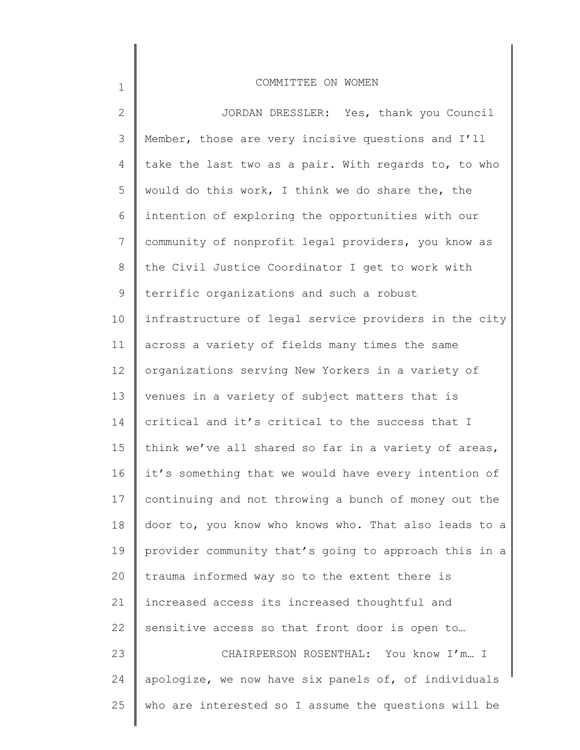JORDAN DRESSLER: Yes, thank you Council Member, those are very incisive questions and I'll take the last two as a pair. With regards to, to who would do this work, I think we do share the, the intention of exploring the opportunities with our community of nonprofit legal providers, you know as the Civil Justice Coordinator I get to work with terrific organizations and such a robust infrastructure of legal service providers in the city across a variety of fields many times the same organizations serving New Yorkers in a variety of venues in a variety of subject matters that is critical and it's critical to the success that I think we've all shared so far in a variety of areas, it's something that we would have every intention of continuing and not throwing a bunch of money out the door to, you know who knows who. That also leads to a provider community that's going to approach this in a trauma informed way so to the extent there is increased access its increased thoughtful and sensitive access so that front door is open to…

CHAIRPERSON ROSENTHAL: You know I'm… I apologize, we now have six panels of, of individuals who are interested so I assume the questions will be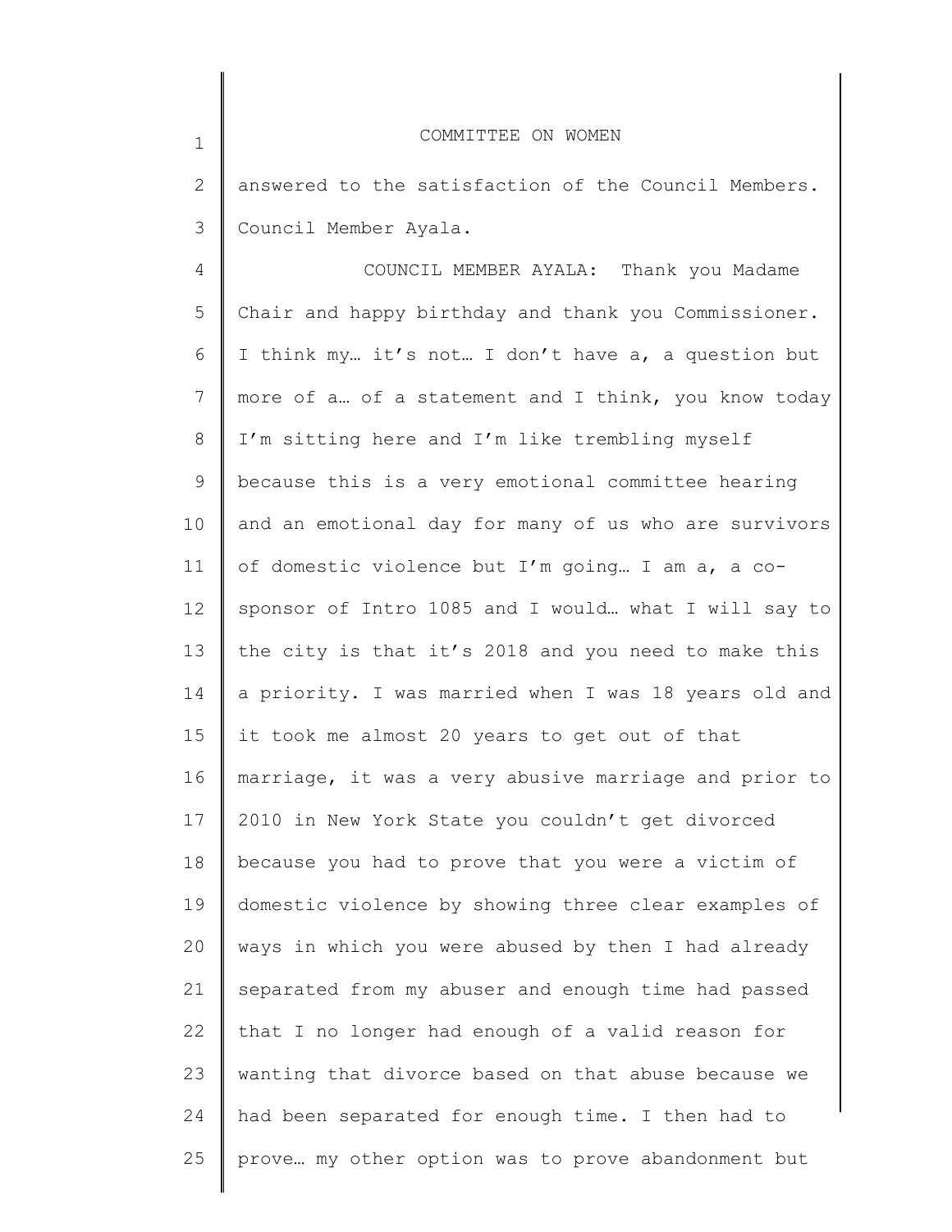answered to the satisfaction of the Council Members. Council Member Ayala.

COUNCIL MEMBER AYALA: Thank you Madame Chair and happy birthday and thank you Commissioner. I think my… it's not… I don't have a, a question but more of a… of a statement and I think, you know today I'm sitting here and I'm like trembling myself because this is a very emotional committee hearing and an emotional day for many of us who are survivors of domestic violence but I'm going… I am a, a co-sponsor of Intro 1085 and I would… what I will say to the city is that it's 2018 and you need to make this a priority. I was married when I was 18 years old and it took me almost 20 years to get out of that marriage, it was a very abusive marriage and prior to 2010 in New York State you couldn't get divorced because you had to prove that you were a victim of domestic violence by showing three clear examples of ways in which you were abused by then I had already separated from my abuser and enough time had passed that I no longer had enough of a valid reason for wanting that divorce based on that abuse because we had been separated for enough time. I then had to prove… my other option was to prove abandonment but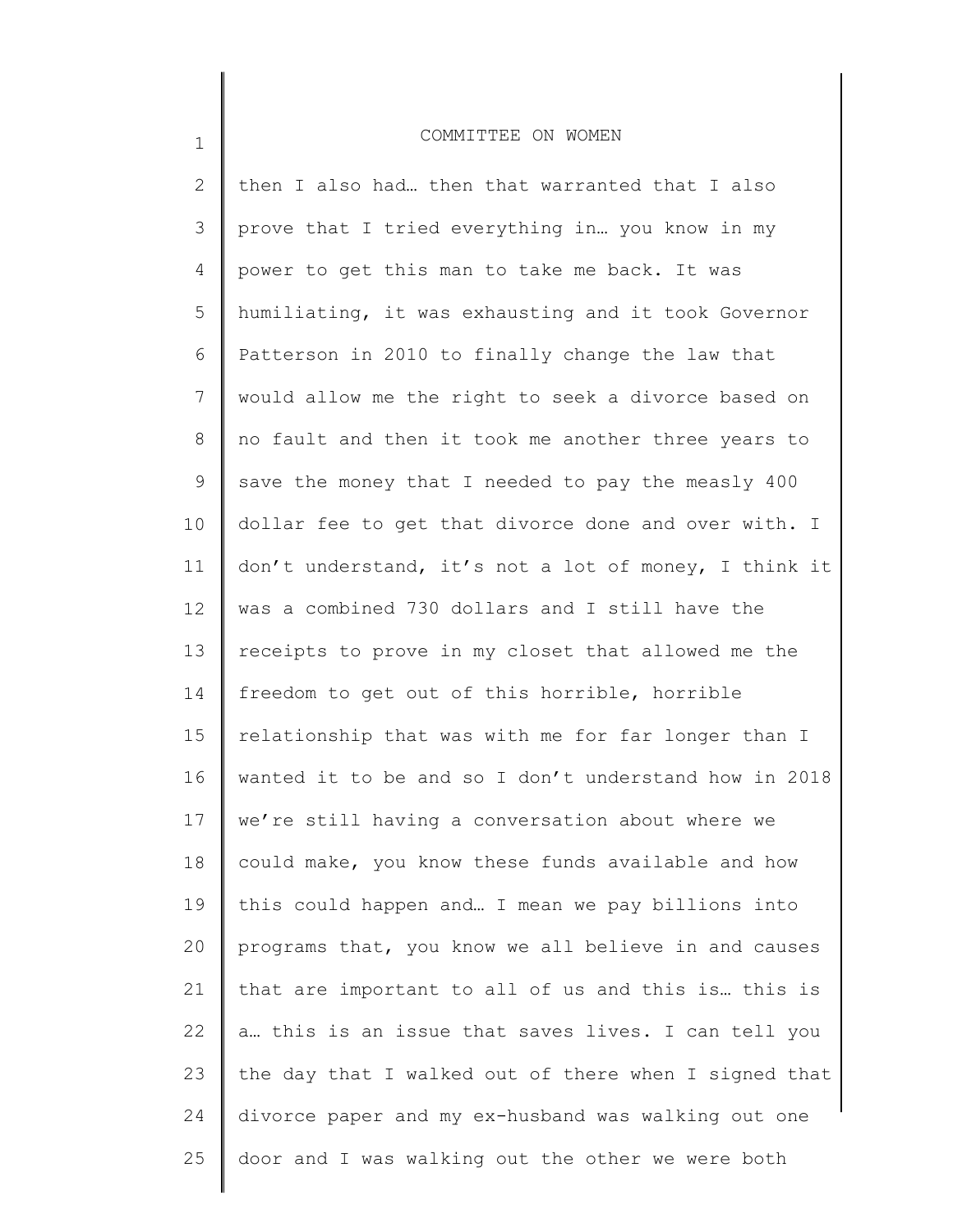then I also had… then that warranted that I also prove that I tried everything in… you know in my power to get this man to take me back. It was humiliating, it was exhausting and it took Governor Patterson in 2010 to finally change the law that would allow me the right to seek a divorce based on no fault and then it took me another three years to save the money that I needed to pay the measly 400 dollar fee to get that divorce done and over with. I don't understand, it's not a lot of money, I think it was a combined 730 dollars and I still have the receipts to prove in my closet that allowed me the freedom to get out of this horrible, horrible relationship that was with me for far longer than I wanted it to be and so I don't understand how in 2018 we're still having a conversation about where we could make, you know these funds available and how this could happen and… I mean we pay billions into programs that, you know we all believe in and causes that are important to all of us and this is… this is a… this is an issue that saves lives. I can tell you the day that I walked out of there when I signed that divorce paper and my ex-husband was walking out one door and I was walking out the other we were both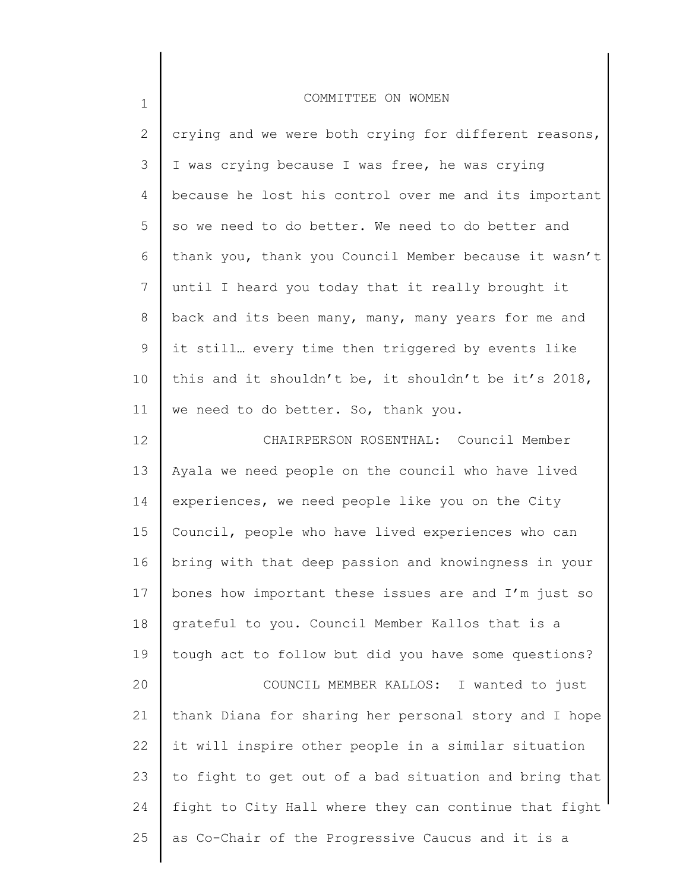crying and we were both crying for different reasons, I was crying because I was free, he was crying because he lost his control over me and its important so we need to do better. We need to do better and thank you, thank you Council Member because it wasn't until I heard you today that it really brought it back and its been many, many, many years for me and it still… every time then triggered by events like this and it shouldn't be, it shouldn't be it's 2018, we need to do better. So, thank you.

CHAIRPERSON ROSENTHAL: Council Member Ayala we need people on the council who have lived experiences, we need people like you on the City Council, people who have lived experiences who can bring with that deep passion and knowingness in your bones how important these issues are and I'm just so grateful to you. Council Member Kallos that is a tough act to follow but did you have some questions?

COUNCIL MEMBER KALLOS: I wanted to just thank Diana for sharing her personal story and I hope it will inspire other people in a similar situation to fight to get out of a bad situation and bring that fight to City Hall where they can continue that fight as Co-Chair of the Progressive Caucus and it is a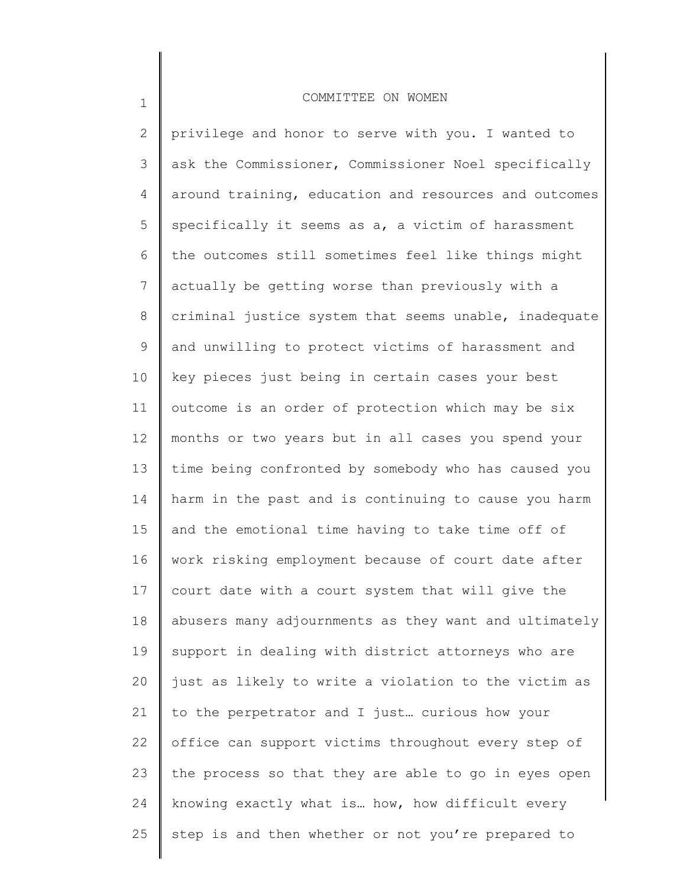privilege and honor to serve with you. I wanted to ask the Commissioner, Commissioner Noel specifically around training, education and resources and outcomes specifically it seems as a, a victim of harassment the outcomes still sometimes feel like things might actually be getting worse than previously with a criminal justice system that seems unable, inadequate and unwilling to protect victims of harassment and key pieces just being in certain cases your best outcome is an order of protection which may be six months or two years but in all cases you spend your time being confronted by somebody who has caused you harm in the past and is continuing to cause you harm and the emotional time having to take time off of work risking employment because of court date after court date with a court system that will give the abusers many adjournments as they want and ultimately support in dealing with district attorneys who are just as likely to write a violation to the victim as to the perpetrator and I just… curious how your office can support victims throughout every step of the process so that they are able to go in eyes open knowing exactly what is… how, how difficult every step is and then whether or not you're prepared to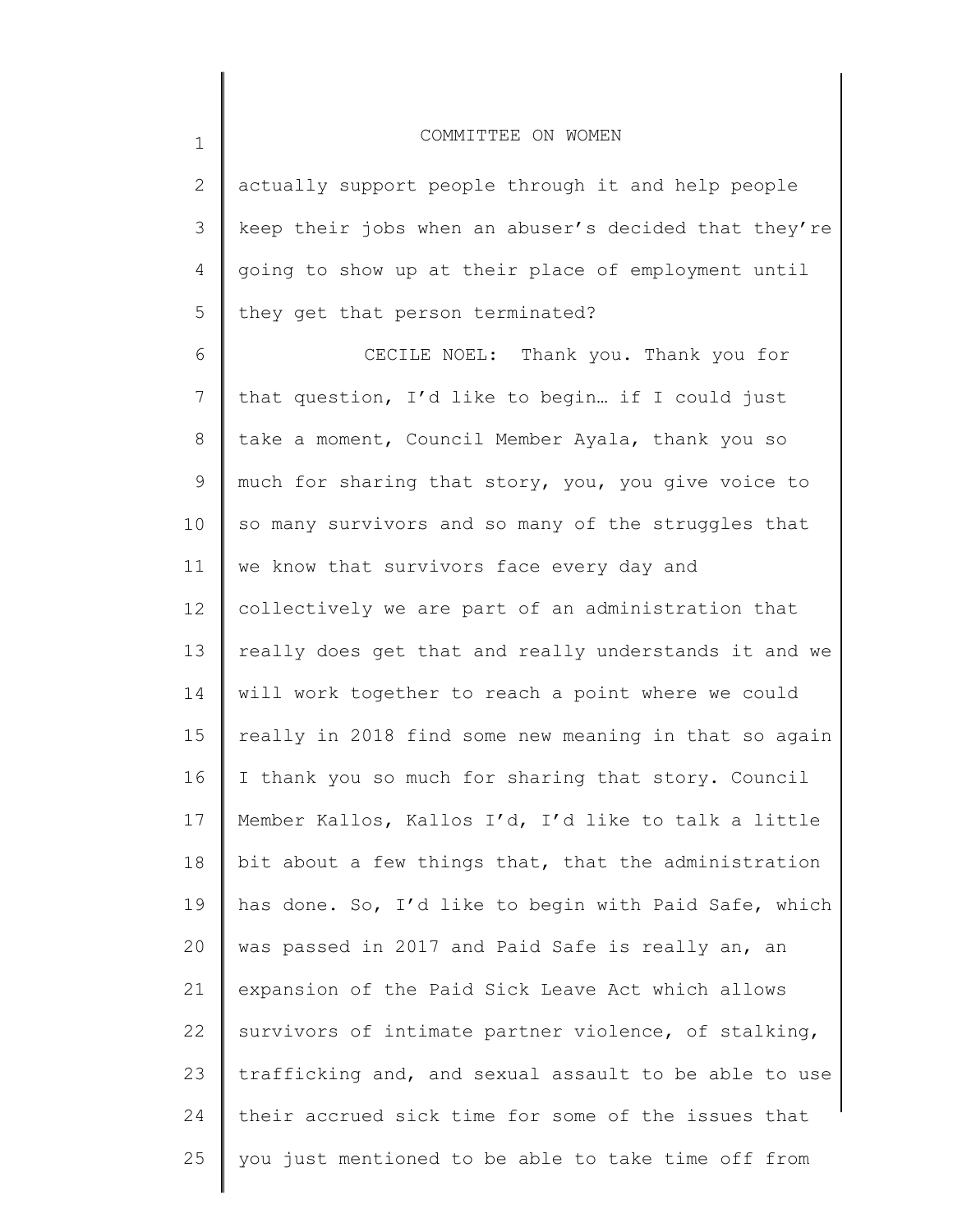actually support people through it and help people keep their jobs when an abuser's decided that they're going to show up at their place of employment until they get that person terminated?

CECILE NOEL: Thank you. Thank you for that question, I'd like to begin… if I could just take a moment, Council Member Ayala, thank you so much for sharing that story, you, you give voice to so many survivors and so many of the struggles that we know that survivors face every day and collectively we are part of an administration that really does get that and really understands it and we will work together to reach a point where we could really in 2018 find some new meaning in that so again I thank you so much for sharing that story. Council Member Kallos, Kallos I'd, I'd like to talk a little bit about a few things that, that the administration has done. So, I'd like to begin with Paid Safe, which was passed in 2017 and Paid Safe is really an, an expansion of the Paid Sick Leave Act which allows survivors of intimate partner violence, of stalking, trafficking and, and sexual assault to be able to use their accrued sick time for some of the issues that you just mentioned to be able to take time off from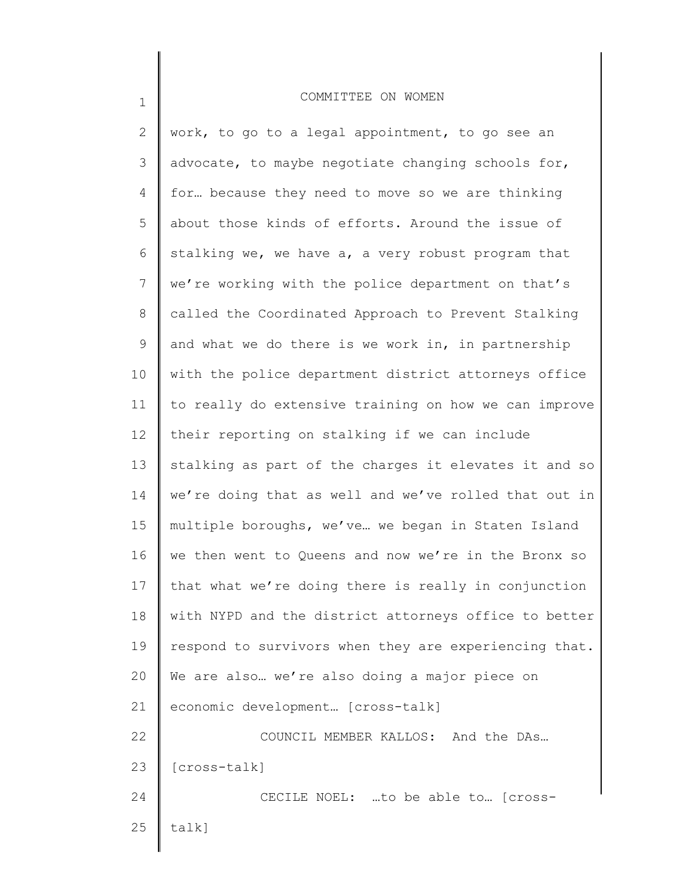work, to go to a legal appointment, to go see an advocate, to maybe negotiate changing schools for, for… because they need to move so we are thinking about those kinds of efforts. Around the issue of stalking we, we have a, a very robust program that we're working with the police department on that's called the Coordinated Approach to Prevent Stalking and what we do there is we work in, in partnership with the police department district attorneys office to really do extensive training on how we can improve their reporting on stalking if we can include stalking as part of the charges it elevates it and so we're doing that as well and we've rolled that out in multiple boroughs, we've… we began in Staten Island we then went to Queens and now we're in the Bronx so that what we're doing there is really in conjunction with NYPD and the district attorneys office to better respond to survivors when they are experiencing that. We are also… we're also doing a major piece on economic development… [cross-talk]

COUNCIL MEMBER KALLOS: And the DAs… [cross-talk]

CECILE NOEL: …to be able to… [cross-talk]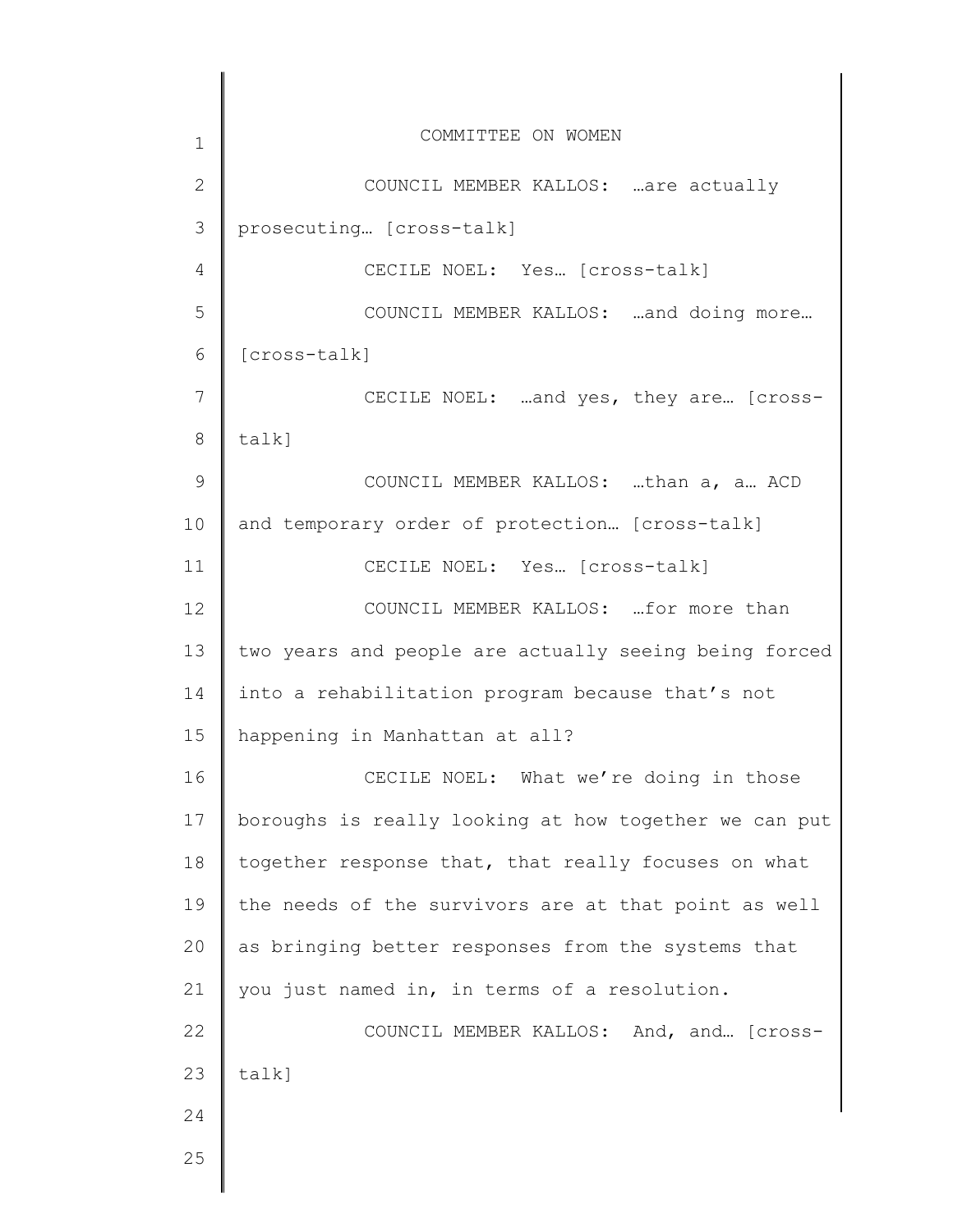COUNCIL MEMBER KALLOS: …are actually prosecuting… [cross-talk]

CECILE NOEL: Yes… [cross-talk]

COUNCIL MEMBER KALLOS: …and doing more… [cross-talk]

CECILE NOEL: …and yes, they are… [cross-talk]

COUNCIL MEMBER KALLOS: …than a, a… ACD and temporary order of protection… [cross-talk]

CECILE NOEL: Yes… [cross-talk]

COUNCIL MEMBER KALLOS: …for more than two years and people are actually seeing being forced into a rehabilitation program because that's not happening in Manhattan at all?

CECILE NOEL: What we're doing in those boroughs is really looking at how together we can put together response that, that really focuses on what the needs of the survivors are at that point as well as bringing better responses from the systems that you just named in, in terms of a resolution.

COUNCIL MEMBER KALLOS: And, and… [cross-talk]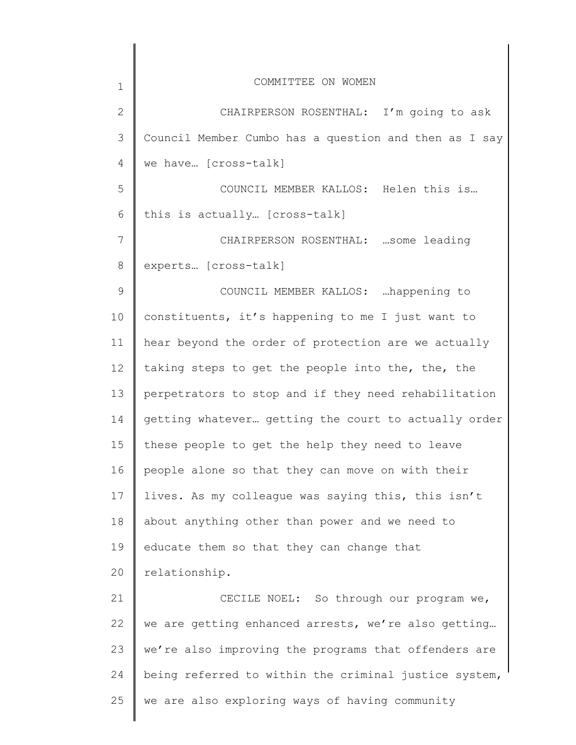CHAIRPERSON ROSENTHAL: I'm going to ask Council Member Cumbo has a question and then as I say we have… [cross-talk]

COUNCIL MEMBER KALLOS: Helen this is… this is actually… [cross-talk]

CHAIRPERSON ROSENTHAL: …some leading experts… [cross-talk]

COUNCIL MEMBER KALLOS: …happening to constituents, it's happening to me I just want to hear beyond the order of protection are we actually taking steps to get the people into the, the, the perpetrators to stop and if they need rehabilitation getting whatever… getting the court to actually order these people to get the help they need to leave people alone so that they can move on with their lives. As my colleague was saying this, this isn't about anything other than power and we need to educate them so that they can change that relationship.

CECILE NOEL: So through our program we, we are getting enhanced arrests, we're also getting… we're also improving the programs that offenders are being referred to within the criminal justice system, we are also exploring ways of having community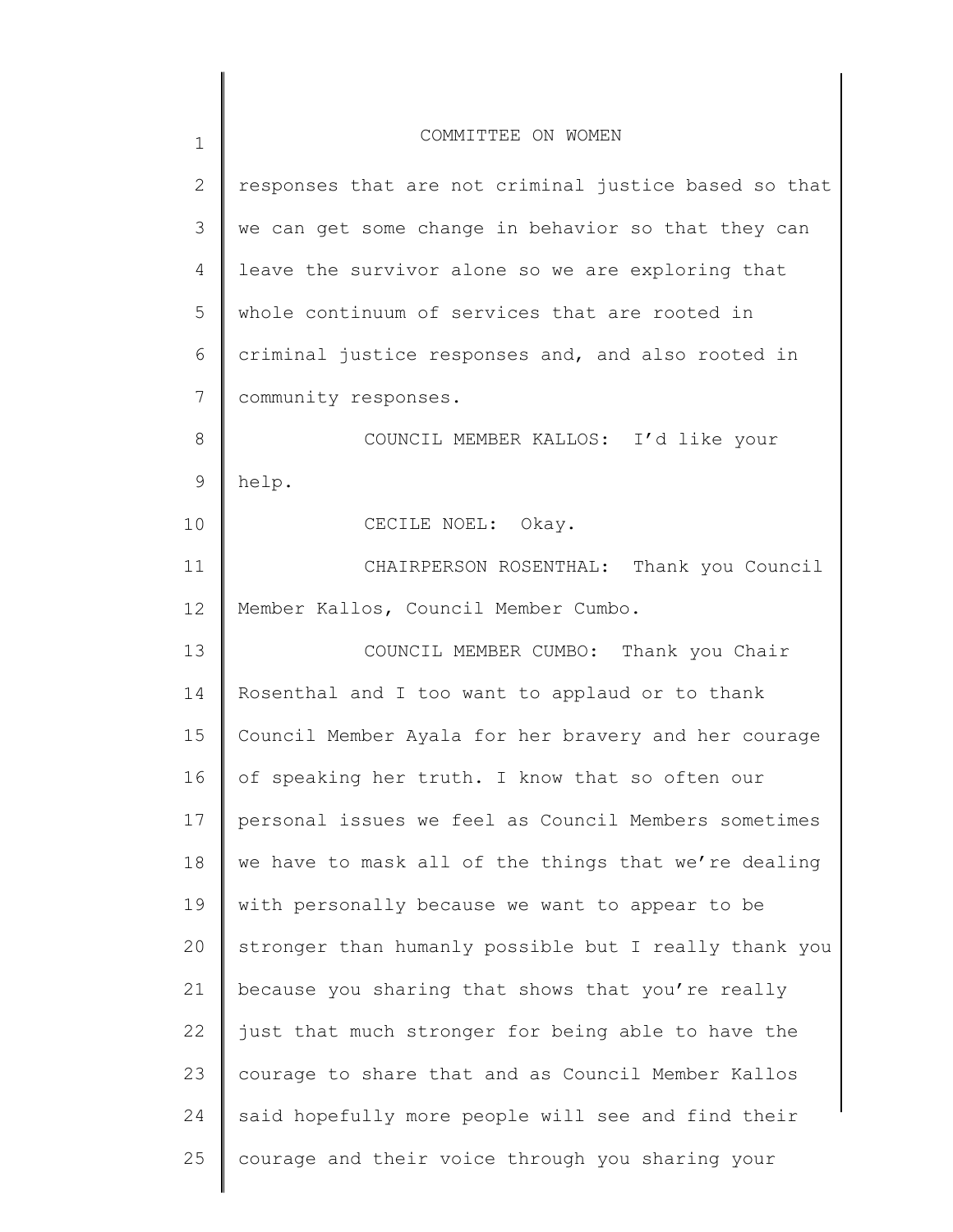responses that are not criminal justice based so that we can get some change in behavior so that they can leave the survivor alone so we are exploring that whole continuum of services that are rooted in criminal justice responses and, and also rooted in community responses.

COUNCIL MEMBER KALLOS: I'd like your help.

CECILE NOEL: Okay.

CHAIRPERSON ROSENTHAL: Thank you Council Member Kallos, Council Member Cumbo.

COUNCIL MEMBER CUMBO: Thank you Chair Rosenthal and I too want to applaud or to thank Council Member Ayala for her bravery and her courage of speaking her truth. I know that so often our personal issues we feel as Council Members sometimes we have to mask all of the things that we're dealing with personally because we want to appear to be stronger than humanly possible but I really thank you because you sharing that shows that you're really just that much stronger for being able to have the courage to share that and as Council Member Kallos said hopefully more people will see and find their courage and their voice through you sharing your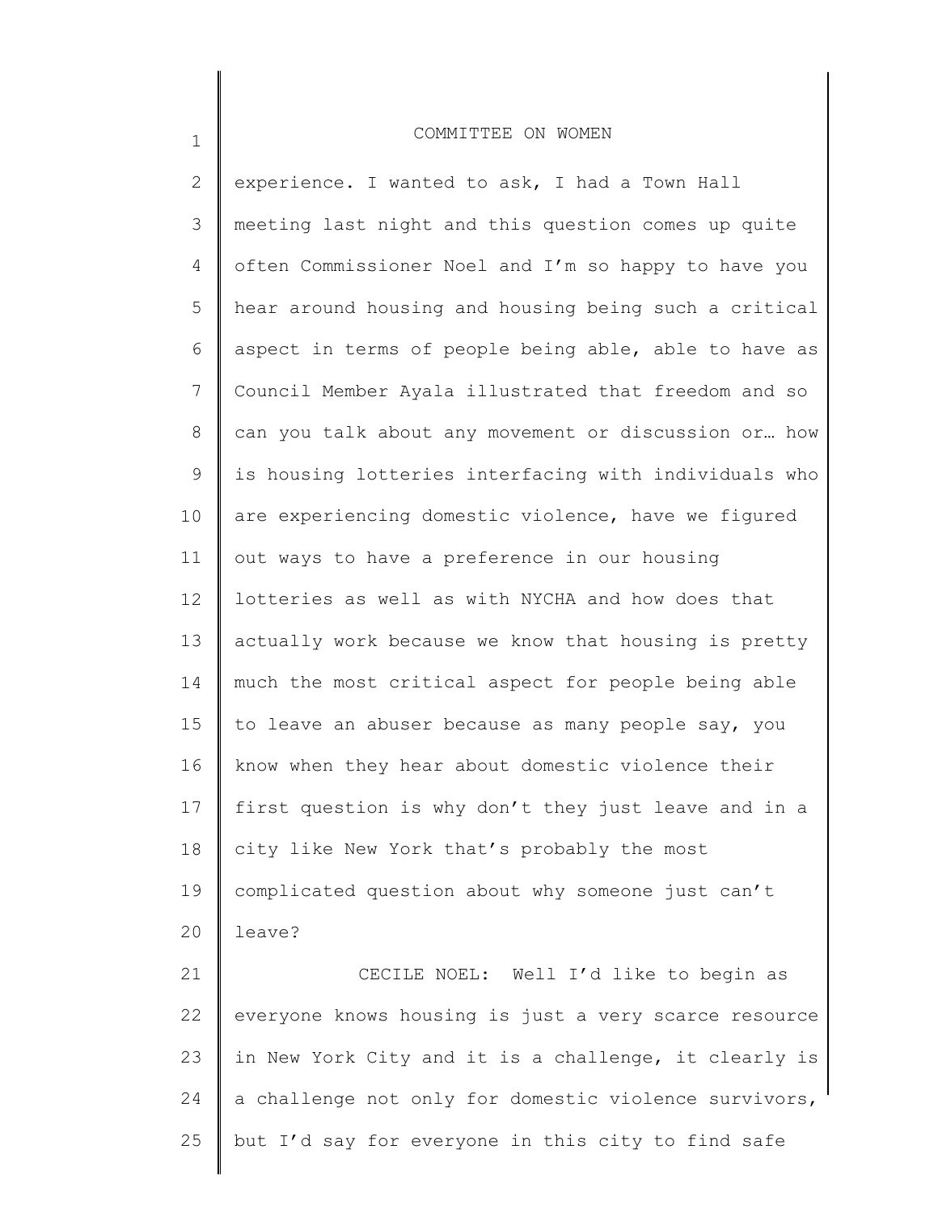experience. I wanted to ask, I had a Town Hall meeting last night and this question comes up quite often Commissioner Noel and I'm so happy to have you hear around housing and housing being such a critical aspect in terms of people being able, able to have as Council Member Ayala illustrated that freedom and so can you talk about any movement or discussion or… how is housing lotteries interfacing with individuals who are experiencing domestic violence, have we figured out ways to have a preference in our housing lotteries as well as with NYCHA and how does that actually work because we know that housing is pretty much the most critical aspect for people being able to leave an abuser because as many people say, you know when they hear about domestic violence their first question is why don't they just leave and in a city like New York that's probably the most complicated question about why someone just can't leave?

CECILE NOEL: Well I'd like to begin as everyone knows housing is just a very scarce resource in New York City and it is a challenge, it clearly is a challenge not only for domestic violence survivors, but I'd say for everyone in this city to find safe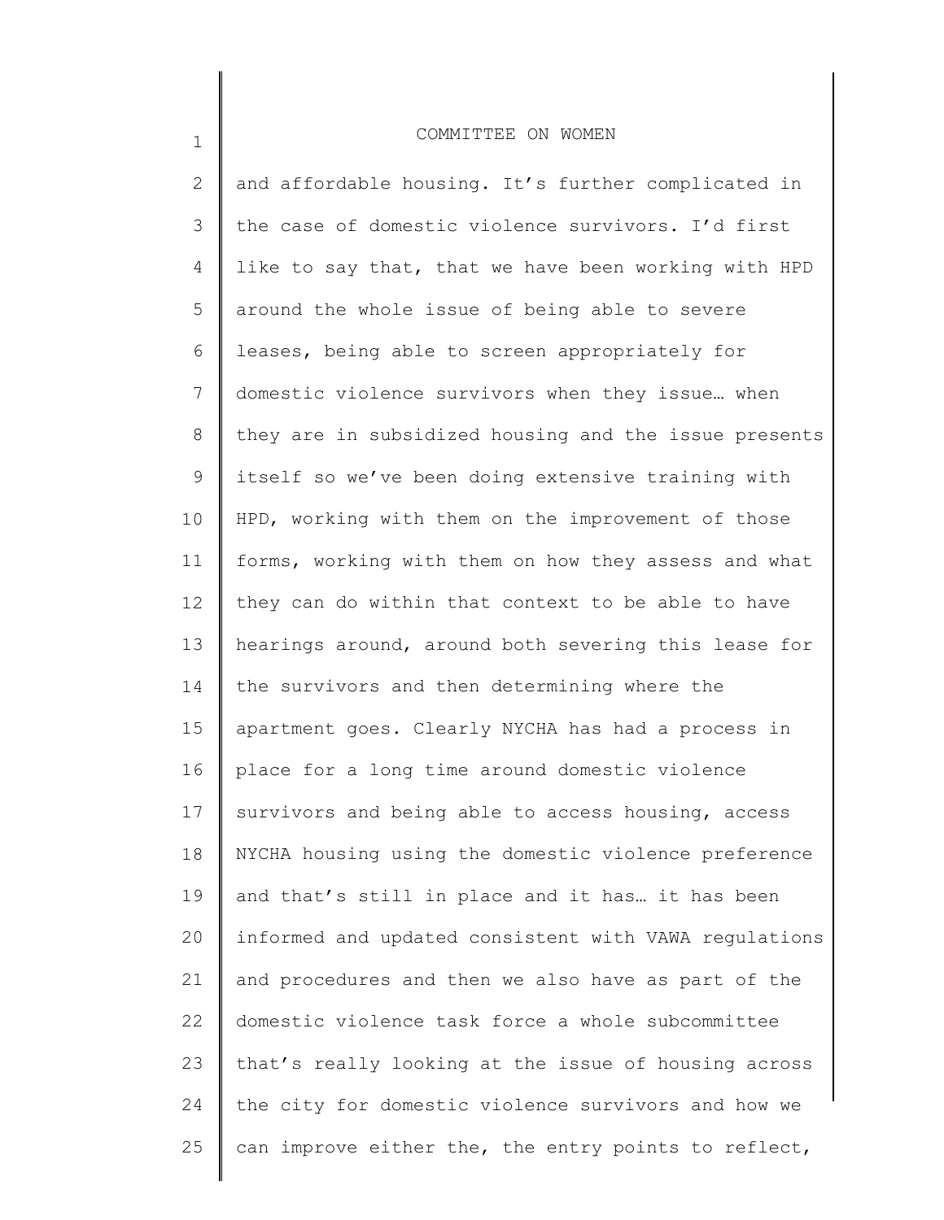and affordable housing. It's further complicated in the case of domestic violence survivors. I'd first like to say that, that we have been working with HPD around the whole issue of being able to severe leases, being able to screen appropriately for domestic violence survivors when they issue… when they are in subsidized housing and the issue presents itself so we've been doing extensive training with HPD, working with them on the improvement of those forms, working with them on how they assess and what they can do within that context to be able to have hearings around, around both severing this lease for the survivors and then determining where the apartment goes. Clearly NYCHA has had a process in place for a long time around domestic violence survivors and being able to access housing, access NYCHA housing using the domestic violence preference and that's still in place and it has… it has been informed and updated consistent with VAWA regulations and procedures and then we also have as part of the domestic violence task force a whole subcommittee that's really looking at the issue of housing across the city for domestic violence survivors and how we can improve either the, the entry points to reflect,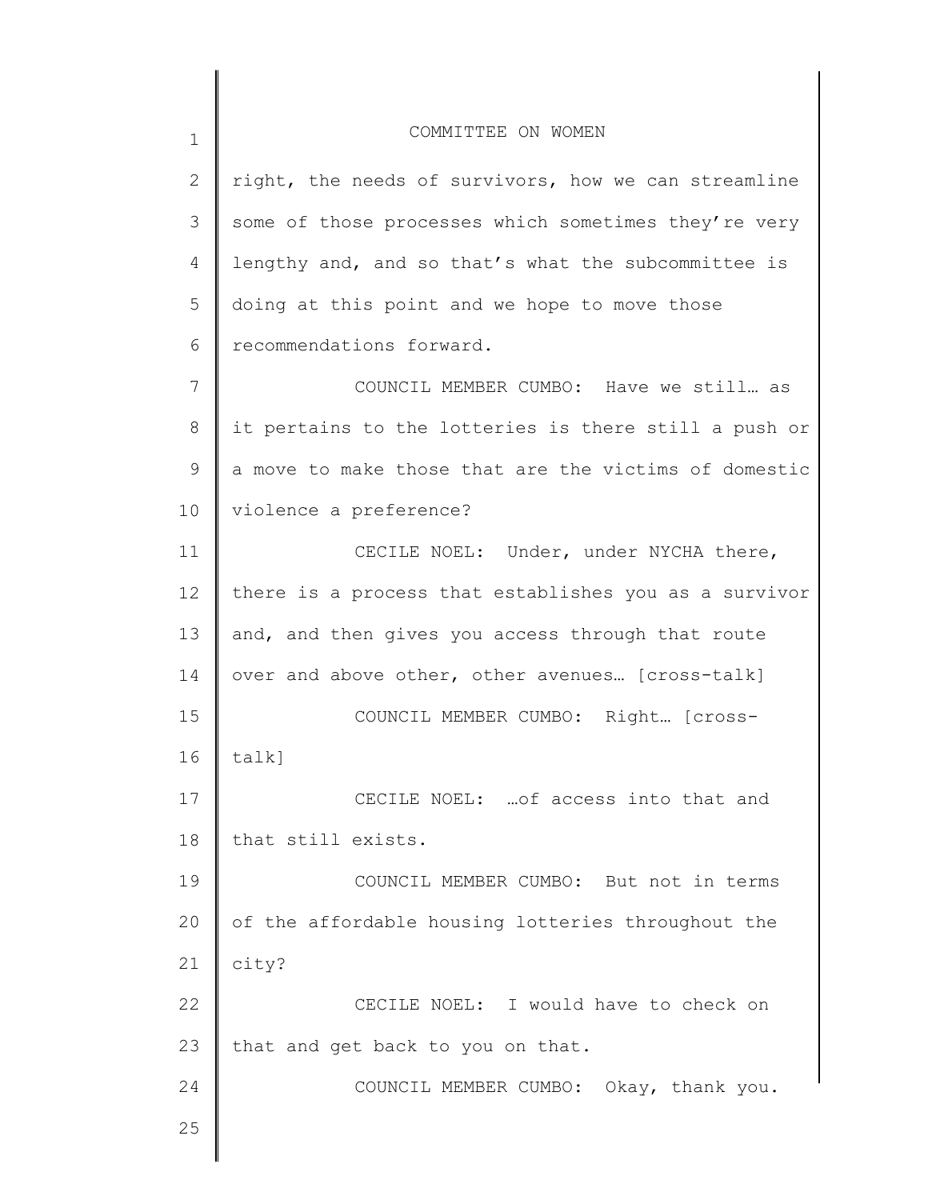right, the needs of survivors, how we can streamline some of those processes which sometimes they're very lengthy and, and so that's what the subcommittee is doing at this point and we hope to move those recommendations forward.

COUNCIL MEMBER CUMBO: Have we still… as it pertains to the lotteries is there still a push or a move to make those that are the victims of domestic violence a preference?

CECILE NOEL: Under, under NYCHA there, there is a process that establishes you as a survivor and, and then gives you access through that route over and above other, other avenues… [cross-talk]

COUNCIL MEMBER CUMBO: Right… [cross-talk]

CECILE NOEL: …of access into that and that still exists.

COUNCIL MEMBER CUMBO: But not in terms of the affordable housing lotteries throughout the city?

CECILE NOEL: I would have to check on that and get back to you on that.

COUNCIL MEMBER CUMBO: Okay, thank you.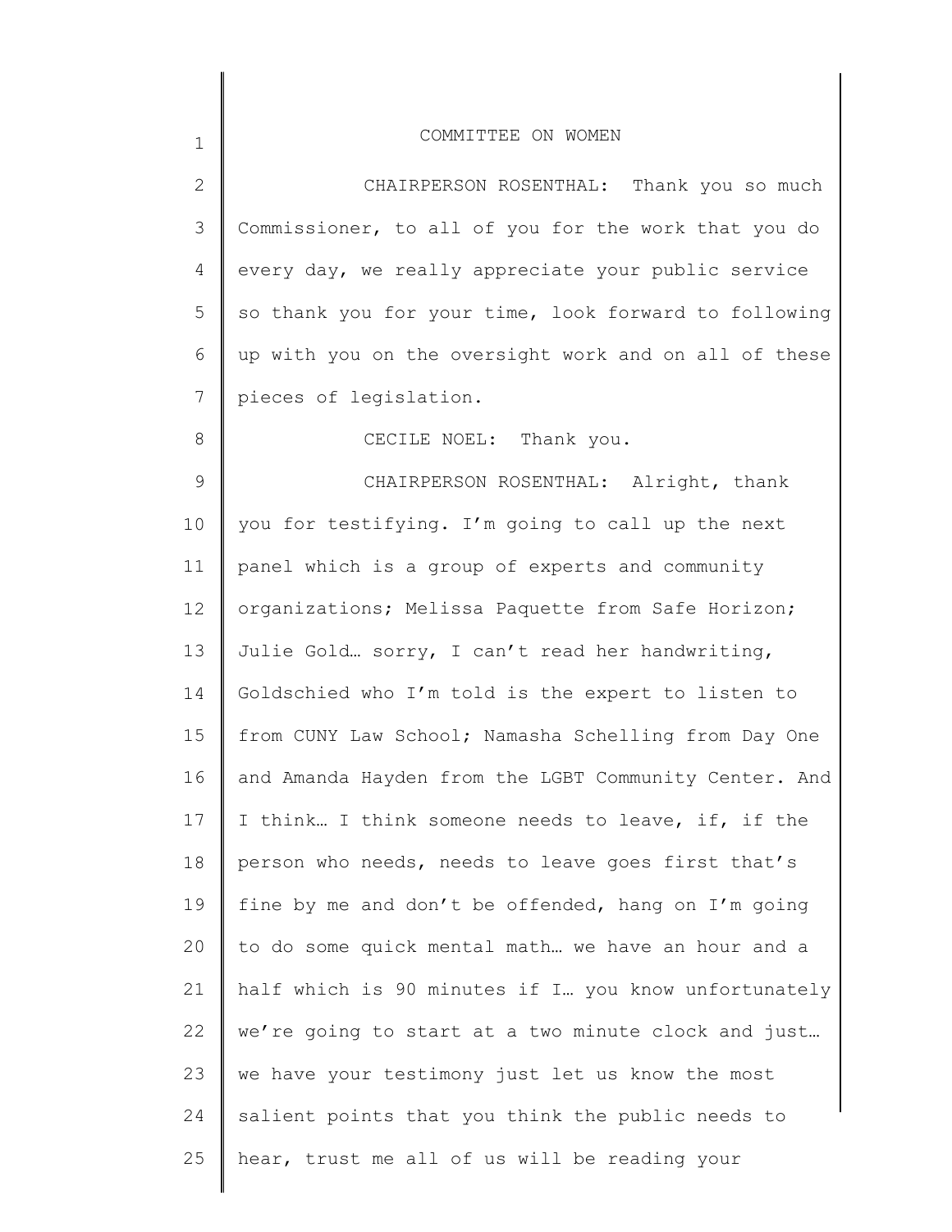CHAIRPERSON ROSENTHAL: Thank you so much Commissioner, to all of you for the work that you do every day, we really appreciate your public service so thank you for your time, look forward to following up with you on the oversight work and on all of these pieces of legislation.

CECILE NOEL: Thank you.

CHAIRPERSON ROSENTHAL: Alright, thank you for testifying. I'm going to call up the next panel which is a group of experts and community organizations; Melissa Paquette from Safe Horizon; Julie Gold… sorry, I can't read her handwriting, Goldschied who I'm told is the expert to listen to from CUNY Law School; Namasha Schelling from Day One and Amanda Hayden from the LGBT Community Center. And I think… I think someone needs to leave, if, if the person who needs, needs to leave goes first that's fine by me and don't be offended, hang on I'm going to do some quick mental math… we have an hour and a half which is 90 minutes if I… you know unfortunately we're going to start at a two minute clock and just… we have your testimony just let us know the most salient points that you think the public needs to hear, trust me all of us will be reading your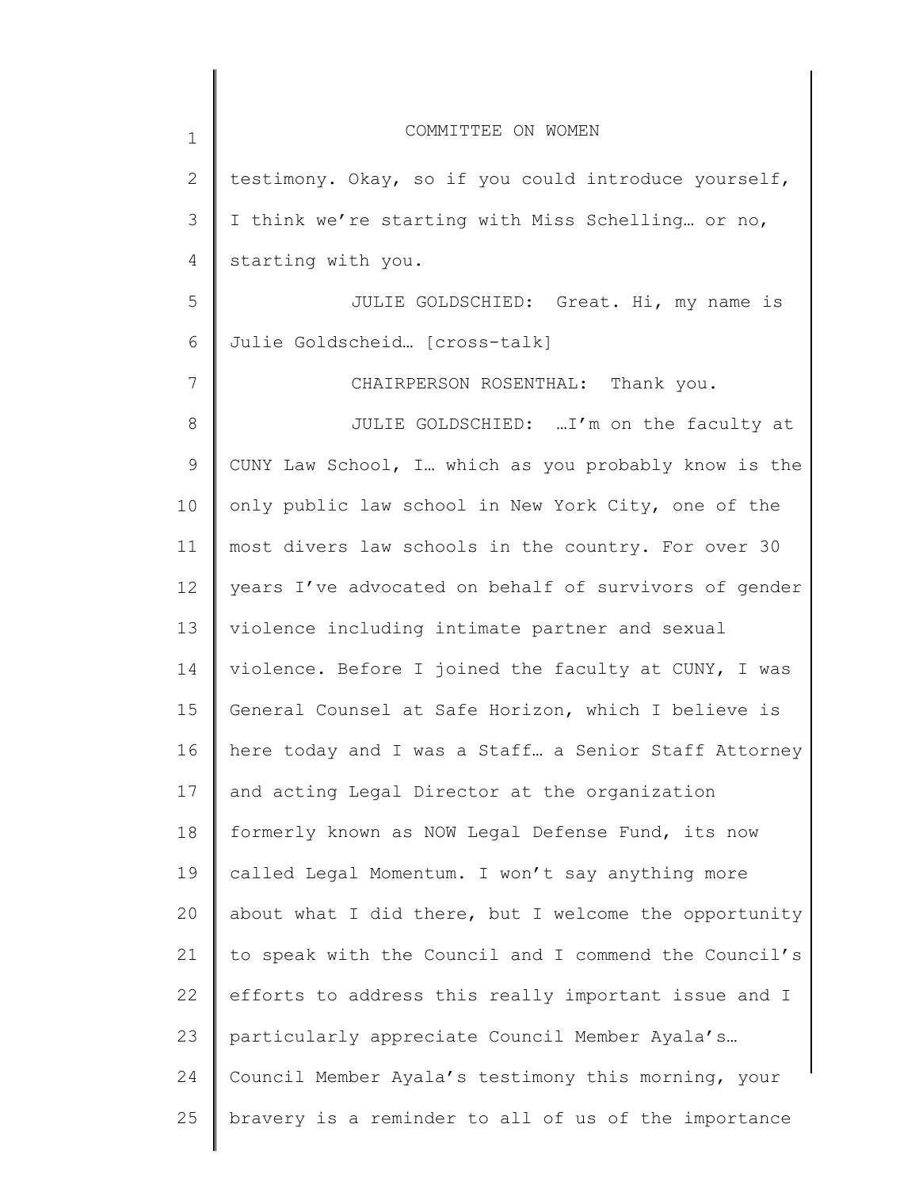testimony. Okay, so if you could introduce yourself, I think we're starting with Miss Schelling… or no, starting with you.

JULIE GOLDSCHIED: Great. Hi, my name is Julie Goldscheid… [cross-talk]

CHAIRPERSON ROSENTHAL: Thank you.

JULIE GOLDSCHIED: …I'm on the faculty at CUNY Law School, I… which as you probably know is the only public law school in New York City, one of the most divers law schools in the country. For over 30 years I've advocated on behalf of survivors of gender violence including intimate partner and sexual violence. Before I joined the faculty at CUNY, I was General Counsel at Safe Horizon, which I believe is here today and I was a Staff… a Senior Staff Attorney and acting Legal Director at the organization formerly known as NOW Legal Defense Fund, its now called Legal Momentum. I won't say anything more about what I did there, but I welcome the opportunity to speak with the Council and I commend the Council's efforts to address this really important issue and I particularly appreciate Council Member Ayala's… Council Member Ayala's testimony this morning, your bravery is a reminder to all of us of the importance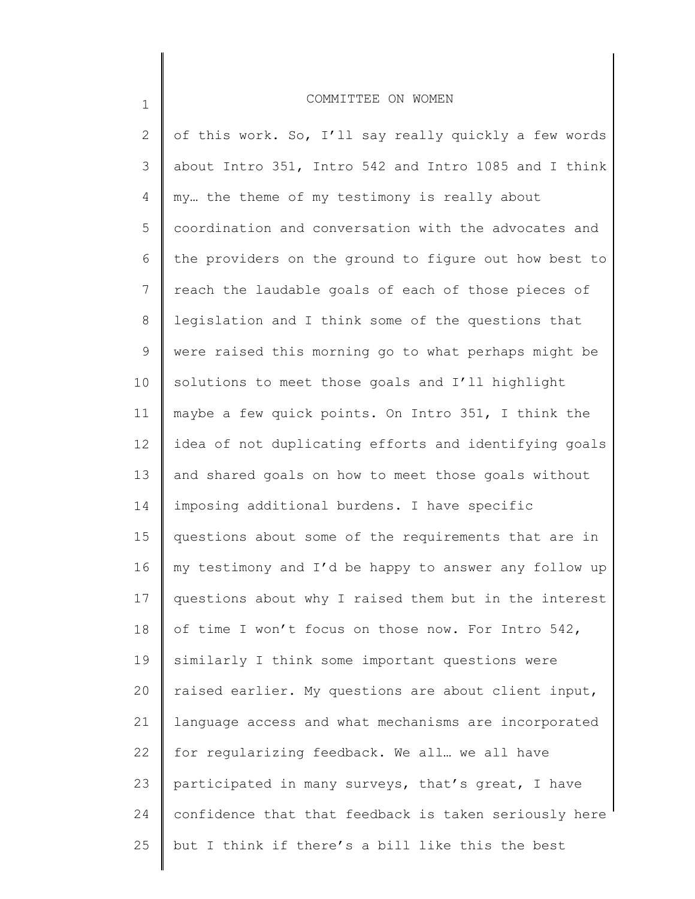of this work. So, I'll say really quickly a few words about Intro 351, Intro 542 and Intro 1085 and I think my… the theme of my testimony is really about coordination and conversation with the advocates and the providers on the ground to figure out how best to reach the laudable goals of each of those pieces of legislation and I think some of the questions that were raised this morning go to what perhaps might be solutions to meet those goals and I'll highlight maybe a few quick points. On Intro 351, I think the idea of not duplicating efforts and identifying goals and shared goals on how to meet those goals without imposing additional burdens. I have specific questions about some of the requirements that are in my testimony and I'd be happy to answer any follow up questions about why I raised them but in the interest of time I won't focus on those now. For Intro 542, similarly I think some important questions were raised earlier. My questions are about client input, language access and what mechanisms are incorporated for regularizing feedback. We all… we all have participated in many surveys, that's great, I have confidence that that feedback is taken seriously here but I think if there's a bill like this the best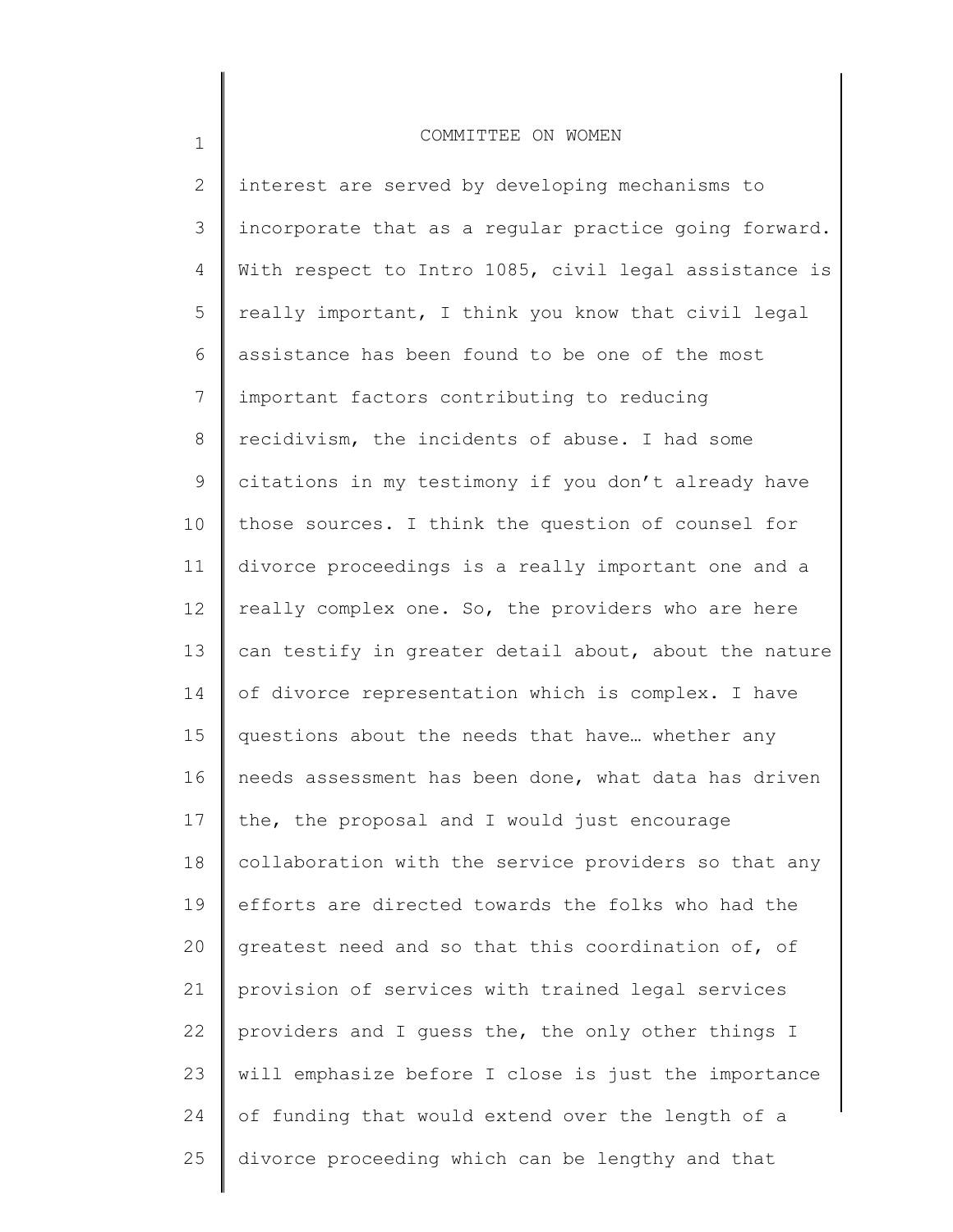interest are served by developing mechanisms to incorporate that as a regular practice going forward. With respect to Intro 1085, civil legal assistance is really important, I think you know that civil legal assistance has been found to be one of the most important factors contributing to reducing recidivism, the incidents of abuse. I had some citations in my testimony if you don't already have those sources. I think the question of counsel for divorce proceedings is a really important one and a really complex one. So, the providers who are here can testify in greater detail about, about the nature of divorce representation which is complex. I have questions about the needs that have… whether any needs assessment has been done, what data has driven the, the proposal and I would just encourage collaboration with the service providers so that any efforts are directed towards the folks who had the greatest need and so that this coordination of, of provision of services with trained legal services providers and I guess the, the only other things I will emphasize before I close is just the importance of funding that would extend over the length of a divorce proceeding which can be lengthy and that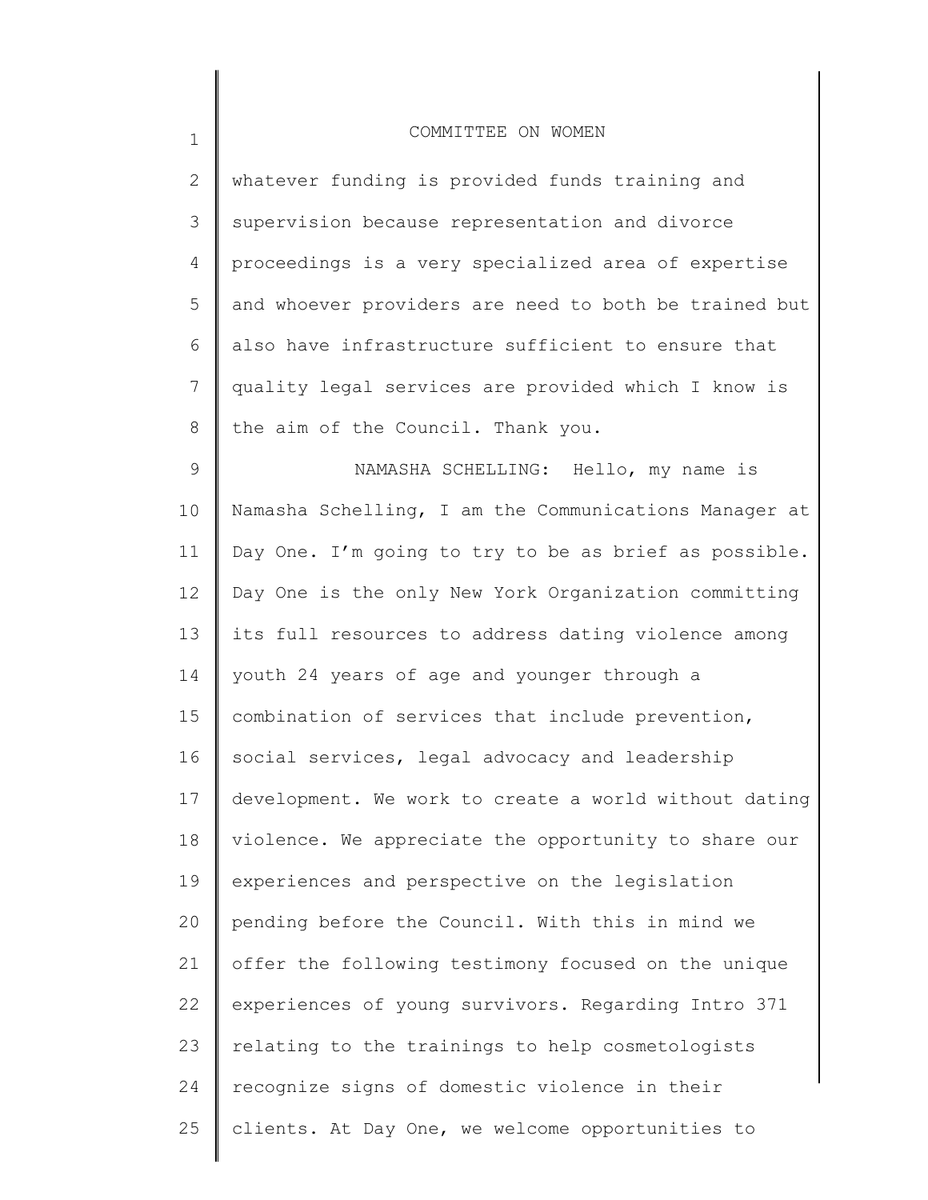whatever funding is provided funds training and supervision because representation and divorce proceedings is a very specialized area of expertise and whoever providers are need to both be trained but also have infrastructure sufficient to ensure that quality legal services are provided which I know is the aim of the Council. Thank you.

NAMASHA SCHELLING: Hello, my name is Namasha Schelling, I am the Communications Manager at Day One. I'm going to try to be as brief as possible. Day One is the only New York Organization committing its full resources to address dating violence among youth 24 years of age and younger through a combination of services that include prevention, social services, legal advocacy and leadership development. We work to create a world without dating violence. We appreciate the opportunity to share our experiences and perspective on the legislation pending before the Council. With this in mind we offer the following testimony focused on the unique experiences of young survivors. Regarding Intro 371 relating to the trainings to help cosmetologists recognize signs of domestic violence in their clients. At Day One, we welcome opportunities to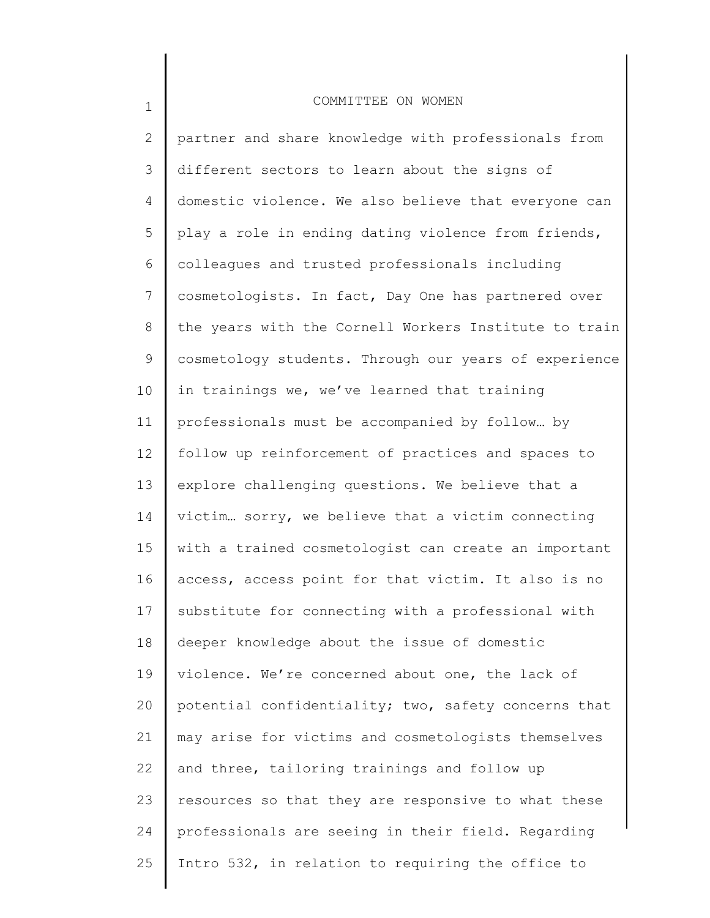partner and share knowledge with professionals from different sectors to learn about the signs of domestic violence. We also believe that everyone can play a role in ending dating violence from friends, colleagues and trusted professionals including cosmetologists. In fact, Day One has partnered over the years with the Cornell Workers Institute to train cosmetology students. Through our years of experience in trainings we, we've learned that training professionals must be accompanied by follow… by follow up reinforcement of practices and spaces to explore challenging questions. We believe that a victim… sorry, we believe that a victim connecting with a trained cosmetologist can create an important access, access point for that victim. It also is no substitute for connecting with a professional with deeper knowledge about the issue of domestic violence. We're concerned about one, the lack of potential confidentiality; two, safety concerns that may arise for victims and cosmetologists themselves and three, tailoring trainings and follow up resources so that they are responsive to what these professionals are seeing in their field. Regarding Intro 532, in relation to requiring the office to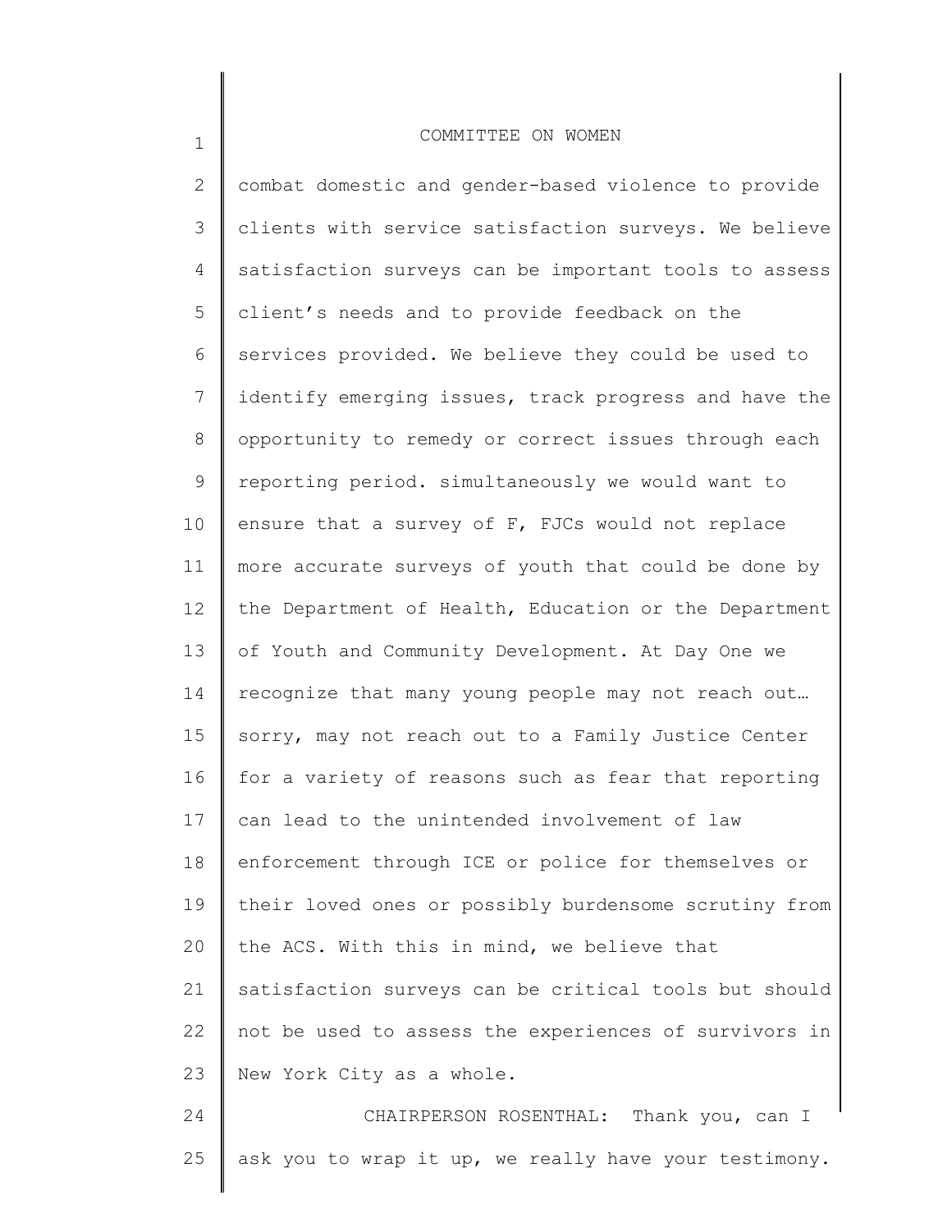combat domestic and gender-based violence to provide clients with service satisfaction surveys. We believe satisfaction surveys can be important tools to assess client's needs and to provide feedback on the services provided. We believe they could be used to identify emerging issues, track progress and have the opportunity to remedy or correct issues through each reporting period. simultaneously we would want to ensure that a survey of F, FJCs would not replace more accurate surveys of youth that could be done by the Department of Health, Education or the Department of Youth and Community Development. At Day One we recognize that many young people may not reach out… sorry, may not reach out to a Family Justice Center for a variety of reasons such as fear that reporting can lead to the unintended involvement of law enforcement through ICE or police for themselves or their loved ones or possibly burdensome scrutiny from the ACS. With this in mind, we believe that satisfaction surveys can be critical tools but should not be used to assess the experiences of survivors in New York City as a whole.

CHAIRPERSON ROSENTHAL: Thank you, can I ask you to wrap it up, we really have your testimony.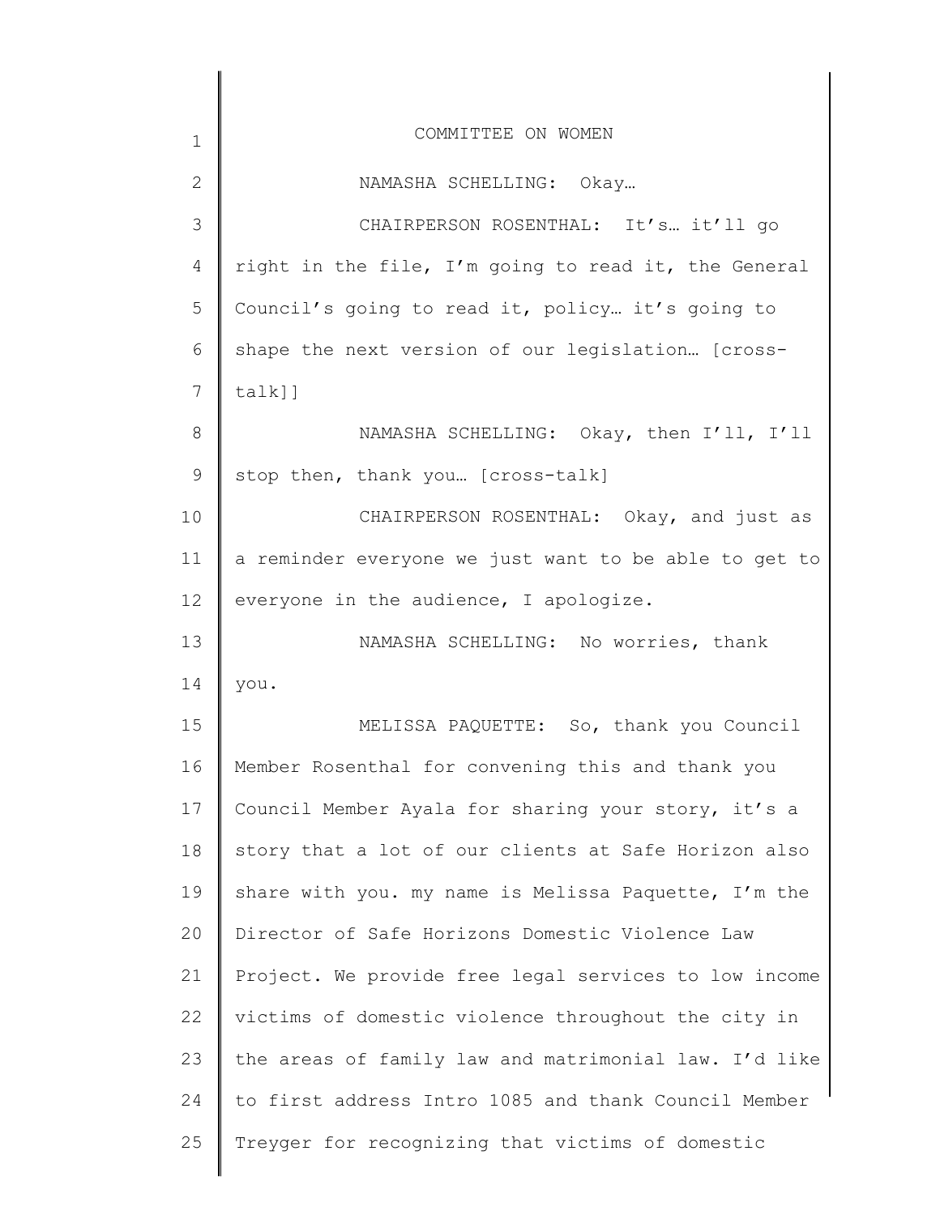NAMASHA SCHELLING: Okay…

CHAIRPERSON ROSENTHAL: It's… it'll go right in the file, I'm going to read it, the General Council's going to read it, policy… it's going to shape the next version of our legislation… [cross-talk]]

NAMASHA SCHELLING: Okay, then I'll, I'll stop then, thank you… [cross-talk]

CHAIRPERSON ROSENTHAL: Okay, and just as a reminder everyone we just want to be able to get to everyone in the audience, I apologize.

NAMASHA SCHELLING: No worries, thank you.

MELISSA PAQUETTE: So, thank you Council Member Rosenthal for convening this and thank you Council Member Ayala for sharing your story, it's a story that a lot of our clients at Safe Horizon also share with you. my name is Melissa Paquette, I'm the Director of Safe Horizons Domestic Violence Law Project. We provide free legal services to low income victims of domestic violence throughout the city in the areas of family law and matrimonial law. I'd like to first address Intro 1085 and thank Council Member Treyger for recognizing that victims of domestic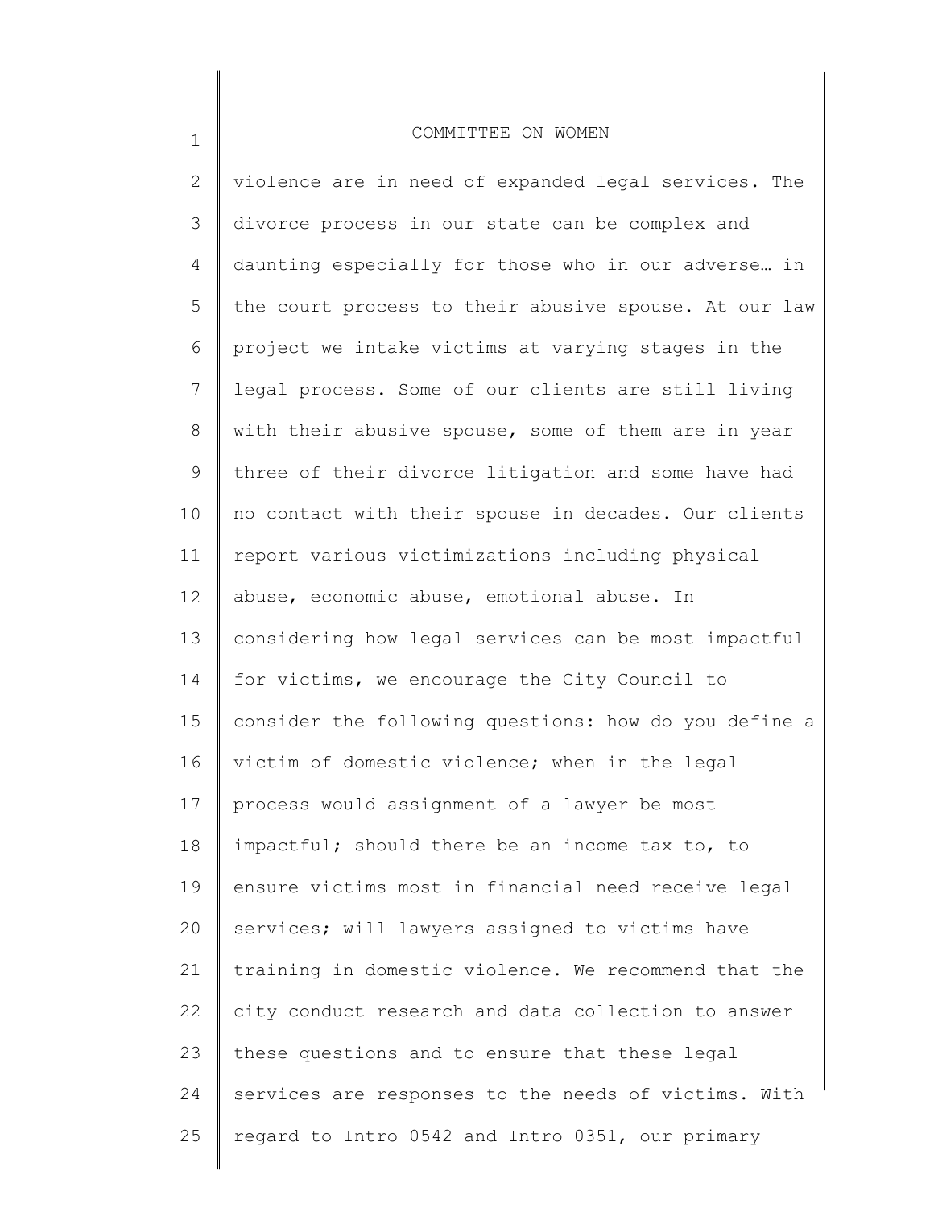violence are in need of expanded legal services. The divorce process in our state can be complex and daunting especially for those who in our adverse… in the court process to their abusive spouse. At our law project we intake victims at varying stages in the legal process. Some of our clients are still living with their abusive spouse, some of them are in year three of their divorce litigation and some have had no contact with their spouse in decades. Our clients report various victimizations including physical abuse, economic abuse, emotional abuse. In considering how legal services can be most impactful for victims, we encourage the City Council to consider the following questions: how do you define a victim of domestic violence; when in the legal process would assignment of a lawyer be most impactful; should there be an income tax to, to ensure victims most in financial need receive legal services; will lawyers assigned to victims have training in domestic violence. We recommend that the city conduct research and data collection to answer these questions and to ensure that these legal services are responses to the needs of victims. With regard to Intro 0542 and Intro 0351, our primary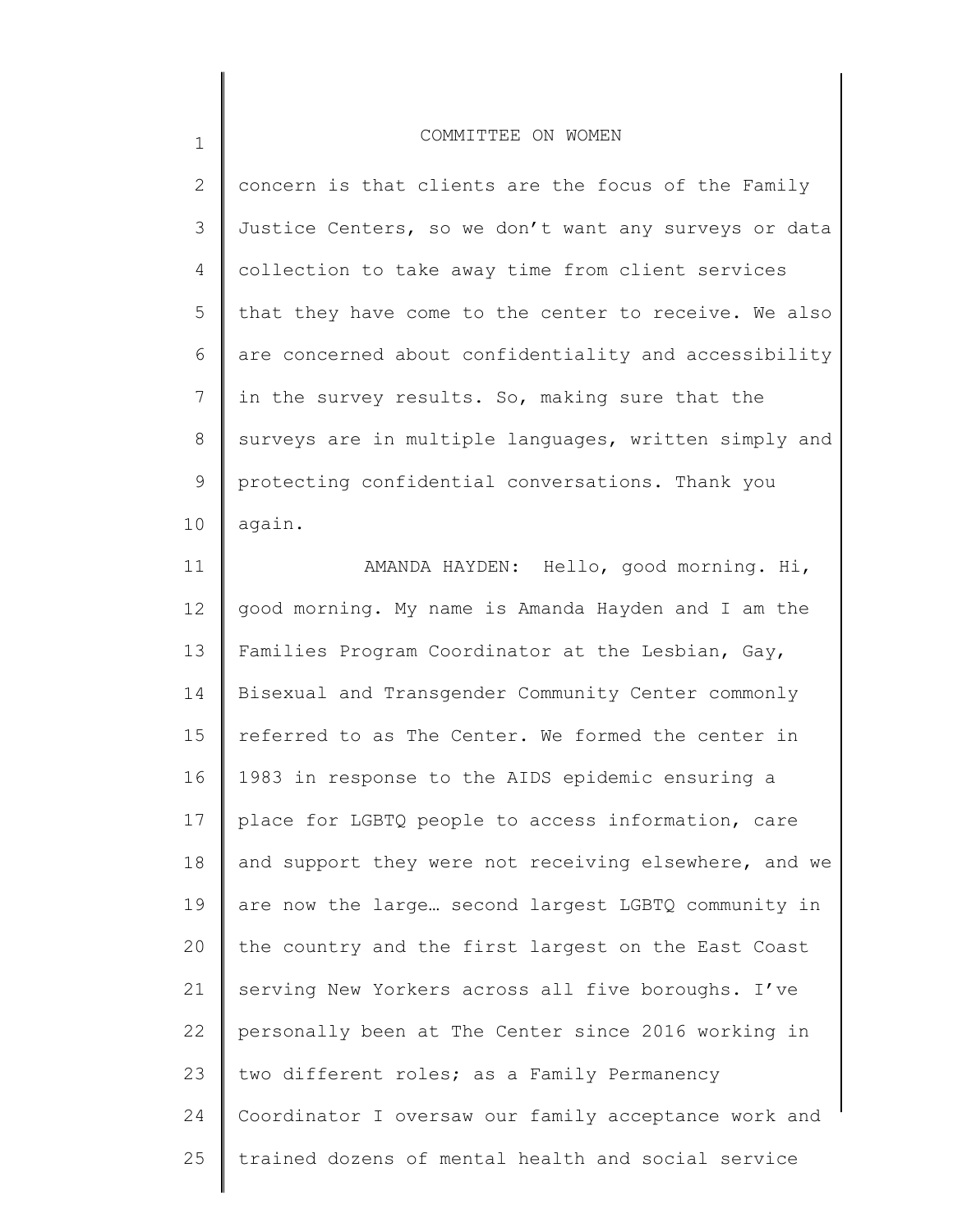concern is that clients are the focus of the Family Justice Centers, so we don't want any surveys or data collection to take away time from client services that they have come to the center to receive. We also are concerned about confidentiality and accessibility in the survey results. So, making sure that the surveys are in multiple languages, written simply and protecting confidential conversations. Thank you again.

AMANDA HAYDEN: Hello, good morning. Hi, good morning. My name is Amanda Hayden and I am the Families Program Coordinator at the Lesbian, Gay, Bisexual and Transgender Community Center commonly referred to as The Center. We formed the center in 1983 in response to the AIDS epidemic ensuring a place for LGBTQ people to access information, care and support they were not receiving elsewhere, and we are now the large… second largest LGBTQ community in the country and the first largest on the East Coast serving New Yorkers across all five boroughs. I've personally been at The Center since 2016 working in two different roles; as a Family Permanency Coordinator I oversaw our family acceptance work and trained dozens of mental health and social service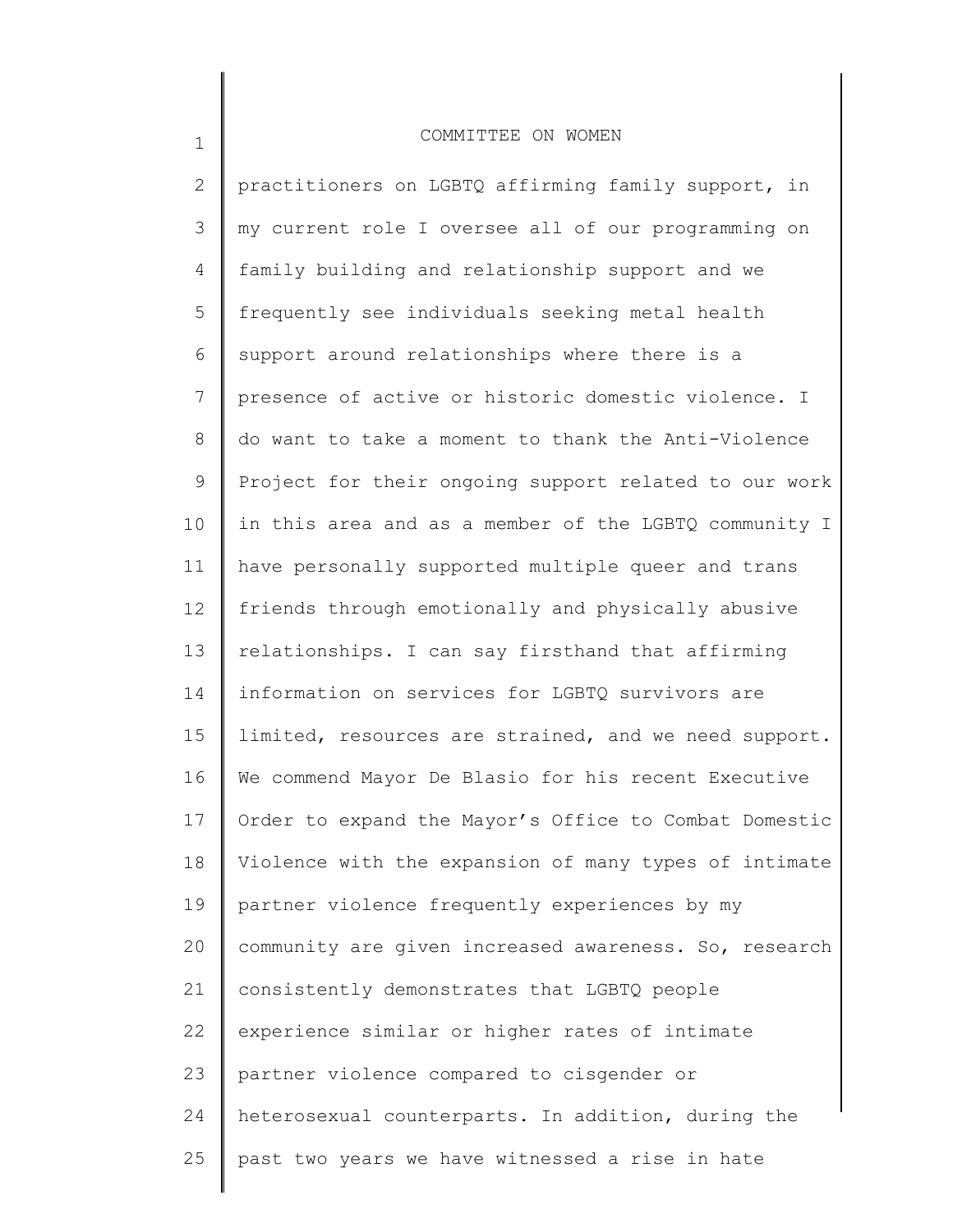practitioners on LGBTQ affirming family support, in my current role I oversee all of our programming on family building and relationship support and we frequently see individuals seeking metal health support around relationships where there is a presence of active or historic domestic violence. I do want to take a moment to thank the Anti-Violence Project for their ongoing support related to our work in this area and as a member of the LGBTQ community I have personally supported multiple queer and trans friends through emotionally and physically abusive relationships. I can say firsthand that affirming information on services for LGBTQ survivors are limited, resources are strained, and we need support. We commend Mayor De Blasio for his recent Executive Order to expand the Mayor's Office to Combat Domestic Violence with the expansion of many types of intimate partner violence frequently experiences by my community are given increased awareness. So, research consistently demonstrates that LGBTQ people experience similar or higher rates of intimate partner violence compared to cisgender or heterosexual counterparts. In addition, during the past two years we have witnessed a rise in hate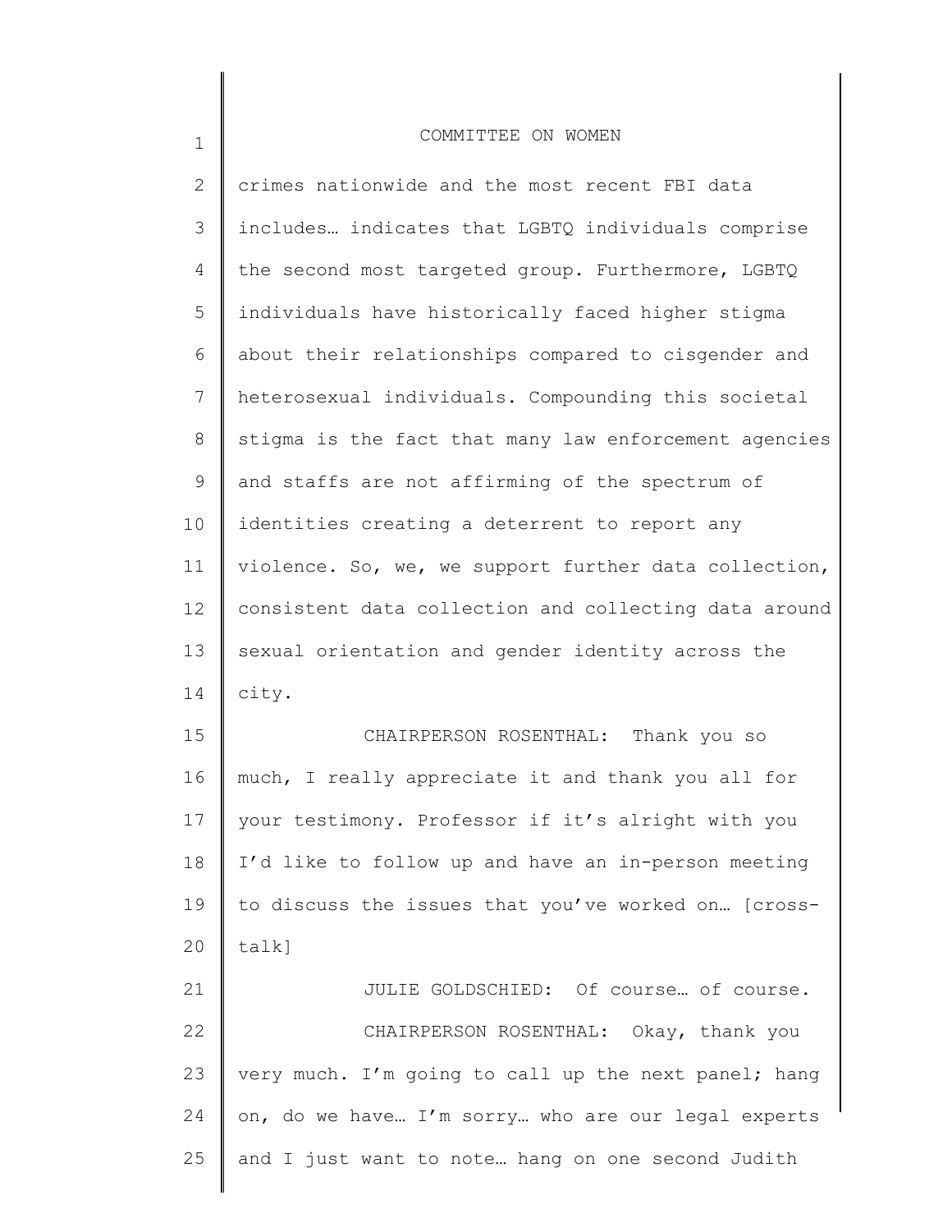crimes nationwide and the most recent FBI data includes… indicates that LGBTQ individuals comprise the second most targeted group. Furthermore, LGBTQ individuals have historically faced higher stigma about their relationships compared to cisgender and heterosexual individuals. Compounding this societal stigma is the fact that many law enforcement agencies and staffs are not affirming of the spectrum of identities creating a deterrent to report any violence. So, we, we support further data collection, consistent data collection and collecting data around sexual orientation and gender identity across the city.

CHAIRPERSON ROSENTHAL: Thank you so much, I really appreciate it and thank you all for your testimony. Professor if it's alright with you I'd like to follow up and have an in-person meeting to discuss the issues that you've worked on… [cross-talk]

JULIE GOLDSCHIED: Of course… of course.

CHAIRPERSON ROSENTHAL: Okay, thank you very much. I'm going to call up the next panel; hang on, do we have… I'm sorry… who are our legal experts and I just want to note… hang on one second Judith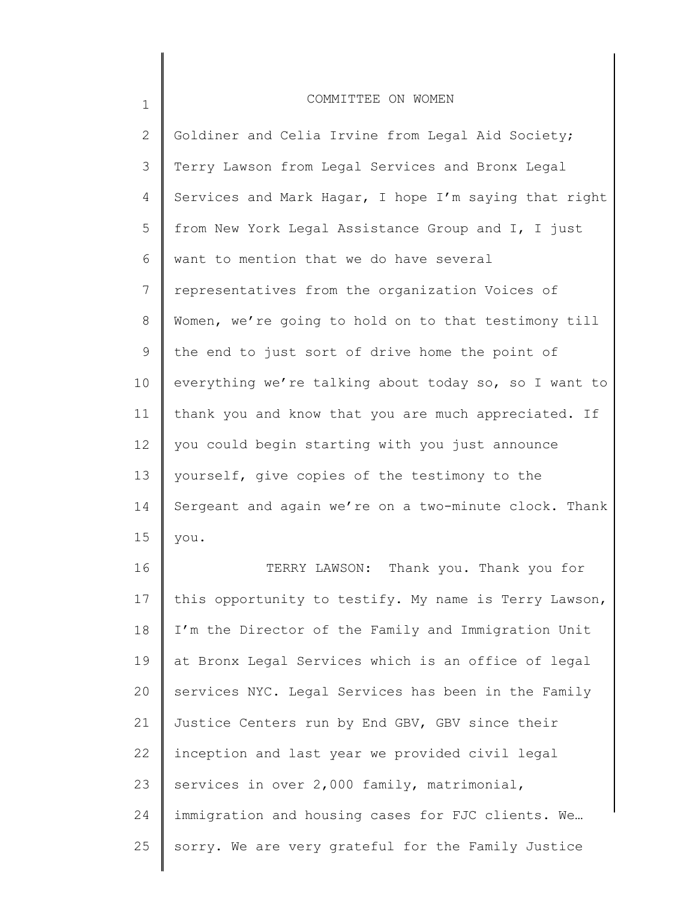Goldiner and Celia Irvine from Legal Aid Society; Terry Lawson from Legal Services and Bronx Legal Services and Mark Hagar, I hope I'm saying that right from New York Legal Assistance Group and I, I just want to mention that we do have several representatives from the organization Voices of Women, we're going to hold on to that testimony till the end to just sort of drive home the point of everything we're talking about today so, so I want to thank you and know that you are much appreciated. If you could begin starting with you just announce yourself, give copies of the testimony to the Sergeant and again we're on a two-minute clock. Thank you.

TERRY LAWSON: Thank you. Thank you for this opportunity to testify. My name is Terry Lawson, I'm the Director of the Family and Immigration Unit at Bronx Legal Services which is an office of legal services NYC. Legal Services has been in the Family Justice Centers run by End GBV, GBV since their inception and last year we provided civil legal services in over 2,000 family, matrimonial, immigration and housing cases for FJC clients. We… sorry. We are very grateful for the Family Justice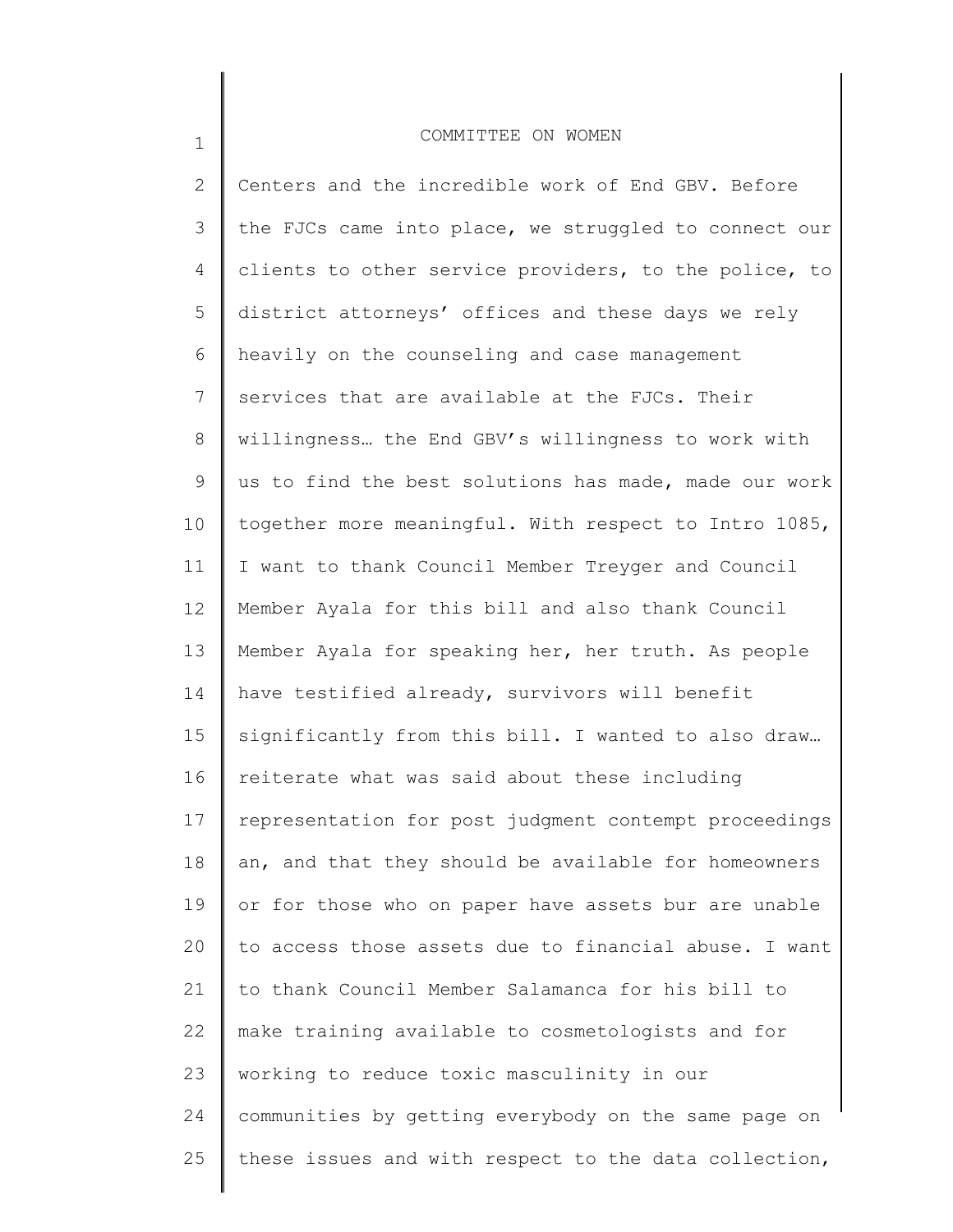Centers and the incredible work of End GBV. Before the FJCs came into place, we struggled to connect our clients to other service providers, to the police, to district attorneys' offices and these days we rely heavily on the counseling and case management services that are available at the FJCs. Their willingness… the End GBV's willingness to work with us to find the best solutions has made, made our work together more meaningful. With respect to Intro 1085, I want to thank Council Member Treyger and Council Member Ayala for this bill and also thank Council Member Ayala for speaking her, her truth. As people have testified already, survivors will benefit significantly from this bill. I wanted to also draw… reiterate what was said about these including representation for post judgment contempt proceedings an, and that they should be available for homeowners or for those who on paper have assets bur are unable to access those assets due to financial abuse. I want to thank Council Member Salamanca for his bill to make training available to cosmetologists and for working to reduce toxic masculinity in our communities by getting everybody on the same page on these issues and with respect to the data collection,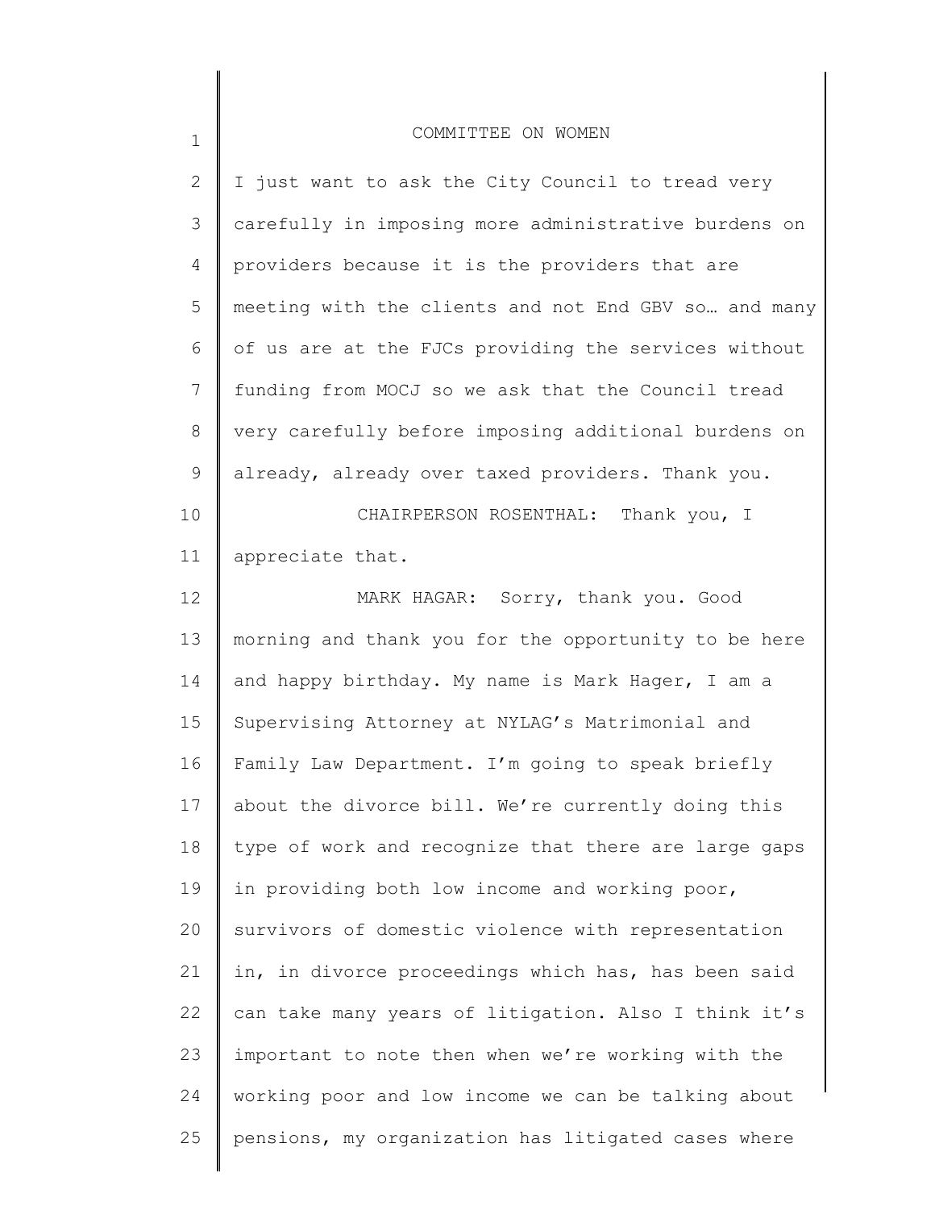I just want to ask the City Council to tread very carefully in imposing more administrative burdens on providers because it is the providers that are meeting with the clients and not End GBV so… and many of us are at the FJCs providing the services without funding from MOCJ so we ask that the Council tread very carefully before imposing additional burdens on already, already over taxed providers. Thank you.

CHAIRPERSON ROSENTHAL: Thank you, I appreciate that.

MARK HAGAR: Sorry, thank you. Good morning and thank you for the opportunity to be here and happy birthday. My name is Mark Hager, I am a Supervising Attorney at NYLAG's Matrimonial and Family Law Department. I'm going to speak briefly about the divorce bill. We're currently doing this type of work and recognize that there are large gaps in providing both low income and working poor, survivors of domestic violence with representation in, in divorce proceedings which has, has been said can take many years of litigation. Also I think it's important to note then when we're working with the working poor and low income we can be talking about pensions, my organization has litigated cases where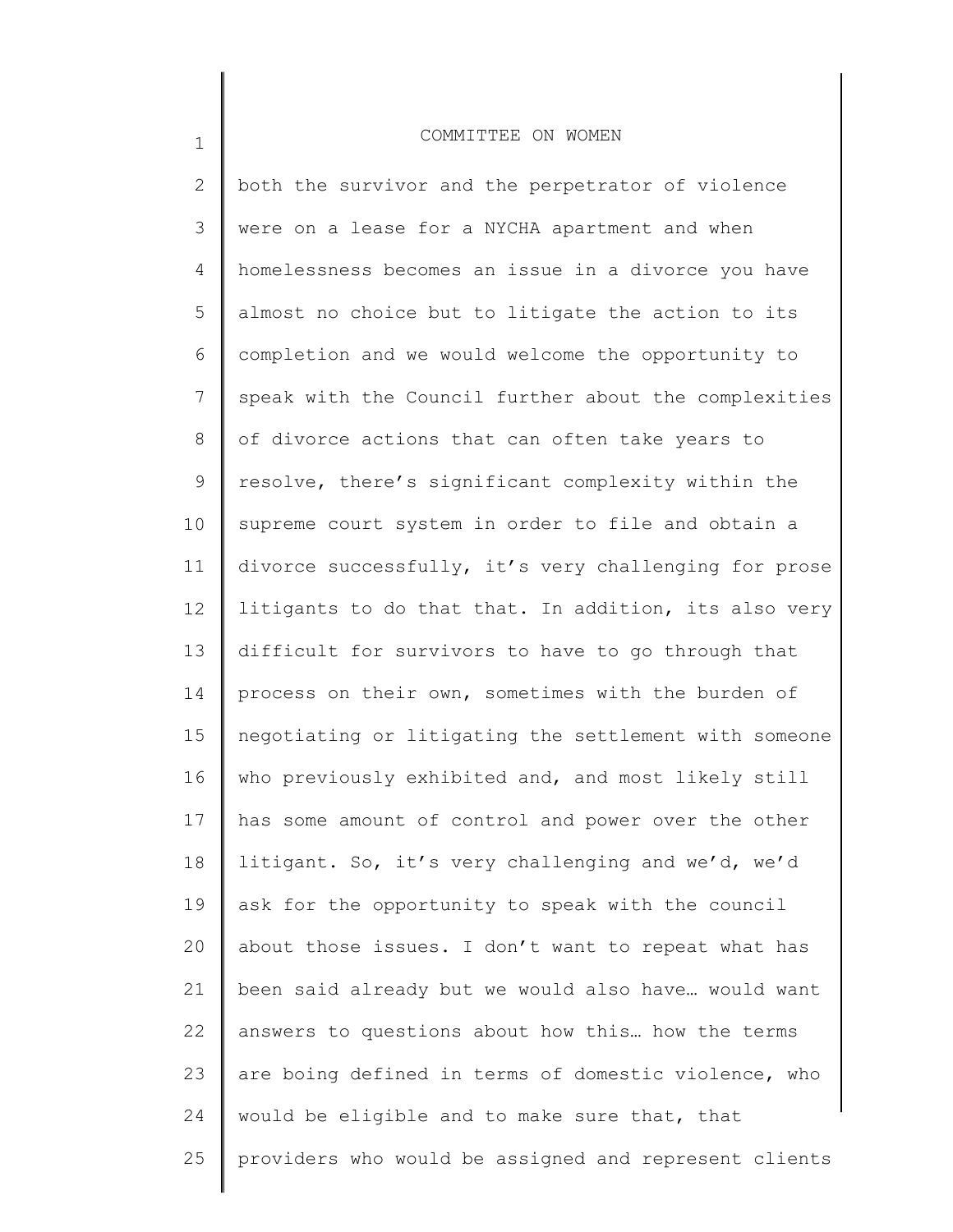both the survivor and the perpetrator of violence were on a lease for a NYCHA apartment and when homelessness becomes an issue in a divorce you have almost no choice but to litigate the action to its completion and we would welcome the opportunity to speak with the Council further about the complexities of divorce actions that can often take years to resolve, there's significant complexity within the supreme court system in order to file and obtain a divorce successfully, it's very challenging for prose litigants to do that that. In addition, its also very difficult for survivors to have to go through that process on their own, sometimes with the burden of negotiating or litigating the settlement with someone who previously exhibited and, and most likely still has some amount of control and power over the other litigant. So, it's very challenging and we'd, we'd ask for the opportunity to speak with the council about those issues. I don't want to repeat what has been said already but we would also have… would want answers to questions about how this… how the terms are boing defined in terms of domestic violence, who would be eligible and to make sure that, that providers who would be assigned and represent clients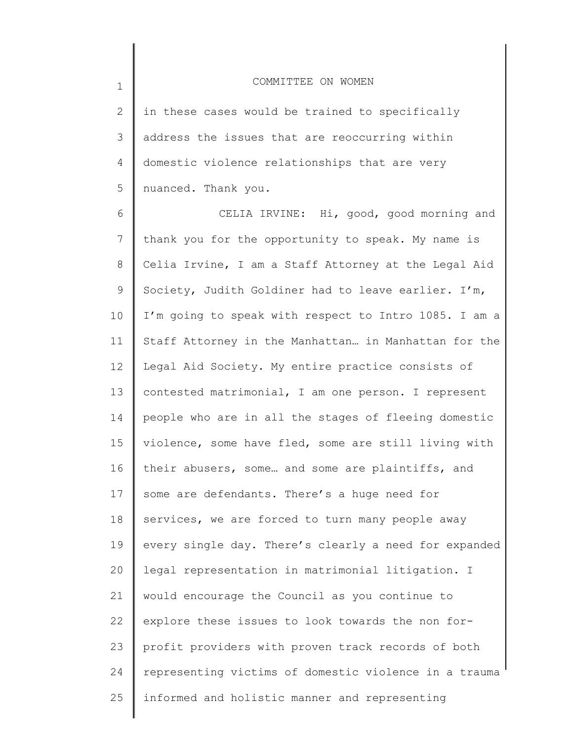in these cases would be trained to specifically address the issues that are reoccurring within domestic violence relationships that are very nuanced. Thank you.

CELIA IRVINE: Hi, good, good morning and thank you for the opportunity to speak. My name is Celia Irvine, I am a Staff Attorney at the Legal Aid Society, Judith Goldiner had to leave earlier. I'm, I'm going to speak with respect to Intro 1085. I am a Staff Attorney in the Manhattan… in Manhattan for the Legal Aid Society. My entire practice consists of contested matrimonial, I am one person. I represent people who are in all the stages of fleeing domestic violence, some have fled, some are still living with their abusers, some… and some are plaintiffs, and some are defendants. There's a huge need for services, we are forced to turn many people away every single day. There's clearly a need for expanded legal representation in matrimonial litigation. I would encourage the Council as you continue to explore these issues to look towards the non for-profit providers with proven track records of both representing victims of domestic violence in a trauma informed and holistic manner and representing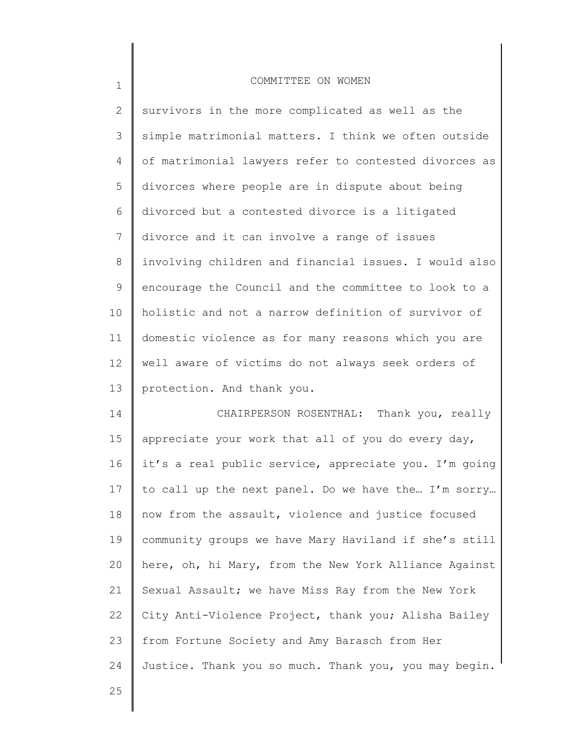survivors in the more complicated as well as the simple matrimonial matters. I think we often outside of matrimonial lawyers refer to contested divorces as divorces where people are in dispute about being divorced but a contested divorce is a litigated divorce and it can involve a range of issues involving children and financial issues. I would also encourage the Council and the committee to look to a holistic and not a narrow definition of survivor of domestic violence as for many reasons which you are well aware of victims do not always seek orders of protection. And thank you.

CHAIRPERSON ROSENTHAL: Thank you, really appreciate your work that all of you do every day, it's a real public service, appreciate you. I'm going to call up the next panel. Do we have the… I'm sorry… now from the assault, violence and justice focused community groups we have Mary Haviland if she's still here, oh, hi Mary, from the New York Alliance Against Sexual Assault; we have Miss Ray from the New York City Anti-Violence Project, thank you; Alisha Bailey from Fortune Society and Amy Barasch from Her Justice. Thank you so much. Thank you, you may begin.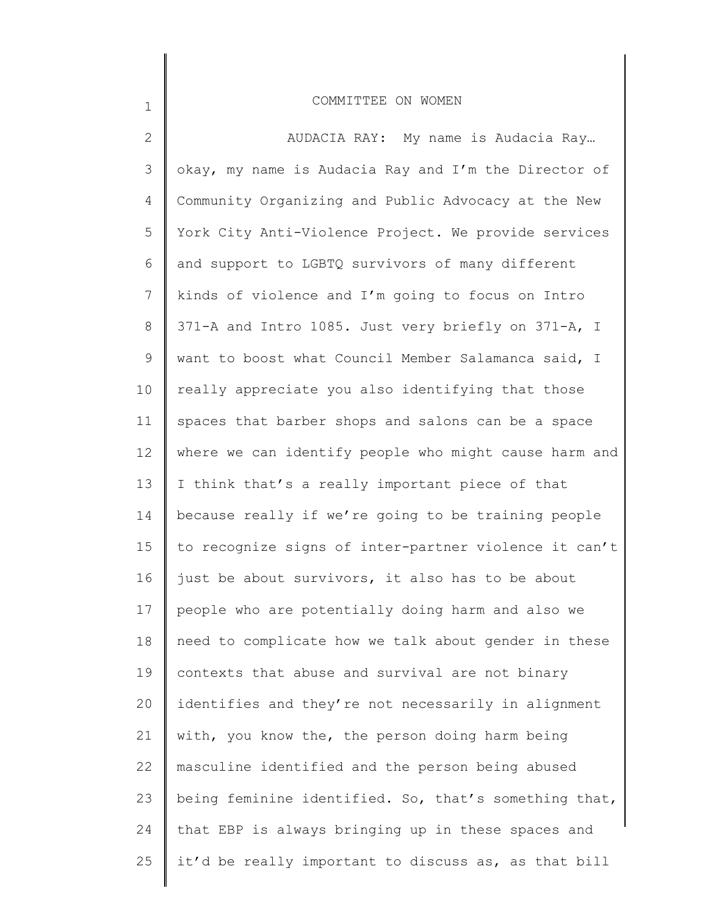AUDACIA RAY: My name is Audacia Ray… okay, my name is Audacia Ray and I'm the Director of Community Organizing and Public Advocacy at the New York City Anti-Violence Project. We provide services and support to LGBTQ survivors of many different kinds of violence and I'm going to focus on Intro 371-A and Intro 1085. Just very briefly on 371-A, I want to boost what Council Member Salamanca said, I really appreciate you also identifying that those spaces that barber shops and salons can be a space where we can identify people who might cause harm and I think that's a really important piece of that because really if we're going to be training people to recognize signs of inter-partner violence it can't just be about survivors, it also has to be about people who are potentially doing harm and also we need to complicate how we talk about gender in these contexts that abuse and survival are not binary identifies and they're not necessarily in alignment with, you know the, the person doing harm being masculine identified and the person being abused being feminine identified. So, that's something that, that EBP is always bringing up in these spaces and it'd be really important to discuss as, as that bill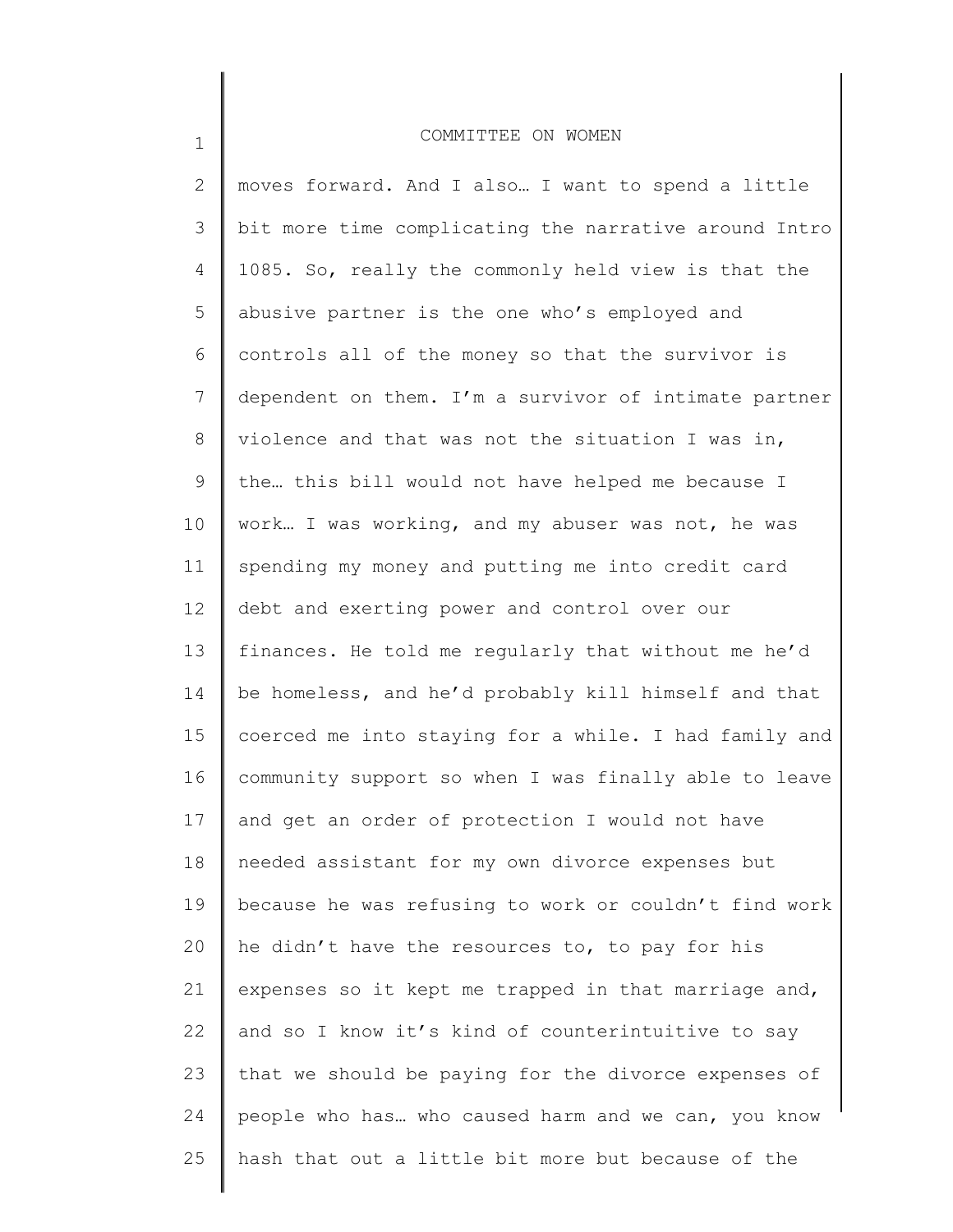moves forward. And I also… I want to spend a little bit more time complicating the narrative around Intro 1085. So, really the commonly held view is that the abusive partner is the one who's employed and controls all of the money so that the survivor is dependent on them. I'm a survivor of intimate partner violence and that was not the situation I was in, the… this bill would not have helped me because I work… I was working, and my abuser was not, he was spending my money and putting me into credit card debt and exerting power and control over our finances. He told me regularly that without me he'd be homeless, and he'd probably kill himself and that coerced me into staying for a while. I had family and community support so when I was finally able to leave and get an order of protection I would not have needed assistant for my own divorce expenses but because he was refusing to work or couldn't find work he didn't have the resources to, to pay for his expenses so it kept me trapped in that marriage and, and so I know it's kind of counterintuitive to say that we should be paying for the divorce expenses of people who has… who caused harm and we can, you know hash that out a little bit more but because of the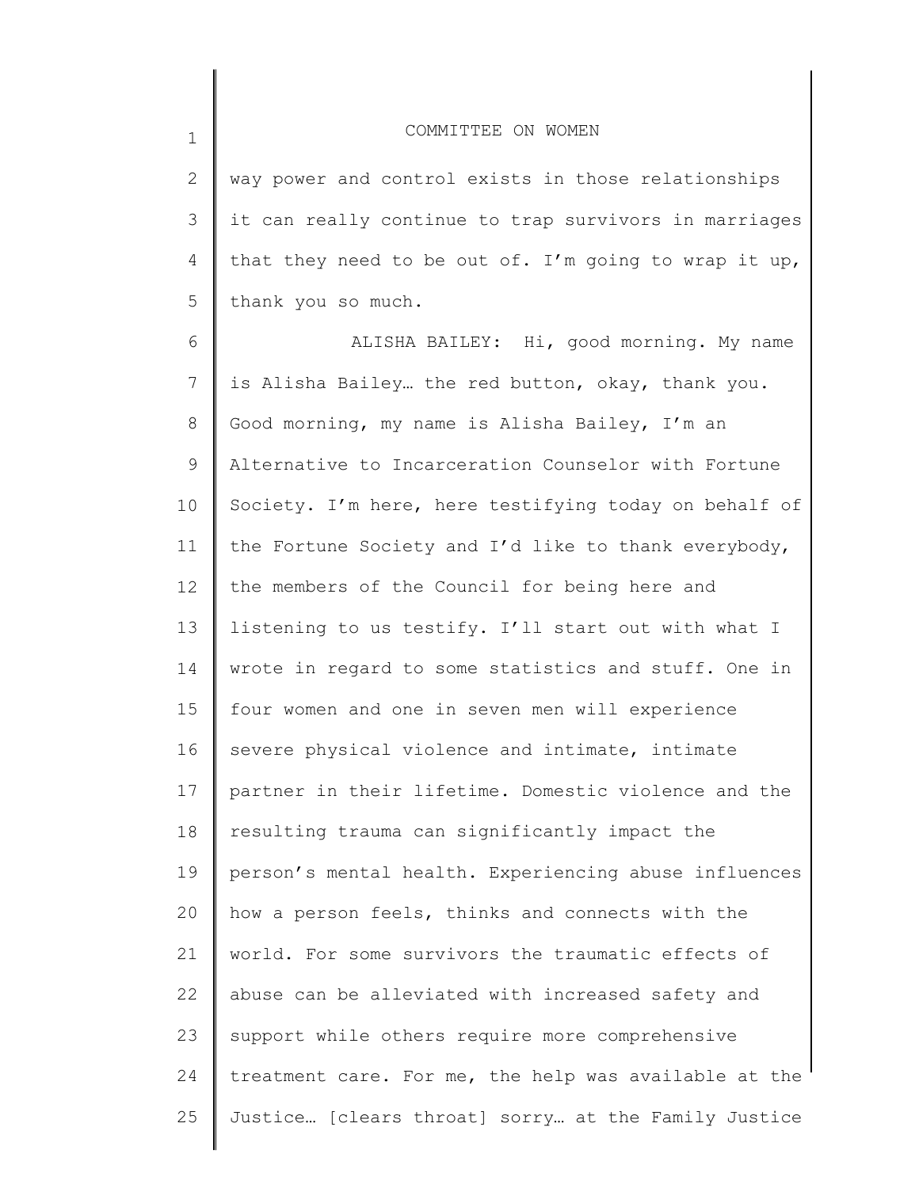way power and control exists in those relationships it can really continue to trap survivors in marriages that they need to be out of. I'm going to wrap it up, thank you so much.

ALISHA BAILEY: Hi, good morning. My name is Alisha Bailey… the red button, okay, thank you. Good morning, my name is Alisha Bailey, I'm an Alternative to Incarceration Counselor with Fortune Society. I'm here, here testifying today on behalf of the Fortune Society and I'd like to thank everybody, the members of the Council for being here and listening to us testify. I'll start out with what I wrote in regard to some statistics and stuff. One in four women and one in seven men will experience severe physical violence and intimate, intimate partner in their lifetime. Domestic violence and the resulting trauma can significantly impact the person's mental health. Experiencing abuse influences how a person feels, thinks and connects with the world. For some survivors the traumatic effects of abuse can be alleviated with increased safety and support while others require more comprehensive treatment care. For me, the help was available at the Justice… [clears throat] sorry… at the Family Justice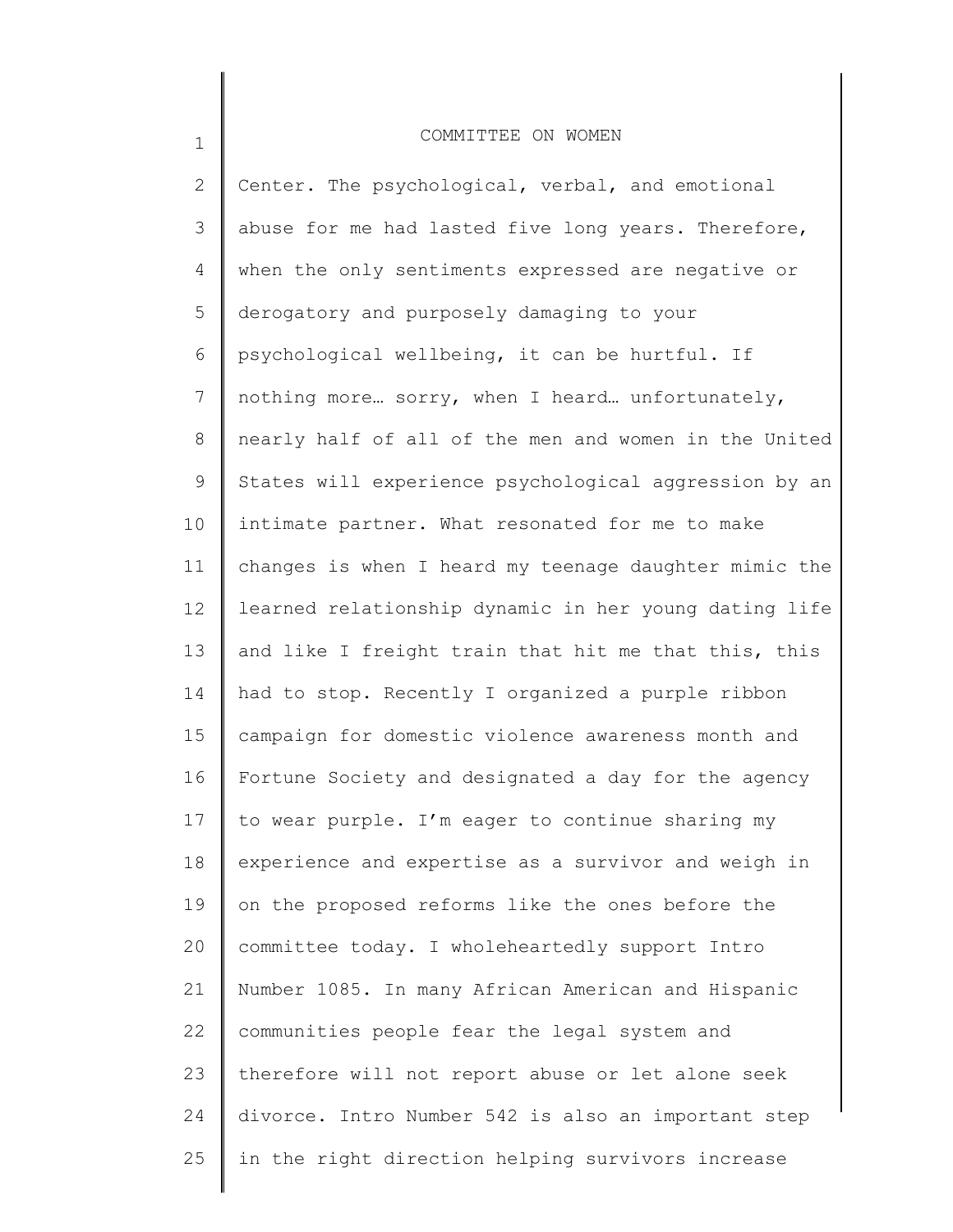Center. The psychological, verbal, and emotional abuse for me had lasted five long years. Therefore, when the only sentiments expressed are negative or derogatory and purposely damaging to your psychological wellbeing, it can be hurtful. If nothing more… sorry, when I heard… unfortunately, nearly half of all of the men and women in the United States will experience psychological aggression by an intimate partner. What resonated for me to make changes is when I heard my teenage daughter mimic the learned relationship dynamic in her young dating life and like I freight train that hit me that this, this had to stop. Recently I organized a purple ribbon campaign for domestic violence awareness month and Fortune Society and designated a day for the agency to wear purple. I'm eager to continue sharing my experience and expertise as a survivor and weigh in on the proposed reforms like the ones before the committee today. I wholeheartedly support Intro Number 1085. In many African American and Hispanic communities people fear the legal system and therefore will not report abuse or let alone seek divorce. Intro Number 542 is also an important step in the right direction helping survivors increase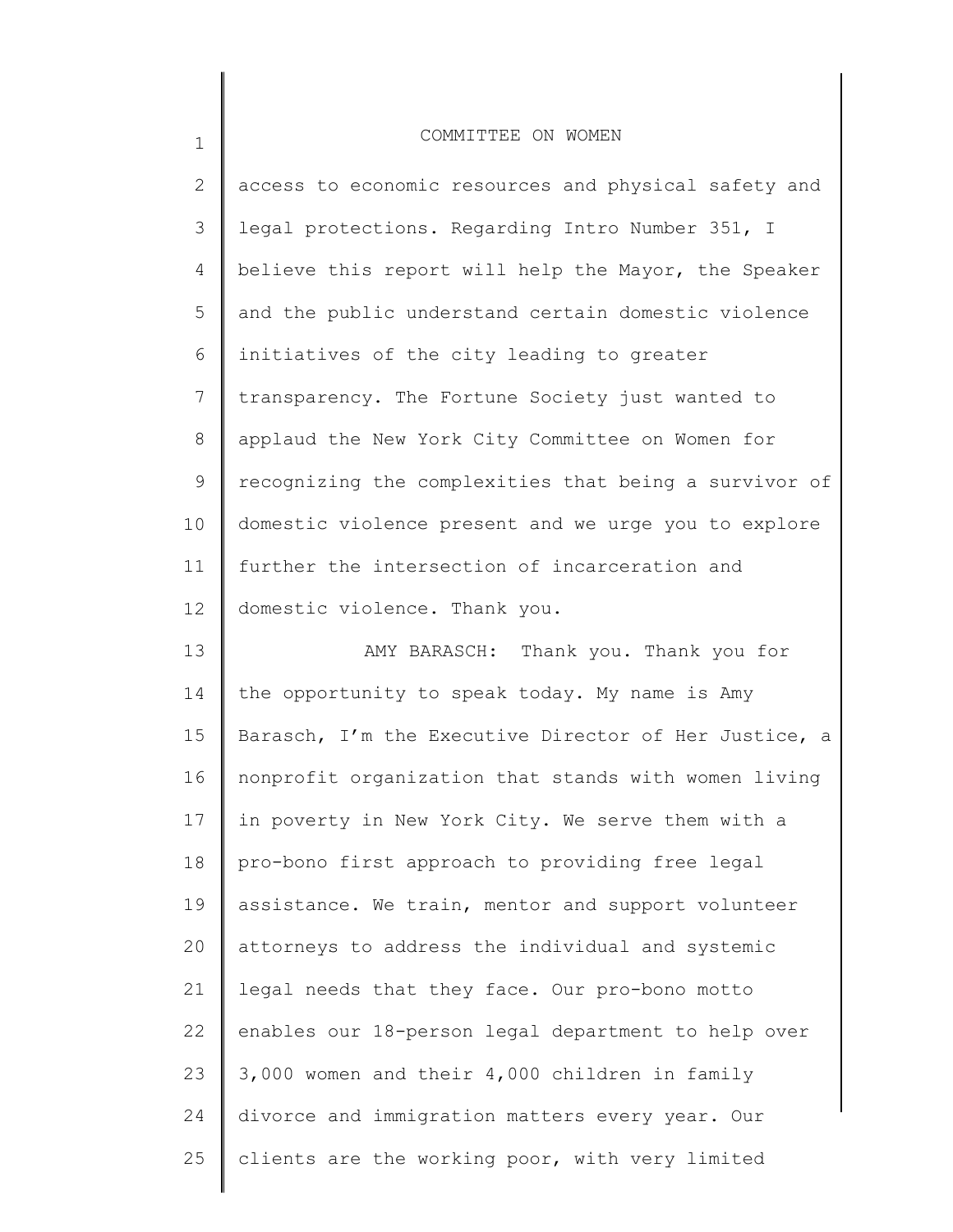access to economic resources and physical safety and legal protections. Regarding Intro Number 351, I believe this report will help the Mayor, the Speaker and the public understand certain domestic violence initiatives of the city leading to greater transparency. The Fortune Society just wanted to applaud the New York City Committee on Women for recognizing the complexities that being a survivor of domestic violence present and we urge you to explore further the intersection of incarceration and domestic violence. Thank you.

AMY BARASCH: Thank you. Thank you for the opportunity to speak today. My name is Amy Barasch, I'm the Executive Director of Her Justice, a nonprofit organization that stands with women living in poverty in New York City. We serve them with a pro-bono first approach to providing free legal assistance. We train, mentor and support volunteer attorneys to address the individual and systemic legal needs that they face. Our pro-bono motto enables our 18-person legal department to help over 3,000 women and their 4,000 children in family divorce and immigration matters every year. Our clients are the working poor, with very limited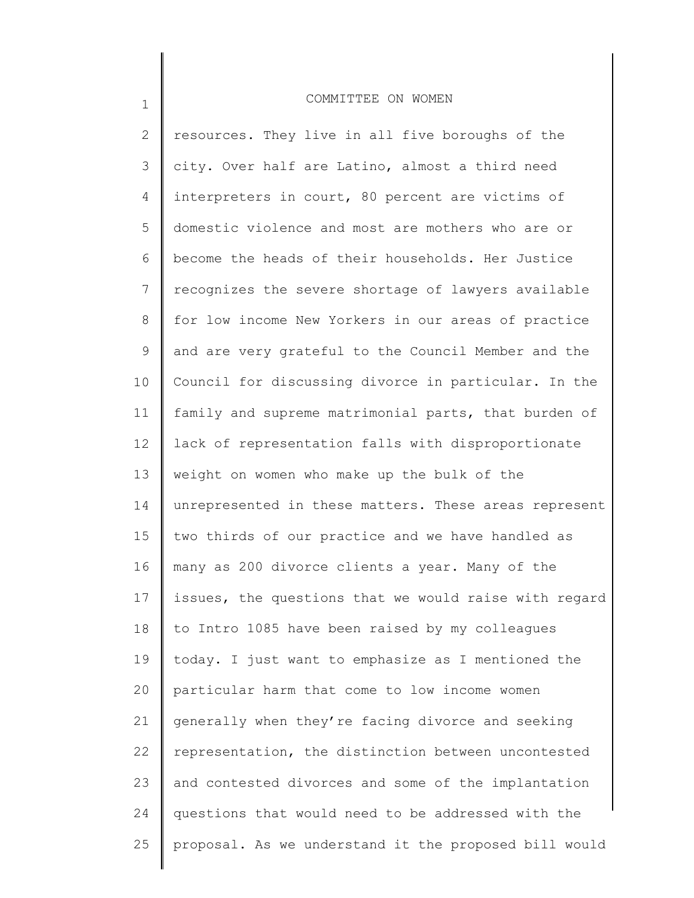resources. They live in all five boroughs of the city. Over half are Latino, almost a third need interpreters in court, 80 percent are victims of domestic violence and most are mothers who are or become the heads of their households. Her Justice recognizes the severe shortage of lawyers available for low income New Yorkers in our areas of practice and are very grateful to the Council Member and the Council for discussing divorce in particular. In the family and supreme matrimonial parts, that burden of lack of representation falls with disproportionate weight on women who make up the bulk of the unrepresented in these matters. These areas represent two thirds of our practice and we have handled as many as 200 divorce clients a year. Many of the issues, the questions that we would raise with regard to Intro 1085 have been raised by my colleagues today. I just want to emphasize as I mentioned the particular harm that come to low income women generally when they're facing divorce and seeking representation, the distinction between uncontested and contested divorces and some of the implantation questions that would need to be addressed with the proposal. As we understand it the proposed bill would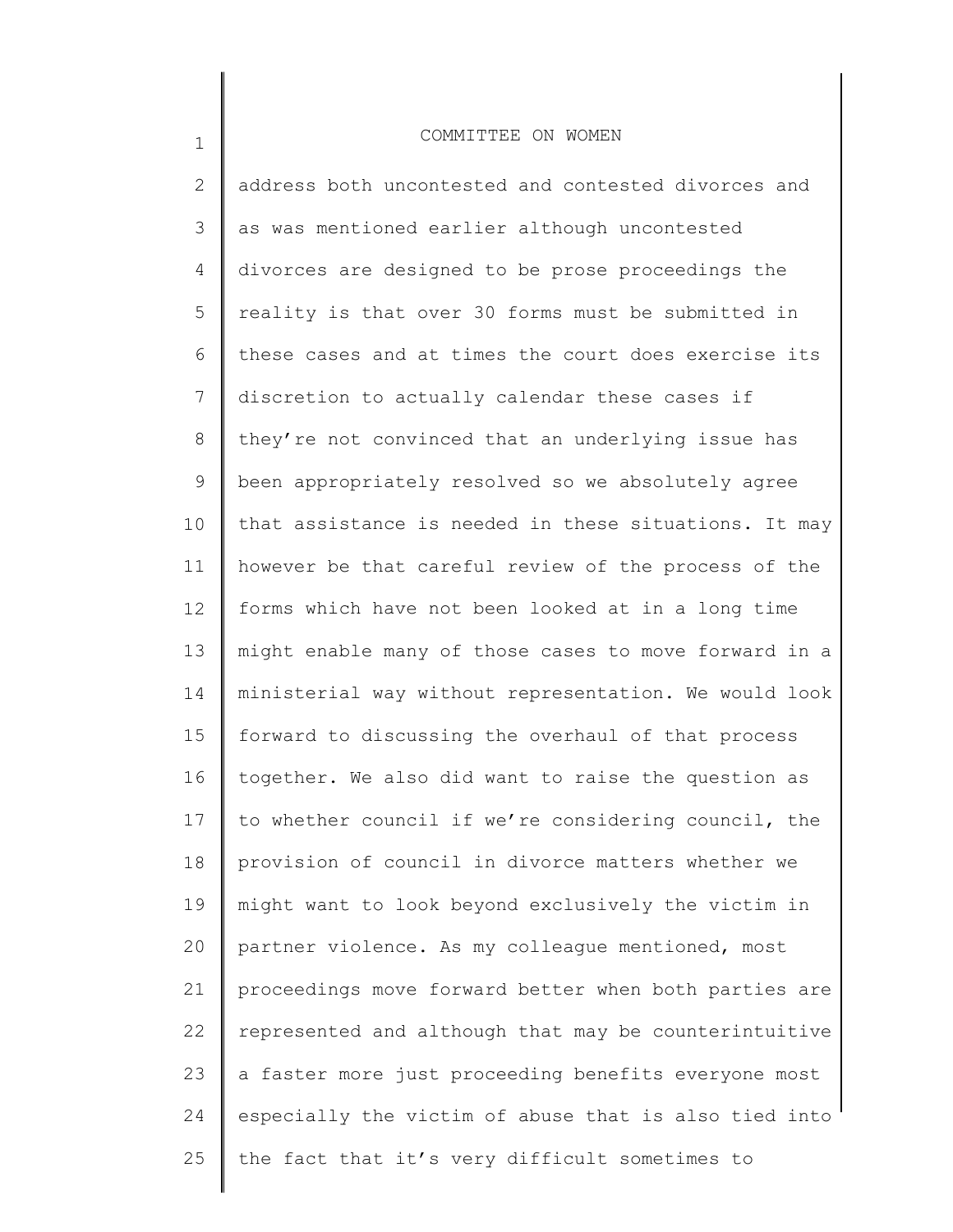address both uncontested and contested divorces and as was mentioned earlier although uncontested divorces are designed to be prose proceedings the reality is that over 30 forms must be submitted in these cases and at times the court does exercise its discretion to actually calendar these cases if they're not convinced that an underlying issue has been appropriately resolved so we absolutely agree that assistance is needed in these situations. It may however be that careful review of the process of the forms which have not been looked at in a long time might enable many of those cases to move forward in a ministerial way without representation. We would look forward to discussing the overhaul of that process together. We also did want to raise the question as to whether council if we're considering council, the provision of council in divorce matters whether we might want to look beyond exclusively the victim in partner violence. As my colleague mentioned, most proceedings move forward better when both parties are represented and although that may be counterintuitive a faster more just proceeding benefits everyone most especially the victim of abuse that is also tied into the fact that it's very difficult sometimes to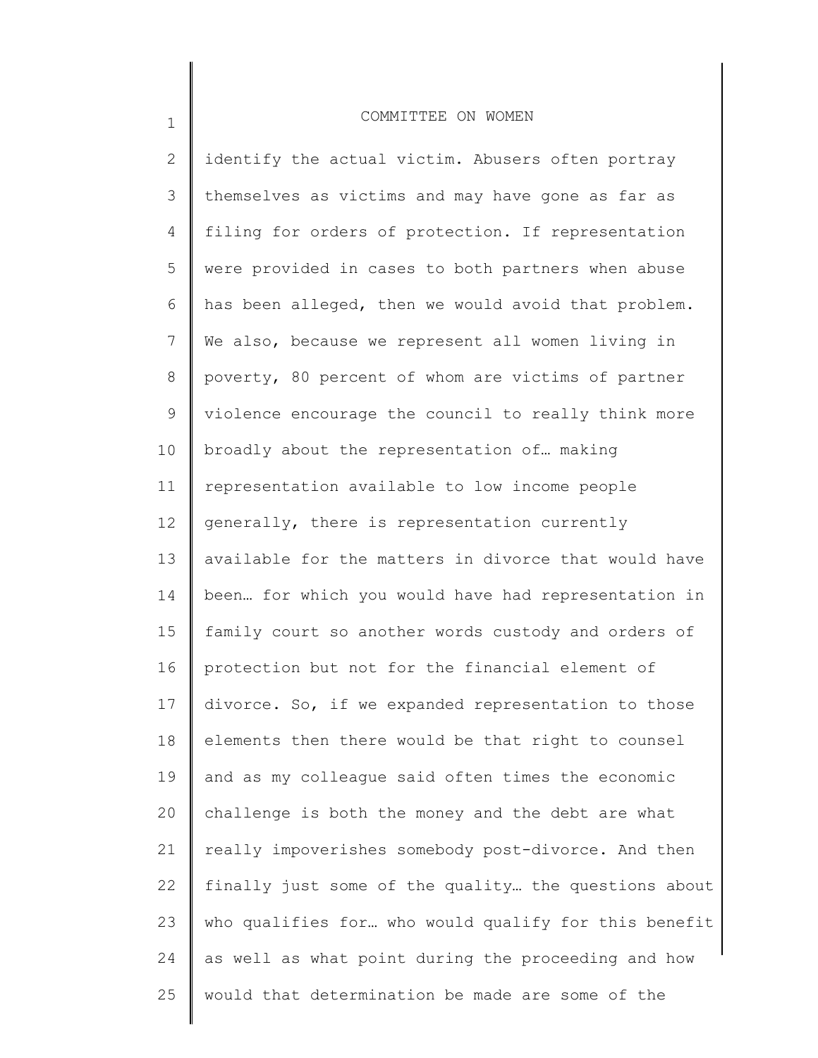identify the actual victim. Abusers often portray themselves as victims and may have gone as far as filing for orders of protection. If representation were provided in cases to both partners when abuse has been alleged, then we would avoid that problem. We also, because we represent all women living in poverty, 80 percent of whom are victims of partner violence encourage the council to really think more broadly about the representation of… making representation available to low income people generally, there is representation currently available for the matters in divorce that would have been… for which you would have had representation in family court so another words custody and orders of protection but not for the financial element of divorce. So, if we expanded representation to those elements then there would be that right to counsel and as my colleague said often times the economic challenge is both the money and the debt are what really impoverishes somebody post-divorce. And then finally just some of the quality… the questions about who qualifies for… who would qualify for this benefit as well as what point during the proceeding and how would that determination be made are some of the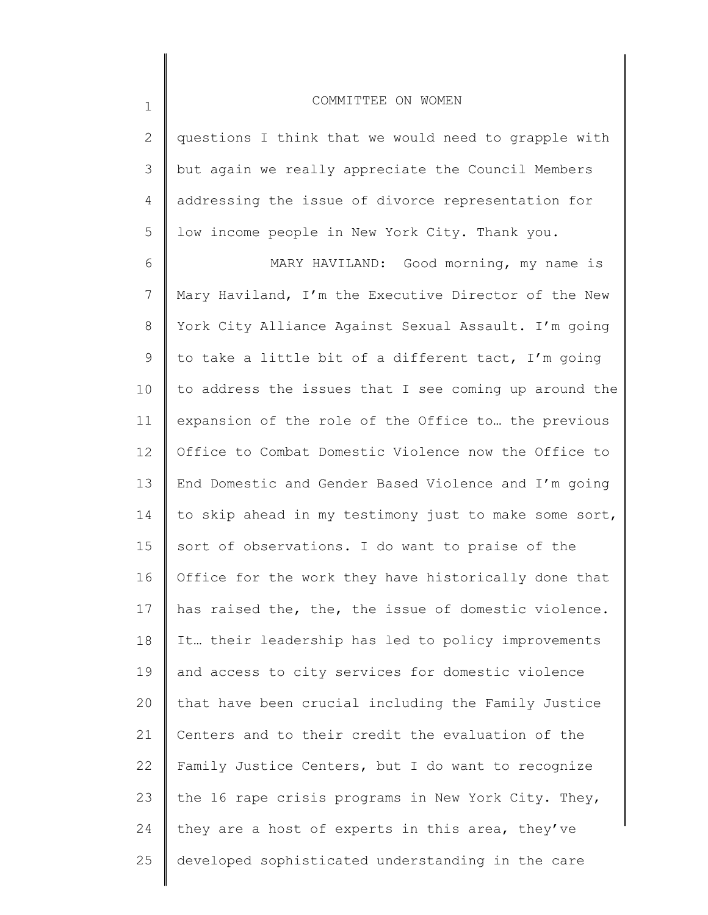questions I think that we would need to grapple with but again we really appreciate the Council Members addressing the issue of divorce representation for low income people in New York City. Thank you.

MARY HAVILAND: Good morning, my name is Mary Haviland, I'm the Executive Director of the New York City Alliance Against Sexual Assault. I'm going to take a little bit of a different tact, I'm going to address the issues that I see coming up around the expansion of the role of the Office to… the previous Office to Combat Domestic Violence now the Office to End Domestic and Gender Based Violence and I'm going to skip ahead in my testimony just to make some sort, sort of observations. I do want to praise of the Office for the work they have historically done that has raised the, the, the issue of domestic violence. It… their leadership has led to policy improvements and access to city services for domestic violence that have been crucial including the Family Justice Centers and to their credit the evaluation of the Family Justice Centers, but I do want to recognize the 16 rape crisis programs in New York City. They, they are a host of experts in this area, they've developed sophisticated understanding in the care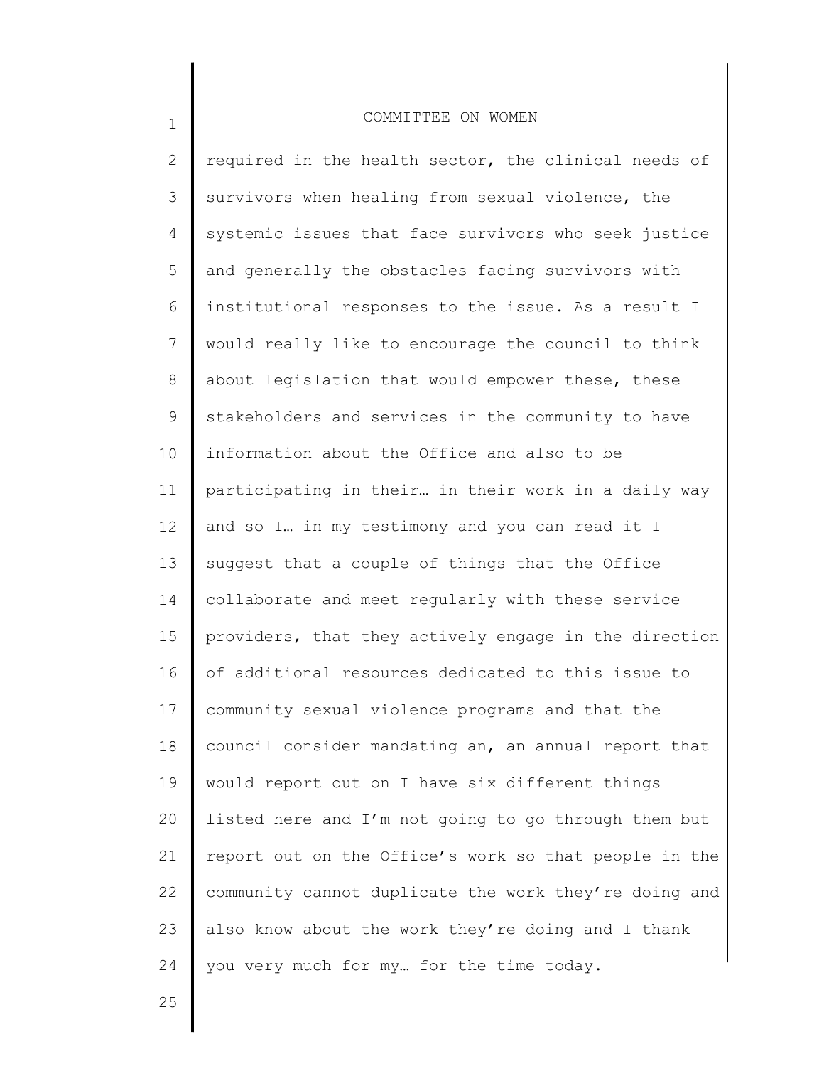required in the health sector, the clinical needs of survivors when healing from sexual violence, the systemic issues that face survivors who seek justice and generally the obstacles facing survivors with institutional responses to the issue. As a result I would really like to encourage the council to think about legislation that would empower these, these stakeholders and services in the community to have information about the Office and also to be participating in their… in their work in a daily way and so I… in my testimony and you can read it I suggest that a couple of things that the Office collaborate and meet regularly with these service providers, that they actively engage in the direction of additional resources dedicated to this issue to community sexual violence programs and that the council consider mandating an, an annual report that would report out on I have six different things listed here and I'm not going to go through them but report out on the Office's work so that people in the community cannot duplicate the work they're doing and also know about the work they're doing and I thank you very much for my… for the time today.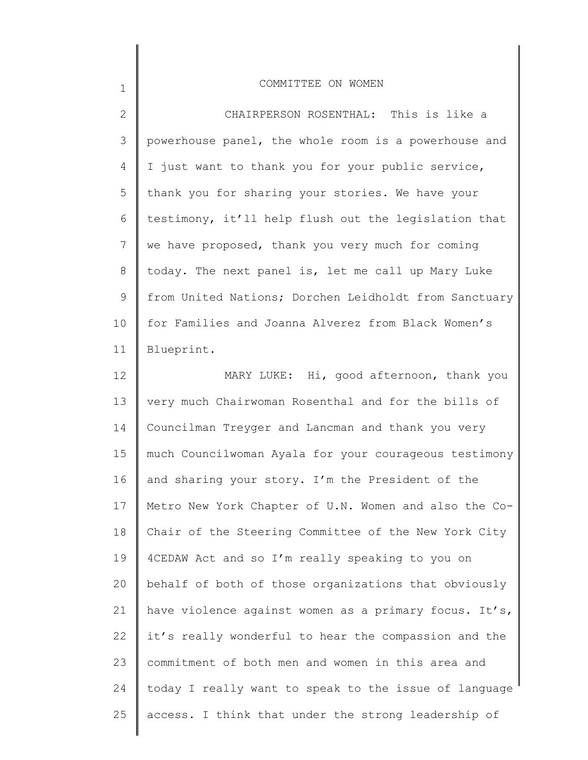CHAIRPERSON ROSENTHAL: This is like a powerhouse panel, the whole room is a powerhouse and I just want to thank you for your public service, thank you for sharing your stories. We have your testimony, it'll help flush out the legislation that we have proposed, thank you very much for coming today. The next panel is, let me call up Mary Luke from United Nations; Dorchen Leidholdt from Sanctuary for Families and Joanna Alverez from Black Women's Blueprint.

MARY LUKE: Hi, good afternoon, thank you very much Chairwoman Rosenthal and for the bills of Councilman Treyger and Lancman and thank you very much Councilwoman Ayala for your courageous testimony and sharing your story. I'm the President of the Metro New York Chapter of U.N. Women and also the Co-Chair of the Steering Committee of the New York City 4CEDAW Act and so I'm really speaking to you on behalf of both of those organizations that obviously have violence against women as a primary focus. It's, it's really wonderful to hear the compassion and the commitment of both men and women in this area and today I really want to speak to the issue of language access. I think that under the strong leadership of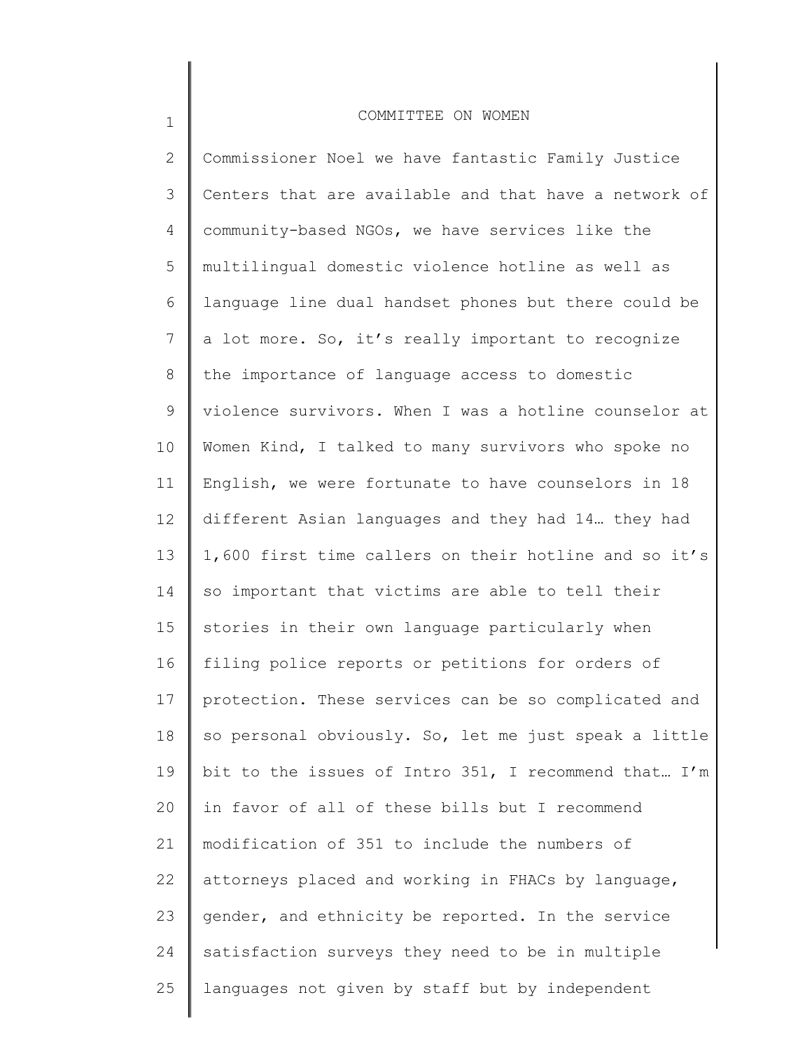Commissioner Noel we have fantastic Family Justice Centers that are available and that have a network of community-based NGOs, we have services like the multilingual domestic violence hotline as well as language line dual handset phones but there could be a lot more. So, it's really important to recognize the importance of language access to domestic violence survivors. When I was a hotline counselor at Women Kind, I talked to many survivors who spoke no English, we were fortunate to have counselors in 18 different Asian languages and they had 14… they had 1,600 first time callers on their hotline and so it's so important that victims are able to tell their stories in their own language particularly when filing police reports or petitions for orders of protection. These services can be so complicated and so personal obviously. So, let me just speak a little bit to the issues of Intro 351, I recommend that… I'm in favor of all of these bills but I recommend modification of 351 to include the numbers of attorneys placed and working in FHACs by language, gender, and ethnicity be reported. In the service satisfaction surveys they need to be in multiple languages not given by staff but by independent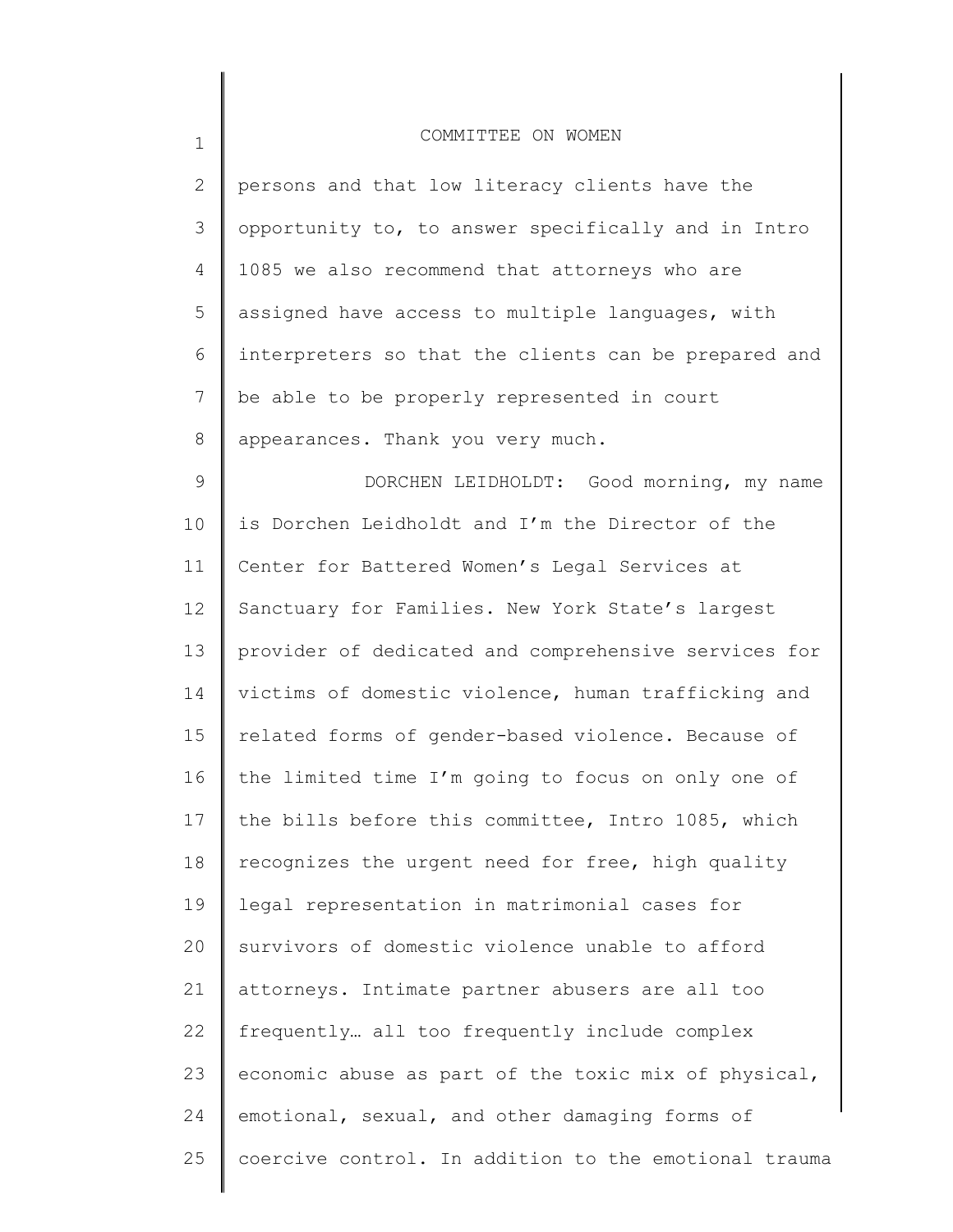persons and that low literacy clients have the opportunity to, to answer specifically and in Intro 1085 we also recommend that attorneys who are assigned have access to multiple languages, with interpreters so that the clients can be prepared and be able to be properly represented in court appearances. Thank you very much.

DORCHEN LEIDHOLDT: Good morning, my name is Dorchen Leidholdt and I'm the Director of the Center for Battered Women's Legal Services at Sanctuary for Families. New York State's largest provider of dedicated and comprehensive services for victims of domestic violence, human trafficking and related forms of gender-based violence. Because of the limited time I'm going to focus on only one of the bills before this committee, Intro 1085, which recognizes the urgent need for free, high quality legal representation in matrimonial cases for survivors of domestic violence unable to afford attorneys. Intimate partner abusers are all too frequently… all too frequently include complex economic abuse as part of the toxic mix of physical, emotional, sexual, and other damaging forms of coercive control. In addition to the emotional trauma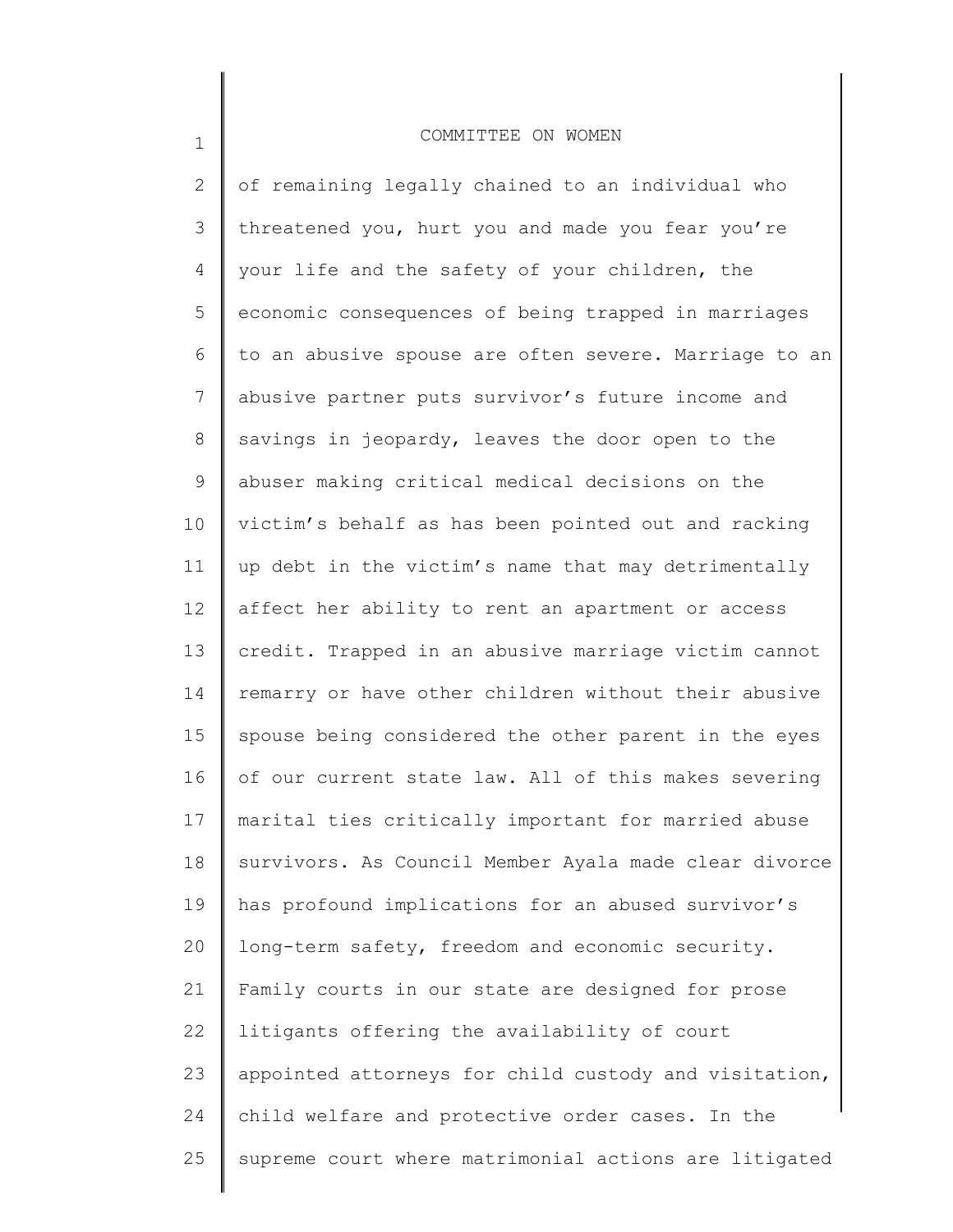of remaining legally chained to an individual who threatened you, hurt you and made you fear you're your life and the safety of your children, the economic consequences of being trapped in marriages to an abusive spouse are often severe. Marriage to an abusive partner puts survivor's future income and savings in jeopardy, leaves the door open to the abuser making critical medical decisions on the victim's behalf as has been pointed out and racking up debt in the victim's name that may detrimentally affect her ability to rent an apartment or access credit. Trapped in an abusive marriage victim cannot remarry or have other children without their abusive spouse being considered the other parent in the eyes of our current state law. All of this makes severing marital ties critically important for married abuse survivors. As Council Member Ayala made clear divorce has profound implications for an abused survivor's long-term safety, freedom and economic security. Family courts in our state are designed for prose litigants offering the availability of court appointed attorneys for child custody and visitation, child welfare and protective order cases. In the supreme court where matrimonial actions are litigated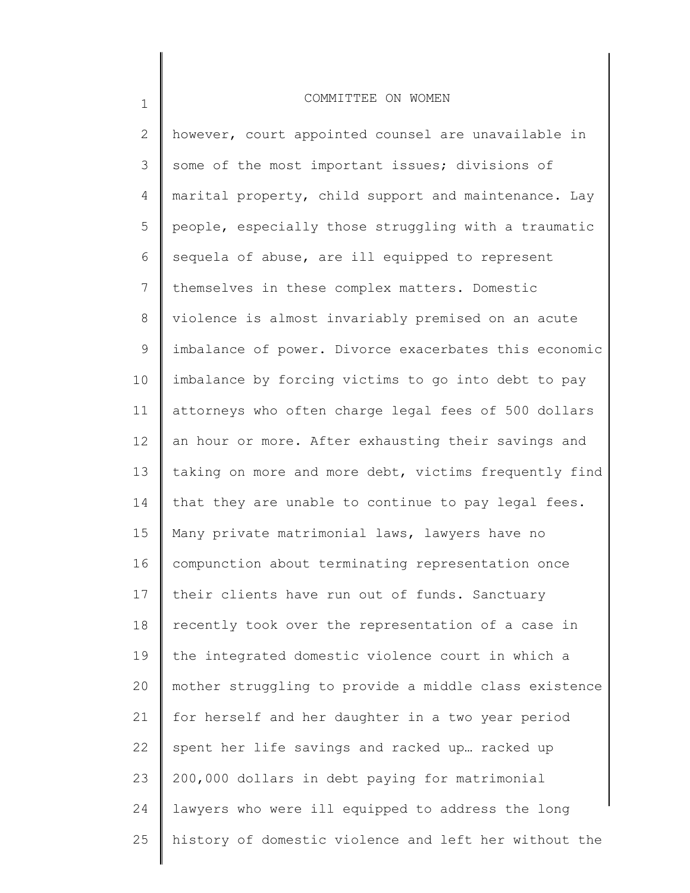however, court appointed counsel are unavailable in some of the most important issues; divisions of marital property, child support and maintenance. Lay people, especially those struggling with a traumatic sequela of abuse, are ill equipped to represent themselves in these complex matters. Domestic violence is almost invariably premised on an acute imbalance of power. Divorce exacerbates this economic imbalance by forcing victims to go into debt to pay attorneys who often charge legal fees of 500 dollars an hour or more. After exhausting their savings and taking on more and more debt, victims frequently find that they are unable to continue to pay legal fees. Many private matrimonial laws, lawyers have no compunction about terminating representation once their clients have run out of funds. Sanctuary recently took over the representation of a case in the integrated domestic violence court in which a mother struggling to provide a middle class existence for herself and her daughter in a two year period spent her life savings and racked up… racked up 200,000 dollars in debt paying for matrimonial lawyers who were ill equipped to address the long history of domestic violence and left her without the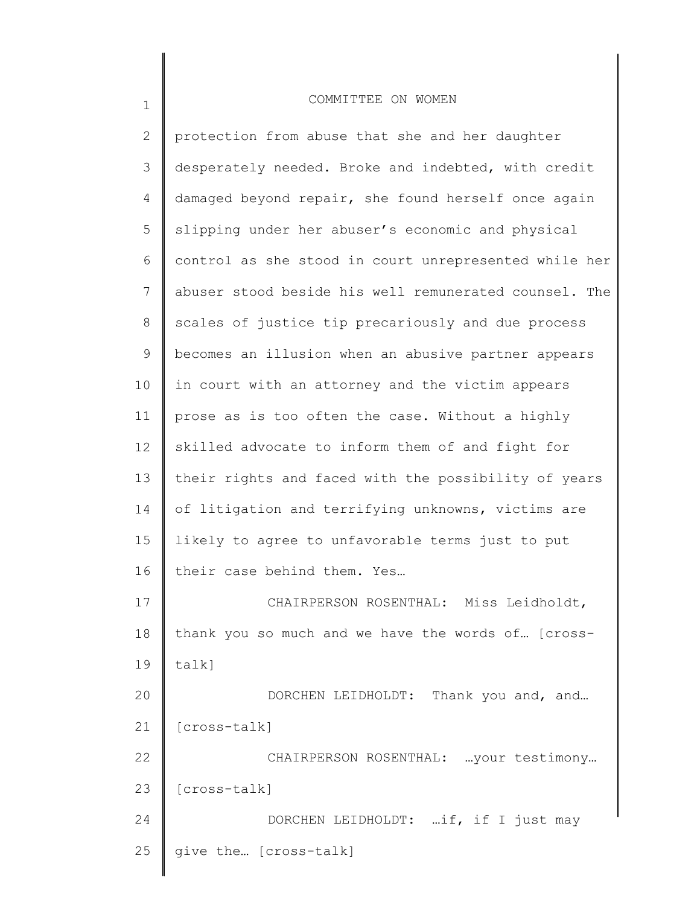protection from abuse that she and her daughter desperately needed. Broke and indebted, with credit damaged beyond repair, she found herself once again slipping under her abuser's economic and physical control as she stood in court unrepresented while her abuser stood beside his well remunerated counsel. The scales of justice tip precariously and due process becomes an illusion when an abusive partner appears in court with an attorney and the victim appears prose as is too often the case. Without a highly skilled advocate to inform them of and fight for their rights and faced with the possibility of years of litigation and terrifying unknowns, victims are likely to agree to unfavorable terms just to put their case behind them. Yes…

CHAIRPERSON ROSENTHAL: Miss Leidholdt, thank you so much and we have the words of… [cross-talk]

DORCHEN LEIDHOLDT: Thank you and, and… [cross-talk]

CHAIRPERSON ROSENTHAL: …your testimony… [cross-talk]

DORCHEN LEIDHOLDT: …if, if I just may give the… [cross-talk]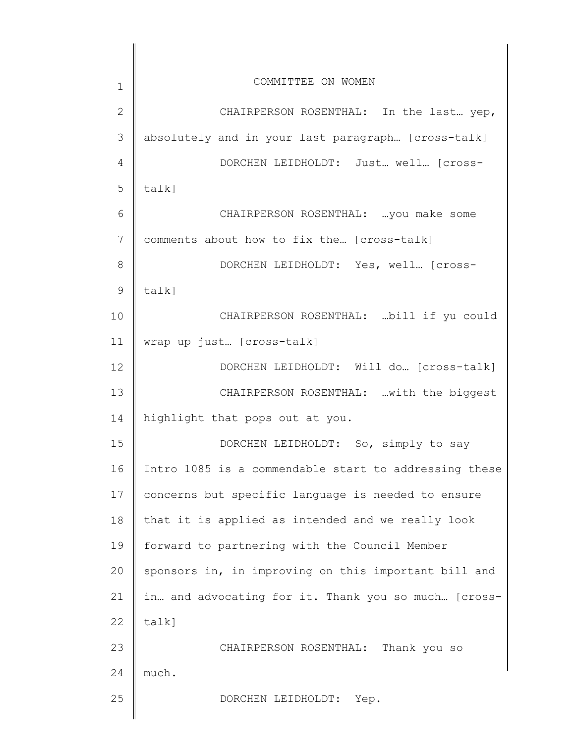CHAIRPERSON ROSENTHAL: In the last… yep, absolutely and in your last paragraph… [cross-talk]

DORCHEN LEIDHOLDT: Just… well… [cross-talk]

CHAIRPERSON ROSENTHAL: …you make some comments about how to fix the… [cross-talk]

DORCHEN LEIDHOLDT: Yes, well… [cross-talk]

CHAIRPERSON ROSENTHAL: …bill if yu could wrap up just… [cross-talk]

DORCHEN LEIDHOLDT: Will do… [cross-talk]

CHAIRPERSON ROSENTHAL: …with the biggest highlight that pops out at you.

DORCHEN LEIDHOLDT: So, simply to say Intro 1085 is a commendable start to addressing these concerns but specific language is needed to ensure that it is applied as intended and we really look forward to partnering with the Council Member sponsors in, in improving on this important bill and in… and advocating for it. Thank you so much… [cross-talk]

CHAIRPERSON ROSENTHAL: Thank you so much.

DORCHEN LEIDHOLDT: Yep.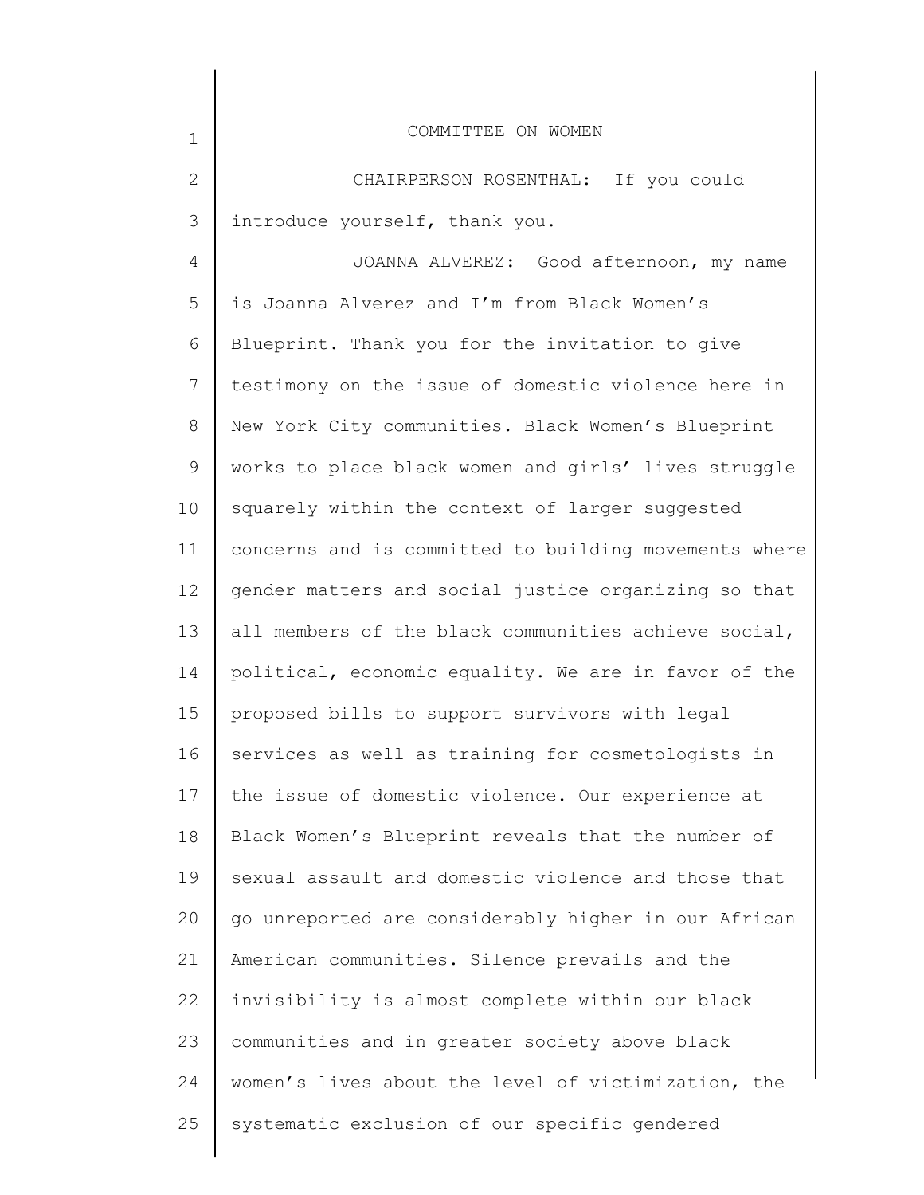CHAIRPERSON ROSENTHAL: If you could introduce yourself, thank you.

JOANNA ALVEREZ: Good afternoon, my name is Joanna Alverez and I'm from Black Women's Blueprint. Thank you for the invitation to give testimony on the issue of domestic violence here in New York City communities. Black Women's Blueprint works to place black women and girls' lives struggle squarely within the context of larger suggested concerns and is committed to building movements where gender matters and social justice organizing so that all members of the black communities achieve social, political, economic equality. We are in favor of the proposed bills to support survivors with legal services as well as training for cosmetologists in the issue of domestic violence. Our experience at Black Women's Blueprint reveals that the number of sexual assault and domestic violence and those that go unreported are considerably higher in our African American communities. Silence prevails and the invisibility is almost complete within our black communities and in greater society above black women's lives about the level of victimization, the systematic exclusion of our specific gendered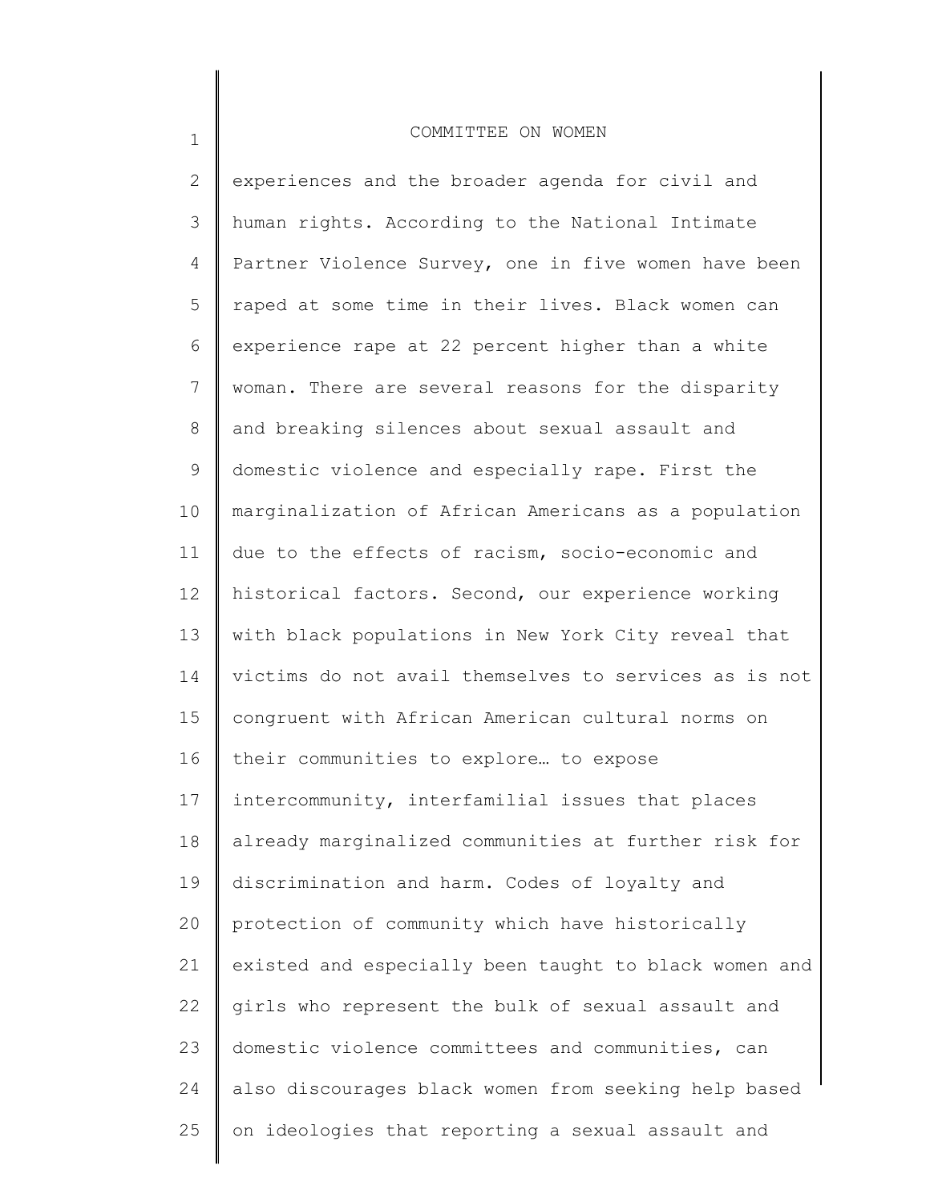experiences and the broader agenda for civil and human rights. According to the National Intimate Partner Violence Survey, one in five women have been raped at some time in their lives. Black women can experience rape at 22 percent higher than a white woman. There are several reasons for the disparity and breaking silences about sexual assault and domestic violence and especially rape. First the marginalization of African Americans as a population due to the effects of racism, socio-economic and historical factors. Second, our experience working with black populations in New York City reveal that victims do not avail themselves to services as is not congruent with African American cultural norms on their communities to explore… to expose intercommunity, interfamilial issues that places already marginalized communities at further risk for discrimination and harm. Codes of loyalty and protection of community which have historically existed and especially been taught to black women and girls who represent the bulk of sexual assault and domestic violence committees and communities, can also discourages black women from seeking help based on ideologies that reporting a sexual assault and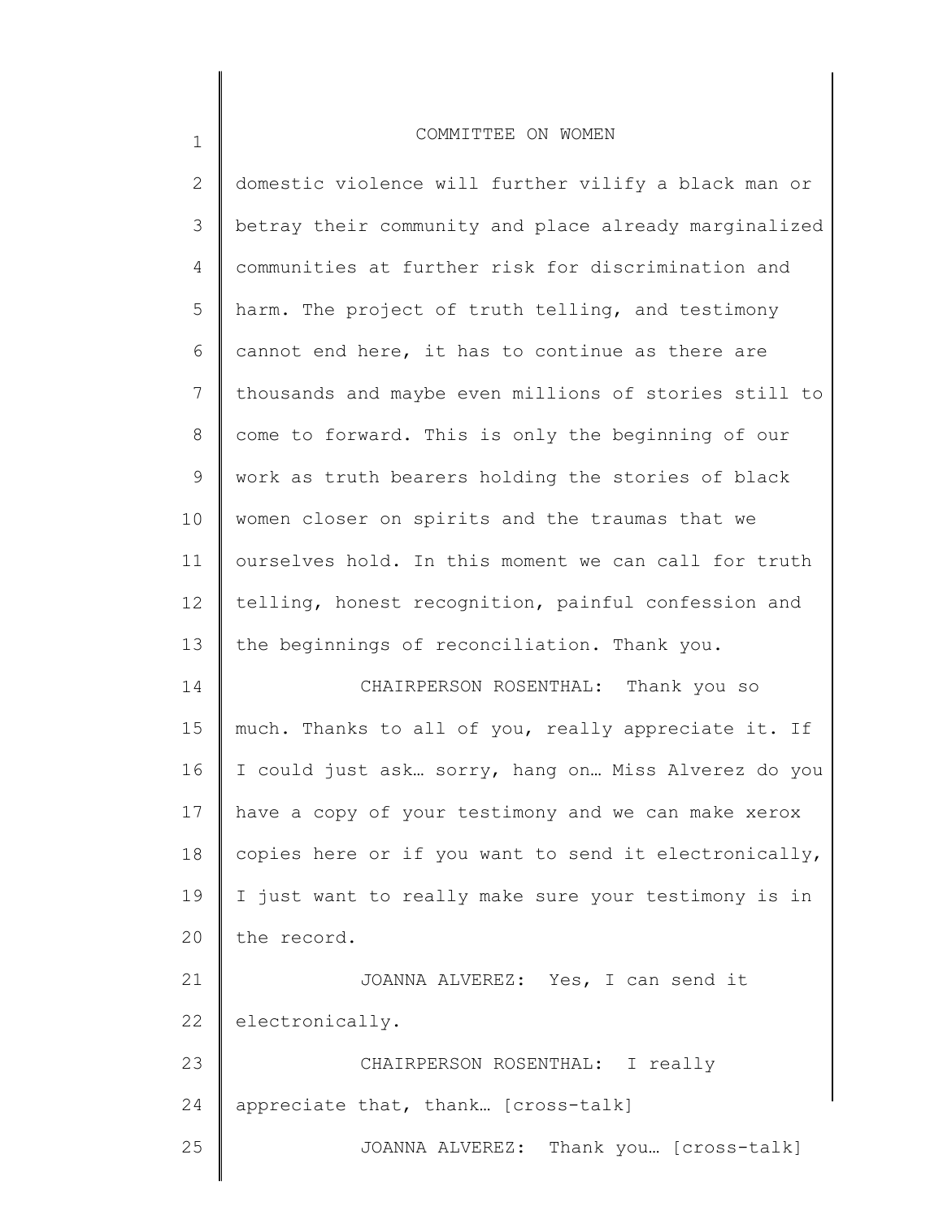domestic violence will further vilify a black man or betray their community and place already marginalized communities at further risk for discrimination and harm. The project of truth telling, and testimony cannot end here, it has to continue as there are thousands and maybe even millions of stories still to come to forward. This is only the beginning of our work as truth bearers holding the stories of black women closer on spirits and the traumas that we ourselves hold. In this moment we can call for truth telling, honest recognition, painful confession and the beginnings of reconciliation. Thank you.

CHAIRPERSON ROSENTHAL: Thank you so much. Thanks to all of you, really appreciate it. If I could just ask… sorry, hang on… Miss Alverez do you have a copy of your testimony and we can make xerox copies here or if you want to send it electronically, I just want to really make sure your testimony is in the record.

JOANNA ALVEREZ: Yes, I can send it electronically.

CHAIRPERSON ROSENTHAL: I really appreciate that, thank… [cross-talk]

JOANNA ALVEREZ: Thank you… [cross-talk]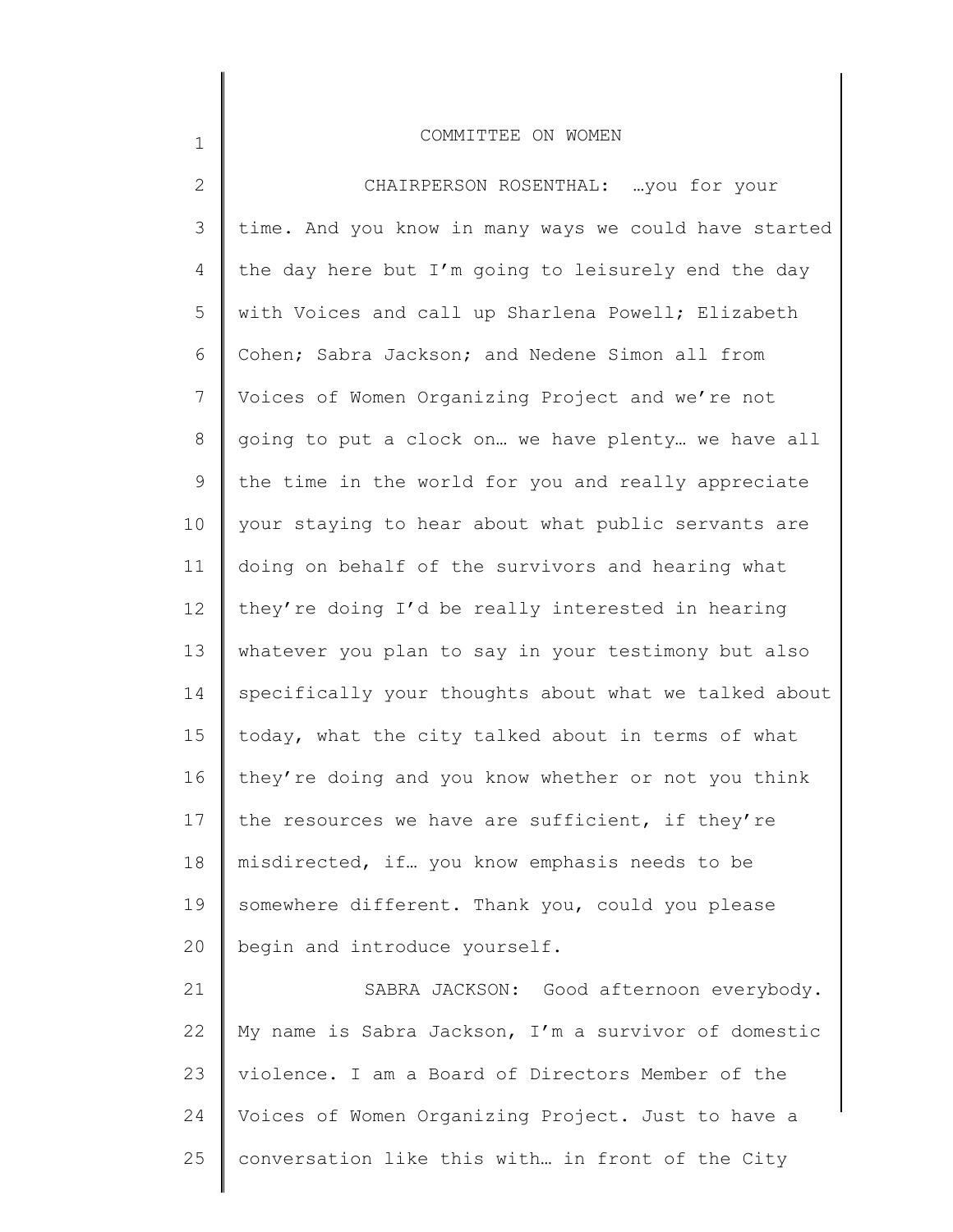CHAIRPERSON ROSENTHAL: …you for your time. And you know in many ways we could have started the day here but I'm going to leisurely end the day with Voices and call up Sharlena Powell; Elizabeth Cohen; Sabra Jackson; and Nedene Simon all from Voices of Women Organizing Project and we're not going to put a clock on… we have plenty… we have all the time in the world for you and really appreciate your staying to hear about what public servants are doing on behalf of the survivors and hearing what they're doing I'd be really interested in hearing whatever you plan to say in your testimony but also specifically your thoughts about what we talked about today, what the city talked about in terms of what they're doing and you know whether or not you think the resources we have are sufficient, if they're misdirected, if… you know emphasis needs to be somewhere different. Thank you, could you please begin and introduce yourself.

SABRA JACKSON: Good afternoon everybody. My name is Sabra Jackson, I'm a survivor of domestic violence. I am a Board of Directors Member of the Voices of Women Organizing Project. Just to have a conversation like this with… in front of the City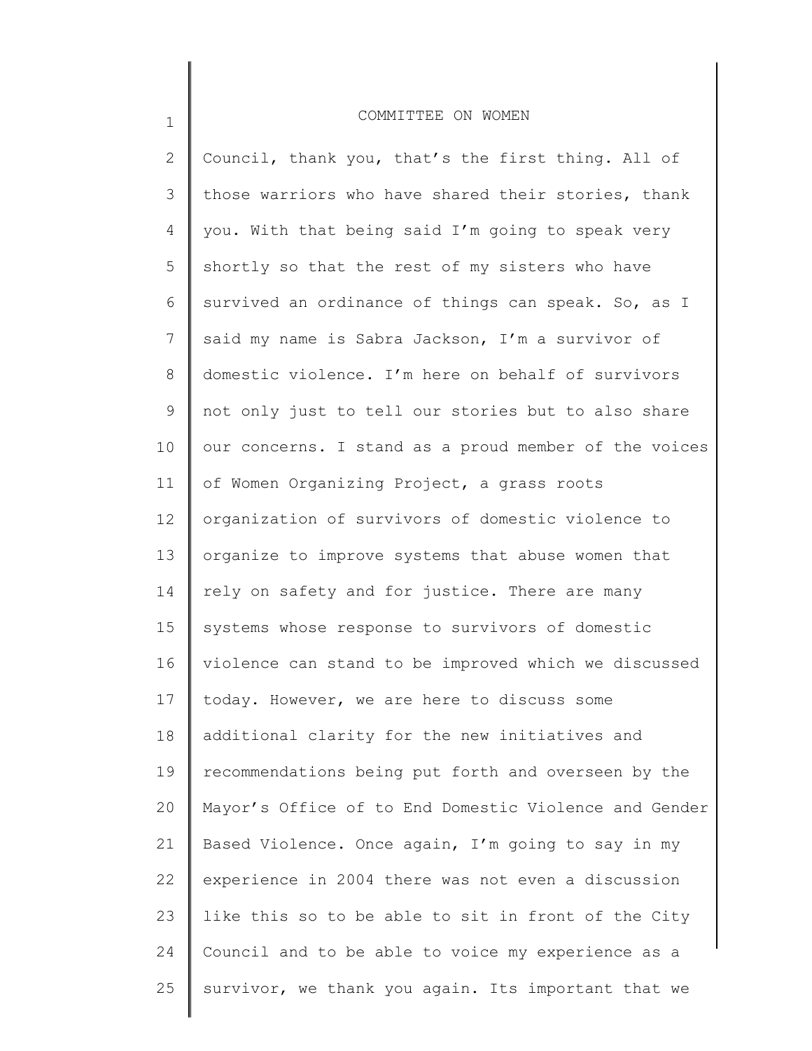Council, thank you, that's the first thing. All of those warriors who have shared their stories, thank you. With that being said I'm going to speak very shortly so that the rest of my sisters who have survived an ordinance of things can speak. So, as I said my name is Sabra Jackson, I'm a survivor of domestic violence. I'm here on behalf of survivors not only just to tell our stories but to also share our concerns. I stand as a proud member of the voices of Women Organizing Project, a grass roots organization of survivors of domestic violence to organize to improve systems that abuse women that rely on safety and for justice. There are many systems whose response to survivors of domestic violence can stand to be improved which we discussed today. However, we are here to discuss some additional clarity for the new initiatives and recommendations being put forth and overseen by the Mayor's Office of to End Domestic Violence and Gender Based Violence. Once again, I'm going to say in my experience in 2004 there was not even a discussion like this so to be able to sit in front of the City Council and to be able to voice my experience as a survivor, we thank you again. Its important that we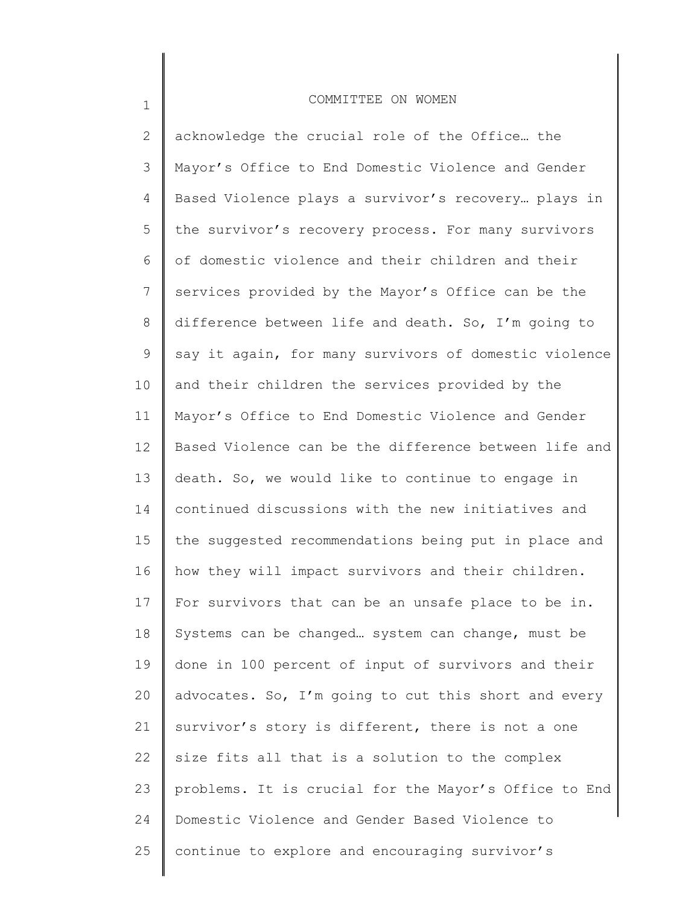acknowledge the crucial role of the Office… the Mayor's Office to End Domestic Violence and Gender Based Violence plays a survivor's recovery… plays in the survivor's recovery process. For many survivors of domestic violence and their children and their services provided by the Mayor's Office can be the difference between life and death. So, I'm going to say it again, for many survivors of domestic violence and their children the services provided by the Mayor's Office to End Domestic Violence and Gender Based Violence can be the difference between life and death. So, we would like to continue to engage in continued discussions with the new initiatives and the suggested recommendations being put in place and how they will impact survivors and their children. For survivors that can be an unsafe place to be in. Systems can be changed… system can change, must be done in 100 percent of input of survivors and their advocates. So, I'm going to cut this short and every survivor's story is different, there is not a one size fits all that is a solution to the complex problems. It is crucial for the Mayor's Office to End Domestic Violence and Gender Based Violence to continue to explore and encouraging survivor's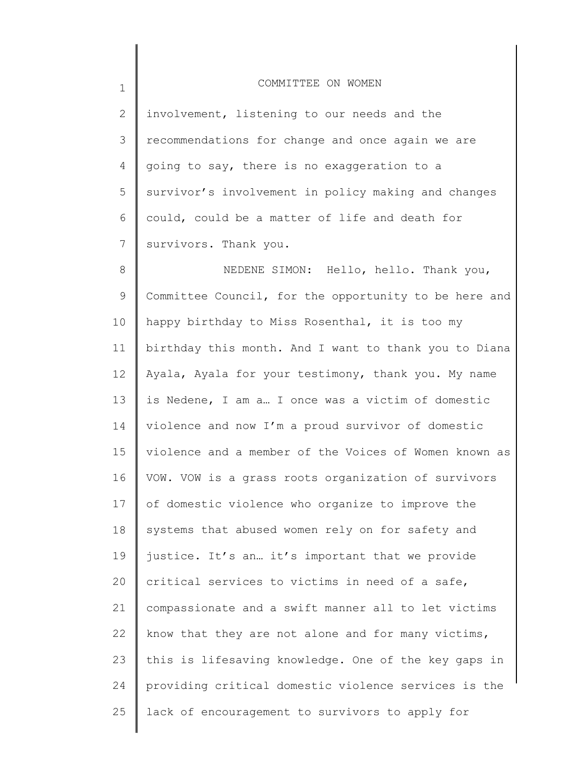involvement, listening to our needs and the recommendations for change and once again we are going to say, there is no exaggeration to a survivor's involvement in policy making and changes could, could be a matter of life and death for survivors. Thank you.

NEDENE SIMON: Hello, hello. Thank you, Committee Council, for the opportunity to be here and happy birthday to Miss Rosenthal, it is too my birthday this month. And I want to thank you to Diana Ayala, Ayala for your testimony, thank you. My name is Nedene, I am a… I once was a victim of domestic violence and now I'm a proud survivor of domestic violence and a member of the Voices of Women known as VOW. VOW is a grass roots organization of survivors of domestic violence who organize to improve the systems that abused women rely on for safety and justice. It's an… it's important that we provide critical services to victims in need of a safe, compassionate and a swift manner all to let victims know that they are not alone and for many victims, this is lifesaving knowledge. One of the key gaps in providing critical domestic violence services is the lack of encouragement to survivors to apply for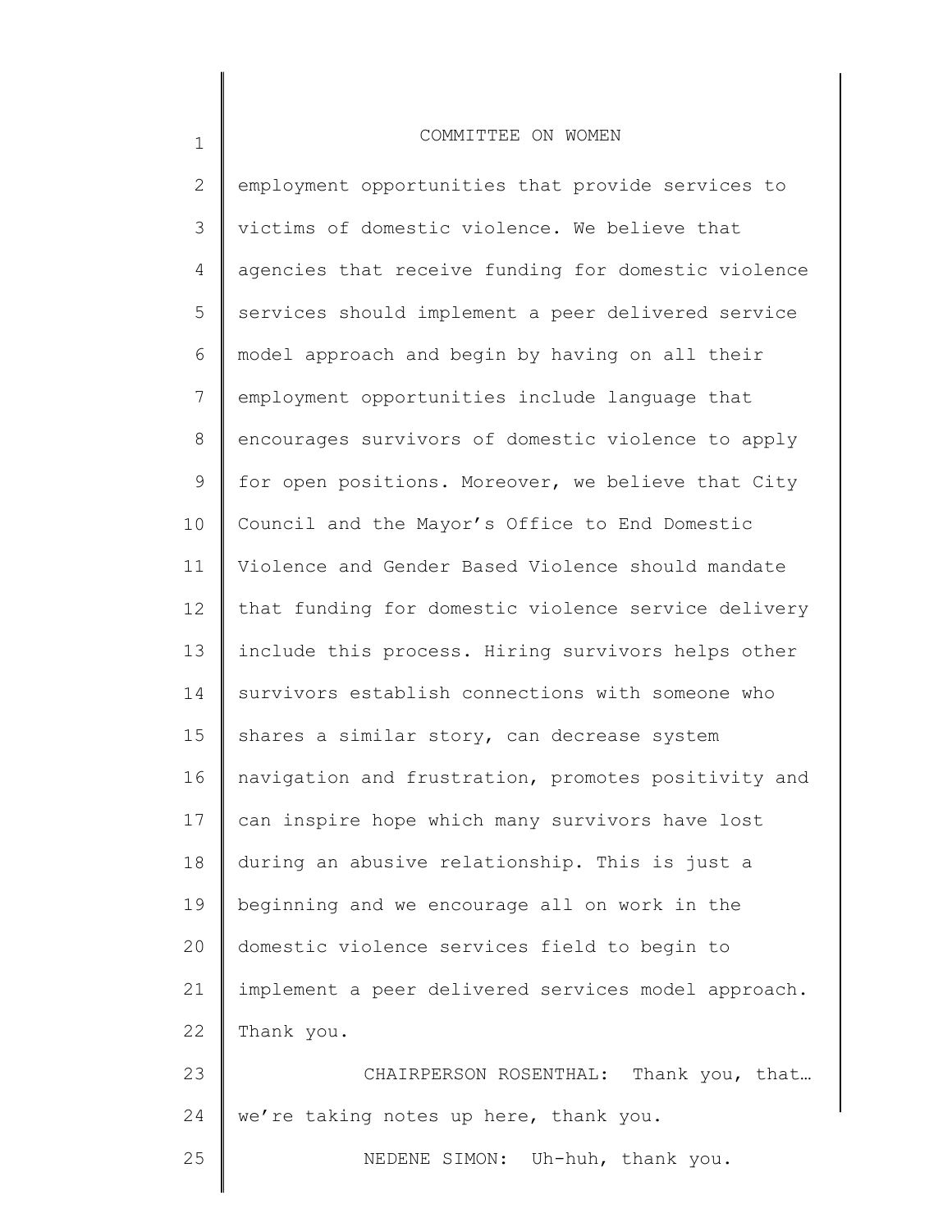employment opportunities that provide services to victims of domestic violence. We believe that agencies that receive funding for domestic violence services should implement a peer delivered service model approach and begin by having on all their employment opportunities include language that encourages survivors of domestic violence to apply for open positions. Moreover, we believe that City Council and the Mayor's Office to End Domestic Violence and Gender Based Violence should mandate that funding for domestic violence service delivery include this process. Hiring survivors helps other survivors establish connections with someone who shares a similar story, can decrease system navigation and frustration, promotes positivity and can inspire hope which many survivors have lost during an abusive relationship. This is just a beginning and we encourage all on work in the domestic violence services field to begin to implement a peer delivered services model approach. Thank you.

CHAIRPERSON ROSENTHAL: Thank you, that… we're taking notes up here, thank you.

NEDENE SIMON: Uh-huh, thank you.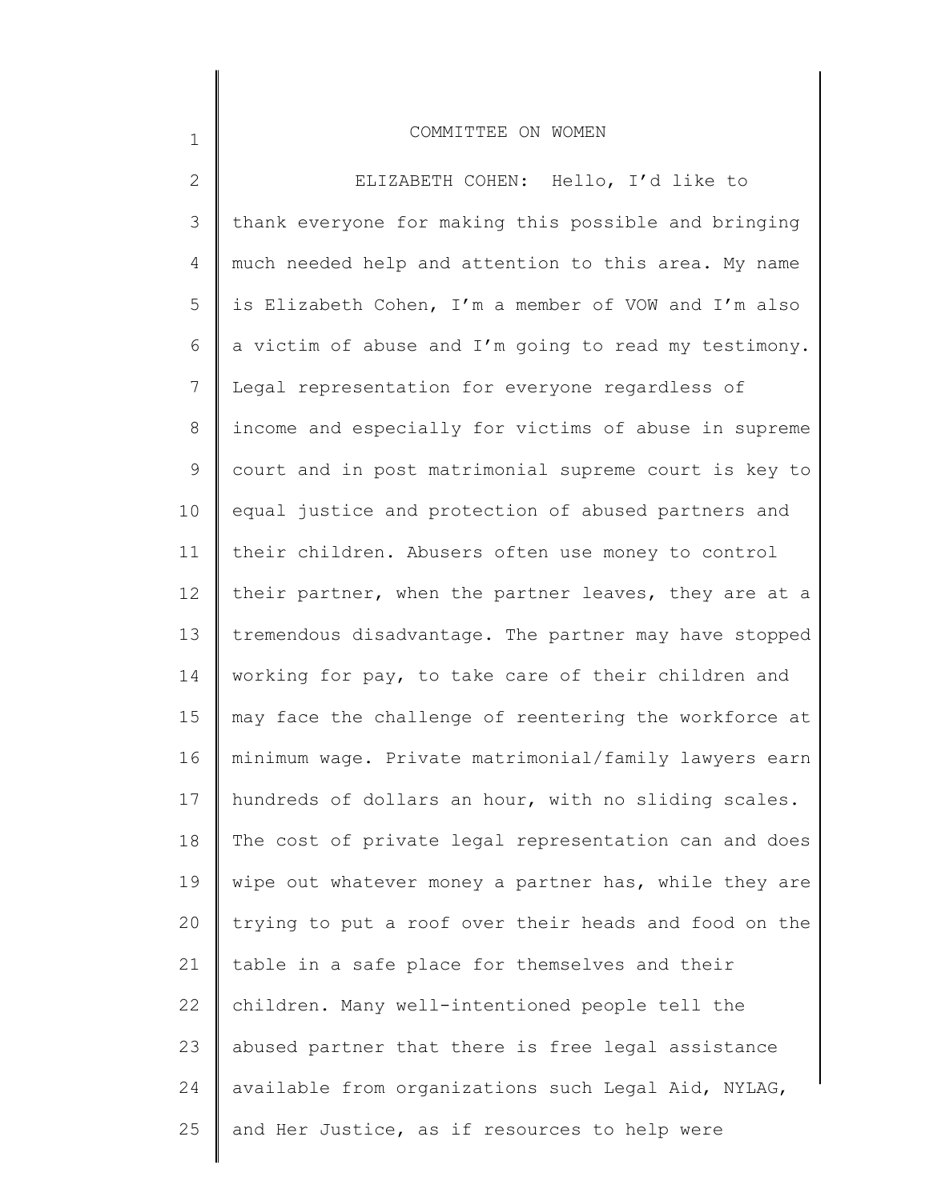COMMITTEE ON WOMEN

ELIZABETH COHEN: Hello, I'd like to thank everyone for making this possible and bringing much needed help and attention to this area. My name is Elizabeth Cohen, I'm a member of VOW and I'm also a victim of abuse and I'm going to read my testimony. Legal representation for everyone regardless of income and especially for victims of abuse in supreme court and in post matrimonial supreme court is key to equal justice and protection of abused partners and their children. Abusers often use money to control their partner, when the partner leaves, they are at a tremendous disadvantage. The partner may have stopped working for pay, to take care of their children and may face the challenge of reentering the workforce at minimum wage. Private matrimonial/family lawyers earn hundreds of dollars an hour, with no sliding scales. The cost of private legal representation can and does wipe out whatever money a partner has, while they are trying to put a roof over their heads and food on the table in a safe place for themselves and their children. Many well-intentioned people tell the abused partner that there is free legal assistance available from organizations such Legal Aid, NYLAG, and Her Justice, as if resources to help were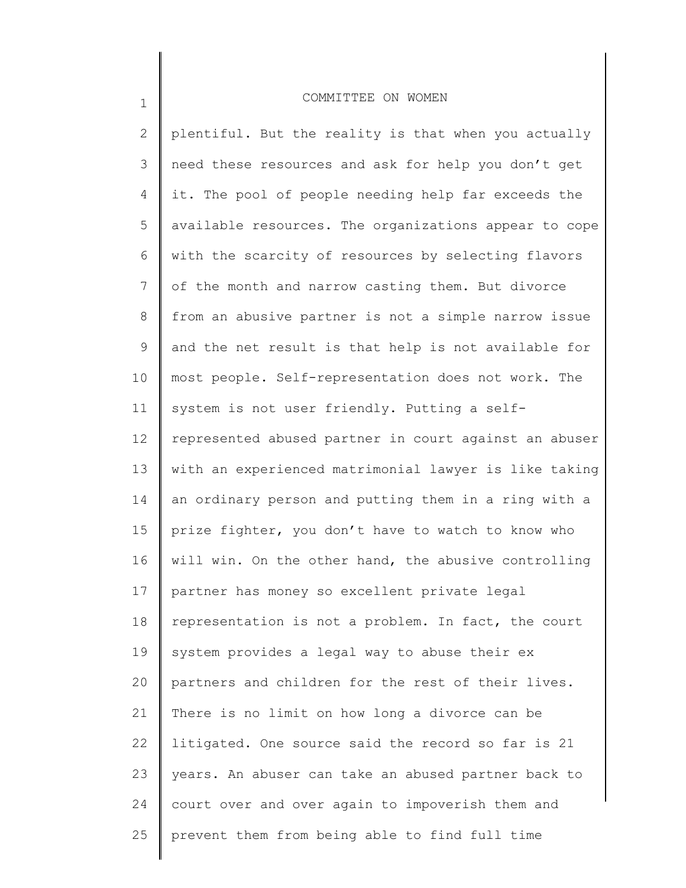plentiful. But the reality is that when you actually need these resources and ask for help you don't get it. The pool of people needing help far exceeds the available resources. The organizations appear to cope with the scarcity of resources by selecting flavors of the month and narrow casting them. But divorce from an abusive partner is not a simple narrow issue and the net result is that help is not available for most people. Self-representation does not work. The system is not user friendly. Putting a self-represented abused partner in court against an abuser with an experienced matrimonial lawyer is like taking an ordinary person and putting them in a ring with a prize fighter, you don't have to watch to know who will win. On the other hand, the abusive controlling partner has money so excellent private legal representation is not a problem. In fact, the court system provides a legal way to abuse their ex partners and children for the rest of their lives. There is no limit on how long a divorce can be litigated. One source said the record so far is 21 years. An abuser can take an abused partner back to court over and over again to impoverish them and prevent them from being able to find full time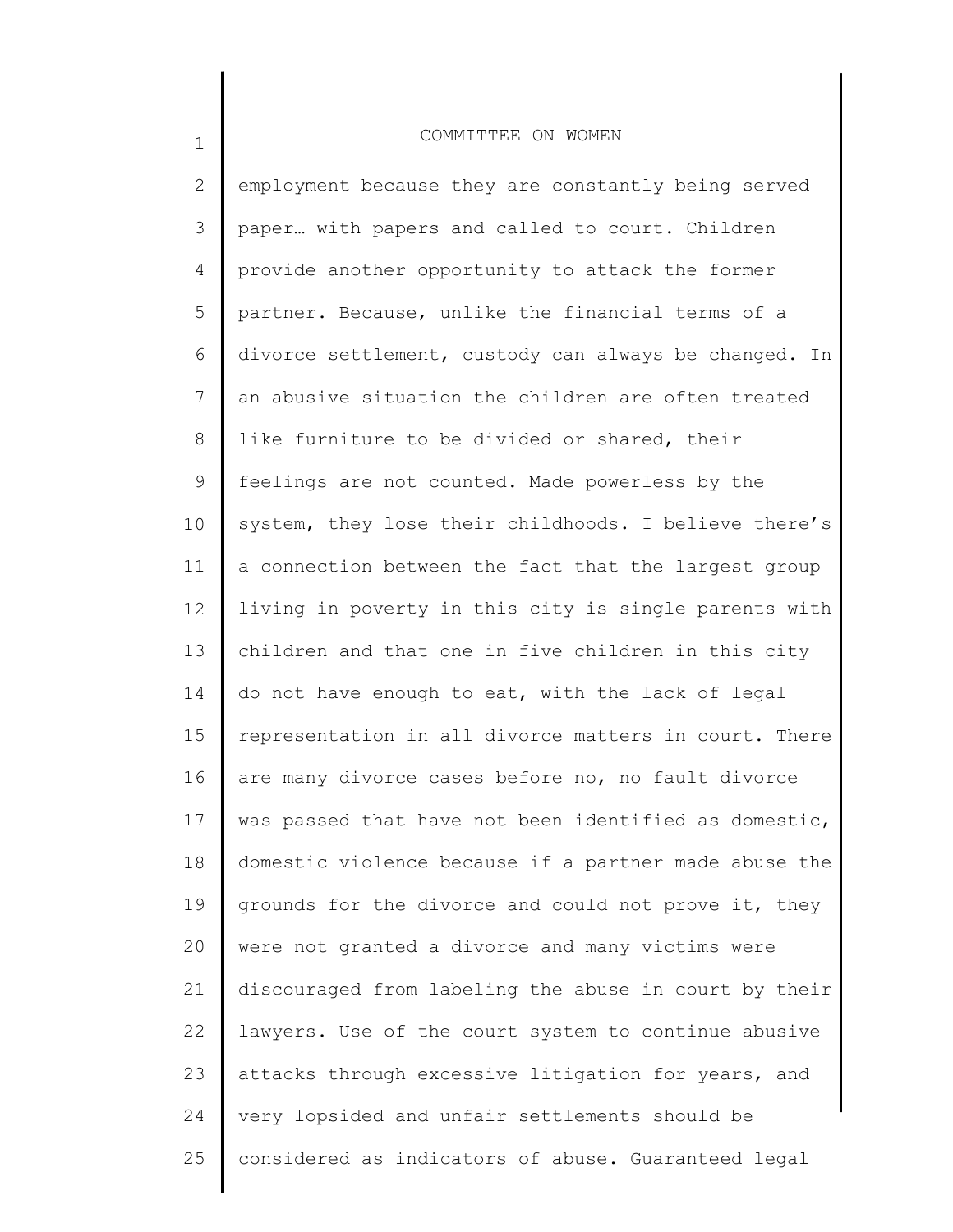employment because they are constantly being served paper… with papers and called to court. Children provide another opportunity to attack the former partner. Because, unlike the financial terms of a divorce settlement, custody can always be changed. In an abusive situation the children are often treated like furniture to be divided or shared, their feelings are not counted. Made powerless by the system, they lose their childhoods. I believe there's a connection between the fact that the largest group living in poverty in this city is single parents with children and that one in five children in this city do not have enough to eat, with the lack of legal representation in all divorce matters in court. There are many divorce cases before no, no fault divorce was passed that have not been identified as domestic, domestic violence because if a partner made abuse the grounds for the divorce and could not prove it, they were not granted a divorce and many victims were discouraged from labeling the abuse in court by their lawyers. Use of the court system to continue abusive attacks through excessive litigation for years, and very lopsided and unfair settlements should be considered as indicators of abuse. Guaranteed legal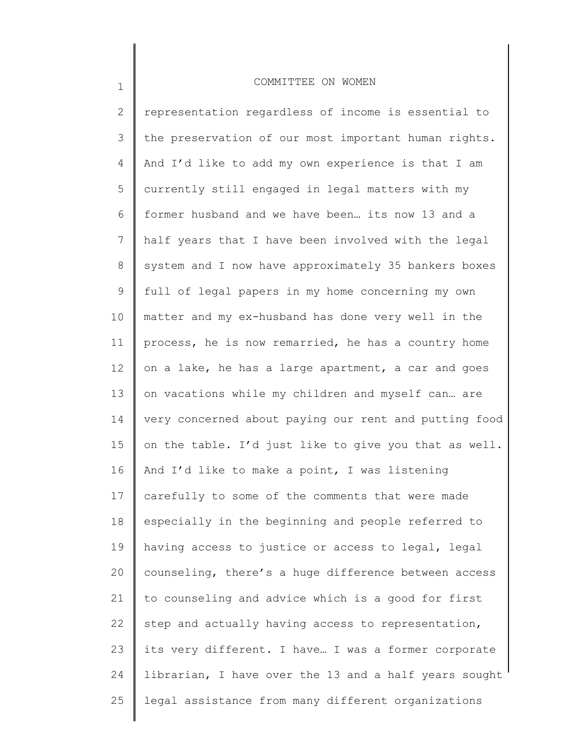representation regardless of income is essential to the preservation of our most important human rights. And I'd like to add my own experience is that I am currently still engaged in legal matters with my former husband and we have been… its now 13 and a half years that I have been involved with the legal system and I now have approximately 35 bankers boxes full of legal papers in my home concerning my own matter and my ex-husband has done very well in the process, he is now remarried, he has a country home on a lake, he has a large apartment, a car and goes on vacations while my children and myself can… are very concerned about paying our rent and putting food on the table. I'd just like to give you that as well. And I'd like to make a point, I was listening carefully to some of the comments that were made especially in the beginning and people referred to having access to justice or access to legal, legal counseling, there's a huge difference between access to counseling and advice which is a good for first step and actually having access to representation, its very different. I have… I was a former corporate librarian, I have over the 13 and a half years sought legal assistance from many different organizations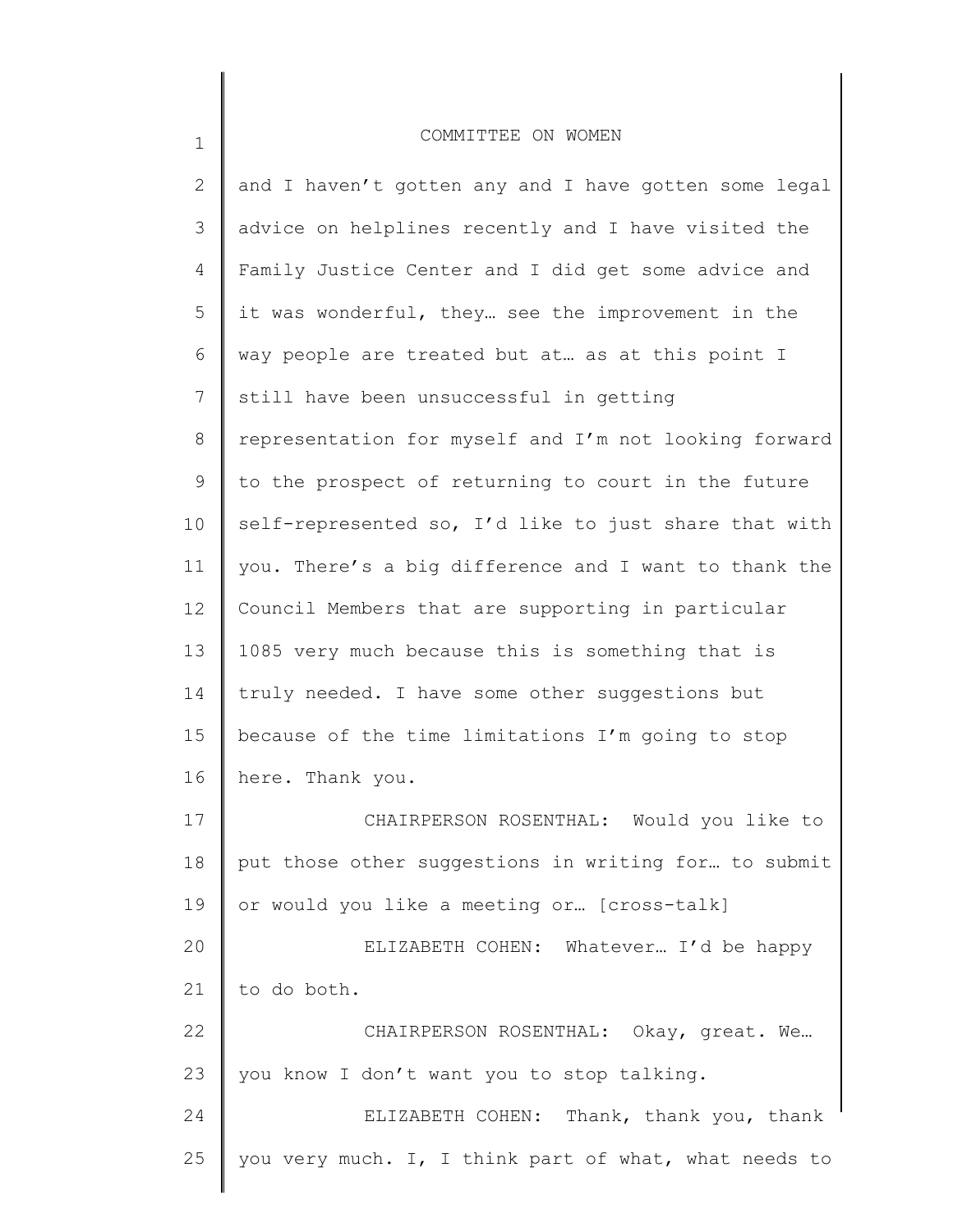and I haven't gotten any and I have gotten some legal advice on helplines recently and I have visited the Family Justice Center and I did get some advice and it was wonderful, they… see the improvement in the way people are treated but at… as at this point I still have been unsuccessful in getting representation for myself and I'm not looking forward to the prospect of returning to court in the future self-represented so, I'd like to just share that with you. There's a big difference and I want to thank the Council Members that are supporting in particular 1085 very much because this is something that is truly needed. I have some other suggestions but because of the time limitations I'm going to stop here. Thank you.

CHAIRPERSON ROSENTHAL: Would you like to put those other suggestions in writing for… to submit or would you like a meeting or… [cross-talk]

ELIZABETH COHEN: Whatever… I'd be happy to do both.

CHAIRPERSON ROSENTHAL: Okay, great. We… you know I don't want you to stop talking.

ELIZABETH COHEN: Thank, thank you, thank you very much. I, I think part of what, what needs to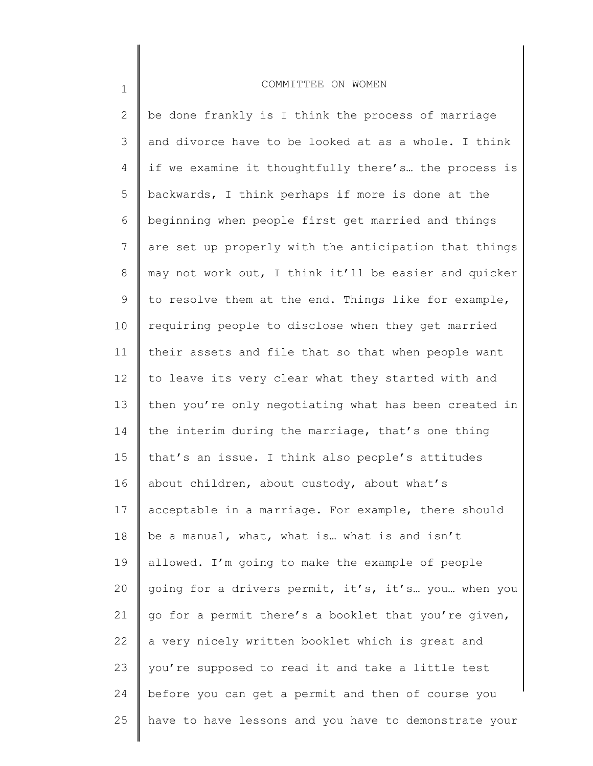be done frankly is I think the process of marriage and divorce have to be looked at as a whole. I think if we examine it thoughtfully there's… the process is backwards, I think perhaps if more is done at the beginning when people first get married and things are set up properly with the anticipation that things may not work out, I think it'll be easier and quicker to resolve them at the end. Things like for example, requiring people to disclose when they get married their assets and file that so that when people want to leave its very clear what they started with and then you're only negotiating what has been created in the interim during the marriage, that's one thing that's an issue. I think also people's attitudes about children, about custody, about what's acceptable in a marriage. For example, there should be a manual, what, what is… what is and isn't allowed. I'm going to make the example of people going for a drivers permit, it's, it's… you… when you go for a permit there's a booklet that you're given, a very nicely written booklet which is great and you're supposed to read it and take a little test before you can get a permit and then of course you have to have lessons and you have to demonstrate your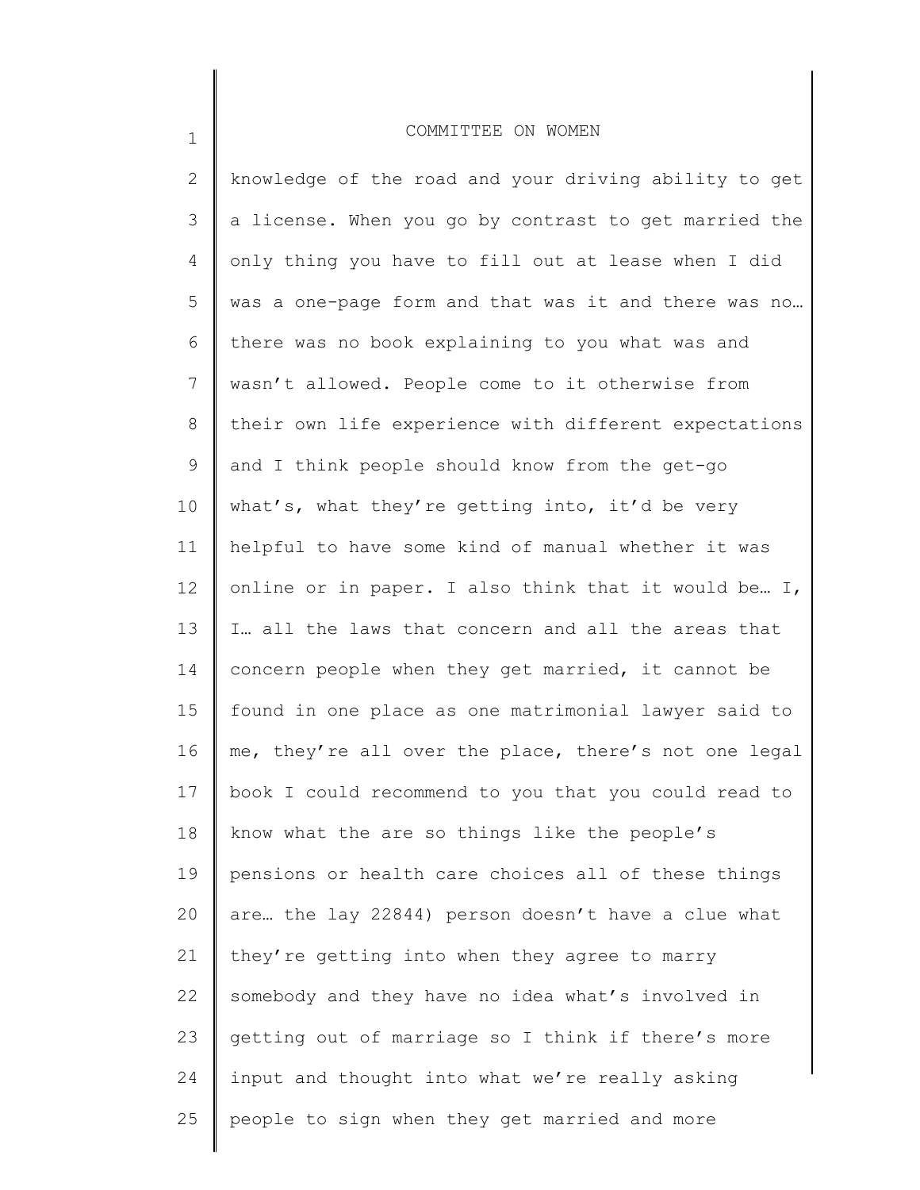knowledge of the road and your driving ability to get a license. When you go by contrast to get married the only thing you have to fill out at lease when I did was a one-page form and that was it and there was no… there was no book explaining to you what was and wasn't allowed. People come to it otherwise from their own life experience with different expectations and I think people should know from the get-go what's, what they're getting into, it'd be very helpful to have some kind of manual whether it was online or in paper. I also think that it would be… I, I… all the laws that concern and all the areas that concern people when they get married, it cannot be found in one place as one matrimonial lawyer said to me, they're all over the place, there's not one legal book I could recommend to you that you could read to know what the are so things like the people's pensions or health care choices all of these things are… the lay 22844) person doesn't have a clue what they're getting into when they agree to marry somebody and they have no idea what's involved in getting out of marriage so I think if there's more input and thought into what we're really asking people to sign when they get married and more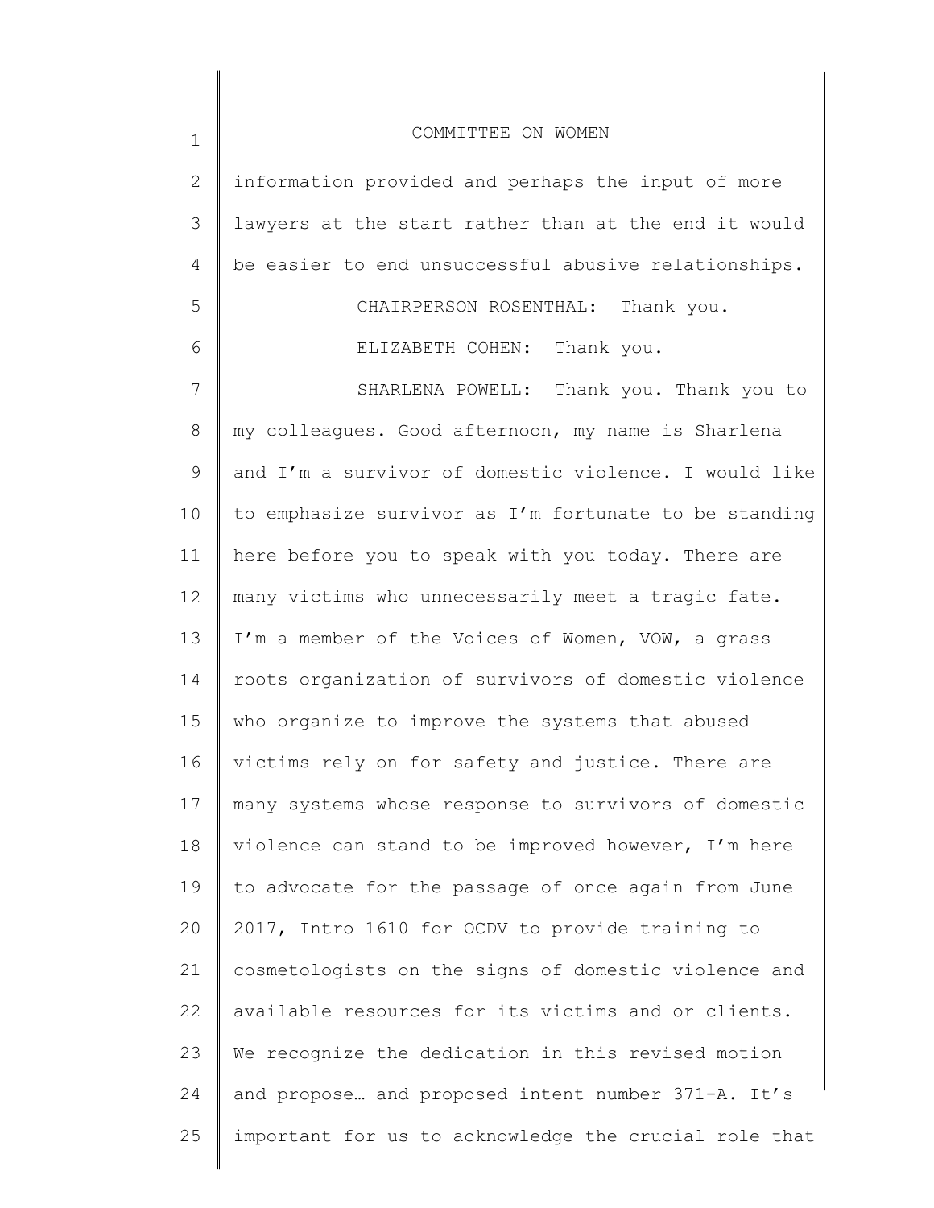information provided and perhaps the input of more lawyers at the start rather than at the end it would be easier to end unsuccessful abusive relationships.

CHAIRPERSON ROSENTHAL: Thank you.

ELIZABETH COHEN: Thank you.

SHARLENA POWELL: Thank you. Thank you to my colleagues. Good afternoon, my name is Sharlena and I'm a survivor of domestic violence. I would like to emphasize survivor as I'm fortunate to be standing here before you to speak with you today. There are many victims who unnecessarily meet a tragic fate. I'm a member of the Voices of Women, VOW, a grass roots organization of survivors of domestic violence who organize to improve the systems that abused victims rely on for safety and justice. There are many systems whose response to survivors of domestic violence can stand to be improved however, I'm here to advocate for the passage of once again from June 2017, Intro 1610 for OCDV to provide training to cosmetologists on the signs of domestic violence and available resources for its victims and or clients. We recognize the dedication in this revised motion and propose… and proposed intent number 371-A. It's important for us to acknowledge the crucial role that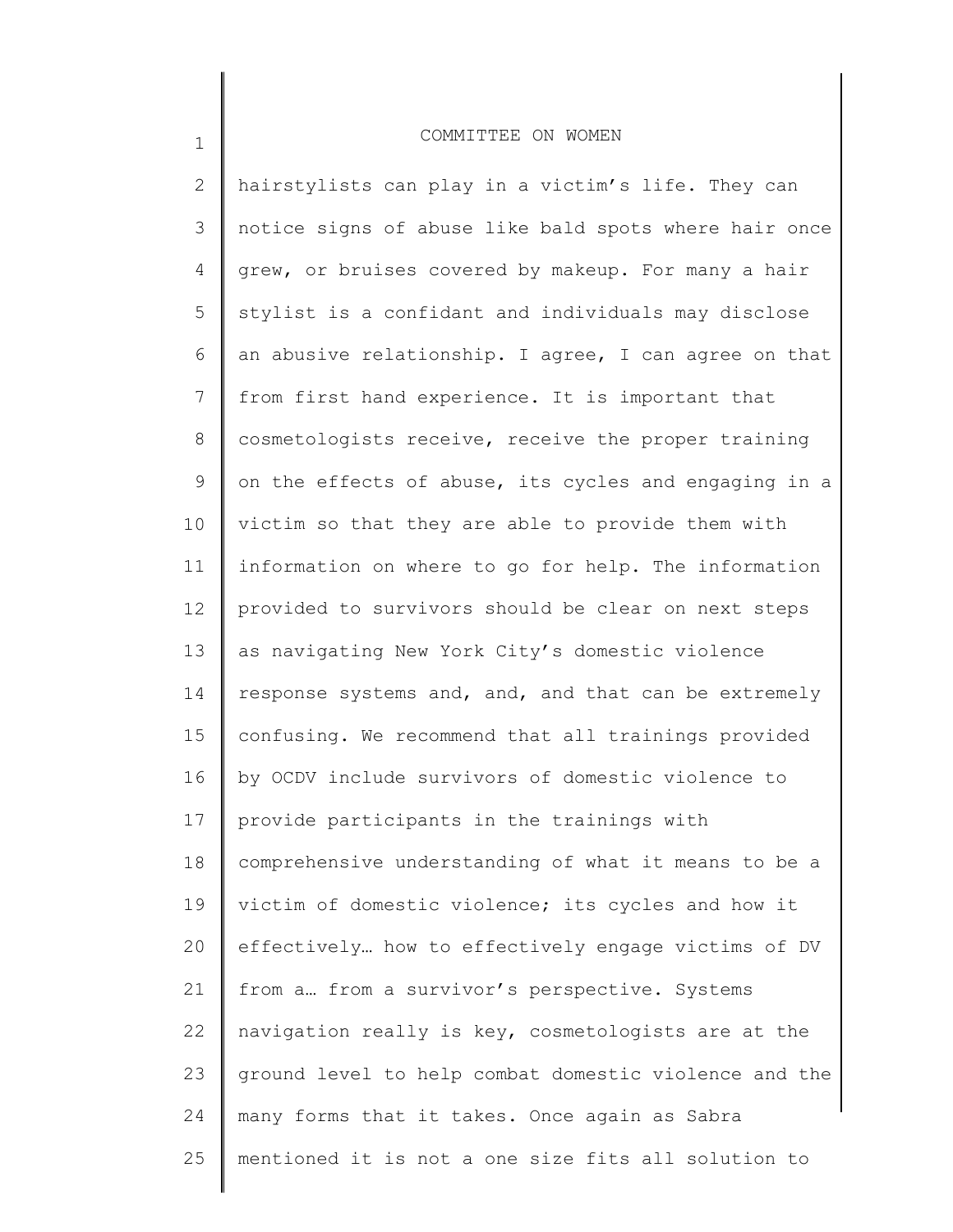hairstylists can play in a victim's life. They can notice signs of abuse like bald spots where hair once grew, or bruises covered by makeup. For many a hair stylist is a confidant and individuals may disclose an abusive relationship. I agree, I can agree on that from first hand experience. It is important that cosmetologists receive, receive the proper training on the effects of abuse, its cycles and engaging in a victim so that they are able to provide them with information on where to go for help. The information provided to survivors should be clear on next steps as navigating New York City's domestic violence response systems and, and, and that can be extremely confusing. We recommend that all trainings provided by OCDV include survivors of domestic violence to provide participants in the trainings with comprehensive understanding of what it means to be a victim of domestic violence; its cycles and how it effectively… how to effectively engage victims of DV from a… from a survivor's perspective. Systems navigation really is key, cosmetologists are at the ground level to help combat domestic violence and the many forms that it takes. Once again as Sabra mentioned it is not a one size fits all solution to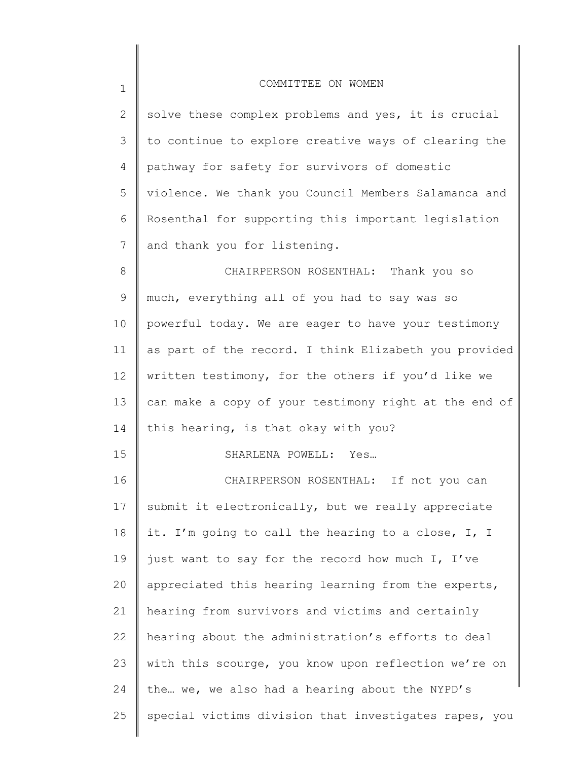solve these complex problems and yes, it is crucial to continue to explore creative ways of clearing the pathway for safety for survivors of domestic violence. We thank you Council Members Salamanca and Rosenthal for supporting this important legislation and thank you for listening.

CHAIRPERSON ROSENTHAL: Thank you so much, everything all of you had to say was so powerful today. We are eager to have your testimony as part of the record. I think Elizabeth you provided written testimony, for the others if you'd like we can make a copy of your testimony right at the end of this hearing, is that okay with you?

SHARLENA POWELL: Yes…

CHAIRPERSON ROSENTHAL: If not you can submit it electronically, but we really appreciate it. I'm going to call the hearing to a close, I, I just want to say for the record how much I, I've appreciated this hearing learning from the experts, hearing from survivors and victims and certainly hearing about the administration's efforts to deal with this scourge, you know upon reflection we're on the… we, we also had a hearing about the NYPD's special victims division that investigates rapes, you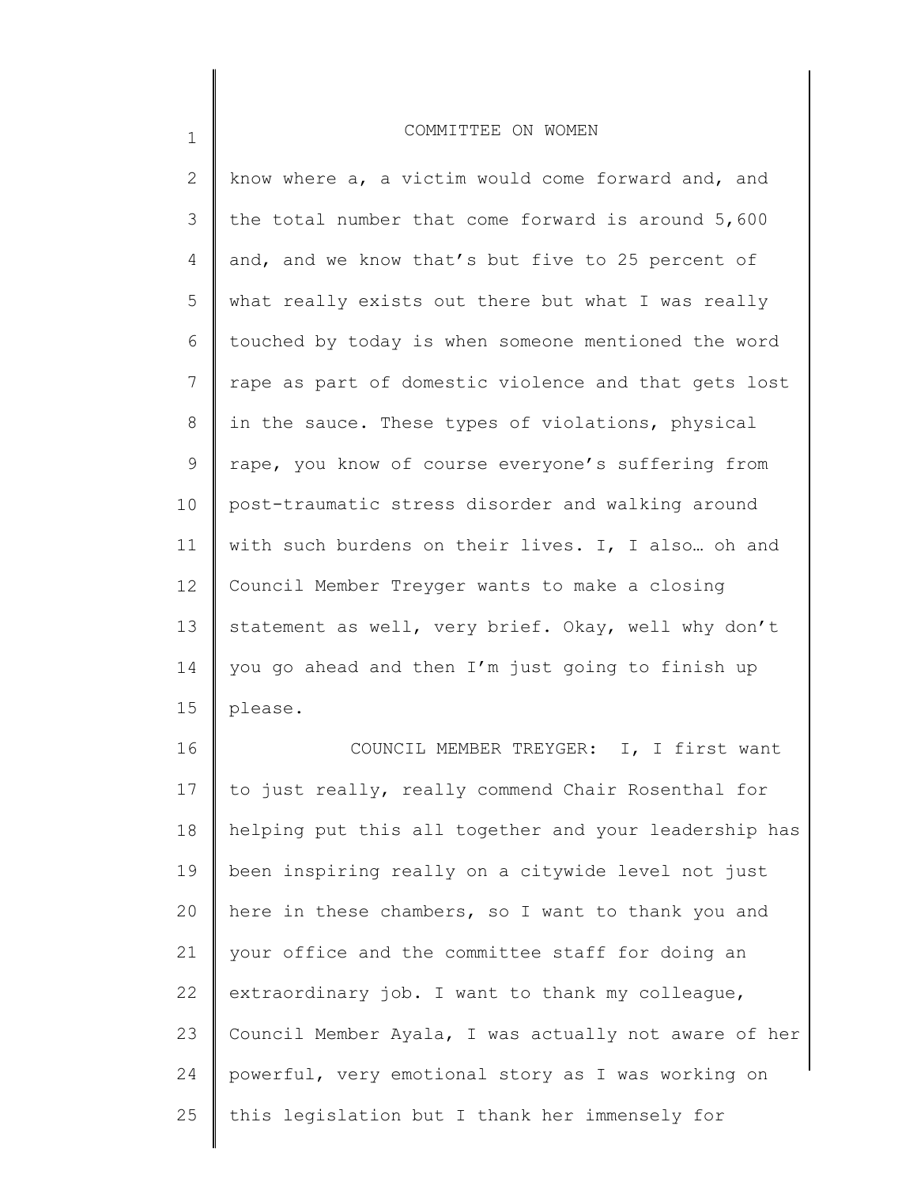know where a, a victim would come forward and, and the total number that come forward is around 5,600 and, and we know that's but five to 25 percent of what really exists out there but what I was really touched by today is when someone mentioned the word rape as part of domestic violence and that gets lost in the sauce. These types of violations, physical rape, you know of course everyone's suffering from post-traumatic stress disorder and walking around with such burdens on their lives. I, I also… oh and Council Member Treyger wants to make a closing statement as well, very brief. Okay, well why don't you go ahead and then I'm just going to finish up please.

COUNCIL MEMBER TREYGER: I, I first want to just really, really commend Chair Rosenthal for helping put this all together and your leadership has been inspiring really on a citywide level not just here in these chambers, so I want to thank you and your office and the committee staff for doing an extraordinary job. I want to thank my colleague, Council Member Ayala, I was actually not aware of her powerful, very emotional story as I was working on this legislation but I thank her immensely for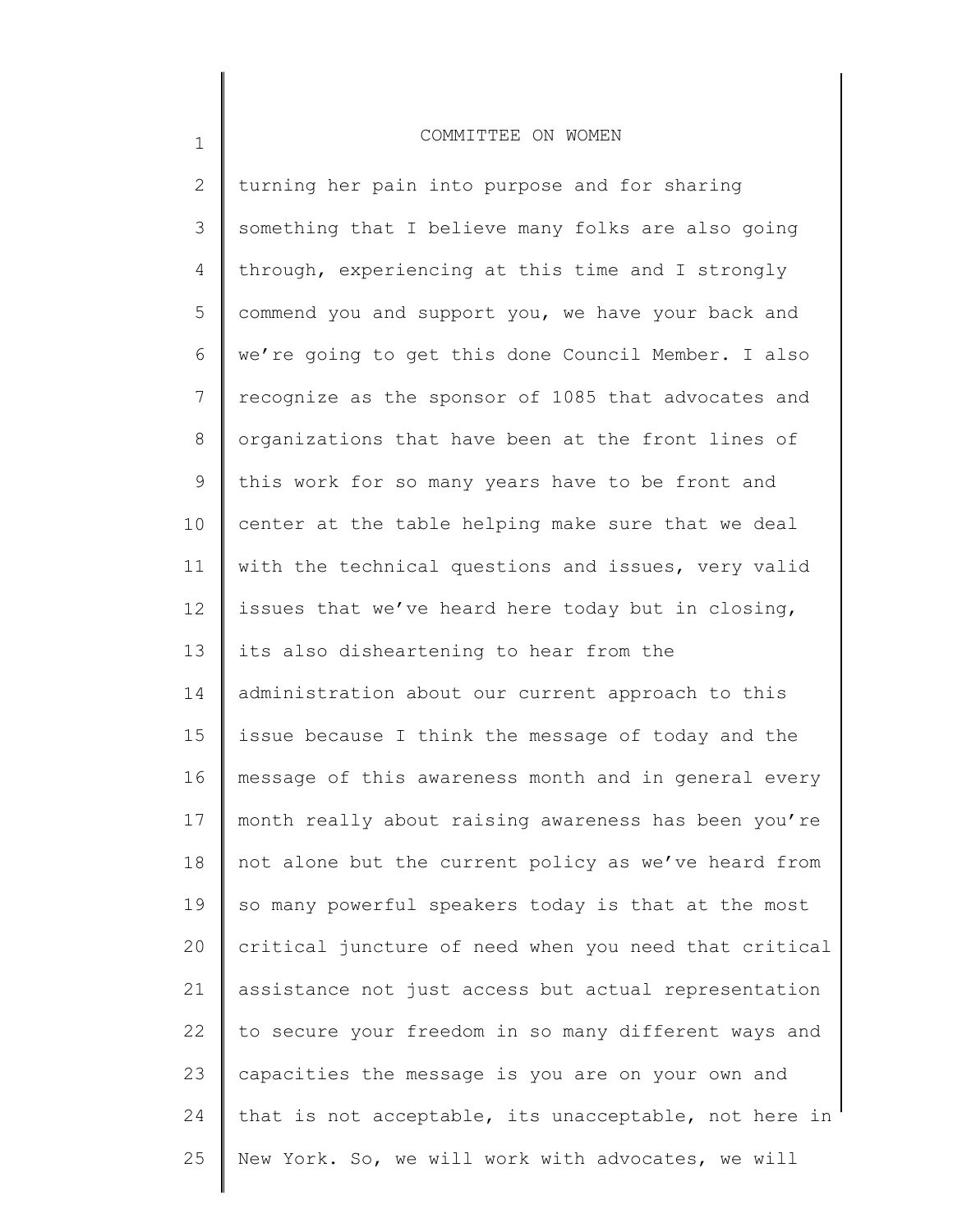turning her pain into purpose and for sharing something that I believe many folks are also going through, experiencing at this time and I strongly commend you and support you, we have your back and we're going to get this done Council Member. I also recognize as the sponsor of 1085 that advocates and organizations that have been at the front lines of this work for so many years have to be front and center at the table helping make sure that we deal with the technical questions and issues, very valid issues that we've heard here today but in closing, its also disheartening to hear from the administration about our current approach to this issue because I think the message of today and the message of this awareness month and in general every month really about raising awareness has been you're not alone but the current policy as we've heard from so many powerful speakers today is that at the most critical juncture of need when you need that critical assistance not just access but actual representation to secure your freedom in so many different ways and capacities the message is you are on your own and that is not acceptable, its unacceptable, not here in New York. So, we will work with advocates, we will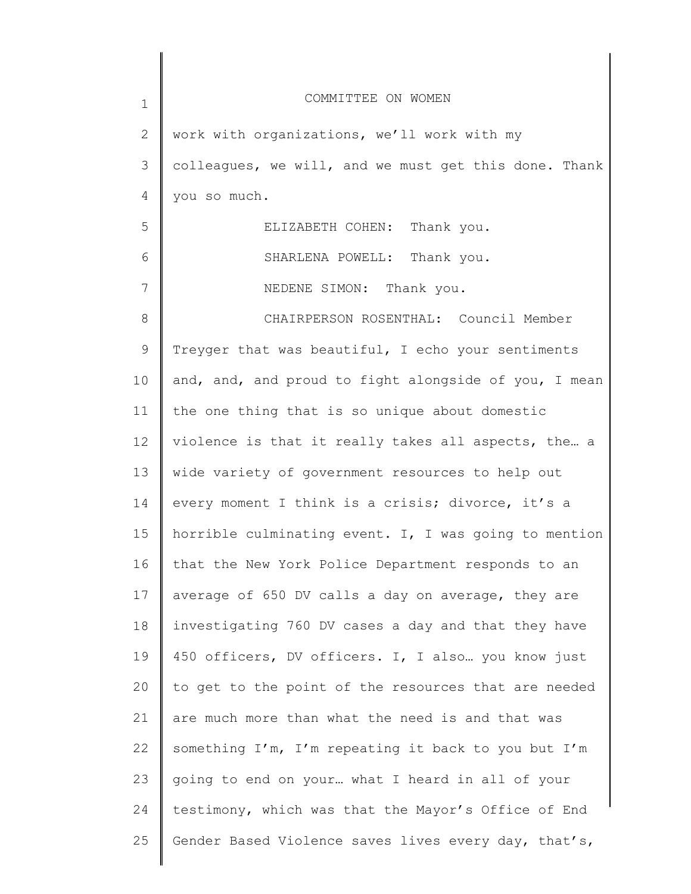work with organizations, we'll work with my colleagues, we will, and we must get this done. Thank you so much.

ELIZABETH COHEN: Thank you.

SHARLENA POWELL: Thank you.

NEDENE SIMON: Thank you.

CHAIRPERSON ROSENTHAL: Council Member Treyger that was beautiful, I echo your sentiments and, and, and proud to fight alongside of you, I mean the one thing that is so unique about domestic violence is that it really takes all aspects, the… a wide variety of government resources to help out every moment I think is a crisis; divorce, it's a horrible culminating event. I, I was going to mention that the New York Police Department responds to an average of 650 DV calls a day on average, they are investigating 760 DV cases a day and that they have 450 officers, DV officers. I, I also… you know just to get to the point of the resources that are needed are much more than what the need is and that was something I'm, I'm repeating it back to you but I'm going to end on your… what I heard in all of your testimony, which was that the Mayor's Office of End Gender Based Violence saves lives every day, that's,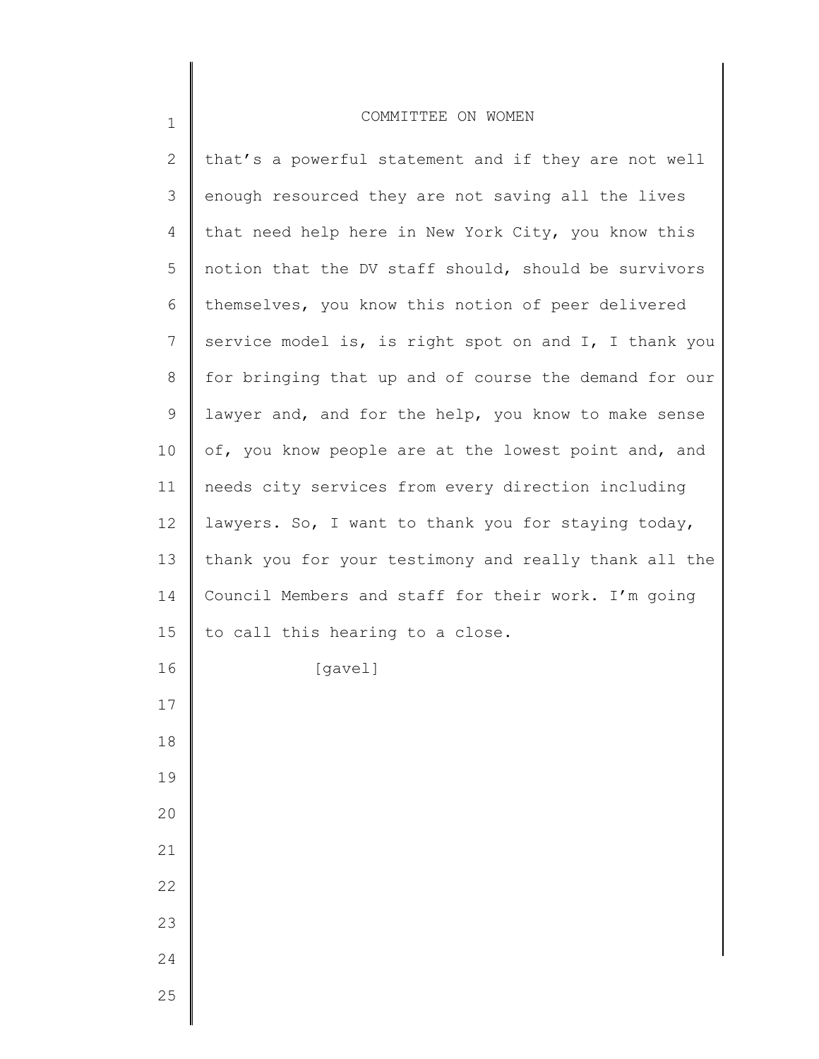that's a powerful statement and if they are not well enough resourced they are not saving all the lives that need help here in New York City, you know this notion that the DV staff should, should be survivors themselves, you know this notion of peer delivered service model is, is right spot on and I, I thank you for bringing that up and of course the demand for our lawyer and, and for the help, you know to make sense of, you know people are at the lowest point and, and needs city services from every direction including lawyers. So, I want to thank you for staying today, thank you for your testimony and really thank all the Council Members and staff for their work. I'm going to call this hearing to a close.

[gavel]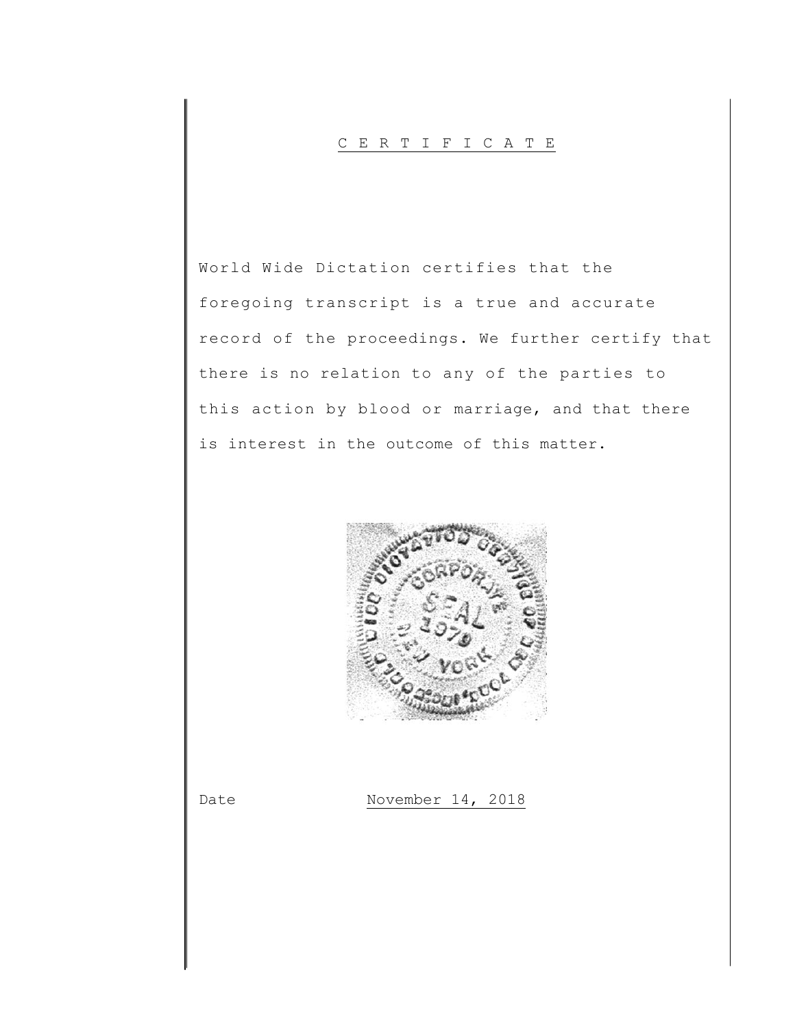# C E R T I F I C A T E

World Wide Dictation certifies that the foregoing transcript is a true and accurate record of the proceedings. We further certify that there is no relation to any of the parties to this action by blood or marriage, and that there is interest in the outcome of this matter.

Date November 14, 2018